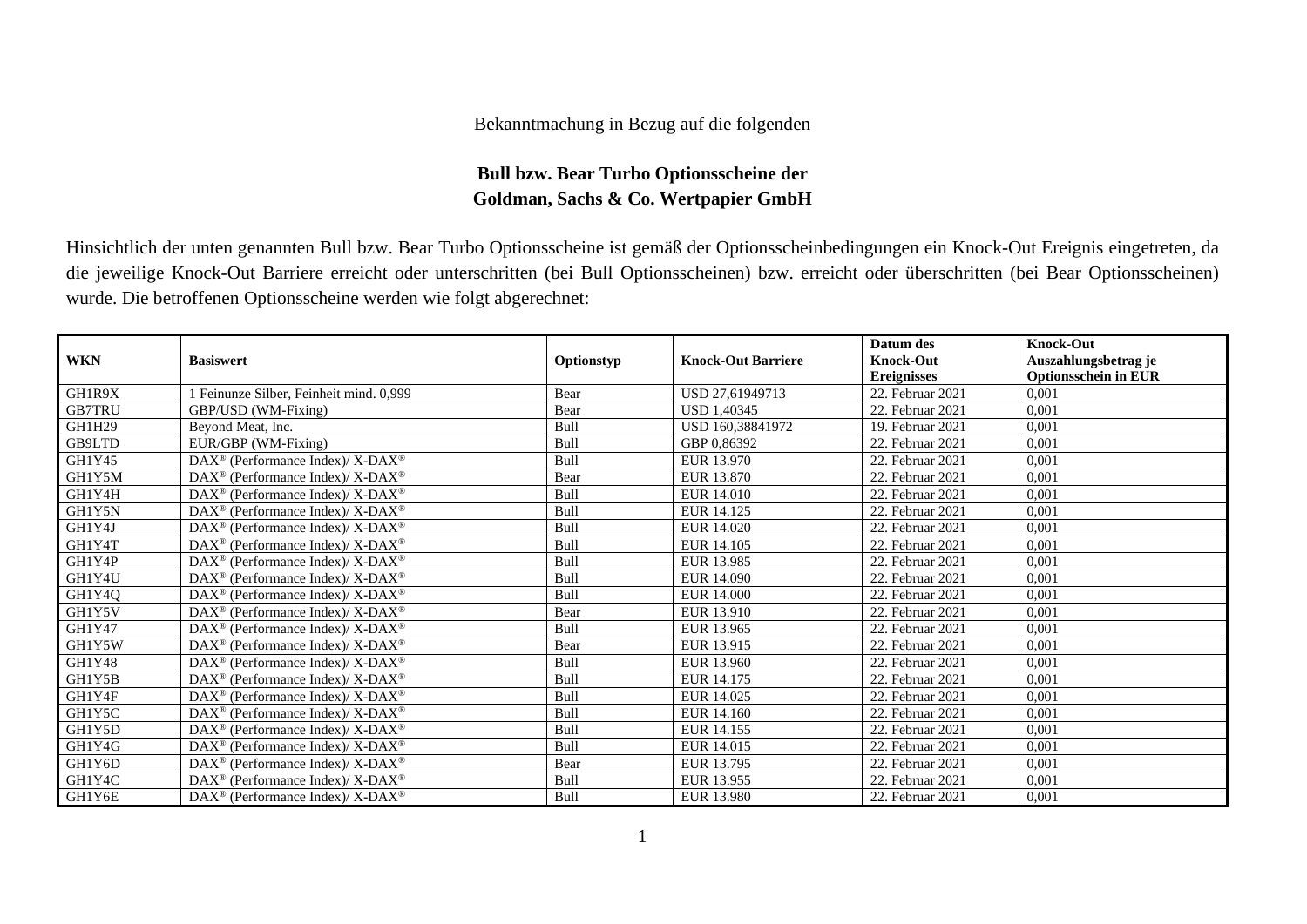Bekanntmachung in Bezug auf die folgenden

**Bull bzw. Bear Turbo Optionsscheine der**
**Goldman, Sachs & Co. Wertpapier GmbH**

Hinsichtlich der unten genannten Bull bzw. Bear Turbo Optionsscheine ist gemäß der Optionsscheinbedingungen ein Knock-Out Ereignis eingetreten, da die jeweilige Knock-Out Barriere erreicht oder unterschritten (bei Bull Optionsscheinen) bzw. erreicht oder überschritten (bei Bear Optionsscheinen) wurde. Die betroffenen Optionsscheine werden wie folgt abgerechnet:

| WKN | Basiswert | Optionstyp | Knock-Out Barriere | Datum des Knock-Out Ereignisses | Knock-Out Auszahlungsbetrag je Optionsschein in EUR |
|---|---|---|---|---|---|
| GH1R9X | 1 Feinunze Silber, Feinheit mind. 0,999 | Bear | USD 27,61949713 | 22. Februar 2021 | 0,001 |
| GB7TRU | GBP/USD (WM-Fixing) | Bear | USD 1,40345 | 22. Februar 2021 | 0,001 |
| GH1H29 | Beyond Meat, Inc. | Bull | USD 160,38841972 | 19. Februar 2021 | 0,001 |
| GB9LTD | EUR/GBP (WM-Fixing) | Bull | GBP 0,86392 | 22. Februar 2021 | 0,001 |
| GH1Y45 | DAX® (Performance Index)/ X-DAX® | Bull | EUR 13.970 | 22. Februar 2021 | 0,001 |
| GH1Y5M | DAX® (Performance Index)/ X-DAX® | Bear | EUR 13.870 | 22. Februar 2021 | 0,001 |
| GH1Y4H | DAX® (Performance Index)/ X-DAX® | Bull | EUR 14.010 | 22. Februar 2021 | 0,001 |
| GH1Y5N | DAX® (Performance Index)/ X-DAX® | Bull | EUR 14.125 | 22. Februar 2021 | 0,001 |
| GH1Y4J | DAX® (Performance Index)/ X-DAX® | Bull | EUR 14.020 | 22. Februar 2021 | 0,001 |
| GH1Y4T | DAX® (Performance Index)/ X-DAX® | Bull | EUR 14.105 | 22. Februar 2021 | 0,001 |
| GH1Y4P | DAX® (Performance Index)/ X-DAX® | Bull | EUR 13.985 | 22. Februar 2021 | 0,001 |
| GH1Y4U | DAX® (Performance Index)/ X-DAX® | Bull | EUR 14.090 | 22. Februar 2021 | 0,001 |
| GH1Y4Q | DAX® (Performance Index)/ X-DAX® | Bull | EUR 14.000 | 22. Februar 2021 | 0,001 |
| GH1Y5V | DAX® (Performance Index)/ X-DAX® | Bear | EUR 13.910 | 22. Februar 2021 | 0,001 |
| GH1Y47 | DAX® (Performance Index)/ X-DAX® | Bull | EUR 13.965 | 22. Februar 2021 | 0,001 |
| GH1Y5W | DAX® (Performance Index)/ X-DAX® | Bear | EUR 13.915 | 22. Februar 2021 | 0,001 |
| GH1Y48 | DAX® (Performance Index)/ X-DAX® | Bull | EUR 13.960 | 22. Februar 2021 | 0,001 |
| GH1Y5B | DAX® (Performance Index)/ X-DAX® | Bull | EUR 14.175 | 22. Februar 2021 | 0,001 |
| GH1Y4F | DAX® (Performance Index)/ X-DAX® | Bull | EUR 14.025 | 22. Februar 2021 | 0,001 |
| GH1Y5C | DAX® (Performance Index)/ X-DAX® | Bull | EUR 14.160 | 22. Februar 2021 | 0,001 |
| GH1Y5D | DAX® (Performance Index)/ X-DAX® | Bull | EUR 14.155 | 22. Februar 2021 | 0,001 |
| GH1Y4G | DAX® (Performance Index)/ X-DAX® | Bull | EUR 14.015 | 22. Februar 2021 | 0,001 |
| GH1Y6D | DAX® (Performance Index)/ X-DAX® | Bear | EUR 13.795 | 22. Februar 2021 | 0,001 |
| GH1Y4C | DAX® (Performance Index)/ X-DAX® | Bull | EUR 13.955 | 22. Februar 2021 | 0,001 |
| GH1Y6E | DAX® (Performance Index)/ X-DAX® | Bull | EUR 13.980 | 22. Februar 2021 | 0,001 |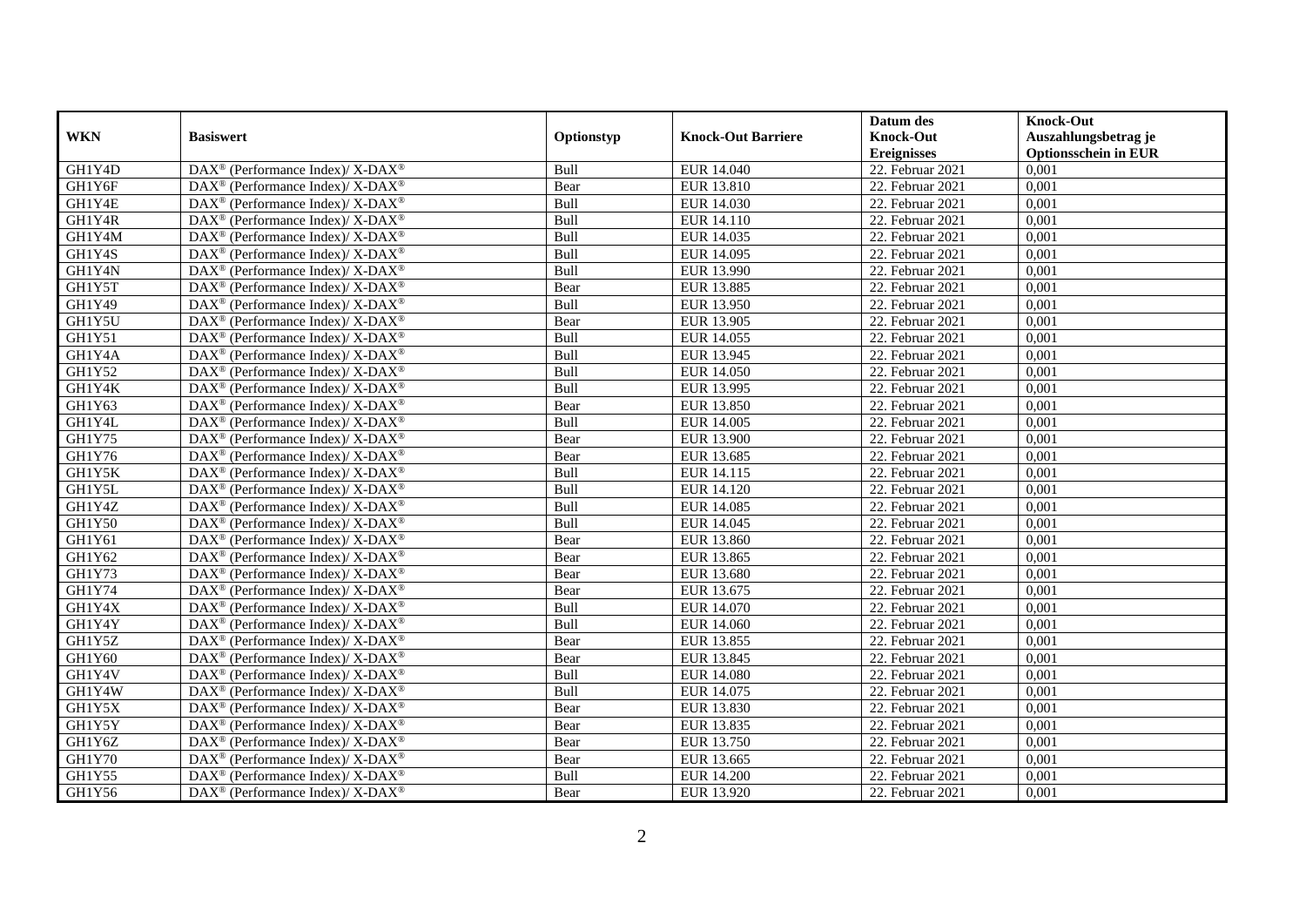| WKN | Basiswert | Optionstyp | Knock-Out Barriere | Datum des Knock-Out Ereignisses | Knock-Out Auszahlungsbetrag je Optionsschein in EUR |
|---|---|---|---|---|---|
| GH1Y4D | DAX® (Performance Index)/ X-DAX® | Bull | EUR 14.040 | 22. Februar 2021 | 0,001 |
| GH1Y6F | DAX® (Performance Index)/ X-DAX® | Bear | EUR 13.810 | 22. Februar 2021 | 0,001 |
| GH1Y4E | DAX® (Performance Index)/ X-DAX® | Bull | EUR 14.030 | 22. Februar 2021 | 0,001 |
| GH1Y4R | DAX® (Performance Index)/ X-DAX® | Bull | EUR 14.110 | 22. Februar 2021 | 0,001 |
| GH1Y4M | DAX® (Performance Index)/ X-DAX® | Bull | EUR 14.035 | 22. Februar 2021 | 0,001 |
| GH1Y4S | DAX® (Performance Index)/ X-DAX® | Bull | EUR 14.095 | 22. Februar 2021 | 0,001 |
| GH1Y4N | DAX® (Performance Index)/ X-DAX® | Bull | EUR 13.990 | 22. Februar 2021 | 0,001 |
| GH1Y5T | DAX® (Performance Index)/ X-DAX® | Bear | EUR 13.885 | 22. Februar 2021 | 0,001 |
| GH1Y49 | DAX® (Performance Index)/ X-DAX® | Bull | EUR 13.950 | 22. Februar 2021 | 0,001 |
| GH1Y5U | DAX® (Performance Index)/ X-DAX® | Bear | EUR 13.905 | 22. Februar 2021 | 0,001 |
| GH1Y51 | DAX® (Performance Index)/ X-DAX® | Bull | EUR 14.055 | 22. Februar 2021 | 0,001 |
| GH1Y4A | DAX® (Performance Index)/ X-DAX® | Bull | EUR 13.945 | 22. Februar 2021 | 0,001 |
| GH1Y52 | DAX® (Performance Index)/ X-DAX® | Bull | EUR 14.050 | 22. Februar 2021 | 0,001 |
| GH1Y4K | DAX® (Performance Index)/ X-DAX® | Bull | EUR 13.995 | 22. Februar 2021 | 0,001 |
| GH1Y63 | DAX® (Performance Index)/ X-DAX® | Bear | EUR 13.850 | 22. Februar 2021 | 0,001 |
| GH1Y4L | DAX® (Performance Index)/ X-DAX® | Bull | EUR 14.005 | 22. Februar 2021 | 0,001 |
| GH1Y75 | DAX® (Performance Index)/ X-DAX® | Bear | EUR 13.900 | 22. Februar 2021 | 0,001 |
| GH1Y76 | DAX® (Performance Index)/ X-DAX® | Bear | EUR 13.685 | 22. Februar 2021 | 0,001 |
| GH1Y5K | DAX® (Performance Index)/ X-DAX® | Bull | EUR 14.115 | 22. Februar 2021 | 0,001 |
| GH1Y5L | DAX® (Performance Index)/ X-DAX® | Bull | EUR 14.120 | 22. Februar 2021 | 0,001 |
| GH1Y4Z | DAX® (Performance Index)/ X-DAX® | Bull | EUR 14.085 | 22. Februar 2021 | 0,001 |
| GH1Y50 | DAX® (Performance Index)/ X-DAX® | Bull | EUR 14.045 | 22. Februar 2021 | 0,001 |
| GH1Y61 | DAX® (Performance Index)/ X-DAX® | Bear | EUR 13.860 | 22. Februar 2021 | 0,001 |
| GH1Y62 | DAX® (Performance Index)/ X-DAX® | Bear | EUR 13.865 | 22. Februar 2021 | 0,001 |
| GH1Y73 | DAX® (Performance Index)/ X-DAX® | Bear | EUR 13.680 | 22. Februar 2021 | 0,001 |
| GH1Y74 | DAX® (Performance Index)/ X-DAX® | Bear | EUR 13.675 | 22. Februar 2021 | 0,001 |
| GH1Y4X | DAX® (Performance Index)/ X-DAX® | Bull | EUR 14.070 | 22. Februar 2021 | 0,001 |
| GH1Y4Y | DAX® (Performance Index)/ X-DAX® | Bull | EUR 14.060 | 22. Februar 2021 | 0,001 |
| GH1Y5Z | DAX® (Performance Index)/ X-DAX® | Bear | EUR 13.855 | 22. Februar 2021 | 0,001 |
| GH1Y60 | DAX® (Performance Index)/ X-DAX® | Bear | EUR 13.845 | 22. Februar 2021 | 0,001 |
| GH1Y4V | DAX® (Performance Index)/ X-DAX® | Bull | EUR 14.080 | 22. Februar 2021 | 0,001 |
| GH1Y4W | DAX® (Performance Index)/ X-DAX® | Bull | EUR 14.075 | 22. Februar 2021 | 0,001 |
| GH1Y5X | DAX® (Performance Index)/ X-DAX® | Bear | EUR 13.830 | 22. Februar 2021 | 0,001 |
| GH1Y5Y | DAX® (Performance Index)/ X-DAX® | Bear | EUR 13.835 | 22. Februar 2021 | 0,001 |
| GH1Y6Z | DAX® (Performance Index)/ X-DAX® | Bear | EUR 13.750 | 22. Februar 2021 | 0,001 |
| GH1Y70 | DAX® (Performance Index)/ X-DAX® | Bear | EUR 13.665 | 22. Februar 2021 | 0,001 |
| GH1Y55 | DAX® (Performance Index)/ X-DAX® | Bull | EUR 14.200 | 22. Februar 2021 | 0,001 |
| GH1Y56 | DAX® (Performance Index)/ X-DAX® | Bear | EUR 13.920 | 22. Februar 2021 | 0,001 |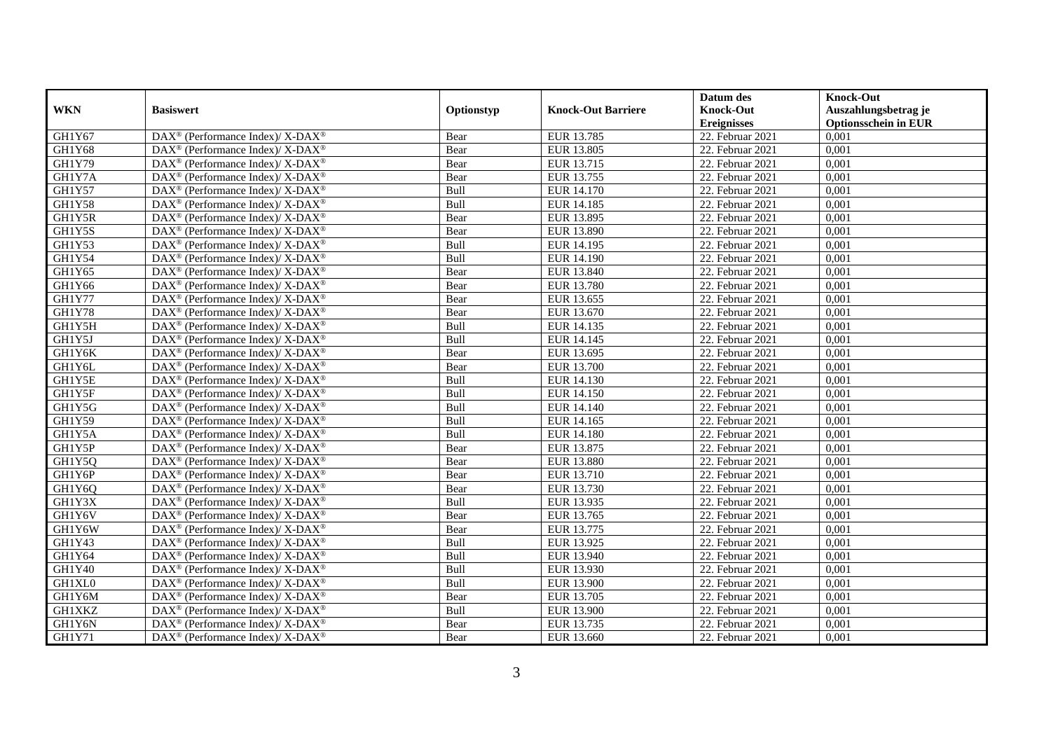| WKN | Basiswert | Optionstyp | Knock-Out Barriere | Datum des Knock-Out Ereignisses | Knock-Out Auszahlungsbetrag je Optionsschein in EUR |
|---|---|---|---|---|---|
| GH1Y67 | DAX® (Performance Index)/ X-DAX® | Bear | EUR 13.785 | 22. Februar 2021 | 0,001 |
| GH1Y68 | DAX® (Performance Index)/ X-DAX® | Bear | EUR 13.805 | 22. Februar 2021 | 0,001 |
| GH1Y79 | DAX® (Performance Index)/ X-DAX® | Bear | EUR 13.715 | 22. Februar 2021 | 0,001 |
| GH1Y7A | DAX® (Performance Index)/ X-DAX® | Bear | EUR 13.755 | 22. Februar 2021 | 0,001 |
| GH1Y57 | DAX® (Performance Index)/ X-DAX® | Bull | EUR 14.170 | 22. Februar 2021 | 0,001 |
| GH1Y58 | DAX® (Performance Index)/ X-DAX® | Bull | EUR 14.185 | 22. Februar 2021 | 0,001 |
| GH1Y5R | DAX® (Performance Index)/ X-DAX® | Bear | EUR 13.895 | 22. Februar 2021 | 0,001 |
| GH1Y5S | DAX® (Performance Index)/ X-DAX® | Bear | EUR 13.890 | 22. Februar 2021 | 0,001 |
| GH1Y53 | DAX® (Performance Index)/ X-DAX® | Bull | EUR 14.195 | 22. Februar 2021 | 0,001 |
| GH1Y54 | DAX® (Performance Index)/ X-DAX® | Bull | EUR 14.190 | 22. Februar 2021 | 0,001 |
| GH1Y65 | DAX® (Performance Index)/ X-DAX® | Bear | EUR 13.840 | 22. Februar 2021 | 0,001 |
| GH1Y66 | DAX® (Performance Index)/ X-DAX® | Bear | EUR 13.780 | 22. Februar 2021 | 0,001 |
| GH1Y77 | DAX® (Performance Index)/ X-DAX® | Bear | EUR 13.655 | 22. Februar 2021 | 0,001 |
| GH1Y78 | DAX® (Performance Index)/ X-DAX® | Bear | EUR 13.670 | 22. Februar 2021 | 0,001 |
| GH1Y5H | DAX® (Performance Index)/ X-DAX® | Bull | EUR 14.135 | 22. Februar 2021 | 0,001 |
| GH1Y5J | DAX® (Performance Index)/ X-DAX® | Bull | EUR 14.145 | 22. Februar 2021 | 0,001 |
| GH1Y6K | DAX® (Performance Index)/ X-DAX® | Bear | EUR 13.695 | 22. Februar 2021 | 0,001 |
| GH1Y6L | DAX® (Performance Index)/ X-DAX® | Bear | EUR 13.700 | 22. Februar 2021 | 0,001 |
| GH1Y5E | DAX® (Performance Index)/ X-DAX® | Bull | EUR 14.130 | 22. Februar 2021 | 0,001 |
| GH1Y5F | DAX® (Performance Index)/ X-DAX® | Bull | EUR 14.150 | 22. Februar 2021 | 0,001 |
| GH1Y5G | DAX® (Performance Index)/ X-DAX® | Bull | EUR 14.140 | 22. Februar 2021 | 0,001 |
| GH1Y59 | DAX® (Performance Index)/ X-DAX® | Bull | EUR 14.165 | 22. Februar 2021 | 0,001 |
| GH1Y5A | DAX® (Performance Index)/ X-DAX® | Bull | EUR 14.180 | 22. Februar 2021 | 0,001 |
| GH1Y5P | DAX® (Performance Index)/ X-DAX® | Bear | EUR 13.875 | 22. Februar 2021 | 0,001 |
| GH1Y5Q | DAX® (Performance Index)/ X-DAX® | Bear | EUR 13.880 | 22. Februar 2021 | 0,001 |
| GH1Y6P | DAX® (Performance Index)/ X-DAX® | Bear | EUR 13.710 | 22. Februar 2021 | 0,001 |
| GH1Y6Q | DAX® (Performance Index)/ X-DAX® | Bear | EUR 13.730 | 22. Februar 2021 | 0,001 |
| GH1Y3X | DAX® (Performance Index)/ X-DAX® | Bull | EUR 13.935 | 22. Februar 2021 | 0,001 |
| GH1Y6V | DAX® (Performance Index)/ X-DAX® | Bear | EUR 13.765 | 22. Februar 2021 | 0,001 |
| GH1Y6W | DAX® (Performance Index)/ X-DAX® | Bear | EUR 13.775 | 22. Februar 2021 | 0,001 |
| GH1Y43 | DAX® (Performance Index)/ X-DAX® | Bull | EUR 13.925 | 22. Februar 2021 | 0,001 |
| GH1Y64 | DAX® (Performance Index)/ X-DAX® | Bull | EUR 13.940 | 22. Februar 2021 | 0,001 |
| GH1Y40 | DAX® (Performance Index)/ X-DAX® | Bull | EUR 13.930 | 22. Februar 2021 | 0,001 |
| GH1XL0 | DAX® (Performance Index)/ X-DAX® | Bull | EUR 13.900 | 22. Februar 2021 | 0,001 |
| GH1Y6M | DAX® (Performance Index)/ X-DAX® | Bear | EUR 13.705 | 22. Februar 2021 | 0,001 |
| GH1XKZ | DAX® (Performance Index)/ X-DAX® | Bull | EUR 13.900 | 22. Februar 2021 | 0,001 |
| GH1Y6N | DAX® (Performance Index)/ X-DAX® | Bear | EUR 13.735 | 22. Februar 2021 | 0,001 |
| GH1Y71 | DAX® (Performance Index)/ X-DAX® | Bear | EUR 13.660 | 22. Februar 2021 | 0,001 |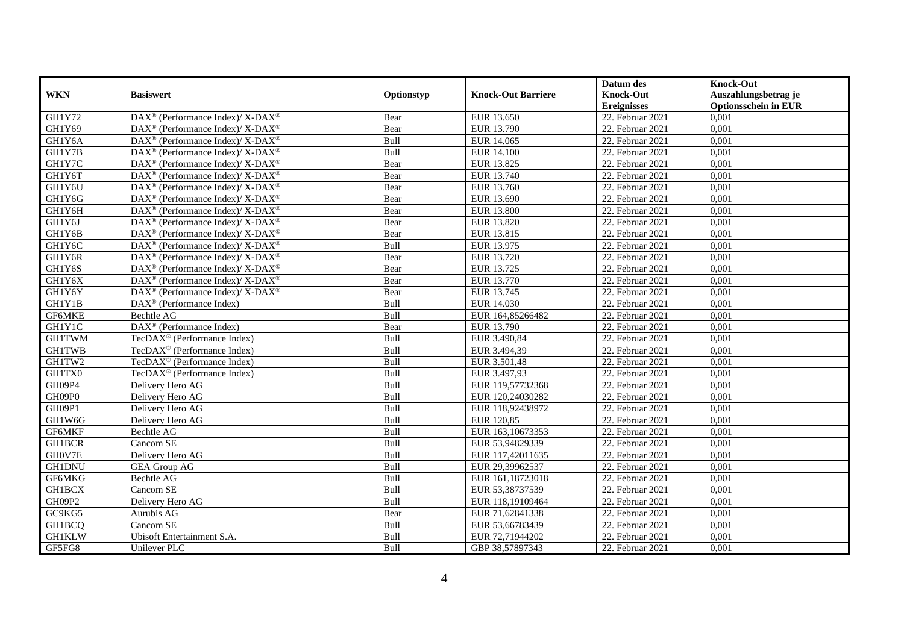| WKN | Basiswert | Optionstyp | Knock-Out Barriere | Datum des Knock-Out Ereignisses | Knock-Out Auszahlungsbetrag je Optionsschein in EUR |
|---|---|---|---|---|---|
| GH1Y72 | DAX® (Performance Index)/ X-DAX® | Bear | EUR 13.650 | 22. Februar 2021 | 0,001 |
| GH1Y69 | DAX® (Performance Index)/ X-DAX® | Bear | EUR 13.790 | 22. Februar 2021 | 0,001 |
| GH1Y6A | DAX® (Performance Index)/ X-DAX® | Bull | EUR 14.065 | 22. Februar 2021 | 0,001 |
| GH1Y7B | DAX® (Performance Index)/ X-DAX® | Bull | EUR 14.100 | 22. Februar 2021 | 0,001 |
| GH1Y7C | DAX® (Performance Index)/ X-DAX® | Bear | EUR 13.825 | 22. Februar 2021 | 0,001 |
| GH1Y6T | DAX® (Performance Index)/ X-DAX® | Bear | EUR 13.740 | 22. Februar 2021 | 0,001 |
| GH1Y6U | DAX® (Performance Index)/ X-DAX® | Bear | EUR 13.760 | 22. Februar 2021 | 0,001 |
| GH1Y6G | DAX® (Performance Index)/ X-DAX® | Bear | EUR 13.690 | 22. Februar 2021 | 0,001 |
| GH1Y6H | DAX® (Performance Index)/ X-DAX® | Bear | EUR 13.800 | 22. Februar 2021 | 0,001 |
| GH1Y6J | DAX® (Performance Index)/ X-DAX® | Bear | EUR 13.820 | 22. Februar 2021 | 0,001 |
| GH1Y6B | DAX® (Performance Index)/ X-DAX® | Bear | EUR 13.815 | 22. Februar 2021 | 0,001 |
| GH1Y6C | DAX® (Performance Index)/ X-DAX® | Bull | EUR 13.975 | 22. Februar 2021 | 0,001 |
| GH1Y6R | DAX® (Performance Index)/ X-DAX® | Bear | EUR 13.720 | 22. Februar 2021 | 0,001 |
| GH1Y6S | DAX® (Performance Index)/ X-DAX® | Bear | EUR 13.725 | 22. Februar 2021 | 0,001 |
| GH1Y6X | DAX® (Performance Index)/ X-DAX® | Bear | EUR 13.770 | 22. Februar 2021 | 0,001 |
| GH1Y6Y | DAX® (Performance Index)/ X-DAX® | Bear | EUR 13.745 | 22. Februar 2021 | 0,001 |
| GH1Y1B | DAX® (Performance Index) | Bull | EUR 14.030 | 22. Februar 2021 | 0,001 |
| GF6MKE | Bechtle AG | Bull | EUR 164,85266482 | 22. Februar 2021 | 0,001 |
| GH1Y1C | DAX® (Performance Index) | Bear | EUR 13.790 | 22. Februar 2021 | 0,001 |
| GH1TWM | TecDAX® (Performance Index) | Bull | EUR 3.490,84 | 22. Februar 2021 | 0,001 |
| GH1TWB | TecDAX® (Performance Index) | Bull | EUR 3.494,39 | 22. Februar 2021 | 0,001 |
| GH1TW2 | TecDAX® (Performance Index) | Bull | EUR 3.501,48 | 22. Februar 2021 | 0,001 |
| GH1TX0 | TecDAX® (Performance Index) | Bull | EUR 3.497,93 | 22. Februar 2021 | 0,001 |
| GH09P4 | Delivery Hero AG | Bull | EUR 119,57732368 | 22. Februar 2021 | 0,001 |
| GH09P0 | Delivery Hero AG | Bull | EUR 120,24030282 | 22. Februar 2021 | 0,001 |
| GH09P1 | Delivery Hero AG | Bull | EUR 118,92438972 | 22. Februar 2021 | 0,001 |
| GH1W6G | Delivery Hero AG | Bull | EUR 120,85 | 22. Februar 2021 | 0,001 |
| GF6MKF | Bechtle AG | Bull | EUR 163,10673353 | 22. Februar 2021 | 0,001 |
| GH1BCR | Cancom SE | Bull | EUR 53,94829339 | 22. Februar 2021 | 0,001 |
| GH0V7E | Delivery Hero AG | Bull | EUR 117,42011635 | 22. Februar 2021 | 0,001 |
| GH1DNU | GEA Group AG | Bull | EUR 29,39962537 | 22. Februar 2021 | 0,001 |
| GF6MKG | Bechtle AG | Bull | EUR 161,18723018 | 22. Februar 2021 | 0,001 |
| GH1BCX | Cancom SE | Bull | EUR 53,38737539 | 22. Februar 2021 | 0,001 |
| GH09P2 | Delivery Hero AG | Bull | EUR 118,19109464 | 22. Februar 2021 | 0,001 |
| GC9KG5 | Aurubis AG | Bear | EUR 71,62841338 | 22. Februar 2021 | 0,001 |
| GH1BCQ | Cancom SE | Bull | EUR 53,66783439 | 22. Februar 2021 | 0,001 |
| GH1KLW | Ubisoft Entertainment S.A. | Bull | EUR 72,71944202 | 22. Februar 2021 | 0,001 |
| GF5FG8 | Unilever PLC | Bull | GBP 38,57897343 | 22. Februar 2021 | 0,001 |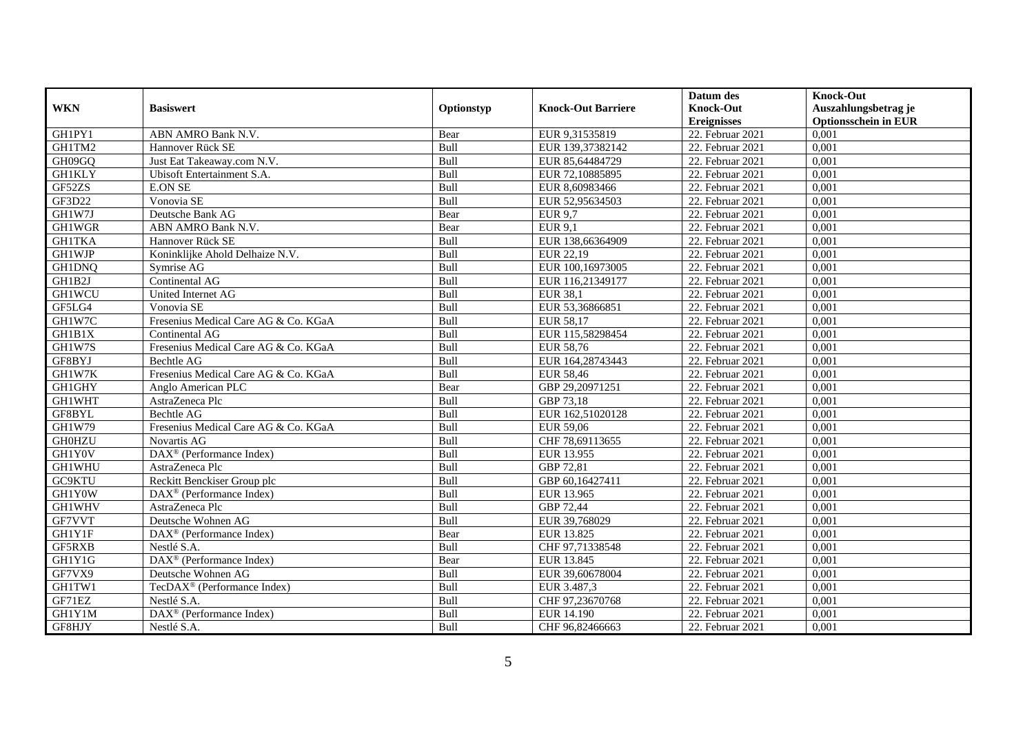| WKN | Basiswert | Optionstyp | Knock-Out Barriere | Datum des Knock-Out Ereignisses | Knock-Out Auszahlungsbetrag je Optionsschein in EUR |
|---|---|---|---|---|---|
| GH1PY1 | ABN AMRO Bank N.V. | Bear | EUR 9,31535819 | 22. Februar 2021 | 0,001 |
| GH1TM2 | Hannover Rück SE | Bull | EUR 139,37382142 | 22. Februar 2021 | 0,001 |
| GH09GQ | Just Eat Takeaway.com N.V. | Bull | EUR 85,64484729 | 22. Februar 2021 | 0,001 |
| GH1KLY | Ubisoft Entertainment S.A. | Bull | EUR 72,10885895 | 22. Februar 2021 | 0,001 |
| GF52ZS | E.ON SE | Bull | EUR 8,60983466 | 22. Februar 2021 | 0,001 |
| GF3D22 | Vonovia SE | Bull | EUR 52,95634503 | 22. Februar 2021 | 0,001 |
| GH1W7J | Deutsche Bank AG | Bear | EUR 9,7 | 22. Februar 2021 | 0,001 |
| GH1WGR | ABN AMRO Bank N.V. | Bear | EUR 9,1 | 22. Februar 2021 | 0,001 |
| GH1TKA | Hannover Rück SE | Bull | EUR 138,66364909 | 22. Februar 2021 | 0,001 |
| GH1WJP | Koninklijke Ahold Delhaize N.V. | Bull | EUR 22,19 | 22. Februar 2021 | 0,001 |
| GH1DNQ | Symrise AG | Bull | EUR 100,16973005 | 22. Februar 2021 | 0,001 |
| GH1B2J | Continental AG | Bull | EUR 116,21349177 | 22. Februar 2021 | 0,001 |
| GH1WCU | United Internet AG | Bull | EUR 38,1 | 22. Februar 2021 | 0,001 |
| GF5LG4 | Vonovia SE | Bull | EUR 53,36866851 | 22. Februar 2021 | 0,001 |
| GH1W7C | Fresenius Medical Care AG & Co. KGaA | Bull | EUR 58,17 | 22. Februar 2021 | 0,001 |
| GH1B1X | Continental AG | Bull | EUR 115,58298454 | 22. Februar 2021 | 0,001 |
| GH1W7S | Fresenius Medical Care AG & Co. KGaA | Bull | EUR 58,76 | 22. Februar 2021 | 0,001 |
| GF8BYJ | Bechtle AG | Bull | EUR 164,28743443 | 22. Februar 2021 | 0,001 |
| GH1W7K | Fresenius Medical Care AG & Co. KGaA | Bull | EUR 58,46 | 22. Februar 2021 | 0,001 |
| GH1GHY | Anglo American PLC | Bear | GBP 29,20971251 | 22. Februar 2021 | 0,001 |
| GH1WHT | AstraZeneca Plc | Bull | GBP 73,18 | 22. Februar 2021 | 0,001 |
| GF8BYL | Bechtle AG | Bull | EUR 162,51020128 | 22. Februar 2021 | 0,001 |
| GH1W79 | Fresenius Medical Care AG & Co. KGaA | Bull | EUR 59,06 | 22. Februar 2021 | 0,001 |
| GH0HZU | Novartis AG | Bull | CHF 78,69113655 | 22. Februar 2021 | 0,001 |
| GH1Y0V | DAX® (Performance Index) | Bull | EUR 13.955 | 22. Februar 2021 | 0,001 |
| GH1WHU | AstraZeneca Plc | Bull | GBP 72,81 | 22. Februar 2021 | 0,001 |
| GC9KTU | Reckitt Benckiser Group plc | Bull | GBP 60,16427411 | 22. Februar 2021 | 0,001 |
| GH1Y0W | DAX® (Performance Index) | Bull | EUR 13.965 | 22. Februar 2021 | 0,001 |
| GH1WHV | AstraZeneca Plc | Bull | GBP 72,44 | 22. Februar 2021 | 0,001 |
| GF7VVT | Deutsche Wohnen AG | Bull | EUR 39,768029 | 22. Februar 2021 | 0,001 |
| GH1Y1F | DAX® (Performance Index) | Bear | EUR 13.825 | 22. Februar 2021 | 0,001 |
| GF5RXB | Nestlé S.A. | Bull | CHF 97,71338548 | 22. Februar 2021 | 0,001 |
| GH1Y1G | DAX® (Performance Index) | Bear | EUR 13.845 | 22. Februar 2021 | 0,001 |
| GF7VX9 | Deutsche Wohnen AG | Bull | EUR 39,60678004 | 22. Februar 2021 | 0,001 |
| GH1TW1 | TecDAX® (Performance Index) | Bull | EUR 3.487,3 | 22. Februar 2021 | 0,001 |
| GF71EZ | Nestlé S.A. | Bull | CHF 97,23670768 | 22. Februar 2021 | 0,001 |
| GH1Y1M | DAX® (Performance Index) | Bull | EUR 14.190 | 22. Februar 2021 | 0,001 |
| GF8HJY | Nestlé S.A. | Bull | CHF 96,82466663 | 22. Februar 2021 | 0,001 |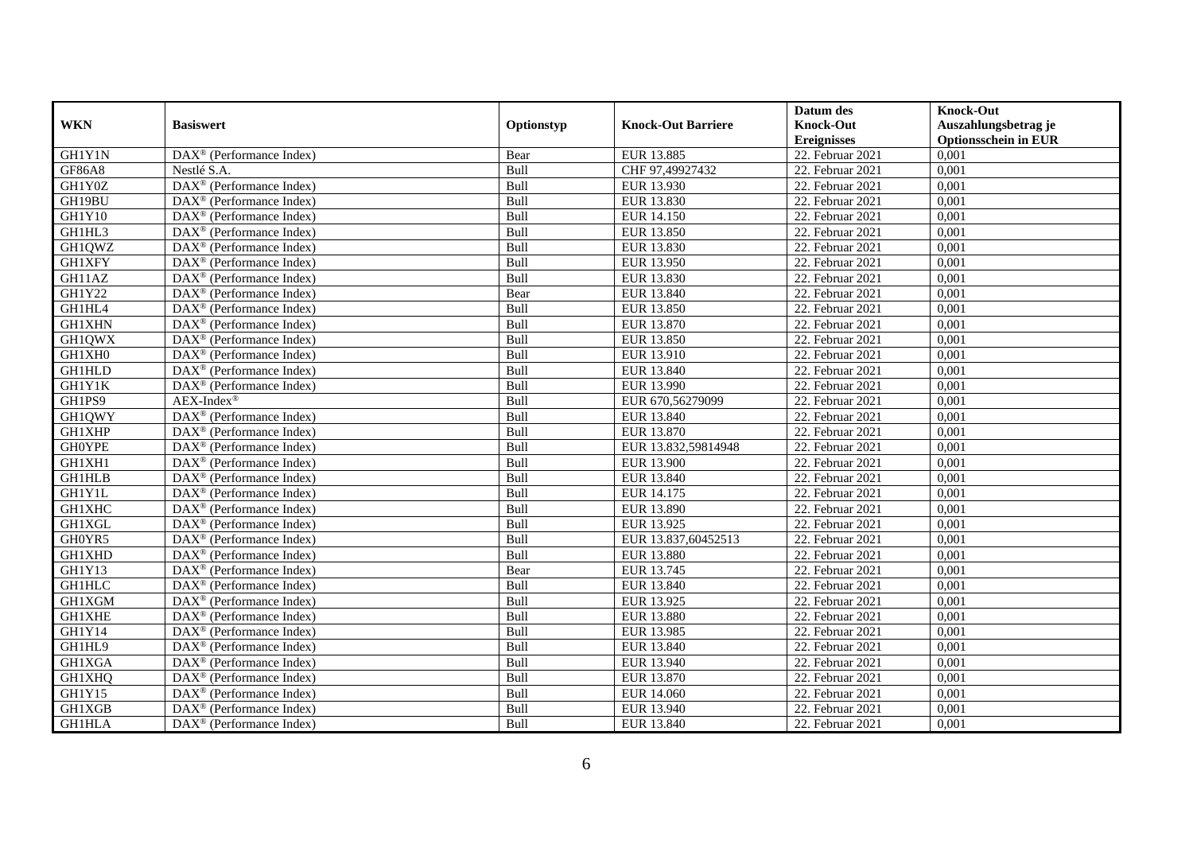| WKN | Basiswert | Optionstyp | Knock-Out Barriere | Datum des Knock-Out Ereignisses | Knock-Out Auszahlungsbetrag je Optionsschein in EUR |
|---|---|---|---|---|---|
| GH1Y1N | DAX® (Performance Index) | Bear | EUR 13.885 | 22. Februar 2021 | 0,001 |
| GF86A8 | Nestlé S.A. | Bull | CHF 97,49927432 | 22. Februar 2021 | 0,001 |
| GH1Y0Z | DAX® (Performance Index) | Bull | EUR 13.930 | 22. Februar 2021 | 0,001 |
| GH19BU | DAX® (Performance Index) | Bull | EUR 13.830 | 22. Februar 2021 | 0,001 |
| GH1Y10 | DAX® (Performance Index) | Bull | EUR 14.150 | 22. Februar 2021 | 0,001 |
| GH1HL3 | DAX® (Performance Index) | Bull | EUR 13.850 | 22. Februar 2021 | 0,001 |
| GH1QWZ | DAX® (Performance Index) | Bull | EUR 13.830 | 22. Februar 2021 | 0,001 |
| GH1XFY | DAX® (Performance Index) | Bull | EUR 13.950 | 22. Februar 2021 | 0,001 |
| GH11AZ | DAX® (Performance Index) | Bull | EUR 13.830 | 22. Februar 2021 | 0,001 |
| GH1Y22 | DAX® (Performance Index) | Bear | EUR 13.840 | 22. Februar 2021 | 0,001 |
| GH1HL4 | DAX® (Performance Index) | Bull | EUR 13.850 | 22. Februar 2021 | 0,001 |
| GH1XHN | DAX® (Performance Index) | Bull | EUR 13.870 | 22. Februar 2021 | 0,001 |
| GH1QWX | DAX® (Performance Index) | Bull | EUR 13.850 | 22. Februar 2021 | 0,001 |
| GH1XH0 | DAX® (Performance Index) | Bull | EUR 13.910 | 22. Februar 2021 | 0,001 |
| GH1HLD | DAX® (Performance Index) | Bull | EUR 13.840 | 22. Februar 2021 | 0,001 |
| GH1Y1K | DAX® (Performance Index) | Bull | EUR 13.990 | 22. Februar 2021 | 0,001 |
| GH1PS9 | AEX-Index® | Bull | EUR 670,56279099 | 22. Februar 2021 | 0,001 |
| GH1QWY | DAX® (Performance Index) | Bull | EUR 13.840 | 22. Februar 2021 | 0,001 |
| GH1XHP | DAX® (Performance Index) | Bull | EUR 13.870 | 22. Februar 2021 | 0,001 |
| GH0YPE | DAX® (Performance Index) | Bull | EUR 13.832,59814948 | 22. Februar 2021 | 0,001 |
| GH1XH1 | DAX® (Performance Index) | Bull | EUR 13.900 | 22. Februar 2021 | 0,001 |
| GH1HLB | DAX® (Performance Index) | Bull | EUR 13.840 | 22. Februar 2021 | 0,001 |
| GH1Y1L | DAX® (Performance Index) | Bull | EUR 14.175 | 22. Februar 2021 | 0,001 |
| GH1XHC | DAX® (Performance Index) | Bull | EUR 13.890 | 22. Februar 2021 | 0,001 |
| GH1XGL | DAX® (Performance Index) | Bull | EUR 13.925 | 22. Februar 2021 | 0,001 |
| GH0YR5 | DAX® (Performance Index) | Bull | EUR 13.837,60452513 | 22. Februar 2021 | 0,001 |
| GH1XHD | DAX® (Performance Index) | Bull | EUR 13.880 | 22. Februar 2021 | 0,001 |
| GH1Y13 | DAX® (Performance Index) | Bear | EUR 13.745 | 22. Februar 2021 | 0,001 |
| GH1HLC | DAX® (Performance Index) | Bull | EUR 13.840 | 22. Februar 2021 | 0,001 |
| GH1XGM | DAX® (Performance Index) | Bull | EUR 13.925 | 22. Februar 2021 | 0,001 |
| GH1XHE | DAX® (Performance Index) | Bull | EUR 13.880 | 22. Februar 2021 | 0,001 |
| GH1Y14 | DAX® (Performance Index) | Bull | EUR 13.985 | 22. Februar 2021 | 0,001 |
| GH1HL9 | DAX® (Performance Index) | Bull | EUR 13.840 | 22. Februar 2021 | 0,001 |
| GH1XGA | DAX® (Performance Index) | Bull | EUR 13.940 | 22. Februar 2021 | 0,001 |
| GH1XHQ | DAX® (Performance Index) | Bull | EUR 13.870 | 22. Februar 2021 | 0,001 |
| GH1Y15 | DAX® (Performance Index) | Bull | EUR 14.060 | 22. Februar 2021 | 0,001 |
| GH1XGB | DAX® (Performance Index) | Bull | EUR 13.940 | 22. Februar 2021 | 0,001 |
| GH1HLA | DAX® (Performance Index) | Bull | EUR 13.840 | 22. Februar 2021 | 0,001 |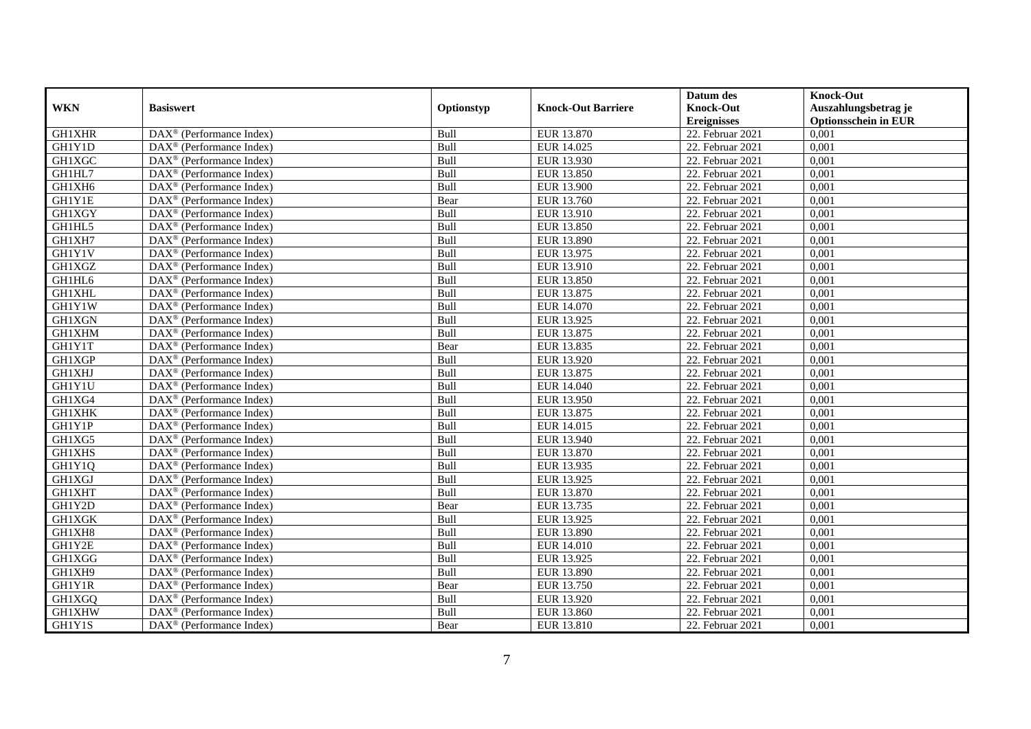| WKN | Basiswert | Optionstyp | Knock-Out Barriere | Datum des Knock-Out Ereignisses | Knock-Out Auszahlungsbetrag je Optionsschein in EUR |
|---|---|---|---|---|---|
| GH1XHR | DAX® (Performance Index) | Bull | EUR 13.870 | 22. Februar 2021 | 0,001 |
| GH1Y1D | DAX® (Performance Index) | Bull | EUR 14.025 | 22. Februar 2021 | 0,001 |
| GH1XGC | DAX® (Performance Index) | Bull | EUR 13.930 | 22. Februar 2021 | 0,001 |
| GH1HL7 | DAX® (Performance Index) | Bull | EUR 13.850 | 22. Februar 2021 | 0,001 |
| GH1XH6 | DAX® (Performance Index) | Bull | EUR 13.900 | 22. Februar 2021 | 0,001 |
| GH1Y1E | DAX® (Performance Index) | Bear | EUR 13.760 | 22. Februar 2021 | 0,001 |
| GH1XGY | DAX® (Performance Index) | Bull | EUR 13.910 | 22. Februar 2021 | 0,001 |
| GH1HL5 | DAX® (Performance Index) | Bull | EUR 13.850 | 22. Februar 2021 | 0,001 |
| GH1XH7 | DAX® (Performance Index) | Bull | EUR 13.890 | 22. Februar 2021 | 0,001 |
| GH1Y1V | DAX® (Performance Index) | Bull | EUR 13.975 | 22. Februar 2021 | 0,001 |
| GH1XGZ | DAX® (Performance Index) | Bull | EUR 13.910 | 22. Februar 2021 | 0,001 |
| GH1HL6 | DAX® (Performance Index) | Bull | EUR 13.850 | 22. Februar 2021 | 0,001 |
| GH1XHL | DAX® (Performance Index) | Bull | EUR 13.875 | 22. Februar 2021 | 0,001 |
| GH1Y1W | DAX® (Performance Index) | Bull | EUR 14.070 | 22. Februar 2021 | 0,001 |
| GH1XGN | DAX® (Performance Index) | Bull | EUR 13.925 | 22. Februar 2021 | 0,001 |
| GH1XHM | DAX® (Performance Index) | Bull | EUR 13.875 | 22. Februar 2021 | 0,001 |
| GH1Y1T | DAX® (Performance Index) | Bear | EUR 13.835 | 22. Februar 2021 | 0,001 |
| GH1XGP | DAX® (Performance Index) | Bull | EUR 13.920 | 22. Februar 2021 | 0,001 |
| GH1XHJ | DAX® (Performance Index) | Bull | EUR 13.875 | 22. Februar 2021 | 0,001 |
| GH1Y1U | DAX® (Performance Index) | Bull | EUR 14.040 | 22. Februar 2021 | 0,001 |
| GH1XG4 | DAX® (Performance Index) | Bull | EUR 13.950 | 22. Februar 2021 | 0,001 |
| GH1XHK | DAX® (Performance Index) | Bull | EUR 13.875 | 22. Februar 2021 | 0,001 |
| GH1Y1P | DAX® (Performance Index) | Bull | EUR 14.015 | 22. Februar 2021 | 0,001 |
| GH1XG5 | DAX® (Performance Index) | Bull | EUR 13.940 | 22. Februar 2021 | 0,001 |
| GH1XHS | DAX® (Performance Index) | Bull | EUR 13.870 | 22. Februar 2021 | 0,001 |
| GH1Y1Q | DAX® (Performance Index) | Bull | EUR 13.935 | 22. Februar 2021 | 0,001 |
| GH1XGJ | DAX® (Performance Index) | Bull | EUR 13.925 | 22. Februar 2021 | 0,001 |
| GH1XHT | DAX® (Performance Index) | Bull | EUR 13.870 | 22. Februar 2021 | 0,001 |
| GH1Y2D | DAX® (Performance Index) | Bear | EUR 13.735 | 22. Februar 2021 | 0,001 |
| GH1XGK | DAX® (Performance Index) | Bull | EUR 13.925 | 22. Februar 2021 | 0,001 |
| GH1XH8 | DAX® (Performance Index) | Bull | EUR 13.890 | 22. Februar 2021 | 0,001 |
| GH1Y2E | DAX® (Performance Index) | Bull | EUR 14.010 | 22. Februar 2021 | 0,001 |
| GH1XGG | DAX® (Performance Index) | Bull | EUR 13.925 | 22. Februar 2021 | 0,001 |
| GH1XH9 | DAX® (Performance Index) | Bull | EUR 13.890 | 22. Februar 2021 | 0,001 |
| GH1Y1R | DAX® (Performance Index) | Bear | EUR 13.750 | 22. Februar 2021 | 0,001 |
| GH1XGQ | DAX® (Performance Index) | Bull | EUR 13.920 | 22. Februar 2021 | 0,001 |
| GH1XHW | DAX® (Performance Index) | Bull | EUR 13.860 | 22. Februar 2021 | 0,001 |
| GH1Y1S | DAX® (Performance Index) | Bear | EUR 13.810 | 22. Februar 2021 | 0,001 |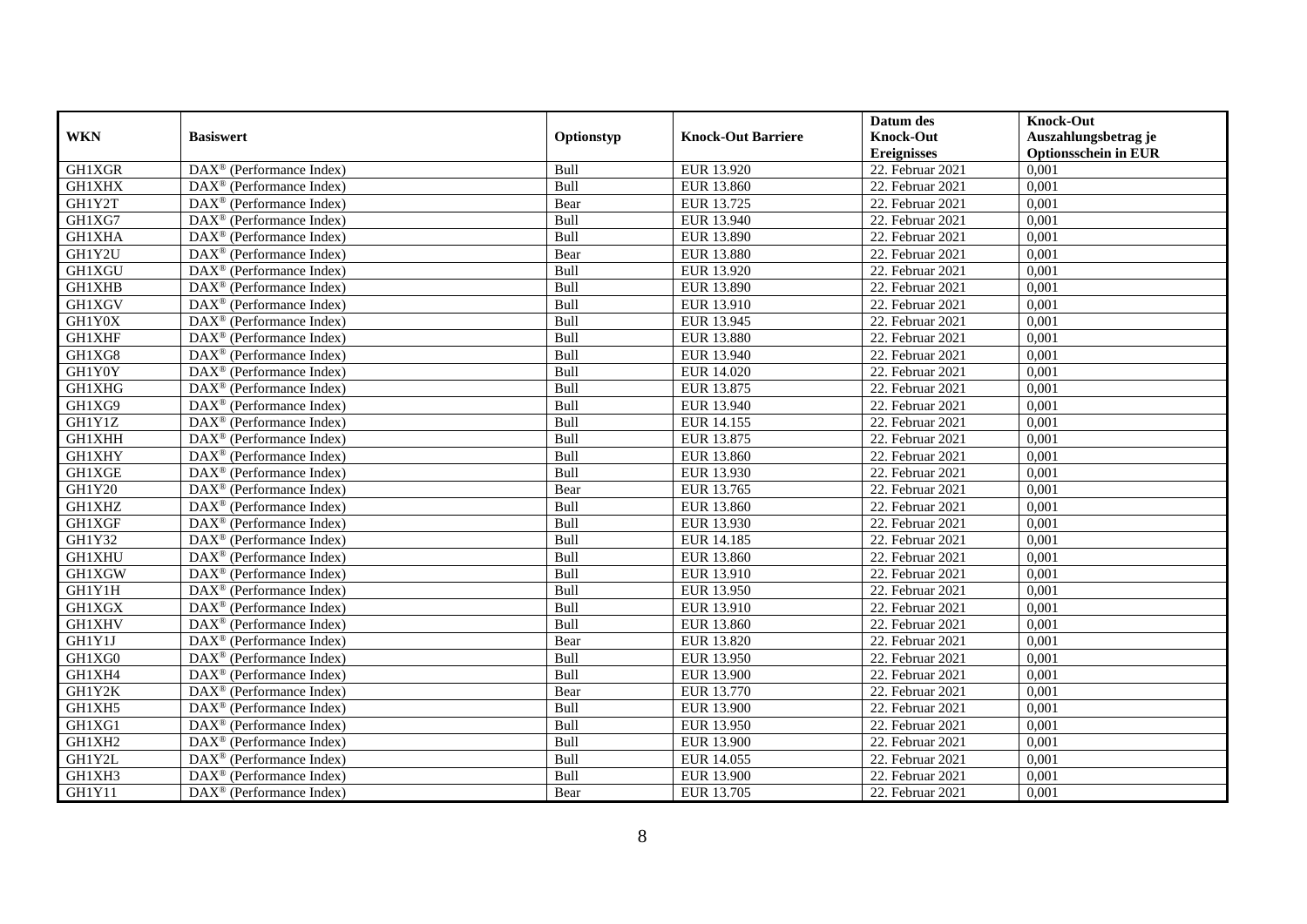| WKN | Basiswert | Optionstyp | Knock-Out Barriere | Datum des Knock-Out Ereignisses | Knock-Out Auszahlungsbetrag je Optionsschein in EUR |
|---|---|---|---|---|---|
| GH1XGR | DAX® (Performance Index) | Bull | EUR 13.920 | 22. Februar 2021 | 0,001 |
| GH1XHX | DAX® (Performance Index) | Bull | EUR 13.860 | 22. Februar 2021 | 0,001 |
| GH1Y2T | DAX® (Performance Index) | Bear | EUR 13.725 | 22. Februar 2021 | 0,001 |
| GH1XG7 | DAX® (Performance Index) | Bull | EUR 13.940 | 22. Februar 2021 | 0,001 |
| GH1XHA | DAX® (Performance Index) | Bull | EUR 13.890 | 22. Februar 2021 | 0,001 |
| GH1Y2U | DAX® (Performance Index) | Bear | EUR 13.880 | 22. Februar 2021 | 0,001 |
| GH1XGU | DAX® (Performance Index) | Bull | EUR 13.920 | 22. Februar 2021 | 0,001 |
| GH1XHB | DAX® (Performance Index) | Bull | EUR 13.890 | 22. Februar 2021 | 0,001 |
| GH1XGV | DAX® (Performance Index) | Bull | EUR 13.910 | 22. Februar 2021 | 0,001 |
| GH1Y0X | DAX® (Performance Index) | Bull | EUR 13.945 | 22. Februar 2021 | 0,001 |
| GH1XHF | DAX® (Performance Index) | Bull | EUR 13.880 | 22. Februar 2021 | 0,001 |
| GH1XG8 | DAX® (Performance Index) | Bull | EUR 13.940 | 22. Februar 2021 | 0,001 |
| GH1Y0Y | DAX® (Performance Index) | Bull | EUR 14.020 | 22. Februar 2021 | 0,001 |
| GH1XHG | DAX® (Performance Index) | Bull | EUR 13.875 | 22. Februar 2021 | 0,001 |
| GH1XG9 | DAX® (Performance Index) | Bull | EUR 13.940 | 22. Februar 2021 | 0,001 |
| GH1Y1Z | DAX® (Performance Index) | Bull | EUR 14.155 | 22. Februar 2021 | 0,001 |
| GH1XHH | DAX® (Performance Index) | Bull | EUR 13.875 | 22. Februar 2021 | 0,001 |
| GH1XHY | DAX® (Performance Index) | Bull | EUR 13.860 | 22. Februar 2021 | 0,001 |
| GH1XGE | DAX® (Performance Index) | Bull | EUR 13.930 | 22. Februar 2021 | 0,001 |
| GH1Y20 | DAX® (Performance Index) | Bear | EUR 13.765 | 22. Februar 2021 | 0,001 |
| GH1XHZ | DAX® (Performance Index) | Bull | EUR 13.860 | 22. Februar 2021 | 0,001 |
| GH1XGF | DAX® (Performance Index) | Bull | EUR 13.930 | 22. Februar 2021 | 0,001 |
| GH1Y32 | DAX® (Performance Index) | Bull | EUR 14.185 | 22. Februar 2021 | 0,001 |
| GH1XHU | DAX® (Performance Index) | Bull | EUR 13.860 | 22. Februar 2021 | 0,001 |
| GH1XGW | DAX® (Performance Index) | Bull | EUR 13.910 | 22. Februar 2021 | 0,001 |
| GH1Y1H | DAX® (Performance Index) | Bull | EUR 13.950 | 22. Februar 2021 | 0,001 |
| GH1XGX | DAX® (Performance Index) | Bull | EUR 13.910 | 22. Februar 2021 | 0,001 |
| GH1XHV | DAX® (Performance Index) | Bull | EUR 13.860 | 22. Februar 2021 | 0,001 |
| GH1Y1J | DAX® (Performance Index) | Bear | EUR 13.820 | 22. Februar 2021 | 0,001 |
| GH1XG0 | DAX® (Performance Index) | Bull | EUR 13.950 | 22. Februar 2021 | 0,001 |
| GH1XH4 | DAX® (Performance Index) | Bull | EUR 13.900 | 22. Februar 2021 | 0,001 |
| GH1Y2K | DAX® (Performance Index) | Bear | EUR 13.770 | 22. Februar 2021 | 0,001 |
| GH1XH5 | DAX® (Performance Index) | Bull | EUR 13.900 | 22. Februar 2021 | 0,001 |
| GH1XG1 | DAX® (Performance Index) | Bull | EUR 13.950 | 22. Februar 2021 | 0,001 |
| GH1XH2 | DAX® (Performance Index) | Bull | EUR 13.900 | 22. Februar 2021 | 0,001 |
| GH1Y2L | DAX® (Performance Index) | Bull | EUR 14.055 | 22. Februar 2021 | 0,001 |
| GH1XH3 | DAX® (Performance Index) | Bull | EUR 13.900 | 22. Februar 2021 | 0,001 |
| GH1Y11 | DAX® (Performance Index) | Bear | EUR 13.705 | 22. Februar 2021 | 0,001 |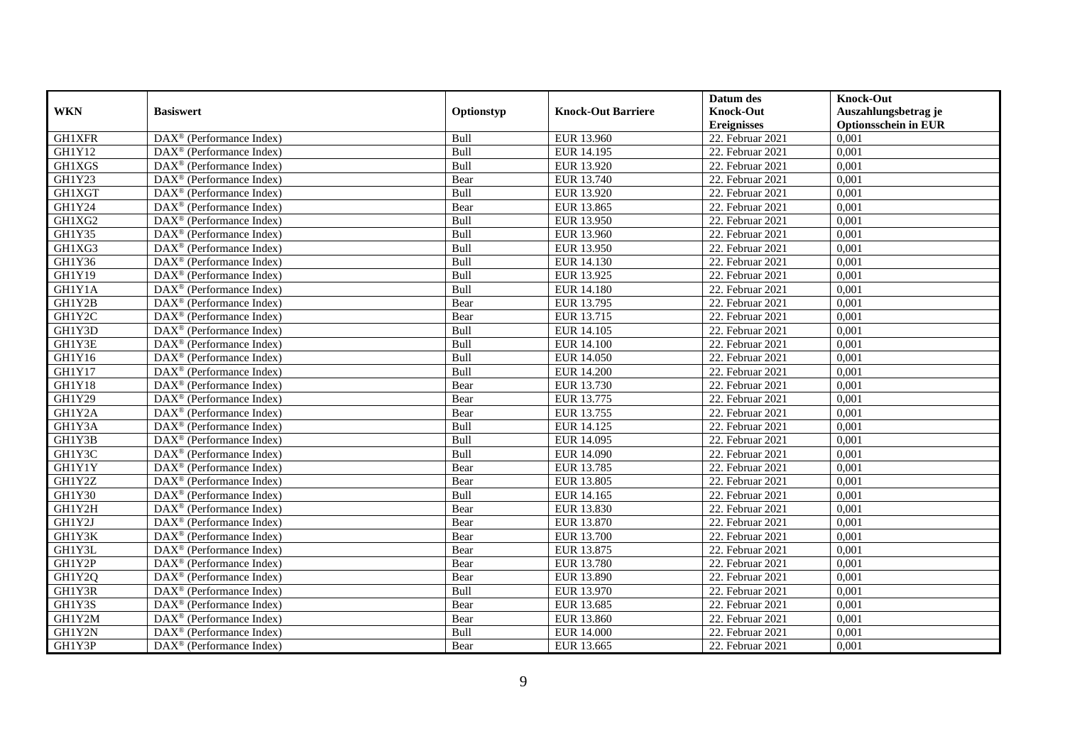| WKN | Basiswert | Optionstyp | Knock-Out Barriere | Datum des Knock-Out Ereignisses | Knock-Out Auszahlungsbetrag je Optionsschein in EUR |
|---|---|---|---|---|---|
| GH1XFR | DAX® (Performance Index) | Bull | EUR 13.960 | 22. Februar 2021 | 0,001 |
| GH1Y12 | DAX® (Performance Index) | Bull | EUR 14.195 | 22. Februar 2021 | 0,001 |
| GH1XGS | DAX® (Performance Index) | Bull | EUR 13.920 | 22. Februar 2021 | 0,001 |
| GH1Y23 | DAX® (Performance Index) | Bear | EUR 13.740 | 22. Februar 2021 | 0,001 |
| GH1XGT | DAX® (Performance Index) | Bull | EUR 13.920 | 22. Februar 2021 | 0,001 |
| GH1Y24 | DAX® (Performance Index) | Bear | EUR 13.865 | 22. Februar 2021 | 0,001 |
| GH1XG2 | DAX® (Performance Index) | Bull | EUR 13.950 | 22. Februar 2021 | 0,001 |
| GH1Y35 | DAX® (Performance Index) | Bull | EUR 13.960 | 22. Februar 2021 | 0,001 |
| GH1XG3 | DAX® (Performance Index) | Bull | EUR 13.950 | 22. Februar 2021 | 0,001 |
| GH1Y36 | DAX® (Performance Index) | Bull | EUR 14.130 | 22. Februar 2021 | 0,001 |
| GH1Y19 | DAX® (Performance Index) | Bull | EUR 13.925 | 22. Februar 2021 | 0,001 |
| GH1Y1A | DAX® (Performance Index) | Bull | EUR 14.180 | 22. Februar 2021 | 0,001 |
| GH1Y2B | DAX® (Performance Index) | Bear | EUR 13.795 | 22. Februar 2021 | 0,001 |
| GH1Y2C | DAX® (Performance Index) | Bear | EUR 13.715 | 22. Februar 2021 | 0,001 |
| GH1Y3D | DAX® (Performance Index) | Bull | EUR 14.105 | 22. Februar 2021 | 0,001 |
| GH1Y3E | DAX® (Performance Index) | Bull | EUR 14.100 | 22. Februar 2021 | 0,001 |
| GH1Y16 | DAX® (Performance Index) | Bull | EUR 14.050 | 22. Februar 2021 | 0,001 |
| GH1Y17 | DAX® (Performance Index) | Bull | EUR 14.200 | 22. Februar 2021 | 0,001 |
| GH1Y18 | DAX® (Performance Index) | Bear | EUR 13.730 | 22. Februar 2021 | 0,001 |
| GH1Y29 | DAX® (Performance Index) | Bear | EUR 13.775 | 22. Februar 2021 | 0,001 |
| GH1Y2A | DAX® (Performance Index) | Bear | EUR 13.755 | 22. Februar 2021 | 0,001 |
| GH1Y3A | DAX® (Performance Index) | Bull | EUR 14.125 | 22. Februar 2021 | 0,001 |
| GH1Y3B | DAX® (Performance Index) | Bull | EUR 14.095 | 22. Februar 2021 | 0,001 |
| GH1Y3C | DAX® (Performance Index) | Bull | EUR 14.090 | 22. Februar 2021 | 0,001 |
| GH1Y1Y | DAX® (Performance Index) | Bear | EUR 13.785 | 22. Februar 2021 | 0,001 |
| GH1Y2Z | DAX® (Performance Index) | Bear | EUR 13.805 | 22. Februar 2021 | 0,001 |
| GH1Y30 | DAX® (Performance Index) | Bull | EUR 14.165 | 22. Februar 2021 | 0,001 |
| GH1Y2H | DAX® (Performance Index) | Bear | EUR 13.830 | 22. Februar 2021 | 0,001 |
| GH1Y2J | DAX® (Performance Index) | Bear | EUR 13.870 | 22. Februar 2021 | 0,001 |
| GH1Y3K | DAX® (Performance Index) | Bear | EUR 13.700 | 22. Februar 2021 | 0,001 |
| GH1Y3L | DAX® (Performance Index) | Bear | EUR 13.875 | 22. Februar 2021 | 0,001 |
| GH1Y2P | DAX® (Performance Index) | Bear | EUR 13.780 | 22. Februar 2021 | 0,001 |
| GH1Y2Q | DAX® (Performance Index) | Bear | EUR 13.890 | 22. Februar 2021 | 0,001 |
| GH1Y3R | DAX® (Performance Index) | Bull | EUR 13.970 | 22. Februar 2021 | 0,001 |
| GH1Y3S | DAX® (Performance Index) | Bear | EUR 13.685 | 22. Februar 2021 | 0,001 |
| GH1Y2M | DAX® (Performance Index) | Bear | EUR 13.860 | 22. Februar 2021 | 0,001 |
| GH1Y2N | DAX® (Performance Index) | Bull | EUR 14.000 | 22. Februar 2021 | 0,001 |
| GH1Y3P | DAX® (Performance Index) | Bear | EUR 13.665 | 22. Februar 2021 | 0,001 |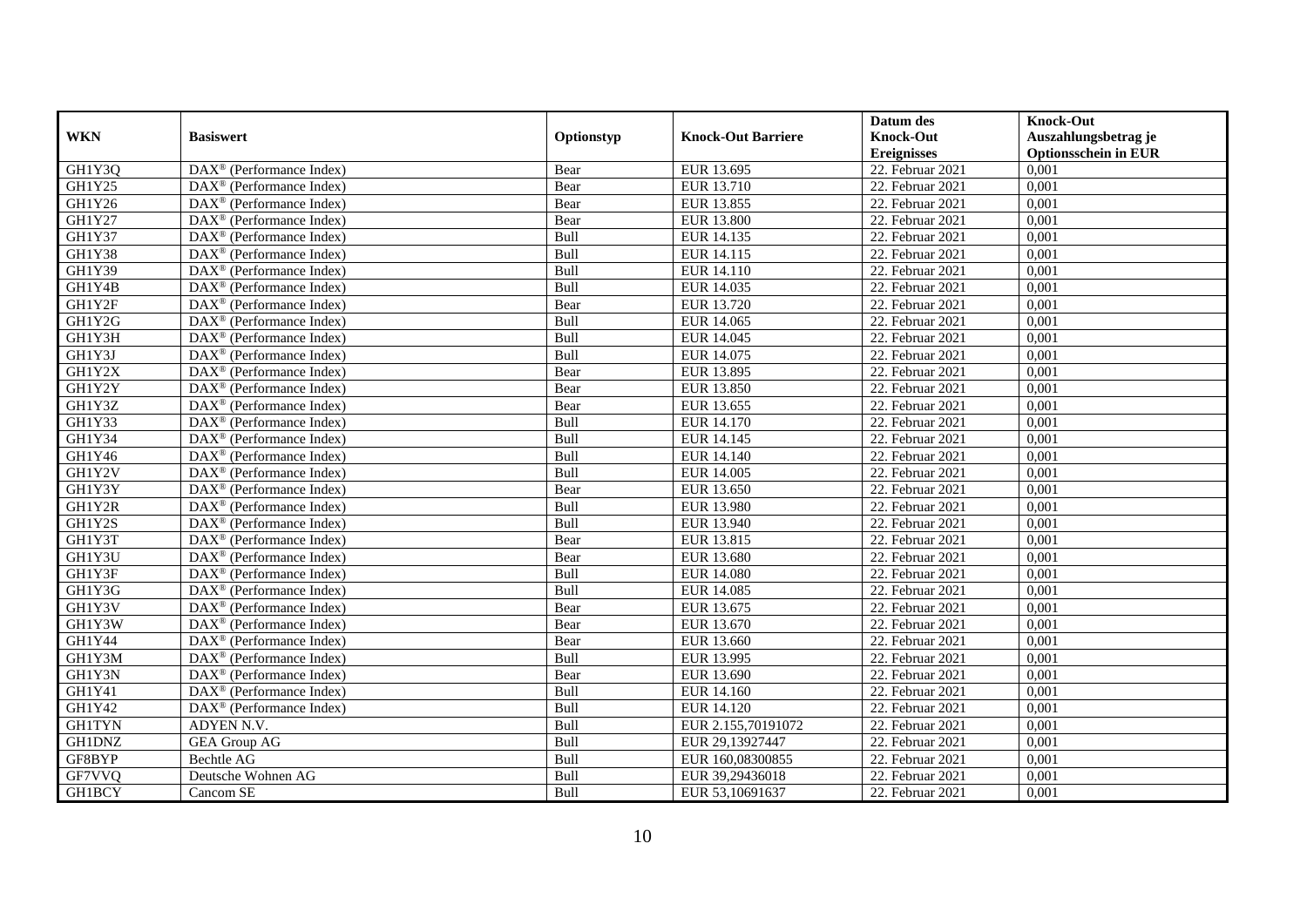| WKN | Basiswert | Optionstyp | Knock-Out Barriere | Datum des Knock-Out Ereignisses | Knock-Out Auszahlungsbetrag je Optionsschein in EUR |
|---|---|---|---|---|---|
| GH1Y3Q | DAX® (Performance Index) | Bear | EUR 13.695 | 22. Februar 2021 | 0,001 |
| GH1Y25 | DAX® (Performance Index) | Bear | EUR 13.710 | 22. Februar 2021 | 0,001 |
| GH1Y26 | DAX® (Performance Index) | Bear | EUR 13.855 | 22. Februar 2021 | 0,001 |
| GH1Y27 | DAX® (Performance Index) | Bear | EUR 13.800 | 22. Februar 2021 | 0,001 |
| GH1Y37 | DAX® (Performance Index) | Bull | EUR 14.135 | 22. Februar 2021 | 0,001 |
| GH1Y38 | DAX® (Performance Index) | Bull | EUR 14.115 | 22. Februar 2021 | 0,001 |
| GH1Y39 | DAX® (Performance Index) | Bull | EUR 14.110 | 22. Februar 2021 | 0,001 |
| GH1Y4B | DAX® (Performance Index) | Bull | EUR 14.035 | 22. Februar 2021 | 0,001 |
| GH1Y2F | DAX® (Performance Index) | Bear | EUR 13.720 | 22. Februar 2021 | 0,001 |
| GH1Y2G | DAX® (Performance Index) | Bull | EUR 14.065 | 22. Februar 2021 | 0,001 |
| GH1Y3H | DAX® (Performance Index) | Bull | EUR 14.045 | 22. Februar 2021 | 0,001 |
| GH1Y3J | DAX® (Performance Index) | Bull | EUR 14.075 | 22. Februar 2021 | 0,001 |
| GH1Y2X | DAX® (Performance Index) | Bear | EUR 13.895 | 22. Februar 2021 | 0,001 |
| GH1Y2Y | DAX® (Performance Index) | Bear | EUR 13.850 | 22. Februar 2021 | 0,001 |
| GH1Y3Z | DAX® (Performance Index) | Bear | EUR 13.655 | 22. Februar 2021 | 0,001 |
| GH1Y33 | DAX® (Performance Index) | Bull | EUR 14.170 | 22. Februar 2021 | 0,001 |
| GH1Y34 | DAX® (Performance Index) | Bull | EUR 14.145 | 22. Februar 2021 | 0,001 |
| GH1Y46 | DAX® (Performance Index) | Bull | EUR 14.140 | 22. Februar 2021 | 0,001 |
| GH1Y2V | DAX® (Performance Index) | Bull | EUR 14.005 | 22. Februar 2021 | 0,001 |
| GH1Y3Y | DAX® (Performance Index) | Bear | EUR 13.650 | 22. Februar 2021 | 0,001 |
| GH1Y2R | DAX® (Performance Index) | Bull | EUR 13.980 | 22. Februar 2021 | 0,001 |
| GH1Y2S | DAX® (Performance Index) | Bull | EUR 13.940 | 22. Februar 2021 | 0,001 |
| GH1Y3T | DAX® (Performance Index) | Bear | EUR 13.815 | 22. Februar 2021 | 0,001 |
| GH1Y3U | DAX® (Performance Index) | Bear | EUR 13.680 | 22. Februar 2021 | 0,001 |
| GH1Y3F | DAX® (Performance Index) | Bull | EUR 14.080 | 22. Februar 2021 | 0,001 |
| GH1Y3G | DAX® (Performance Index) | Bull | EUR 14.085 | 22. Februar 2021 | 0,001 |
| GH1Y3V | DAX® (Performance Index) | Bear | EUR 13.675 | 22. Februar 2021 | 0,001 |
| GH1Y3W | DAX® (Performance Index) | Bear | EUR 13.670 | 22. Februar 2021 | 0,001 |
| GH1Y44 | DAX® (Performance Index) | Bear | EUR 13.660 | 22. Februar 2021 | 0,001 |
| GH1Y3M | DAX® (Performance Index) | Bull | EUR 13.995 | 22. Februar 2021 | 0,001 |
| GH1Y3N | DAX® (Performance Index) | Bear | EUR 13.690 | 22. Februar 2021 | 0,001 |
| GH1Y41 | DAX® (Performance Index) | Bull | EUR 14.160 | 22. Februar 2021 | 0,001 |
| GH1Y42 | DAX® (Performance Index) | Bull | EUR 14.120 | 22. Februar 2021 | 0,001 |
| GH1TYN | ADYEN N.V. | Bull | EUR 2.155,70191072 | 22. Februar 2021 | 0,001 |
| GH1DNZ | GEA Group AG | Bull | EUR 29,13927447 | 22. Februar 2021 | 0,001 |
| GF8BYP | Bechtle AG | Bull | EUR 160,08300855 | 22. Februar 2021 | 0,001 |
| GF7VVQ | Deutsche Wohnen AG | Bull | EUR 39,29436018 | 22. Februar 2021 | 0,001 |
| GH1BCY | Cancom SE | Bull | EUR 53,10691637 | 22. Februar 2021 | 0,001 |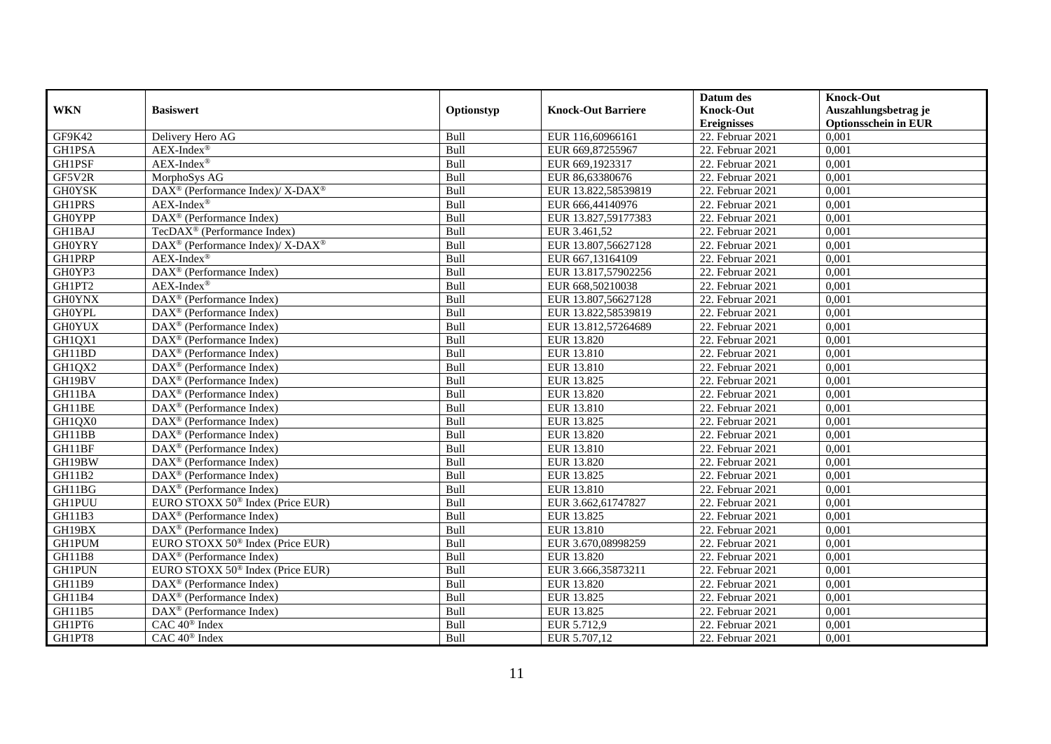| WKN | Basiswert | Optionstyp | Knock-Out Barriere | Datum des Knock-Out Ereignisses | Knock-Out Auszahlungsbetrag je Optionsschein in EUR |
|---|---|---|---|---|---|
| GF9K42 | Delivery Hero AG | Bull | EUR 116,60966161 | 22. Februar 2021 | 0,001 |
| GH1PSA | AEX-Index® | Bull | EUR 669,87255967 | 22. Februar 2021 | 0,001 |
| GH1PSF | AEX-Index® | Bull | EUR 669,1923317 | 22. Februar 2021 | 0,001 |
| GF5V2R | MorphoSys AG | Bull | EUR 86,63380676 | 22. Februar 2021 | 0,001 |
| GH0YSK | DAX® (Performance Index)/ X-DAX® | Bull | EUR 13.822,58539819 | 22. Februar 2021 | 0,001 |
| GH1PRS | AEX-Index® | Bull | EUR 666,44140976 | 22. Februar 2021 | 0,001 |
| GH0YPP | DAX® (Performance Index) | Bull | EUR 13.827,59177383 | 22. Februar 2021 | 0,001 |
| GH1BAJ | TecDAX® (Performance Index) | Bull | EUR 3.461,52 | 22. Februar 2021 | 0,001 |
| GH0YRY | DAX® (Performance Index)/ X-DAX® | Bull | EUR 13.807,56627128 | 22. Februar 2021 | 0,001 |
| GH1PRP | AEX-Index® | Bull | EUR 667,13164109 | 22. Februar 2021 | 0,001 |
| GH0YP3 | DAX® (Performance Index) | Bull | EUR 13.817,57902256 | 22. Februar 2021 | 0,001 |
| GH1PT2 | AEX-Index® | Bull | EUR 668,50210038 | 22. Februar 2021 | 0,001 |
| GH0YNX | DAX® (Performance Index) | Bull | EUR 13.807,56627128 | 22. Februar 2021 | 0,001 |
| GH0YPL | DAX® (Performance Index) | Bull | EUR 13.822,58539819 | 22. Februar 2021 | 0,001 |
| GH0YUX | DAX® (Performance Index) | Bull | EUR 13.812,57264689 | 22. Februar 2021 | 0,001 |
| GH1QX1 | DAX® (Performance Index) | Bull | EUR 13.820 | 22. Februar 2021 | 0,001 |
| GH11BD | DAX® (Performance Index) | Bull | EUR 13.810 | 22. Februar 2021 | 0,001 |
| GH1QX2 | DAX® (Performance Index) | Bull | EUR 13.810 | 22. Februar 2021 | 0,001 |
| GH19BV | DAX® (Performance Index) | Bull | EUR 13.825 | 22. Februar 2021 | 0,001 |
| GH11BA | DAX® (Performance Index) | Bull | EUR 13.820 | 22. Februar 2021 | 0,001 |
| GH11BE | DAX® (Performance Index) | Bull | EUR 13.810 | 22. Februar 2021 | 0,001 |
| GH1QX0 | DAX® (Performance Index) | Bull | EUR 13.825 | 22. Februar 2021 | 0,001 |
| GH11BB | DAX® (Performance Index) | Bull | EUR 13.820 | 22. Februar 2021 | 0,001 |
| GH11BF | DAX® (Performance Index) | Bull | EUR 13.810 | 22. Februar 2021 | 0,001 |
| GH19BW | DAX® (Performance Index) | Bull | EUR 13.820 | 22. Februar 2021 | 0,001 |
| GH11B2 | DAX® (Performance Index) | Bull | EUR 13.825 | 22. Februar 2021 | 0,001 |
| GH11BG | DAX® (Performance Index) | Bull | EUR 13.810 | 22. Februar 2021 | 0,001 |
| GH1PUU | EURO STOXX 50® Index (Price EUR) | Bull | EUR 3.662,61747827 | 22. Februar 2021 | 0,001 |
| GH11B3 | DAX® (Performance Index) | Bull | EUR 13.825 | 22. Februar 2021 | 0,001 |
| GH19BX | DAX® (Performance Index) | Bull | EUR 13.810 | 22. Februar 2021 | 0,001 |
| GH1PUM | EURO STOXX 50® Index (Price EUR) | Bull | EUR 3.670,08998259 | 22. Februar 2021 | 0,001 |
| GH11B8 | DAX® (Performance Index) | Bull | EUR 13.820 | 22. Februar 2021 | 0,001 |
| GH1PUN | EURO STOXX 50® Index (Price EUR) | Bull | EUR 3.666,35873211 | 22. Februar 2021 | 0,001 |
| GH11B9 | DAX® (Performance Index) | Bull | EUR 13.820 | 22. Februar 2021 | 0,001 |
| GH11B4 | DAX® (Performance Index) | Bull | EUR 13.825 | 22. Februar 2021 | 0,001 |
| GH11B5 | DAX® (Performance Index) | Bull | EUR 13.825 | 22. Februar 2021 | 0,001 |
| GH1PT6 | CAC 40® Index | Bull | EUR 5.712,9 | 22. Februar 2021 | 0,001 |
| GH1PT8 | CAC 40® Index | Bull | EUR 5.707,12 | 22. Februar 2021 | 0,001 |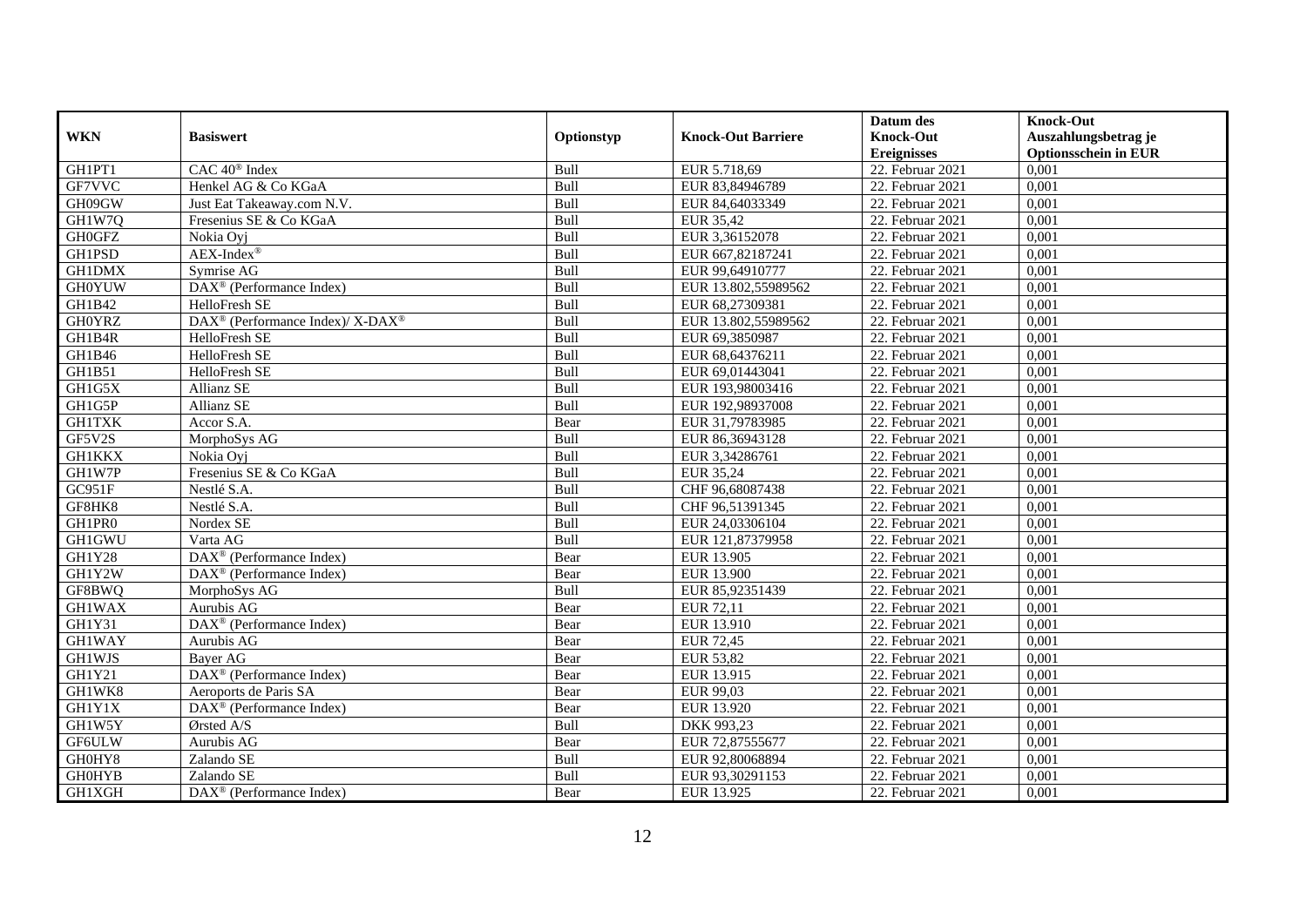| WKN | Basiswert | Optionstyp | Knock-Out Barriere | Datum des Knock-Out Ereignisses | Knock-Out Auszahlungsbetrag je Optionsschein in EUR |
|---|---|---|---|---|---|
| GH1PT1 | CAC 40® Index | Bull | EUR 5.718,69 | 22. Februar 2021 | 0,001 |
| GF7VVC | Henkel AG & Co KGaA | Bull | EUR 83,84946789 | 22. Februar 2021 | 0,001 |
| GH09GW | Just Eat Takeaway.com N.V. | Bull | EUR 84,64033349 | 22. Februar 2021 | 0,001 |
| GH1W7Q | Fresenius SE & Co KGaA | Bull | EUR 35,42 | 22. Februar 2021 | 0,001 |
| GH0GFZ | Nokia Oyj | Bull | EUR 3,36152078 | 22. Februar 2021 | 0,001 |
| GH1PSD | AEX-Index® | Bull | EUR 667,82187241 | 22. Februar 2021 | 0,001 |
| GH1DMX | Symrise AG | Bull | EUR 99,64910777 | 22. Februar 2021 | 0,001 |
| GH0YUW | DAX® (Performance Index) | Bull | EUR 13.802,55989562 | 22. Februar 2021 | 0,001 |
| GH1B42 | HelloFresh SE | Bull | EUR 68,27309381 | 22. Februar 2021 | 0,001 |
| GH0YRZ | DAX® (Performance Index)/ X-DAX® | Bull | EUR 13.802,55989562 | 22. Februar 2021 | 0,001 |
| GH1B4R | HelloFresh SE | Bull | EUR 69,3850987 | 22. Februar 2021 | 0,001 |
| GH1B46 | HelloFresh SE | Bull | EUR 68,64376211 | 22. Februar 2021 | 0,001 |
| GH1B51 | HelloFresh SE | Bull | EUR 69,01443041 | 22. Februar 2021 | 0,001 |
| GH1G5X | Allianz SE | Bull | EUR 193,98003416 | 22. Februar 2021 | 0,001 |
| GH1G5P | Allianz SE | Bull | EUR 192,98937008 | 22. Februar 2021 | 0,001 |
| GH1TXK | Accor S.A. | Bear | EUR 31,79783985 | 22. Februar 2021 | 0,001 |
| GF5V2S | MorphoSys AG | Bull | EUR 86,36943128 | 22. Februar 2021 | 0,001 |
| GH1KKX | Nokia Oyj | Bull | EUR 3,34286761 | 22. Februar 2021 | 0,001 |
| GH1W7P | Fresenius SE & Co KGaA | Bull | EUR 35,24 | 22. Februar 2021 | 0,001 |
| GC951F | Nestlé S.A. | Bull | CHF 96,68087438 | 22. Februar 2021 | 0,001 |
| GF8HK8 | Nestlé S.A. | Bull | CHF 96,51391345 | 22. Februar 2021 | 0,001 |
| GH1PR0 | Nordex SE | Bull | EUR 24,03306104 | 22. Februar 2021 | 0,001 |
| GH1GWU | Varta AG | Bull | EUR 121,87379958 | 22. Februar 2021 | 0,001 |
| GH1Y28 | DAX® (Performance Index) | Bear | EUR 13.905 | 22. Februar 2021 | 0,001 |
| GH1Y2W | DAX® (Performance Index) | Bear | EUR 13.900 | 22. Februar 2021 | 0,001 |
| GF8BWQ | MorphoSys AG | Bull | EUR 85,92351439 | 22. Februar 2021 | 0,001 |
| GH1WAX | Aurubis AG | Bear | EUR 72,11 | 22. Februar 2021 | 0,001 |
| GH1Y31 | DAX® (Performance Index) | Bear | EUR 13.910 | 22. Februar 2021 | 0,001 |
| GH1WAY | Aurubis AG | Bear | EUR 72,45 | 22. Februar 2021 | 0,001 |
| GH1WJS | Bayer AG | Bear | EUR 53,82 | 22. Februar 2021 | 0,001 |
| GH1Y21 | DAX® (Performance Index) | Bear | EUR 13.915 | 22. Februar 2021 | 0,001 |
| GH1WK8 | Aeroports de Paris SA | Bear | EUR 99,03 | 22. Februar 2021 | 0,001 |
| GH1Y1X | DAX® (Performance Index) | Bear | EUR 13.920 | 22. Februar 2021 | 0,001 |
| GH1W5Y | Ørsted A/S | Bull | DKK 993,23 | 22. Februar 2021 | 0,001 |
| GF6ULW | Aurubis AG | Bear | EUR 72,87555677 | 22. Februar 2021 | 0,001 |
| GH0HY8 | Zalando SE | Bull | EUR 92,80068894 | 22. Februar 2021 | 0,001 |
| GH0HYB | Zalando SE | Bull | EUR 93,30291153 | 22. Februar 2021 | 0,001 |
| GH1XGH | DAX® (Performance Index) | Bear | EUR 13.925 | 22. Februar 2021 | 0,001 |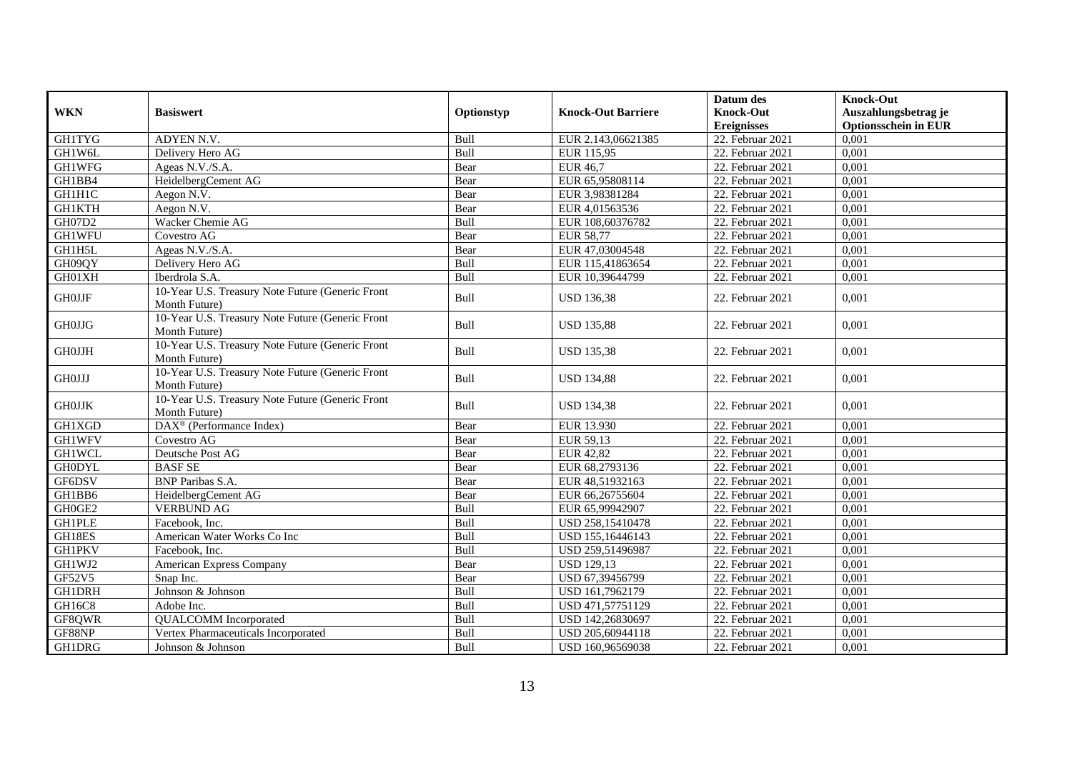| WKN | Basiswert | Optionstyp | Knock-Out Barriere | Datum des Knock-Out Ereignisses | Knock-Out Auszahlungsbetrag je Optionsschein in EUR |
|---|---|---|---|---|---|
| GH1TYG | ADYEN N.V. | Bull | EUR 2.143,06621385 | 22. Februar 2021 | 0,001 |
| GH1W6L | Delivery Hero AG | Bull | EUR 115,95 | 22. Februar 2021 | 0,001 |
| GH1WFG | Ageas N.V./S.A. | Bear | EUR 46,7 | 22. Februar 2021 | 0,001 |
| GH1BB4 | HeidelbergCement AG | Bear | EUR 65,95808114 | 22. Februar 2021 | 0,001 |
| GH1H1C | Aegon N.V. | Bear | EUR 3,98381284 | 22. Februar 2021 | 0,001 |
| GH1KTH | Aegon N.V. | Bear | EUR 4,01563536 | 22. Februar 2021 | 0,001 |
| GH07D2 | Wacker Chemie AG | Bull | EUR 108,60376782 | 22. Februar 2021 | 0,001 |
| GH1WFU | Covestro AG | Bear | EUR 58,77 | 22. Februar 2021 | 0,001 |
| GH1H5L | Ageas N.V./S.A. | Bear | EUR 47,03004548 | 22. Februar 2021 | 0,001 |
| GH09QY | Delivery Hero AG | Bull | EUR 115,41863654 | 22. Februar 2021 | 0,001 |
| GH01XH | Iberdrola S.A. | Bull | EUR 10,39644799 | 22. Februar 2021 | 0,001 |
| GH0JJF | 10-Year U.S. Treasury Note Future (Generic Front Month Future) | Bull | USD 136,38 | 22. Februar 2021 | 0,001 |
| GH0JJG | 10-Year U.S. Treasury Note Future (Generic Front Month Future) | Bull | USD 135,88 | 22. Februar 2021 | 0,001 |
| GH0JJH | 10-Year U.S. Treasury Note Future (Generic Front Month Future) | Bull | USD 135,38 | 22. Februar 2021 | 0,001 |
| GH0JJJ | 10-Year U.S. Treasury Note Future (Generic Front Month Future) | Bull | USD 134,88 | 22. Februar 2021 | 0,001 |
| GH0JJK | 10-Year U.S. Treasury Note Future (Generic Front Month Future) | Bull | USD 134,38 | 22. Februar 2021 | 0,001 |
| GH1XGD | DAX® (Performance Index) | Bear | EUR 13.930 | 22. Februar 2021 | 0,001 |
| GH1WFV | Covestro AG | Bear | EUR 59,13 | 22. Februar 2021 | 0,001 |
| GH1WCL | Deutsche Post AG | Bear | EUR 42,82 | 22. Februar 2021 | 0,001 |
| GH0DYL | BASF SE | Bear | EUR 68,2793136 | 22. Februar 2021 | 0,001 |
| GF6DSV | BNP Paribas S.A. | Bear | EUR 48,51932163 | 22. Februar 2021 | 0,001 |
| GH1BB6 | HeidelbergCement AG | Bear | EUR 66,26755604 | 22. Februar 2021 | 0,001 |
| GH0GE2 | VERBUND AG | Bull | EUR 65,99942907 | 22. Februar 2021 | 0,001 |
| GH1PLE | Facebook, Inc. | Bull | USD 258,15410478 | 22. Februar 2021 | 0,001 |
| GH18ES | American Water Works Co Inc | Bull | USD 155,16446143 | 22. Februar 2021 | 0,001 |
| GH1PKV | Facebook, Inc. | Bull | USD 259,51496987 | 22. Februar 2021 | 0,001 |
| GH1WJ2 | American Express Company | Bear | USD 129,13 | 22. Februar 2021 | 0,001 |
| GF52V5 | Snap Inc. | Bear | USD 67,39456799 | 22. Februar 2021 | 0,001 |
| GH1DRH | Johnson & Johnson | Bull | USD 161,7962179 | 22. Februar 2021 | 0,001 |
| GH16C8 | Adobe Inc. | Bull | USD 471,57751129 | 22. Februar 2021 | 0,001 |
| GF8QWR | QUALCOMM Incorporated | Bull | USD 142,26830697 | 22. Februar 2021 | 0,001 |
| GF88NP | Vertex Pharmaceuticals Incorporated | Bull | USD 205,60944118 | 22. Februar 2021 | 0,001 |
| GH1DRG | Johnson & Johnson | Bull | USD 160,96569038 | 22. Februar 2021 | 0,001 |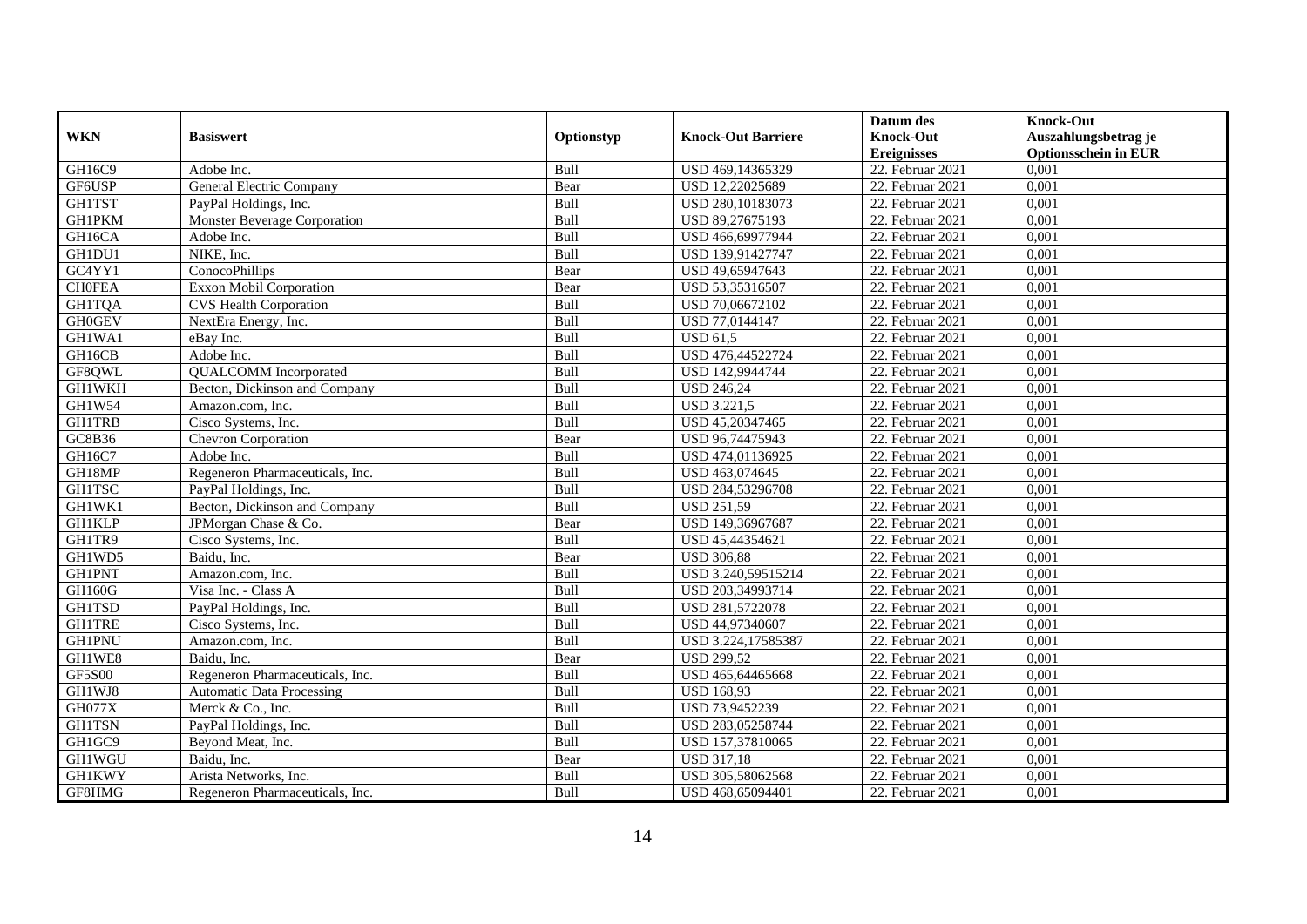| WKN | Basiswert | Optionstyp | Knock-Out Barriere | Datum des Knock-Out Ereignisses | Knock-Out Auszahlungsbetrag je Optionsschein in EUR |
|---|---|---|---|---|---|
| GH16C9 | Adobe Inc. | Bull | USD 469,14365329 | 22. Februar 2021 | 0,001 |
| GF6USP | General Electric Company | Bear | USD 12,22025689 | 22. Februar 2021 | 0,001 |
| GH1TST | PayPal Holdings, Inc. | Bull | USD 280,10183073 | 22. Februar 2021 | 0,001 |
| GH1PKM | Monster Beverage Corporation | Bull | USD 89,27675193 | 22. Februar 2021 | 0,001 |
| GH16CA | Adobe Inc. | Bull | USD 466,69977944 | 22. Februar 2021 | 0,001 |
| GH1DU1 | NIKE, Inc. | Bull | USD 139,91427747 | 22. Februar 2021 | 0,001 |
| GC4YY1 | ConocoPhillips | Bear | USD 49,65947643 | 22. Februar 2021 | 0,001 |
| CH0FEA | Exxon Mobil Corporation | Bear | USD 53,35316507 | 22. Februar 2021 | 0,001 |
| GH1TQA | CVS Health Corporation | Bull | USD 70,06672102 | 22. Februar 2021 | 0,001 |
| GH0GEV | NextEra Energy, Inc. | Bull | USD 77,0144147 | 22. Februar 2021 | 0,001 |
| GH1WA1 | eBay Inc. | Bull | USD 61,5 | 22. Februar 2021 | 0,001 |
| GH16CB | Adobe Inc. | Bull | USD 476,44522724 | 22. Februar 2021 | 0,001 |
| GF8QWL | QUALCOMM Incorporated | Bull | USD 142,9944744 | 22. Februar 2021 | 0,001 |
| GH1WKH | Becton, Dickinson and Company | Bull | USD 246,24 | 22. Februar 2021 | 0,001 |
| GH1W54 | Amazon.com, Inc. | Bull | USD 3.221,5 | 22. Februar 2021 | 0,001 |
| GH1TRB | Cisco Systems, Inc. | Bull | USD 45,20347465 | 22. Februar 2021 | 0,001 |
| GC8B36 | Chevron Corporation | Bear | USD 96,74475943 | 22. Februar 2021 | 0,001 |
| GH16C7 | Adobe Inc. | Bull | USD 474,01136925 | 22. Februar 2021 | 0,001 |
| GH18MP | Regeneron Pharmaceuticals, Inc. | Bull | USD 463,074645 | 22. Februar 2021 | 0,001 |
| GH1TSC | PayPal Holdings, Inc. | Bull | USD 284,53296708 | 22. Februar 2021 | 0,001 |
| GH1WK1 | Becton, Dickinson and Company | Bull | USD 251,59 | 22. Februar 2021 | 0,001 |
| GH1KLP | JPMorgan Chase & Co. | Bear | USD 149,36967687 | 22. Februar 2021 | 0,001 |
| GH1TR9 | Cisco Systems, Inc. | Bull | USD 45,44354621 | 22. Februar 2021 | 0,001 |
| GH1WD5 | Baidu, Inc. | Bear | USD 306,88 | 22. Februar 2021 | 0,001 |
| GH1PNT | Amazon.com, Inc. | Bull | USD 3.240,59515214 | 22. Februar 2021 | 0,001 |
| GH160G | Visa Inc. - Class A | Bull | USD 203,34993714 | 22. Februar 2021 | 0,001 |
| GH1TSD | PayPal Holdings, Inc. | Bull | USD 281,5722078 | 22. Februar 2021 | 0,001 |
| GH1TRE | Cisco Systems, Inc. | Bull | USD 44,97340607 | 22. Februar 2021 | 0,001 |
| GH1PNU | Amazon.com, Inc. | Bull | USD 3.224,17585387 | 22. Februar 2021 | 0,001 |
| GH1WE8 | Baidu, Inc. | Bear | USD 299,52 | 22. Februar 2021 | 0,001 |
| GF5S00 | Regeneron Pharmaceuticals, Inc. | Bull | USD 465,64465668 | 22. Februar 2021 | 0,001 |
| GH1WJ8 | Automatic Data Processing | Bull | USD 168,93 | 22. Februar 2021 | 0,001 |
| GH077X | Merck & Co., Inc. | Bull | USD 73,9452239 | 22. Februar 2021 | 0,001 |
| GH1TSN | PayPal Holdings, Inc. | Bull | USD 283,05258744 | 22. Februar 2021 | 0,001 |
| GH1GC9 | Beyond Meat, Inc. | Bull | USD 157,37810065 | 22. Februar 2021 | 0,001 |
| GH1WGU | Baidu, Inc. | Bear | USD 317,18 | 22. Februar 2021 | 0,001 |
| GH1KWY | Arista Networks, Inc. | Bull | USD 305,58062568 | 22. Februar 2021 | 0,001 |
| GF8HMG | Regeneron Pharmaceuticals, Inc. | Bull | USD 468,65094401 | 22. Februar 2021 | 0,001 |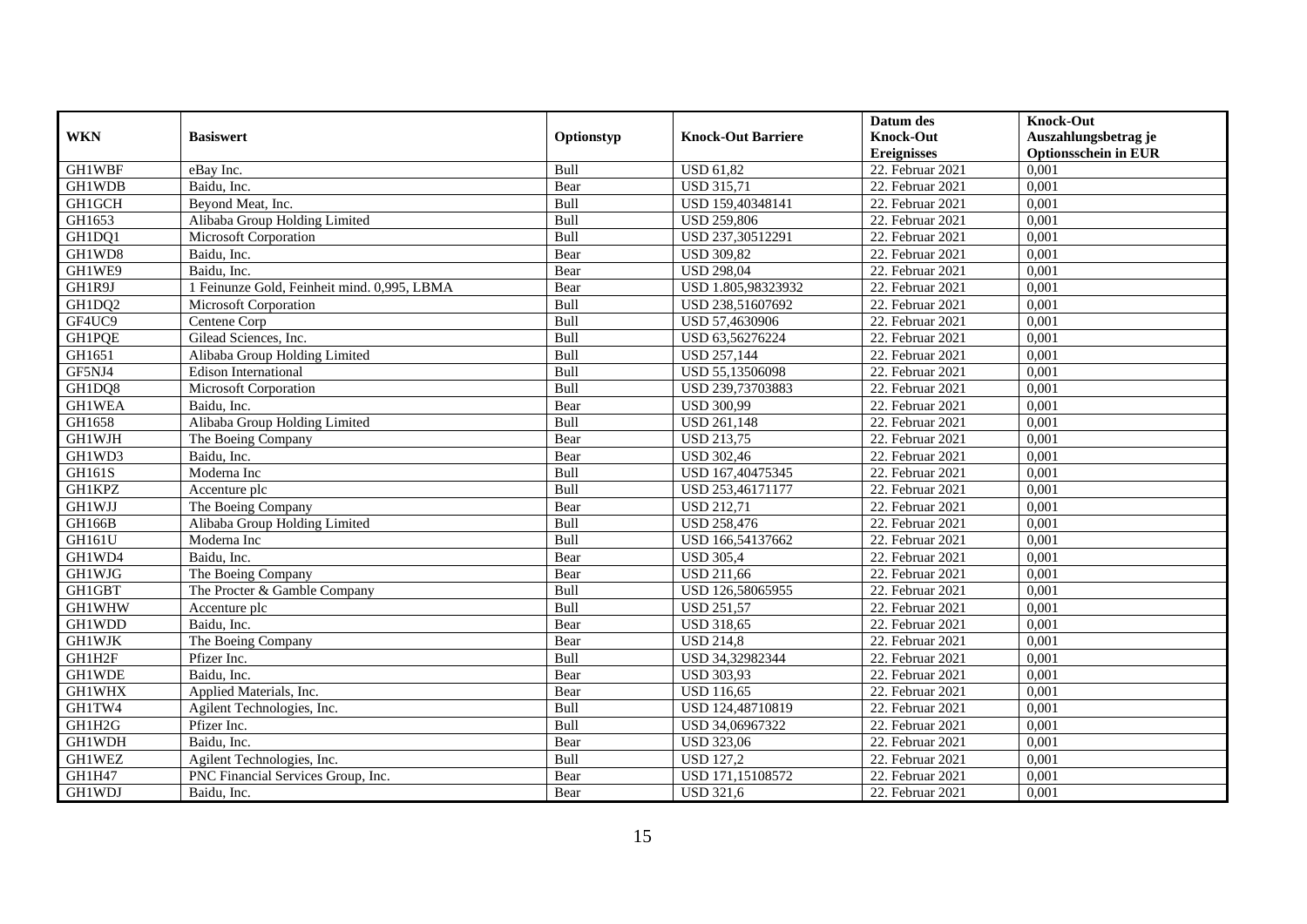| WKN | Basiswert | Optionstyp | Knock-Out Barriere | Datum des Knock-Out Ereignisses | Knock-Out Auszahlungsbetrag je Optionsschein in EUR |
|---|---|---|---|---|---|
| GH1WBF | eBay Inc. | Bull | USD 61,82 | 22. Februar 2021 | 0,001 |
| GH1WDB | Baidu, Inc. | Bear | USD 315,71 | 22. Februar 2021 | 0,001 |
| GH1GCH | Beyond Meat, Inc. | Bull | USD 159,40348141 | 22. Februar 2021 | 0,001 |
| GH1653 | Alibaba Group Holding Limited | Bull | USD 259,806 | 22. Februar 2021 | 0,001 |
| GH1DQ1 | Microsoft Corporation | Bull | USD 237,30512291 | 22. Februar 2021 | 0,001 |
| GH1WD8 | Baidu, Inc. | Bear | USD 309,82 | 22. Februar 2021 | 0,001 |
| GH1WE9 | Baidu, Inc. | Bear | USD 298,04 | 22. Februar 2021 | 0,001 |
| GH1R9J | 1 Feinunze Gold, Feinheit mind. 0,995, LBMA | Bear | USD 1.805,98323932 | 22. Februar 2021 | 0,001 |
| GH1DQ2 | Microsoft Corporation | Bull | USD 238,51607692 | 22. Februar 2021 | 0,001 |
| GF4UC9 | Centene Corp | Bull | USD 57,4630906 | 22. Februar 2021 | 0,001 |
| GH1PQE | Gilead Sciences, Inc. | Bull | USD 63,56276224 | 22. Februar 2021 | 0,001 |
| GH1651 | Alibaba Group Holding Limited | Bull | USD 257,144 | 22. Februar 2021 | 0,001 |
| GF5NJ4 | Edison International | Bull | USD 55,13506098 | 22. Februar 2021 | 0,001 |
| GH1DQ8 | Microsoft Corporation | Bull | USD 239,73703883 | 22. Februar 2021 | 0,001 |
| GH1WEA | Baidu, Inc. | Bear | USD 300,99 | 22. Februar 2021 | 0,001 |
| GH1658 | Alibaba Group Holding Limited | Bull | USD 261,148 | 22. Februar 2021 | 0,001 |
| GH1WJH | The Boeing Company | Bear | USD 213,75 | 22. Februar 2021 | 0,001 |
| GH1WD3 | Baidu, Inc. | Bear | USD 302,46 | 22. Februar 2021 | 0,001 |
| GH161S | Moderna Inc | Bull | USD 167,40475345 | 22. Februar 2021 | 0,001 |
| GH1KPZ | Accenture plc | Bull | USD 253,46171177 | 22. Februar 2021 | 0,001 |
| GH1WJJ | The Boeing Company | Bear | USD 212,71 | 22. Februar 2021 | 0,001 |
| GH166B | Alibaba Group Holding Limited | Bull | USD 258,476 | 22. Februar 2021 | 0,001 |
| GH161U | Moderna Inc | Bull | USD 166,54137662 | 22. Februar 2021 | 0,001 |
| GH1WD4 | Baidu, Inc. | Bear | USD 305,4 | 22. Februar 2021 | 0,001 |
| GH1WJG | The Boeing Company | Bear | USD 211,66 | 22. Februar 2021 | 0,001 |
| GH1GBT | The Procter & Gamble Company | Bull | USD 126,58065955 | 22. Februar 2021 | 0,001 |
| GH1WHW | Accenture plc | Bull | USD 251,57 | 22. Februar 2021 | 0,001 |
| GH1WDD | Baidu, Inc. | Bear | USD 318,65 | 22. Februar 2021 | 0,001 |
| GH1WJK | The Boeing Company | Bear | USD 214,8 | 22. Februar 2021 | 0,001 |
| GH1H2F | Pfizer Inc. | Bull | USD 34,32982344 | 22. Februar 2021 | 0,001 |
| GH1WDE | Baidu, Inc. | Bear | USD 303,93 | 22. Februar 2021 | 0,001 |
| GH1WHX | Applied Materials, Inc. | Bear | USD 116,65 | 22. Februar 2021 | 0,001 |
| GH1TW4 | Agilent Technologies, Inc. | Bull | USD 124,48710819 | 22. Februar 2021 | 0,001 |
| GH1H2G | Pfizer Inc. | Bull | USD 34,06967322 | 22. Februar 2021 | 0,001 |
| GH1WDH | Baidu, Inc. | Bear | USD 323,06 | 22. Februar 2021 | 0,001 |
| GH1WEZ | Agilent Technologies, Inc. | Bull | USD 127,2 | 22. Februar 2021 | 0,001 |
| GH1H47 | PNC Financial Services Group, Inc. | Bear | USD 171,15108572 | 22. Februar 2021 | 0,001 |
| GH1WDJ | Baidu, Inc. | Bear | USD 321,6 | 22. Februar 2021 | 0,001 |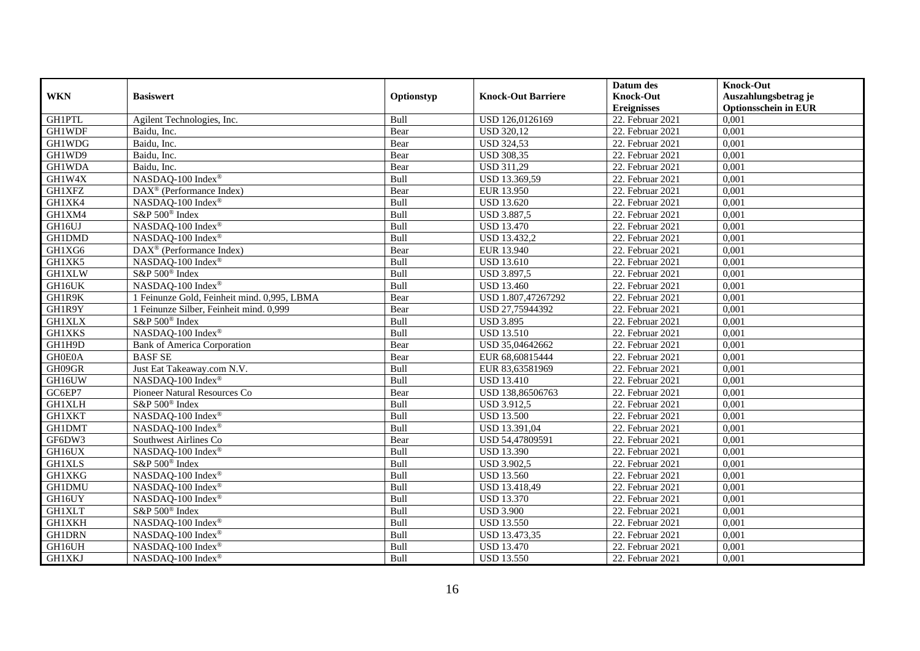| WKN | Basiswert | Optionstyp | Knock-Out Barriere | Datum des Knock-Out Ereignisses | Knock-Out Auszahlungsbetrag je Optionsschein in EUR |
|---|---|---|---|---|---|
| GH1PTL | Agilent Technologies, Inc. | Bull | USD 126,0126169 | 22. Februar 2021 | 0,001 |
| GH1WDF | Baidu, Inc. | Bear | USD 320,12 | 22. Februar 2021 | 0,001 |
| GH1WDG | Baidu, Inc. | Bear | USD 324,53 | 22. Februar 2021 | 0,001 |
| GH1WD9 | Baidu, Inc. | Bear | USD 308,35 | 22. Februar 2021 | 0,001 |
| GH1WDA | Baidu, Inc. | Bear | USD 311,29 | 22. Februar 2021 | 0,001 |
| GH1W4X | NASDAQ-100 Index® | Bull | USD 13.369,59 | 22. Februar 2021 | 0,001 |
| GH1XFZ | DAX® (Performance Index) | Bear | EUR 13.950 | 22. Februar 2021 | 0,001 |
| GH1XK4 | NASDAQ-100 Index® | Bull | USD 13.620 | 22. Februar 2021 | 0,001 |
| GH1XM4 | S&P 500® Index | Bull | USD 3.887,5 | 22. Februar 2021 | 0,001 |
| GH16UJ | NASDAQ-100 Index® | Bull | USD 13.470 | 22. Februar 2021 | 0,001 |
| GH1DMD | NASDAQ-100 Index® | Bull | USD 13.432,2 | 22. Februar 2021 | 0,001 |
| GH1XG6 | DAX® (Performance Index) | Bear | EUR 13.940 | 22. Februar 2021 | 0,001 |
| GH1XK5 | NASDAQ-100 Index® | Bull | USD 13.610 | 22. Februar 2021 | 0,001 |
| GH1XLW | S&P 500® Index | Bull | USD 3.897,5 | 22. Februar 2021 | 0,001 |
| GH16UK | NASDAQ-100 Index® | Bull | USD 13.460 | 22. Februar 2021 | 0,001 |
| GH1R9K | 1 Feinunze Gold, Feinheit mind. 0,995, LBMA | Bear | USD 1.807,47267292 | 22. Februar 2021 | 0,001 |
| GH1R9Y | 1 Feinunze Silber, Feinheit mind. 0,999 | Bear | USD 27,75944392 | 22. Februar 2021 | 0,001 |
| GH1XLX | S&P 500® Index | Bull | USD 3.895 | 22. Februar 2021 | 0,001 |
| GH1XKS | NASDAQ-100 Index® | Bull | USD 13.510 | 22. Februar 2021 | 0,001 |
| GH1H9D | Bank of America Corporation | Bear | USD 35,04642662 | 22. Februar 2021 | 0,001 |
| GH0E0A | BASF SE | Bear | EUR 68,60815444 | 22. Februar 2021 | 0,001 |
| GH09GR | Just Eat Takeaway.com N.V. | Bull | EUR 83,63581969 | 22. Februar 2021 | 0,001 |
| GH16UW | NASDAQ-100 Index® | Bull | USD 13.410 | 22. Februar 2021 | 0,001 |
| GC6EP7 | Pioneer Natural Resources Co | Bear | USD 138,86506763 | 22. Februar 2021 | 0,001 |
| GH1XLH | S&P 500® Index | Bull | USD 3.912,5 | 22. Februar 2021 | 0,001 |
| GH1XKT | NASDAQ-100 Index® | Bull | USD 13.500 | 22. Februar 2021 | 0,001 |
| GH1DMT | NASDAQ-100 Index® | Bull | USD 13.391,04 | 22. Februar 2021 | 0,001 |
| GF6DW3 | Southwest Airlines Co | Bear | USD 54,47809591 | 22. Februar 2021 | 0,001 |
| GH16UX | NASDAQ-100 Index® | Bull | USD 13.390 | 22. Februar 2021 | 0,001 |
| GH1XLS | S&P 500® Index | Bull | USD 3.902,5 | 22. Februar 2021 | 0,001 |
| GH1XKG | NASDAQ-100 Index® | Bull | USD 13.560 | 22. Februar 2021 | 0,001 |
| GH1DMU | NASDAQ-100 Index® | Bull | USD 13.418,49 | 22. Februar 2021 | 0,001 |
| GH16UY | NASDAQ-100 Index® | Bull | USD 13.370 | 22. Februar 2021 | 0,001 |
| GH1XLT | S&P 500® Index | Bull | USD 3.900 | 22. Februar 2021 | 0,001 |
| GH1XKH | NASDAQ-100 Index® | Bull | USD 13.550 | 22. Februar 2021 | 0,001 |
| GH1DRN | NASDAQ-100 Index® | Bull | USD 13.473,35 | 22. Februar 2021 | 0,001 |
| GH16UH | NASDAQ-100 Index® | Bull | USD 13.470 | 22. Februar 2021 | 0,001 |
| GH1XKJ | NASDAQ-100 Index® | Bull | USD 13.550 | 22. Februar 2021 | 0,001 |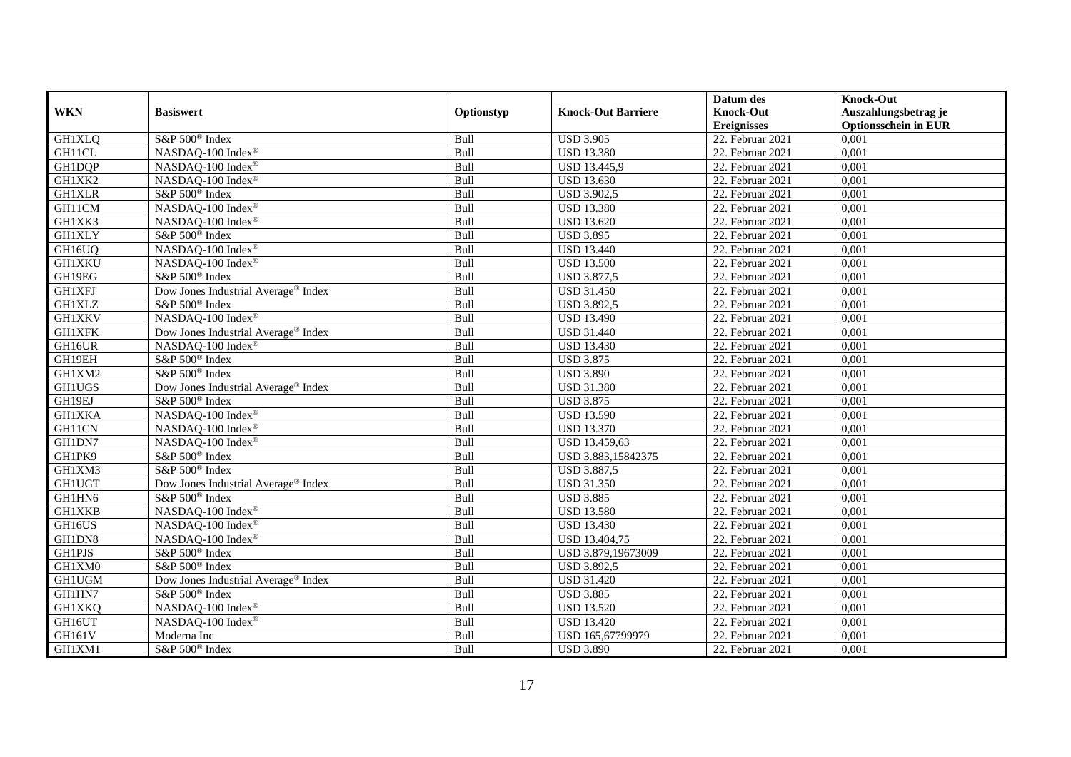| WKN | Basiswert | Optionstyp | Knock-Out Barriere | Datum des Knock-Out Ereignisses | Knock-Out Auszahlungsbetrag je Optionsschein in EUR |
|---|---|---|---|---|---|
| GH1XLQ | S&P 500® Index | Bull | USD 3.905 | 22. Februar 2021 | 0,001 |
| GH11CL | NASDAQ-100 Index® | Bull | USD 13.380 | 22. Februar 2021 | 0,001 |
| GH1DQP | NASDAQ-100 Index® | Bull | USD 13.445,9 | 22. Februar 2021 | 0,001 |
| GH1XK2 | NASDAQ-100 Index® | Bull | USD 13.630 | 22. Februar 2021 | 0,001 |
| GH1XLR | S&P 500® Index | Bull | USD 3.902,5 | 22. Februar 2021 | 0,001 |
| GH11CM | NASDAQ-100 Index® | Bull | USD 13.380 | 22. Februar 2021 | 0,001 |
| GH1XK3 | NASDAQ-100 Index® | Bull | USD 13.620 | 22. Februar 2021 | 0,001 |
| GH1XLY | S&P 500® Index | Bull | USD 3.895 | 22. Februar 2021 | 0,001 |
| GH16UQ | NASDAQ-100 Index® | Bull | USD 13.440 | 22. Februar 2021 | 0,001 |
| GH1XKU | NASDAQ-100 Index® | Bull | USD 13.500 | 22. Februar 2021 | 0,001 |
| GH19EG | S&P 500® Index | Bull | USD 3.877,5 | 22. Februar 2021 | 0,001 |
| GH1XFJ | Dow Jones Industrial Average® Index | Bull | USD 31.450 | 22. Februar 2021 | 0,001 |
| GH1XLZ | S&P 500® Index | Bull | USD 3.892,5 | 22. Februar 2021 | 0,001 |
| GH1XKV | NASDAQ-100 Index® | Bull | USD 13.490 | 22. Februar 2021 | 0,001 |
| GH1XFK | Dow Jones Industrial Average® Index | Bull | USD 31.440 | 22. Februar 2021 | 0,001 |
| GH16UR | NASDAQ-100 Index® | Bull | USD 13.430 | 22. Februar 2021 | 0,001 |
| GH19EH | S&P 500® Index | Bull | USD 3.875 | 22. Februar 2021 | 0,001 |
| GH1XM2 | S&P 500® Index | Bull | USD 3.890 | 22. Februar 2021 | 0,001 |
| GH1UGS | Dow Jones Industrial Average® Index | Bull | USD 31.380 | 22. Februar 2021 | 0,001 |
| GH19EJ | S&P 500® Index | Bull | USD 3.875 | 22. Februar 2021 | 0,001 |
| GH1XKA | NASDAQ-100 Index® | Bull | USD 13.590 | 22. Februar 2021 | 0,001 |
| GH11CN | NASDAQ-100 Index® | Bull | USD 13.370 | 22. Februar 2021 | 0,001 |
| GH1DN7 | NASDAQ-100 Index® | Bull | USD 13.459,63 | 22. Februar 2021 | 0,001 |
| GH1PK9 | S&P 500® Index | Bull | USD 3.883,15842375 | 22. Februar 2021 | 0,001 |
| GH1XM3 | S&P 500® Index | Bull | USD 3.887,5 | 22. Februar 2021 | 0,001 |
| GH1UGT | Dow Jones Industrial Average® Index | Bull | USD 31.350 | 22. Februar 2021 | 0,001 |
| GH1HN6 | S&P 500® Index | Bull | USD 3.885 | 22. Februar 2021 | 0,001 |
| GH1XKB | NASDAQ-100 Index® | Bull | USD 13.580 | 22. Februar 2021 | 0,001 |
| GH16US | NASDAQ-100 Index® | Bull | USD 13.430 | 22. Februar 2021 | 0,001 |
| GH1DN8 | NASDAQ-100 Index® | Bull | USD 13.404,75 | 22. Februar 2021 | 0,001 |
| GH1PJS | S&P 500® Index | Bull | USD 3.879,19673009 | 22. Februar 2021 | 0,001 |
| GH1XM0 | S&P 500® Index | Bull | USD 3.892,5 | 22. Februar 2021 | 0,001 |
| GH1UGM | Dow Jones Industrial Average® Index | Bull | USD 31.420 | 22. Februar 2021 | 0,001 |
| GH1HN7 | S&P 500® Index | Bull | USD 3.885 | 22. Februar 2021 | 0,001 |
| GH1XKQ | NASDAQ-100 Index® | Bull | USD 13.520 | 22. Februar 2021 | 0,001 |
| GH16UT | NASDAQ-100 Index® | Bull | USD 13.420 | 22. Februar 2021 | 0,001 |
| GH161V | Moderna Inc | Bull | USD 165,67799979 | 22. Februar 2021 | 0,001 |
| GH1XM1 | S&P 500® Index | Bull | USD 3.890 | 22. Februar 2021 | 0,001 |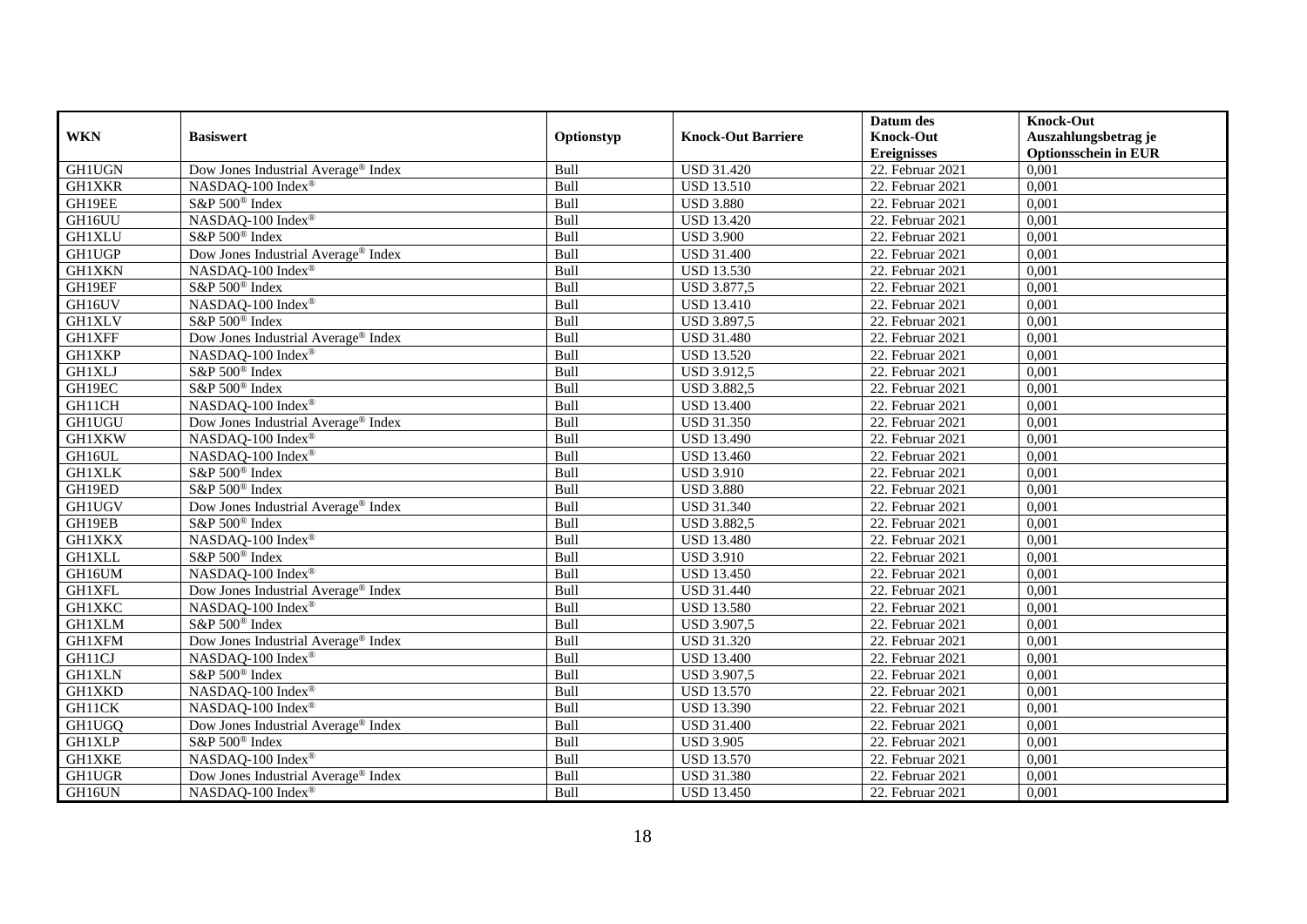| WKN | Basiswert | Optionstyp | Knock-Out Barriere | Datum des Knock-Out Ereignisses | Knock-Out Auszahlungsbetrag je Optionsschein in EUR |
|---|---|---|---|---|---|
| GH1UGN | Dow Jones Industrial Average® Index | Bull | USD 31.420 | 22. Februar 2021 | 0,001 |
| GH1XKR | NASDAQ-100 Index® | Bull | USD 13.510 | 22. Februar 2021 | 0,001 |
| GH19EE | S&P 500® Index | Bull | USD 3.880 | 22. Februar 2021 | 0,001 |
| GH16UU | NASDAQ-100 Index® | Bull | USD 13.420 | 22. Februar 2021 | 0,001 |
| GH1XLU | S&P 500® Index | Bull | USD 3.900 | 22. Februar 2021 | 0,001 |
| GH1UGP | Dow Jones Industrial Average® Index | Bull | USD 31.400 | 22. Februar 2021 | 0,001 |
| GH1XKN | NASDAQ-100 Index® | Bull | USD 13.530 | 22. Februar 2021 | 0,001 |
| GH19EF | S&P 500® Index | Bull | USD 3.877,5 | 22. Februar 2021 | 0,001 |
| GH16UV | NASDAQ-100 Index® | Bull | USD 13.410 | 22. Februar 2021 | 0,001 |
| GH1XLV | S&P 500® Index | Bull | USD 3.897,5 | 22. Februar 2021 | 0,001 |
| GH1XFF | Dow Jones Industrial Average® Index | Bull | USD 31.480 | 22. Februar 2021 | 0,001 |
| GH1XKP | NASDAQ-100 Index® | Bull | USD 13.520 | 22. Februar 2021 | 0,001 |
| GH1XLJ | S&P 500® Index | Bull | USD 3.912,5 | 22. Februar 2021 | 0,001 |
| GH19EC | S&P 500® Index | Bull | USD 3.882,5 | 22. Februar 2021 | 0,001 |
| GH11CH | NASDAQ-100 Index® | Bull | USD 13.400 | 22. Februar 2021 | 0,001 |
| GH1UGU | Dow Jones Industrial Average® Index | Bull | USD 31.350 | 22. Februar 2021 | 0,001 |
| GH1XKW | NASDAQ-100 Index® | Bull | USD 13.490 | 22. Februar 2021 | 0,001 |
| GH16UL | NASDAQ-100 Index® | Bull | USD 13.460 | 22. Februar 2021 | 0,001 |
| GH1XLK | S&P 500® Index | Bull | USD 3.910 | 22. Februar 2021 | 0,001 |
| GH19ED | S&P 500® Index | Bull | USD 3.880 | 22. Februar 2021 | 0,001 |
| GH1UGV | Dow Jones Industrial Average® Index | Bull | USD 31.340 | 22. Februar 2021 | 0,001 |
| GH19EB | S&P 500® Index | Bull | USD 3.882,5 | 22. Februar 2021 | 0,001 |
| GH1XKX | NASDAQ-100 Index® | Bull | USD 13.480 | 22. Februar 2021 | 0,001 |
| GH1XLL | S&P 500® Index | Bull | USD 3.910 | 22. Februar 2021 | 0,001 |
| GH16UM | NASDAQ-100 Index® | Bull | USD 13.450 | 22. Februar 2021 | 0,001 |
| GH1XFL | Dow Jones Industrial Average® Index | Bull | USD 31.440 | 22. Februar 2021 | 0,001 |
| GH1XKC | NASDAQ-100 Index® | Bull | USD 13.580 | 22. Februar 2021 | 0,001 |
| GH1XLM | S&P 500® Index | Bull | USD 3.907,5 | 22. Februar 2021 | 0,001 |
| GH1XFM | Dow Jones Industrial Average® Index | Bull | USD 31.320 | 22. Februar 2021 | 0,001 |
| GH11CJ | NASDAQ-100 Index® | Bull | USD 13.400 | 22. Februar 2021 | 0,001 |
| GH1XLN | S&P 500® Index | Bull | USD 3.907,5 | 22. Februar 2021 | 0,001 |
| GH1XKD | NASDAQ-100 Index® | Bull | USD 13.570 | 22. Februar 2021 | 0,001 |
| GH11CK | NASDAQ-100 Index® | Bull | USD 13.390 | 22. Februar 2021 | 0,001 |
| GH1UGQ | Dow Jones Industrial Average® Index | Bull | USD 31.400 | 22. Februar 2021 | 0,001 |
| GH1XLP | S&P 500® Index | Bull | USD 3.905 | 22. Februar 2021 | 0,001 |
| GH1XKE | NASDAQ-100 Index® | Bull | USD 13.570 | 22. Februar 2021 | 0,001 |
| GH1UGR | Dow Jones Industrial Average® Index | Bull | USD 31.380 | 22. Februar 2021 | 0,001 |
| GH16UN | NASDAQ-100 Index® | Bull | USD 13.450 | 22. Februar 2021 | 0,001 |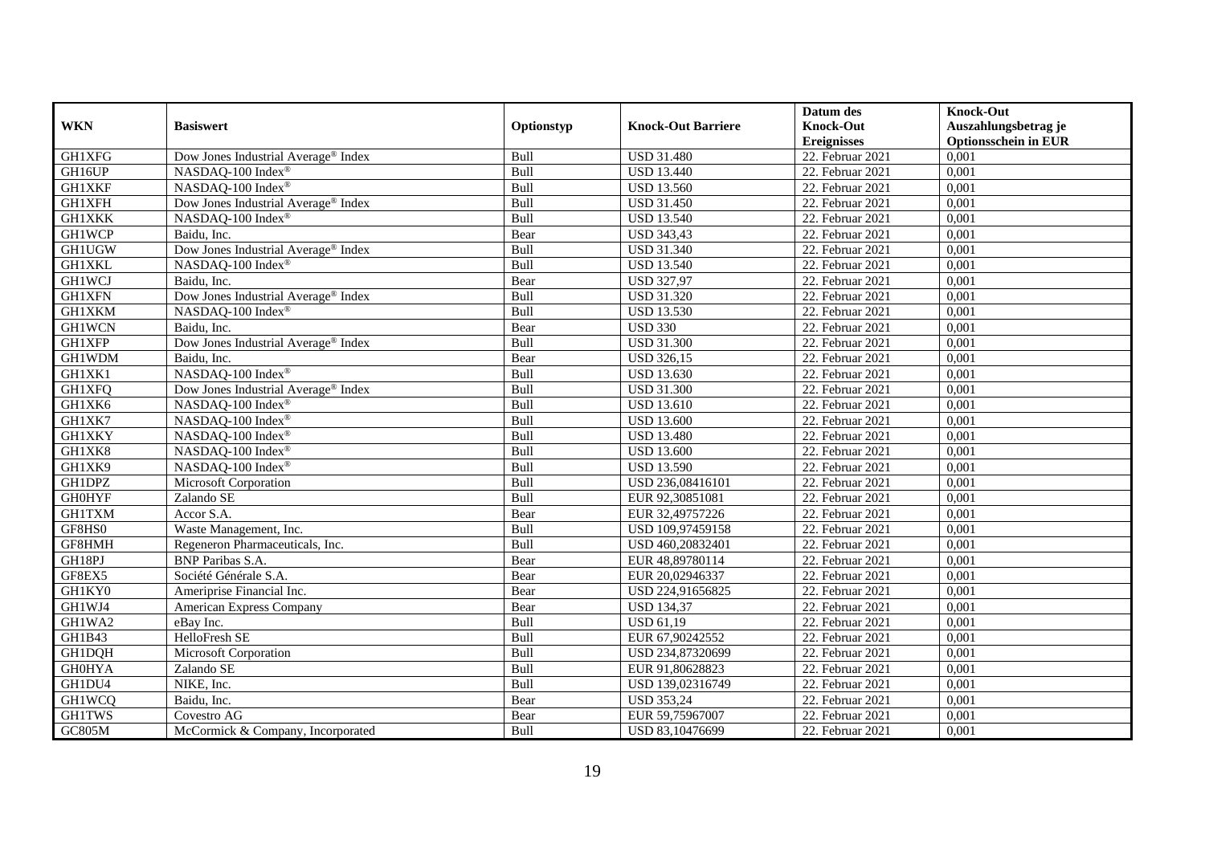| WKN | Basiswert | Optionstyp | Knock-Out Barriere | Datum des Knock-Out Ereignisses | Knock-Out Auszahlungsbetrag je Optionsschein in EUR |
|---|---|---|---|---|---|
| GH1XFG | Dow Jones Industrial Average® Index | Bull | USD 31.480 | 22. Februar 2021 | 0,001 |
| GH16UP | NASDAQ-100 Index® | Bull | USD 13.440 | 22. Februar 2021 | 0,001 |
| GH1XKF | NASDAQ-100 Index® | Bull | USD 13.560 | 22. Februar 2021 | 0,001 |
| GH1XFH | Dow Jones Industrial Average® Index | Bull | USD 31.450 | 22. Februar 2021 | 0,001 |
| GH1XKK | NASDAQ-100 Index® | Bull | USD 13.540 | 22. Februar 2021 | 0,001 |
| GH1WCP | Baidu, Inc. | Bear | USD 343,43 | 22. Februar 2021 | 0,001 |
| GH1UGW | Dow Jones Industrial Average® Index | Bull | USD 31.340 | 22. Februar 2021 | 0,001 |
| GH1XKL | NASDAQ-100 Index® | Bull | USD 13.540 | 22. Februar 2021 | 0,001 |
| GH1WCJ | Baidu, Inc. | Bear | USD 327,97 | 22. Februar 2021 | 0,001 |
| GH1XFN | Dow Jones Industrial Average® Index | Bull | USD 31.320 | 22. Februar 2021 | 0,001 |
| GH1XKM | NASDAQ-100 Index® | Bull | USD 13.530 | 22. Februar 2021 | 0,001 |
| GH1WCN | Baidu, Inc. | Bear | USD 330 | 22. Februar 2021 | 0,001 |
| GH1XFP | Dow Jones Industrial Average® Index | Bull | USD 31.300 | 22. Februar 2021 | 0,001 |
| GH1WDM | Baidu, Inc. | Bear | USD 326,15 | 22. Februar 2021 | 0,001 |
| GH1XK1 | NASDAQ-100 Index® | Bull | USD 13.630 | 22. Februar 2021 | 0,001 |
| GH1XFQ | Dow Jones Industrial Average® Index | Bull | USD 31.300 | 22. Februar 2021 | 0,001 |
| GH1XK6 | NASDAQ-100 Index® | Bull | USD 13.610 | 22. Februar 2021 | 0,001 |
| GH1XK7 | NASDAQ-100 Index® | Bull | USD 13.600 | 22. Februar 2021 | 0,001 |
| GH1XKY | NASDAQ-100 Index® | Bull | USD 13.480 | 22. Februar 2021 | 0,001 |
| GH1XK8 | NASDAQ-100 Index® | Bull | USD 13.600 | 22. Februar 2021 | 0,001 |
| GH1XK9 | NASDAQ-100 Index® | Bull | USD 13.590 | 22. Februar 2021 | 0,001 |
| GH1DPZ | Microsoft Corporation | Bull | USD 236,08416101 | 22. Februar 2021 | 0,001 |
| GH0HYF | Zalando SE | Bull | EUR 92,30851081 | 22. Februar 2021 | 0,001 |
| GH1TXM | Accor S.A. | Bear | EUR 32,49757226 | 22. Februar 2021 | 0,001 |
| GF8HS0 | Waste Management, Inc. | Bull | USD 109,97459158 | 22. Februar 2021 | 0,001 |
| GF8HMH | Regeneron Pharmaceuticals, Inc. | Bull | USD 460,20832401 | 22. Februar 2021 | 0,001 |
| GH18PJ | BNP Paribas S.A. | Bear | EUR 48,89780114 | 22. Februar 2021 | 0,001 |
| GF8EX5 | Société Générale S.A. | Bear | EUR 20,02946337 | 22. Februar 2021 | 0,001 |
| GH1KY0 | Ameriprise Financial Inc. | Bear | USD 224,91656825 | 22. Februar 2021 | 0,001 |
| GH1WJ4 | American Express Company | Bear | USD 134,37 | 22. Februar 2021 | 0,001 |
| GH1WA2 | eBay Inc. | Bull | USD 61,19 | 22. Februar 2021 | 0,001 |
| GH1B43 | HelloFresh SE | Bull | EUR 67,90242552 | 22. Februar 2021 | 0,001 |
| GH1DQH | Microsoft Corporation | Bull | USD 234,87320699 | 22. Februar 2021 | 0,001 |
| GH0HYA | Zalando SE | Bull | EUR 91,80628823 | 22. Februar 2021 | 0,001 |
| GH1DU4 | NIKE, Inc. | Bull | USD 139,02316749 | 22. Februar 2021 | 0,001 |
| GH1WCQ | Baidu, Inc. | Bear | USD 353,24 | 22. Februar 2021 | 0,001 |
| GH1TWS | Covestro AG | Bear | EUR 59,75967007 | 22. Februar 2021 | 0,001 |
| GC805M | McCormick & Company, Incorporated | Bull | USD 83,10476699 | 22. Februar 2021 | 0,001 |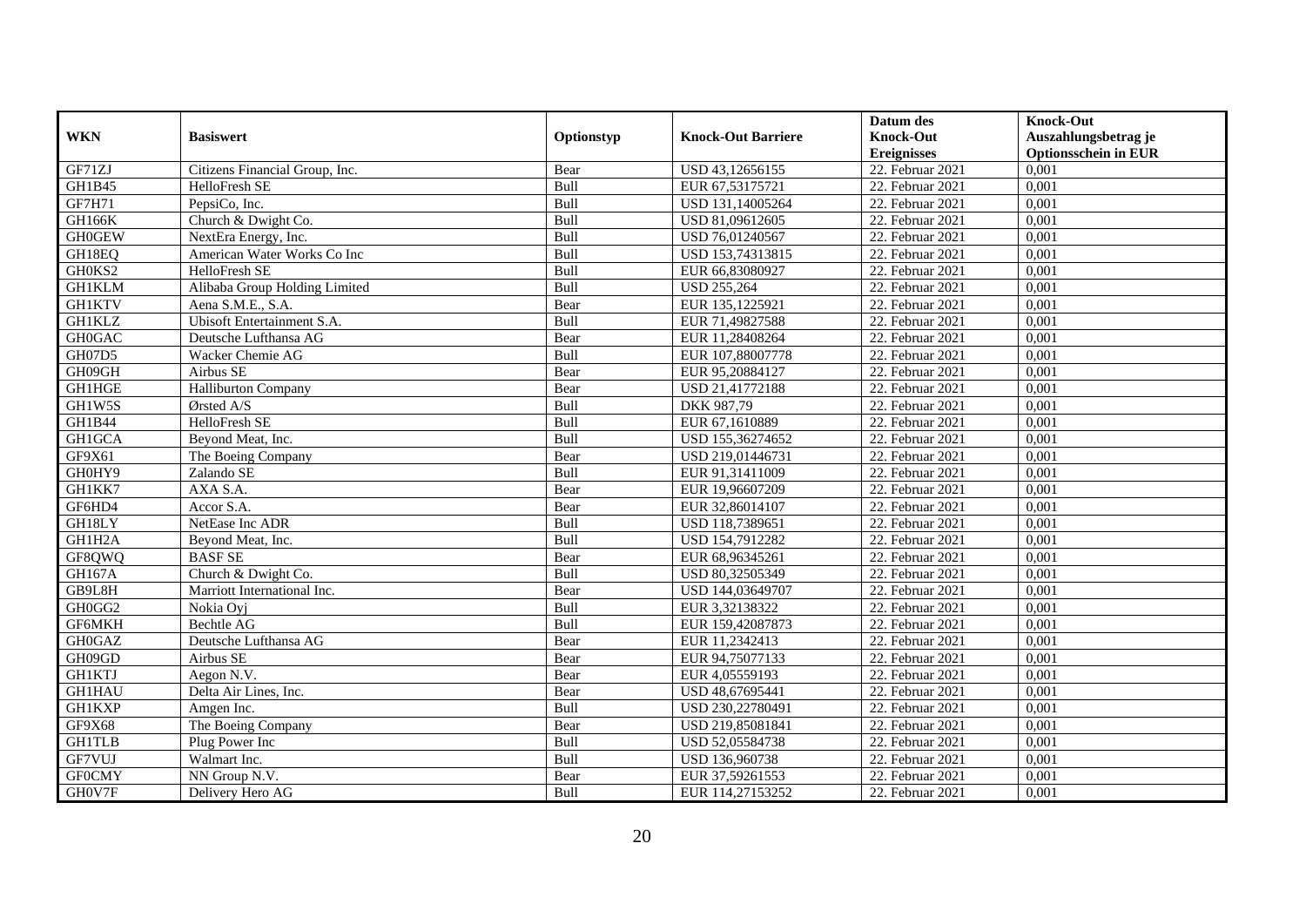| WKN | Basiswert | Optionstyp | Knock-Out Barriere | Datum des Knock-Out Ereignisses | Knock-Out Auszahlungsbetrag je Optionsschein in EUR |
|---|---|---|---|---|---|
| GF71ZJ | Citizens Financial Group, Inc. | Bear | USD 43,12656155 | 22. Februar 2021 | 0,001 |
| GH1B45 | HelloFresh SE | Bull | EUR 67,53175721 | 22. Februar 2021 | 0,001 |
| GF7H71 | PepsiCo, Inc. | Bull | USD 131,14005264 | 22. Februar 2021 | 0,001 |
| GH166K | Church & Dwight Co. | Bull | USD 81,09612605 | 22. Februar 2021 | 0,001 |
| GH0GEW | NextEra Energy, Inc. | Bull | USD 76,01240567 | 22. Februar 2021 | 0,001 |
| GH18EQ | American Water Works Co Inc | Bull | USD 153,74313815 | 22. Februar 2021 | 0,001 |
| GH0KS2 | HelloFresh SE | Bull | EUR 66,83080927 | 22. Februar 2021 | 0,001 |
| GH1KLM | Alibaba Group Holding Limited | Bull | USD 255,264 | 22. Februar 2021 | 0,001 |
| GH1KTV | Aena S.M.E., S.A. | Bear | EUR 135,1225921 | 22. Februar 2021 | 0,001 |
| GH1KLZ | Ubisoft Entertainment S.A. | Bull | EUR 71,49827588 | 22. Februar 2021 | 0,001 |
| GH0GAC | Deutsche Lufthansa AG | Bear | EUR 11,28408264 | 22. Februar 2021 | 0,001 |
| GH07D5 | Wacker Chemie AG | Bull | EUR 107,88007778 | 22. Februar 2021 | 0,001 |
| GH09GH | Airbus SE | Bear | EUR 95,20884127 | 22. Februar 2021 | 0,001 |
| GH1HGE | Halliburton Company | Bear | USD 21,41772188 | 22. Februar 2021 | 0,001 |
| GH1W5S | Ørsted A/S | Bull | DKK 987,79 | 22. Februar 2021 | 0,001 |
| GH1B44 | HelloFresh SE | Bull | EUR 67,1610889 | 22. Februar 2021 | 0,001 |
| GH1GCA | Beyond Meat, Inc. | Bull | USD 155,36274652 | 22. Februar 2021 | 0,001 |
| GF9X61 | The Boeing Company | Bear | USD 219,01446731 | 22. Februar 2021 | 0,001 |
| GH0HY9 | Zalando SE | Bull | EUR 91,31411009 | 22. Februar 2021 | 0,001 |
| GH1KK7 | AXA S.A. | Bear | EUR 19,96607209 | 22. Februar 2021 | 0,001 |
| GF6HD4 | Accor S.A. | Bear | EUR 32,86014107 | 22. Februar 2021 | 0,001 |
| GH18LY | NetEase Inc ADR | Bull | USD 118,7389651 | 22. Februar 2021 | 0,001 |
| GH1H2A | Beyond Meat, Inc. | Bull | USD 154,7912282 | 22. Februar 2021 | 0,001 |
| GF8QWQ | BASF SE | Bear | EUR 68,96345261 | 22. Februar 2021 | 0,001 |
| GH167A | Church & Dwight Co. | Bull | USD 80,32505349 | 22. Februar 2021 | 0,001 |
| GB9L8H | Marriott International Inc. | Bear | USD 144,03649707 | 22. Februar 2021 | 0,001 |
| GH0GG2 | Nokia Oyj | Bull | EUR 3,32138322 | 22. Februar 2021 | 0,001 |
| GF6MKH | Bechtle AG | Bull | EUR 159,42087873 | 22. Februar 2021 | 0,001 |
| GH0GAZ | Deutsche Lufthansa AG | Bear | EUR 11,2342413 | 22. Februar 2021 | 0,001 |
| GH09GD | Airbus SE | Bear | EUR 94,75077133 | 22. Februar 2021 | 0,001 |
| GH1KTJ | Aegon N.V. | Bear | EUR 4,05559193 | 22. Februar 2021 | 0,001 |
| GH1HAU | Delta Air Lines, Inc. | Bear | USD 48,67695441 | 22. Februar 2021 | 0,001 |
| GH1KXP | Amgen Inc. | Bull | USD 230,22780491 | 22. Februar 2021 | 0,001 |
| GF9X68 | The Boeing Company | Bear | USD 219,85081841 | 22. Februar 2021 | 0,001 |
| GH1TLB | Plug Power Inc | Bull | USD 52,05584738 | 22. Februar 2021 | 0,001 |
| GF7VUJ | Walmart Inc. | Bull | USD 136,960738 | 22. Februar 2021 | 0,001 |
| GF0CMY | NN Group N.V. | Bear | EUR 37,59261553 | 22. Februar 2021 | 0,001 |
| GH0V7F | Delivery Hero AG | Bull | EUR 114,27153252 | 22. Februar 2021 | 0,001 |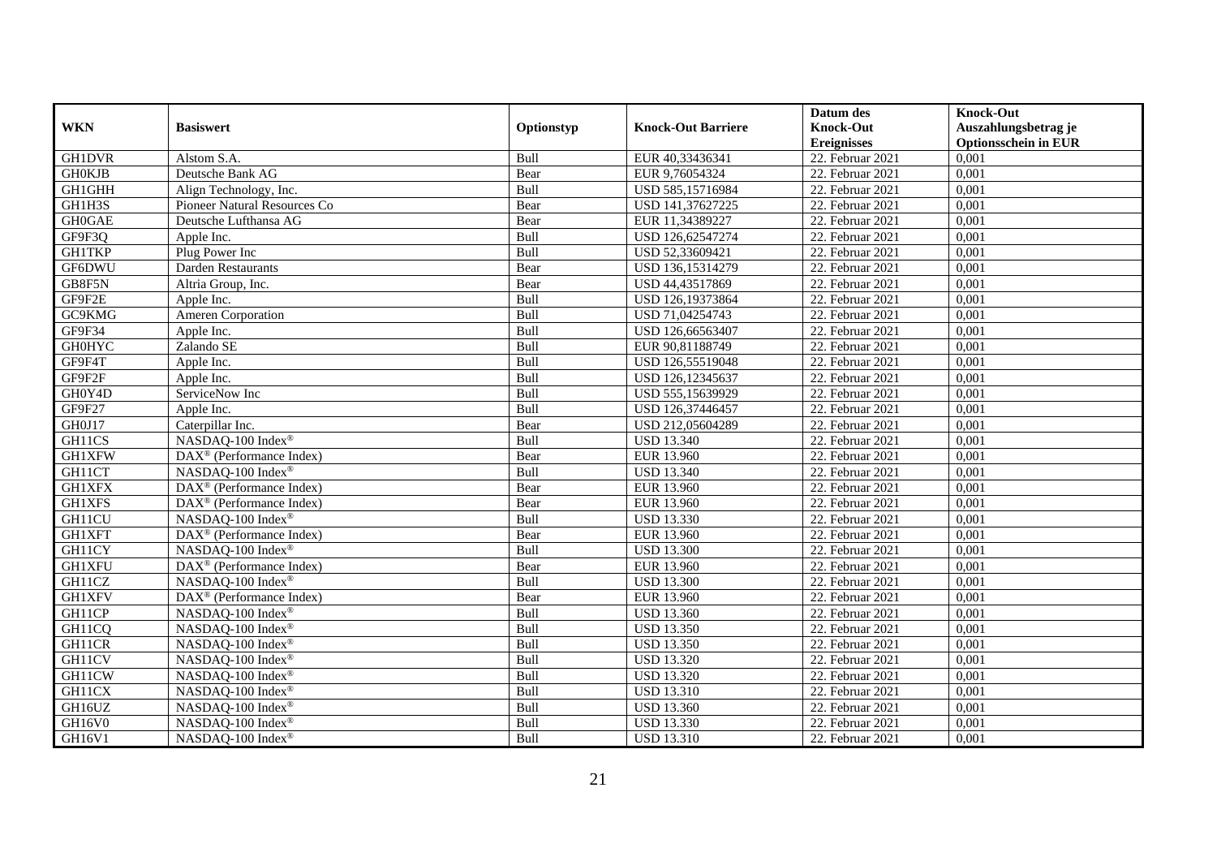| WKN | Basiswert | Optionstyp | Knock-Out Barriere | Datum des Knock-Out Ereignisses | Knock-Out Auszahlungsbetrag je Optionsschein in EUR |
|---|---|---|---|---|---|
| GH1DVR | Alstom S.A. | Bull | EUR 40,33436341 | 22. Februar 2021 | 0,001 |
| GH0KJB | Deutsche Bank AG | Bear | EUR 9,76054324 | 22. Februar 2021 | 0,001 |
| GH1GHH | Align Technology, Inc. | Bull | USD 585,15716984 | 22. Februar 2021 | 0,001 |
| GH1H3S | Pioneer Natural Resources Co | Bear | USD 141,37627225 | 22. Februar 2021 | 0,001 |
| GH0GAE | Deutsche Lufthansa AG | Bear | EUR 11,34389227 | 22. Februar 2021 | 0,001 |
| GF9F3Q | Apple Inc. | Bull | USD 126,62547274 | 22. Februar 2021 | 0,001 |
| GH1TKP | Plug Power Inc | Bull | USD 52,33609421 | 22. Februar 2021 | 0,001 |
| GF6DWU | Darden Restaurants | Bear | USD 136,15314279 | 22. Februar 2021 | 0,001 |
| GB8F5N | Altria Group, Inc. | Bear | USD 44,43517869 | 22. Februar 2021 | 0,001 |
| GF9F2E | Apple Inc. | Bull | USD 126,19373864 | 22. Februar 2021 | 0,001 |
| GC9KMG | Ameren Corporation | Bull | USD 71,04254743 | 22. Februar 2021 | 0,001 |
| GF9F34 | Apple Inc. | Bull | USD 126,66563407 | 22. Februar 2021 | 0,001 |
| GH0HYC | Zalando SE | Bull | EUR 90,81188749 | 22. Februar 2021 | 0,001 |
| GF9F4T | Apple Inc. | Bull | USD 126,55519048 | 22. Februar 2021 | 0,001 |
| GF9F2F | Apple Inc. | Bull | USD 126,12345637 | 22. Februar 2021 | 0,001 |
| GH0Y4D | ServiceNow Inc | Bull | USD 555,15639929 | 22. Februar 2021 | 0,001 |
| GF9F27 | Apple Inc. | Bull | USD 126,37446457 | 22. Februar 2021 | 0,001 |
| GH0J17 | Caterpillar Inc. | Bear | USD 212,05604289 | 22. Februar 2021 | 0,001 |
| GH11CS | NASDAQ-100 Index® | Bull | USD 13.340 | 22. Februar 2021 | 0,001 |
| GH1XFW | DAX® (Performance Index) | Bear | EUR 13.960 | 22. Februar 2021 | 0,001 |
| GH11CT | NASDAQ-100 Index® | Bull | USD 13.340 | 22. Februar 2021 | 0,001 |
| GH1XFX | DAX® (Performance Index) | Bear | EUR 13.960 | 22. Februar 2021 | 0,001 |
| GH1XFS | DAX® (Performance Index) | Bear | EUR 13.960 | 22. Februar 2021 | 0,001 |
| GH11CU | NASDAQ-100 Index® | Bull | USD 13.330 | 22. Februar 2021 | 0,001 |
| GH1XFT | DAX® (Performance Index) | Bear | EUR 13.960 | 22. Februar 2021 | 0,001 |
| GH11CY | NASDAQ-100 Index® | Bull | USD 13.300 | 22. Februar 2021 | 0,001 |
| GH1XFU | DAX® (Performance Index) | Bear | EUR 13.960 | 22. Februar 2021 | 0,001 |
| GH11CZ | NASDAQ-100 Index® | Bull | USD 13.300 | 22. Februar 2021 | 0,001 |
| GH1XFV | DAX® (Performance Index) | Bear | EUR 13.960 | 22. Februar 2021 | 0,001 |
| GH11CP | NASDAQ-100 Index® | Bull | USD 13.360 | 22. Februar 2021 | 0,001 |
| GH11CQ | NASDAQ-100 Index® | Bull | USD 13.350 | 22. Februar 2021 | 0,001 |
| GH11CR | NASDAQ-100 Index® | Bull | USD 13.350 | 22. Februar 2021 | 0,001 |
| GH11CV | NASDAQ-100 Index® | Bull | USD 13.320 | 22. Februar 2021 | 0,001 |
| GH11CW | NASDAQ-100 Index® | Bull | USD 13.320 | 22. Februar 2021 | 0,001 |
| GH11CX | NASDAQ-100 Index® | Bull | USD 13.310 | 22. Februar 2021 | 0,001 |
| GH16UZ | NASDAQ-100 Index® | Bull | USD 13.360 | 22. Februar 2021 | 0,001 |
| GH16V0 | NASDAQ-100 Index® | Bull | USD 13.330 | 22. Februar 2021 | 0,001 |
| GH16V1 | NASDAQ-100 Index® | Bull | USD 13.310 | 22. Februar 2021 | 0,001 |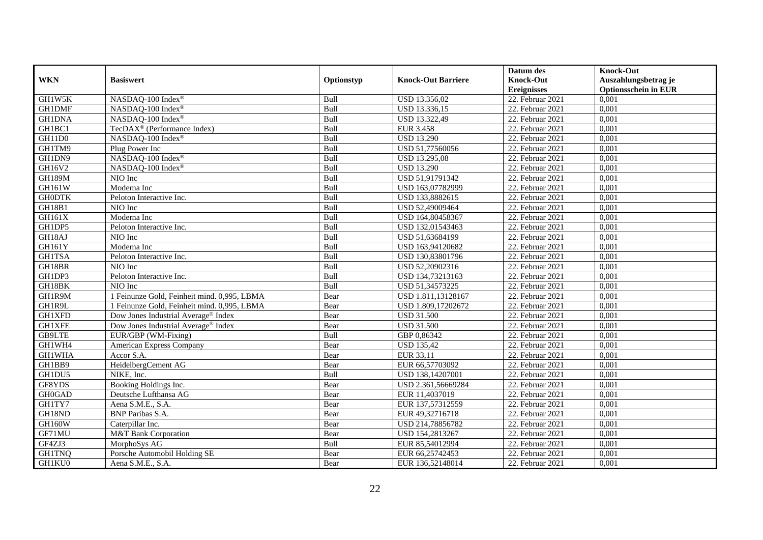| WKN | Basiswert | Optionstyp | Knock-Out Barriere | Datum des Knock-Out Ereignisses | Knock-Out Auszahlungsbetrag je Optionsschein in EUR |
|---|---|---|---|---|---|
| GH1W5K | NASDAQ-100 Index® | Bull | USD 13.356,02 | 22. Februar 2021 | 0,001 |
| GH1DMF | NASDAQ-100 Index® | Bull | USD 13.336,15 | 22. Februar 2021 | 0,001 |
| GH1DNA | NASDAQ-100 Index® | Bull | USD 13.322,49 | 22. Februar 2021 | 0,001 |
| GH1BC1 | TecDAX® (Performance Index) | Bull | EUR 3.458 | 22. Februar 2021 | 0,001 |
| GH11D0 | NASDAQ-100 Index® | Bull | USD 13.290 | 22. Februar 2021 | 0,001 |
| GH1TM9 | Plug Power Inc | Bull | USD 51,77560056 | 22. Februar 2021 | 0,001 |
| GH1DN9 | NASDAQ-100 Index® | Bull | USD 13.295,08 | 22. Februar 2021 | 0,001 |
| GH16V2 | NASDAQ-100 Index® | Bull | USD 13.290 | 22. Februar 2021 | 0,001 |
| GH189M | NIO Inc | Bull | USD 51,91791342 | 22. Februar 2021 | 0,001 |
| GH161W | Moderna Inc | Bull | USD 163,07782999 | 22. Februar 2021 | 0,001 |
| GH0DTK | Peloton Interactive Inc. | Bull | USD 133,8882615 | 22. Februar 2021 | 0,001 |
| GH18B1 | NIO Inc | Bull | USD 52,49009464 | 22. Februar 2021 | 0,001 |
| GH161X | Moderna Inc | Bull | USD 164,80458367 | 22. Februar 2021 | 0,001 |
| GH1DP5 | Peloton Interactive Inc. | Bull | USD 132,01543463 | 22. Februar 2021 | 0,001 |
| GH18AJ | NIO Inc | Bull | USD 51,63684199 | 22. Februar 2021 | 0,001 |
| GH161Y | Moderna Inc | Bull | USD 163,94120682 | 22. Februar 2021 | 0,001 |
| GH1TSA | Peloton Interactive Inc. | Bull | USD 130,83801796 | 22. Februar 2021 | 0,001 |
| GH18BR | NIO Inc | Bull | USD 52,20902316 | 22. Februar 2021 | 0,001 |
| GH1DP3 | Peloton Interactive Inc. | Bull | USD 134,73213163 | 22. Februar 2021 | 0,001 |
| GH18BK | NIO Inc | Bull | USD 51,34573225 | 22. Februar 2021 | 0,001 |
| GH1R9M | 1 Feinunze Gold, Feinheit mind. 0,995, LBMA | Bear | USD 1.811,13128167 | 22. Februar 2021 | 0,001 |
| GH1R9L | 1 Feinunze Gold, Feinheit mind. 0,995, LBMA | Bear | USD 1.809,17202672 | 22. Februar 2021 | 0,001 |
| GH1XFD | Dow Jones Industrial Average® Index | Bear | USD 31.500 | 22. Februar 2021 | 0,001 |
| GH1XFE | Dow Jones Industrial Average® Index | Bear | USD 31.500 | 22. Februar 2021 | 0,001 |
| GB9LTE | EUR/GBP (WM-Fixing) | Bull | GBP 0,86342 | 22. Februar 2021 | 0,001 |
| GH1WH4 | American Express Company | Bear | USD 135,42 | 22. Februar 2021 | 0,001 |
| GH1WHA | Accor S.A. | Bear | EUR 33,11 | 22. Februar 2021 | 0,001 |
| GH1BB9 | HeidelbergCement AG | Bear | EUR 66,57703092 | 22. Februar 2021 | 0,001 |
| GH1DU5 | NIKE, Inc. | Bull | USD 138,14207001 | 22. Februar 2021 | 0,001 |
| GF8YDS | Booking Holdings Inc. | Bear | USD 2.361,56669284 | 22. Februar 2021 | 0,001 |
| GH0GAD | Deutsche Lufthansa AG | Bear | EUR 11,4037019 | 22. Februar 2021 | 0,001 |
| GH1TY7 | Aena S.M.E., S.A. | Bear | EUR 137,57312559 | 22. Februar 2021 | 0,001 |
| GH18ND | BNP Paribas S.A. | Bear | EUR 49,32716718 | 22. Februar 2021 | 0,001 |
| GH160W | Caterpillar Inc. | Bear | USD 214,78856782 | 22. Februar 2021 | 0,001 |
| GF71MU | M&T Bank Corporation | Bear | USD 154,2813267 | 22. Februar 2021 | 0,001 |
| GF4ZJ3 | MorphoSys AG | Bull | EUR 85,54012994 | 22. Februar 2021 | 0,001 |
| GH1TNQ | Porsche Automobil Holding SE | Bear | EUR 66,25742453 | 22. Februar 2021 | 0,001 |
| GH1KU0 | Aena S.M.E., S.A. | Bear | EUR 136,52148014 | 22. Februar 2021 | 0,001 |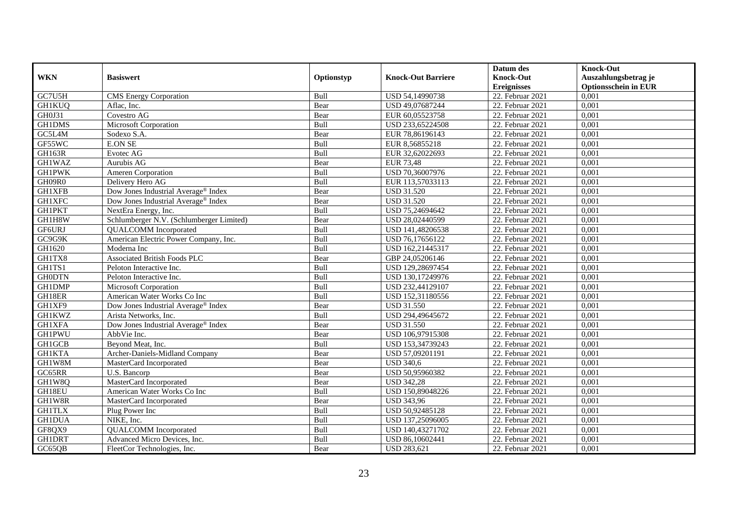| WKN | Basiswert | Optionstyp | Knock-Out Barriere | Datum des Knock-Out Ereignisses | Knock-Out Auszahlungsbetrag je Optionsschein in EUR |
|---|---|---|---|---|---|
| GC7U5H | CMS Energy Corporation | Bull | USD 54,14990738 | 22. Februar 2021 | 0,001 |
| GH1KUQ | Aflac, Inc. | Bear | USD 49,07687244 | 22. Februar 2021 | 0,001 |
| GH0J31 | Covestro AG | Bear | EUR 60,05523758 | 22. Februar 2021 | 0,001 |
| GH1DMS | Microsoft Corporation | Bull | USD 233,65224508 | 22. Februar 2021 | 0,001 |
| GC5L4M | Sodexo S.A. | Bear | EUR 78,86196143 | 22. Februar 2021 | 0,001 |
| GF55WC | E.ON SE | Bull | EUR 8,56855218 | 22. Februar 2021 | 0,001 |
| GH163R | Evotec AG | Bull | EUR 32,62022693 | 22. Februar 2021 | 0,001 |
| GH1WAZ | Aurubis AG | Bear | EUR 73,48 | 22. Februar 2021 | 0,001 |
| GH1PWK | Ameren Corporation | Bull | USD 70,36007976 | 22. Februar 2021 | 0,001 |
| GH09R0 | Delivery Hero AG | Bull | EUR 113,57033113 | 22. Februar 2021 | 0,001 |
| GH1XFB | Dow Jones Industrial Average® Index | Bear | USD 31.520 | 22. Februar 2021 | 0,001 |
| GH1XFC | Dow Jones Industrial Average® Index | Bear | USD 31.520 | 22. Februar 2021 | 0,001 |
| GH1PKT | NextEra Energy, Inc. | Bull | USD 75,24694642 | 22. Februar 2021 | 0,001 |
| GH1H8W | Schlumberger N.V. (Schlumberger Limited) | Bear | USD 28,02440599 | 22. Februar 2021 | 0,001 |
| GF6URJ | QUALCOMM Incorporated | Bull | USD 141,48206538 | 22. Februar 2021 | 0,001 |
| GC9G9K | American Electric Power Company, Inc. | Bull | USD 76,17656122 | 22. Februar 2021 | 0,001 |
| GH1620 | Moderna Inc | Bull | USD 162,21445317 | 22. Februar 2021 | 0,001 |
| GH1TX8 | Associated British Foods PLC | Bear | GBP 24,05206146 | 22. Februar 2021 | 0,001 |
| GH1TS1 | Peloton Interactive Inc. | Bull | USD 129,28697454 | 22. Februar 2021 | 0,001 |
| GH0DTN | Peloton Interactive Inc. | Bull | USD 130,17249976 | 22. Februar 2021 | 0,001 |
| GH1DMP | Microsoft Corporation | Bull | USD 232,44129107 | 22. Februar 2021 | 0,001 |
| GH18ER | American Water Works Co Inc | Bull | USD 152,31180556 | 22. Februar 2021 | 0,001 |
| GH1XF9 | Dow Jones Industrial Average® Index | Bear | USD 31.550 | 22. Februar 2021 | 0,001 |
| GH1KWZ | Arista Networks, Inc. | Bull | USD 294,49645672 | 22. Februar 2021 | 0,001 |
| GH1XFA | Dow Jones Industrial Average® Index | Bear | USD 31.550 | 22. Februar 2021 | 0,001 |
| GH1PWU | AbbVie Inc. | Bear | USD 106,97915308 | 22. Februar 2021 | 0,001 |
| GH1GCB | Beyond Meat, Inc. | Bull | USD 153,34739243 | 22. Februar 2021 | 0,001 |
| GH1KTA | Archer-Daniels-Midland Company | Bear | USD 57,09201191 | 22. Februar 2021 | 0,001 |
| GH1W8M | MasterCard Incorporated | Bear | USD 340,6 | 22. Februar 2021 | 0,001 |
| GC65RR | U.S. Bancorp | Bear | USD 50,95960382 | 22. Februar 2021 | 0,001 |
| GH1W8Q | MasterCard Incorporated | Bear | USD 342,28 | 22. Februar 2021 | 0,001 |
| GH18EU | American Water Works Co Inc | Bull | USD 150,89048226 | 22. Februar 2021 | 0,001 |
| GH1W8R | MasterCard Incorporated | Bear | USD 343,96 | 22. Februar 2021 | 0,001 |
| GH1TLX | Plug Power Inc | Bull | USD 50,92485128 | 22. Februar 2021 | 0,001 |
| GH1DUA | NIKE, Inc. | Bull | USD 137,25096005 | 22. Februar 2021 | 0,001 |
| GF8QX9 | QUALCOMM Incorporated | Bull | USD 140,43271702 | 22. Februar 2021 | 0,001 |
| GH1DRT | Advanced Micro Devices, Inc. | Bull | USD 86,10602441 | 22. Februar 2021 | 0,001 |
| GC65QB | FleetCor Technologies, Inc. | Bear | USD 283,621 | 22. Februar 2021 | 0,001 |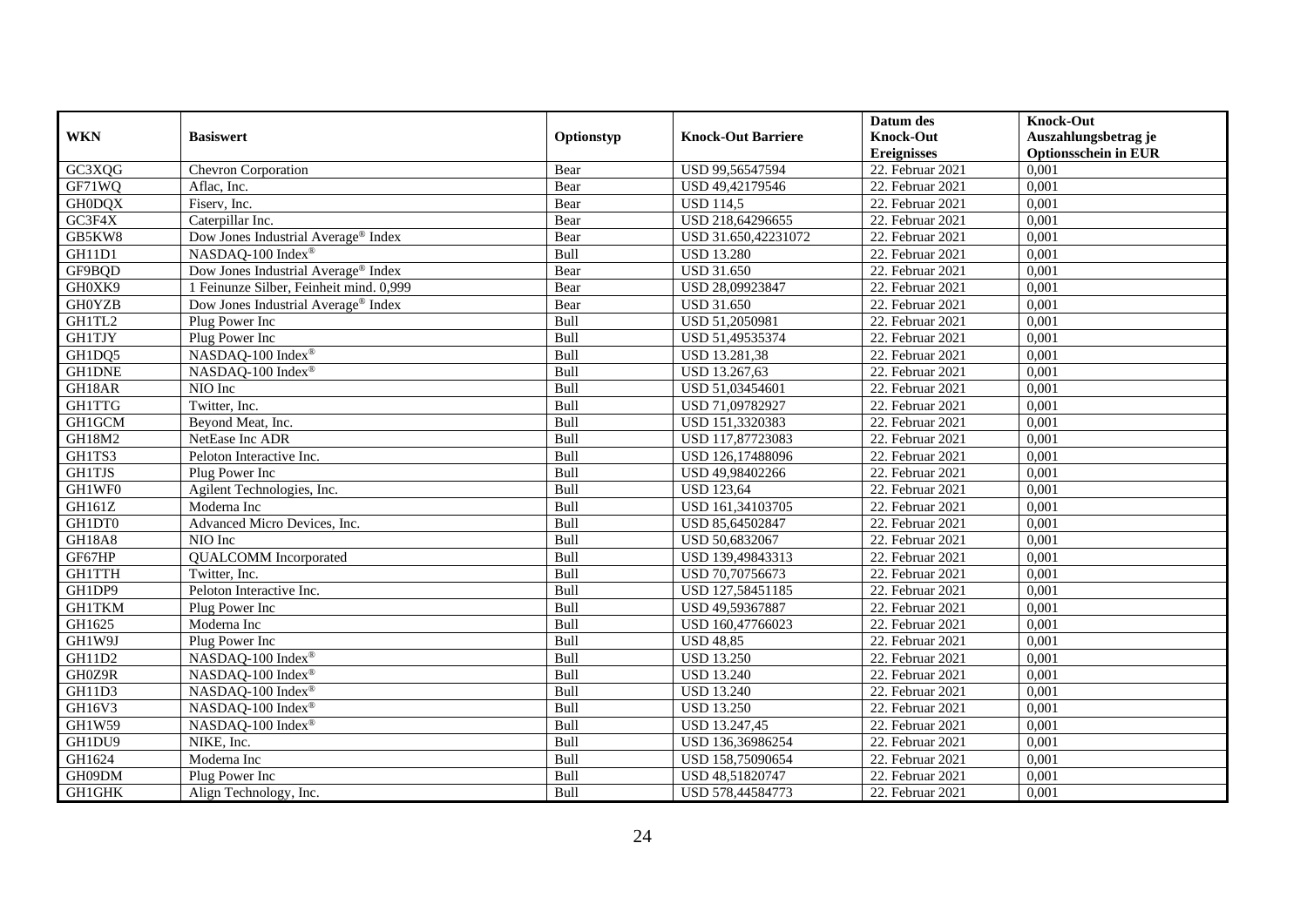| WKN | Basiswert | Optionstyp | Knock-Out Barriere | Datum des Knock-Out Ereignisses | Knock-Out Auszahlungsbetrag je Optionsschein in EUR |
|---|---|---|---|---|---|
| GC3XQG | Chevron Corporation | Bear | USD 99,56547594 | 22. Februar 2021 | 0,001 |
| GF71WQ | Aflac, Inc. | Bear | USD 49,42179546 | 22. Februar 2021 | 0,001 |
| GH0DQX | Fiserv, Inc. | Bear | USD 114,5 | 22. Februar 2021 | 0,001 |
| GC3F4X | Caterpillar Inc. | Bear | USD 218,64296655 | 22. Februar 2021 | 0,001 |
| GB5KW8 | Dow Jones Industrial Average® Index | Bear | USD 31.650,42231072 | 22. Februar 2021 | 0,001 |
| GH11D1 | NASDAQ-100 Index® | Bull | USD 13.280 | 22. Februar 2021 | 0,001 |
| GF9BQD | Dow Jones Industrial Average® Index | Bear | USD 31.650 | 22. Februar 2021 | 0,001 |
| GH0XK9 | 1 Feinunze Silber, Feinheit mind. 0,999 | Bear | USD 28,09923847 | 22. Februar 2021 | 0,001 |
| GH0YZB | Dow Jones Industrial Average® Index | Bear | USD 31.650 | 22. Februar 2021 | 0,001 |
| GH1TL2 | Plug Power Inc | Bull | USD 51,2050981 | 22. Februar 2021 | 0,001 |
| GH1TJY | Plug Power Inc | Bull | USD 51,49535374 | 22. Februar 2021 | 0,001 |
| GH1DQ5 | NASDAQ-100 Index® | Bull | USD 13.281,38 | 22. Februar 2021 | 0,001 |
| GH1DNE | NASDAQ-100 Index® | Bull | USD 13.267,63 | 22. Februar 2021 | 0,001 |
| GH18AR | NIO Inc | Bull | USD 51,03454601 | 22. Februar 2021 | 0,001 |
| GH1TTG | Twitter, Inc. | Bull | USD 71,09782927 | 22. Februar 2021 | 0,001 |
| GH1GCM | Beyond Meat, Inc. | Bull | USD 151,3320383 | 22. Februar 2021 | 0,001 |
| GH18M2 | NetEase Inc ADR | Bull | USD 117,87723083 | 22. Februar 2021 | 0,001 |
| GH1TS3 | Peloton Interactive Inc. | Bull | USD 126,17488096 | 22. Februar 2021 | 0,001 |
| GH1TJS | Plug Power Inc | Bull | USD 49,98402266 | 22. Februar 2021 | 0,001 |
| GH1WF0 | Agilent Technologies, Inc. | Bull | USD 123,64 | 22. Februar 2021 | 0,001 |
| GH161Z | Moderna Inc | Bull | USD 161,34103705 | 22. Februar 2021 | 0,001 |
| GH1DT0 | Advanced Micro Devices, Inc. | Bull | USD 85,64502847 | 22. Februar 2021 | 0,001 |
| GH18A8 | NIO Inc | Bull | USD 50,6832067 | 22. Februar 2021 | 0,001 |
| GF67HP | QUALCOMM Incorporated | Bull | USD 139,49843313 | 22. Februar 2021 | 0,001 |
| GH1TTH | Twitter, Inc. | Bull | USD 70,70756673 | 22. Februar 2021 | 0,001 |
| GH1DP9 | Peloton Interactive Inc. | Bull | USD 127,58451185 | 22. Februar 2021 | 0,001 |
| GH1TKM | Plug Power Inc | Bull | USD 49,59367887 | 22. Februar 2021 | 0,001 |
| GH1625 | Moderna Inc | Bull | USD 160,47766023 | 22. Februar 2021 | 0,001 |
| GH1W9J | Plug Power Inc | Bull | USD 48,85 | 22. Februar 2021 | 0,001 |
| GH11D2 | NASDAQ-100 Index® | Bull | USD 13.250 | 22. Februar 2021 | 0,001 |
| GH0Z9R | NASDAQ-100 Index® | Bull | USD 13.240 | 22. Februar 2021 | 0,001 |
| GH11D3 | NASDAQ-100 Index® | Bull | USD 13.240 | 22. Februar 2021 | 0,001 |
| GH16V3 | NASDAQ-100 Index® | Bull | USD 13.250 | 22. Februar 2021 | 0,001 |
| GH1W59 | NASDAQ-100 Index® | Bull | USD 13.247,45 | 22. Februar 2021 | 0,001 |
| GH1DU9 | NIKE, Inc. | Bull | USD 136,36986254 | 22. Februar 2021 | 0,001 |
| GH1624 | Moderna Inc | Bull | USD 158,75090654 | 22. Februar 2021 | 0,001 |
| GH09DM | Plug Power Inc | Bull | USD 48,51820747 | 22. Februar 2021 | 0,001 |
| GH1GHK | Align Technology, Inc. | Bull | USD 578,44584773 | 22. Februar 2021 | 0,001 |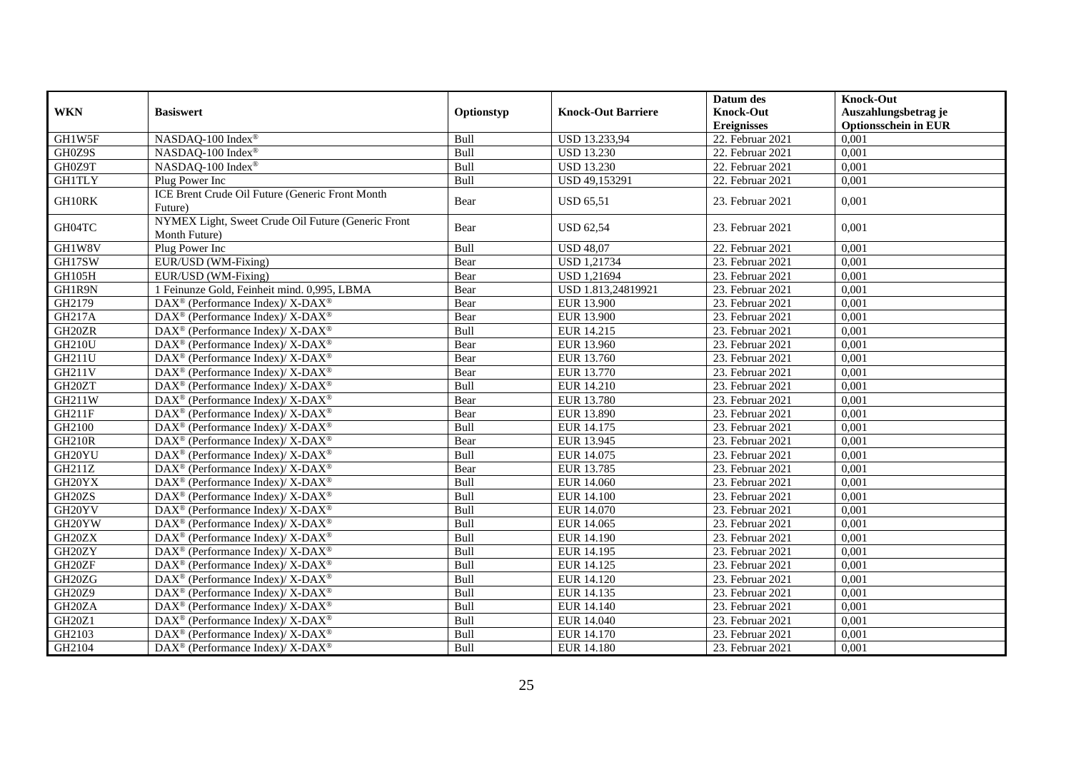| WKN | Basiswert | Optionstyp | Knock-Out Barriere | Datum des Knock-Out Ereignisses | Knock-Out Auszahlungsbetrag je Optionsschein in EUR |
|---|---|---|---|---|---|
| GH1W5F | NASDAQ-100 Index® | Bull | USD 13.233,94 | 22. Februar 2021 | 0,001 |
| GH0Z9S | NASDAQ-100 Index® | Bull | USD 13.230 | 22. Februar 2021 | 0,001 |
| GH0Z9T | NASDAQ-100 Index® | Bull | USD 13.230 | 22. Februar 2021 | 0,001 |
| GH1TLY | Plug Power Inc | Bull | USD 49,153291 | 22. Februar 2021 | 0,001 |
| GH10RK | ICE Brent Crude Oil Future (Generic Front Month Future) | Bear | USD 65,51 | 23. Februar 2021 | 0,001 |
| GH04TC | NYMEX Light, Sweet Crude Oil Future (Generic Front Month Future) | Bear | USD 62,54 | 23. Februar 2021 | 0,001 |
| GH1W8V | Plug Power Inc | Bull | USD 48,07 | 22. Februar 2021 | 0,001 |
| GH17SW | EUR/USD (WM-Fixing) | Bear | USD 1,21734 | 23. Februar 2021 | 0,001 |
| GH105H | EUR/USD (WM-Fixing) | Bear | USD 1,21694 | 23. Februar 2021 | 0,001 |
| GH1R9N | 1 Feinunze Gold, Feinheit mind. 0,995, LBMA | Bear | USD 1.813,24819921 | 23. Februar 2021 | 0,001 |
| GH2179 | DAX® (Performance Index)/ X-DAX® | Bear | EUR 13.900 | 23. Februar 2021 | 0,001 |
| GH217A | DAX® (Performance Index)/ X-DAX® | Bear | EUR 13.900 | 23. Februar 2021 | 0,001 |
| GH20ZR | DAX® (Performance Index)/ X-DAX® | Bull | EUR 14.215 | 23. Februar 2021 | 0,001 |
| GH210U | DAX® (Performance Index)/ X-DAX® | Bear | EUR 13.960 | 23. Februar 2021 | 0,001 |
| GH211U | DAX® (Performance Index)/ X-DAX® | Bear | EUR 13.760 | 23. Februar 2021 | 0,001 |
| GH211V | DAX® (Performance Index)/ X-DAX® | Bear | EUR 13.770 | 23. Februar 2021 | 0,001 |
| GH20ZT | DAX® (Performance Index)/ X-DAX® | Bull | EUR 14.210 | 23. Februar 2021 | 0,001 |
| GH211W | DAX® (Performance Index)/ X-DAX® | Bear | EUR 13.780 | 23. Februar 2021 | 0,001 |
| GH211F | DAX® (Performance Index)/ X-DAX® | Bear | EUR 13.890 | 23. Februar 2021 | 0,001 |
| GH2100 | DAX® (Performance Index)/ X-DAX® | Bull | EUR 14.175 | 23. Februar 2021 | 0,001 |
| GH210R | DAX® (Performance Index)/ X-DAX® | Bear | EUR 13.945 | 23. Februar 2021 | 0,001 |
| GH20YU | DAX® (Performance Index)/ X-DAX® | Bull | EUR 14.075 | 23. Februar 2021 | 0,001 |
| GH211Z | DAX® (Performance Index)/ X-DAX® | Bear | EUR 13.785 | 23. Februar 2021 | 0,001 |
| GH20YX | DAX® (Performance Index)/ X-DAX® | Bull | EUR 14.060 | 23. Februar 2021 | 0,001 |
| GH20ZS | DAX® (Performance Index)/ X-DAX® | Bull | EUR 14.100 | 23. Februar 2021 | 0,001 |
| GH20YV | DAX® (Performance Index)/ X-DAX® | Bull | EUR 14.070 | 23. Februar 2021 | 0,001 |
| GH20YW | DAX® (Performance Index)/ X-DAX® | Bull | EUR 14.065 | 23. Februar 2021 | 0,001 |
| GH20ZX | DAX® (Performance Index)/ X-DAX® | Bull | EUR 14.190 | 23. Februar 2021 | 0,001 |
| GH20ZY | DAX® (Performance Index)/ X-DAX® | Bull | EUR 14.195 | 23. Februar 2021 | 0,001 |
| GH20ZF | DAX® (Performance Index)/ X-DAX® | Bull | EUR 14.125 | 23. Februar 2021 | 0,001 |
| GH20ZG | DAX® (Performance Index)/ X-DAX® | Bull | EUR 14.120 | 23. Februar 2021 | 0,001 |
| GH20Z9 | DAX® (Performance Index)/ X-DAX® | Bull | EUR 14.135 | 23. Februar 2021 | 0,001 |
| GH20ZA | DAX® (Performance Index)/ X-DAX® | Bull | EUR 14.140 | 23. Februar 2021 | 0,001 |
| GH20Z1 | DAX® (Performance Index)/ X-DAX® | Bull | EUR 14.040 | 23. Februar 2021 | 0,001 |
| GH2103 | DAX® (Performance Index)/ X-DAX® | Bull | EUR 14.170 | 23. Februar 2021 | 0,001 |
| GH2104 | DAX® (Performance Index)/ X-DAX® | Bull | EUR 14.180 | 23. Februar 2021 | 0,001 |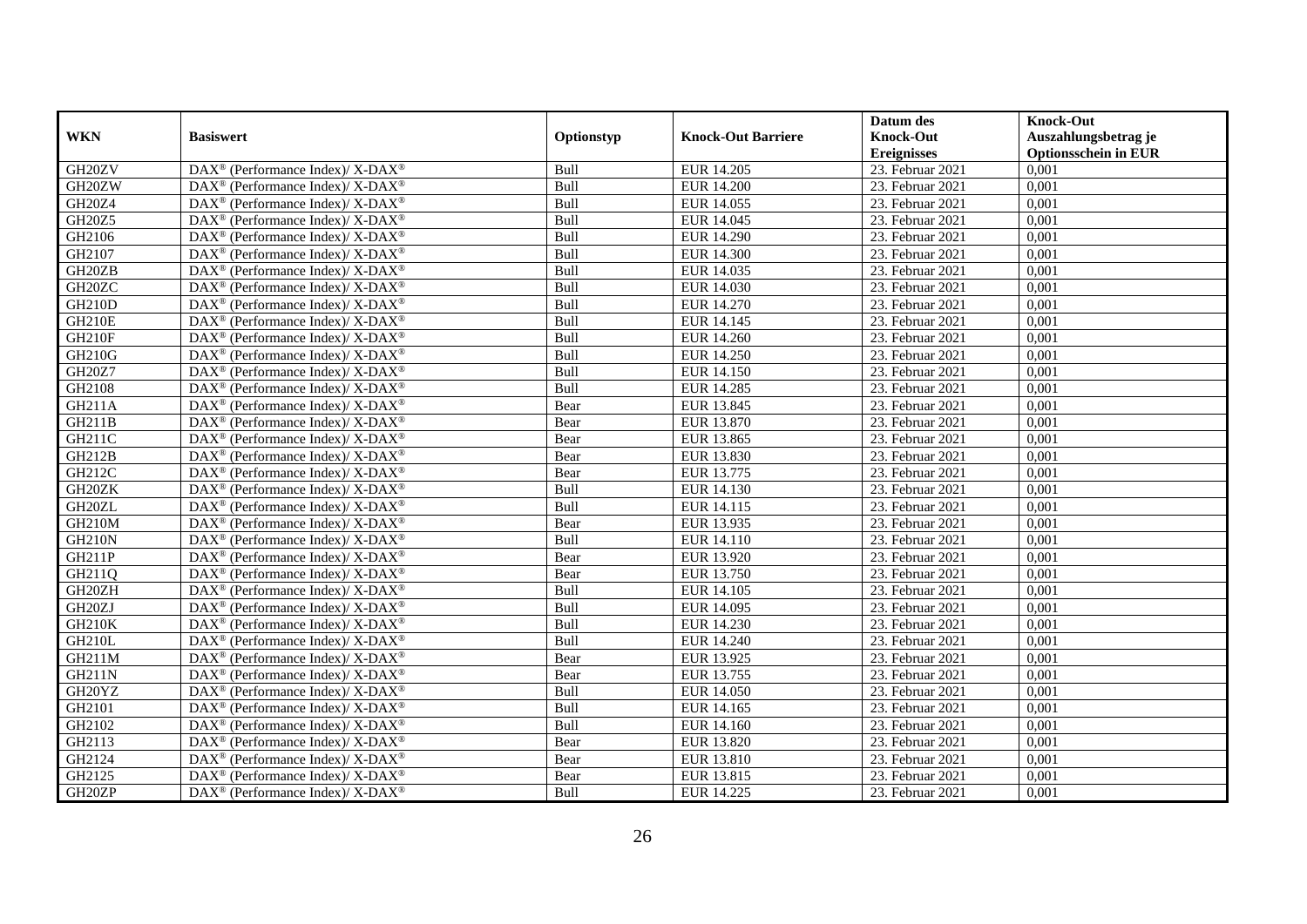| WKN | Basiswert | Optionstyp | Knock-Out Barriere | Datum des Knock-Out Ereignisses | Knock-Out Auszahlungsbetrag je Optionsschein in EUR |
|---|---|---|---|---|---|
| GH20ZV | DAX® (Performance Index)/ X-DAX® | Bull | EUR 14.205 | 23. Februar 2021 | 0,001 |
| GH20ZW | DAX® (Performance Index)/ X-DAX® | Bull | EUR 14.200 | 23. Februar 2021 | 0,001 |
| GH20Z4 | DAX® (Performance Index)/ X-DAX® | Bull | EUR 14.055 | 23. Februar 2021 | 0,001 |
| GH20Z5 | DAX® (Performance Index)/ X-DAX® | Bull | EUR 14.045 | 23. Februar 2021 | 0,001 |
| GH2106 | DAX® (Performance Index)/ X-DAX® | Bull | EUR 14.290 | 23. Februar 2021 | 0,001 |
| GH2107 | DAX® (Performance Index)/ X-DAX® | Bull | EUR 14.300 | 23. Februar 2021 | 0,001 |
| GH20ZB | DAX® (Performance Index)/ X-DAX® | Bull | EUR 14.035 | 23. Februar 2021 | 0,001 |
| GH20ZC | DAX® (Performance Index)/ X-DAX® | Bull | EUR 14.030 | 23. Februar 2021 | 0,001 |
| GH210D | DAX® (Performance Index)/ X-DAX® | Bull | EUR 14.270 | 23. Februar 2021 | 0,001 |
| GH210E | DAX® (Performance Index)/ X-DAX® | Bull | EUR 14.145 | 23. Februar 2021 | 0,001 |
| GH210F | DAX® (Performance Index)/ X-DAX® | Bull | EUR 14.260 | 23. Februar 2021 | 0,001 |
| GH210G | DAX® (Performance Index)/ X-DAX® | Bull | EUR 14.250 | 23. Februar 2021 | 0,001 |
| GH20Z7 | DAX® (Performance Index)/ X-DAX® | Bull | EUR 14.150 | 23. Februar 2021 | 0,001 |
| GH2108 | DAX® (Performance Index)/ X-DAX® | Bull | EUR 14.285 | 23. Februar 2021 | 0,001 |
| GH211A | DAX® (Performance Index)/ X-DAX® | Bear | EUR 13.845 | 23. Februar 2021 | 0,001 |
| GH211B | DAX® (Performance Index)/ X-DAX® | Bear | EUR 13.870 | 23. Februar 2021 | 0,001 |
| GH211C | DAX® (Performance Index)/ X-DAX® | Bear | EUR 13.865 | 23. Februar 2021 | 0,001 |
| GH212B | DAX® (Performance Index)/ X-DAX® | Bear | EUR 13.830 | 23. Februar 2021 | 0,001 |
| GH212C | DAX® (Performance Index)/ X-DAX® | Bear | EUR 13.775 | 23. Februar 2021 | 0,001 |
| GH20ZK | DAX® (Performance Index)/ X-DAX® | Bull | EUR 14.130 | 23. Februar 2021 | 0,001 |
| GH20ZL | DAX® (Performance Index)/ X-DAX® | Bull | EUR 14.115 | 23. Februar 2021 | 0,001 |
| GH210M | DAX® (Performance Index)/ X-DAX® | Bear | EUR 13.935 | 23. Februar 2021 | 0,001 |
| GH210N | DAX® (Performance Index)/ X-DAX® | Bull | EUR 14.110 | 23. Februar 2021 | 0,001 |
| GH211P | DAX® (Performance Index)/ X-DAX® | Bear | EUR 13.920 | 23. Februar 2021 | 0,001 |
| GH211Q | DAX® (Performance Index)/ X-DAX® | Bear | EUR 13.750 | 23. Februar 2021 | 0,001 |
| GH20ZH | DAX® (Performance Index)/ X-DAX® | Bull | EUR 14.105 | 23. Februar 2021 | 0,001 |
| GH20ZJ | DAX® (Performance Index)/ X-DAX® | Bull | EUR 14.095 | 23. Februar 2021 | 0,001 |
| GH210K | DAX® (Performance Index)/ X-DAX® | Bull | EUR 14.230 | 23. Februar 2021 | 0,001 |
| GH210L | DAX® (Performance Index)/ X-DAX® | Bull | EUR 14.240 | 23. Februar 2021 | 0,001 |
| GH211M | DAX® (Performance Index)/ X-DAX® | Bear | EUR 13.925 | 23. Februar 2021 | 0,001 |
| GH211N | DAX® (Performance Index)/ X-DAX® | Bear | EUR 13.755 | 23. Februar 2021 | 0,001 |
| GH20YZ | DAX® (Performance Index)/ X-DAX® | Bull | EUR 14.050 | 23. Februar 2021 | 0,001 |
| GH2101 | DAX® (Performance Index)/ X-DAX® | Bull | EUR 14.165 | 23. Februar 2021 | 0,001 |
| GH2102 | DAX® (Performance Index)/ X-DAX® | Bull | EUR 14.160 | 23. Februar 2021 | 0,001 |
| GH2113 | DAX® (Performance Index)/ X-DAX® | Bear | EUR 13.820 | 23. Februar 2021 | 0,001 |
| GH2124 | DAX® (Performance Index)/ X-DAX® | Bear | EUR 13.810 | 23. Februar 2021 | 0,001 |
| GH2125 | DAX® (Performance Index)/ X-DAX® | Bear | EUR 13.815 | 23. Februar 2021 | 0,001 |
| GH20ZP | DAX® (Performance Index)/ X-DAX® | Bull | EUR 14.225 | 23. Februar 2021 | 0,001 |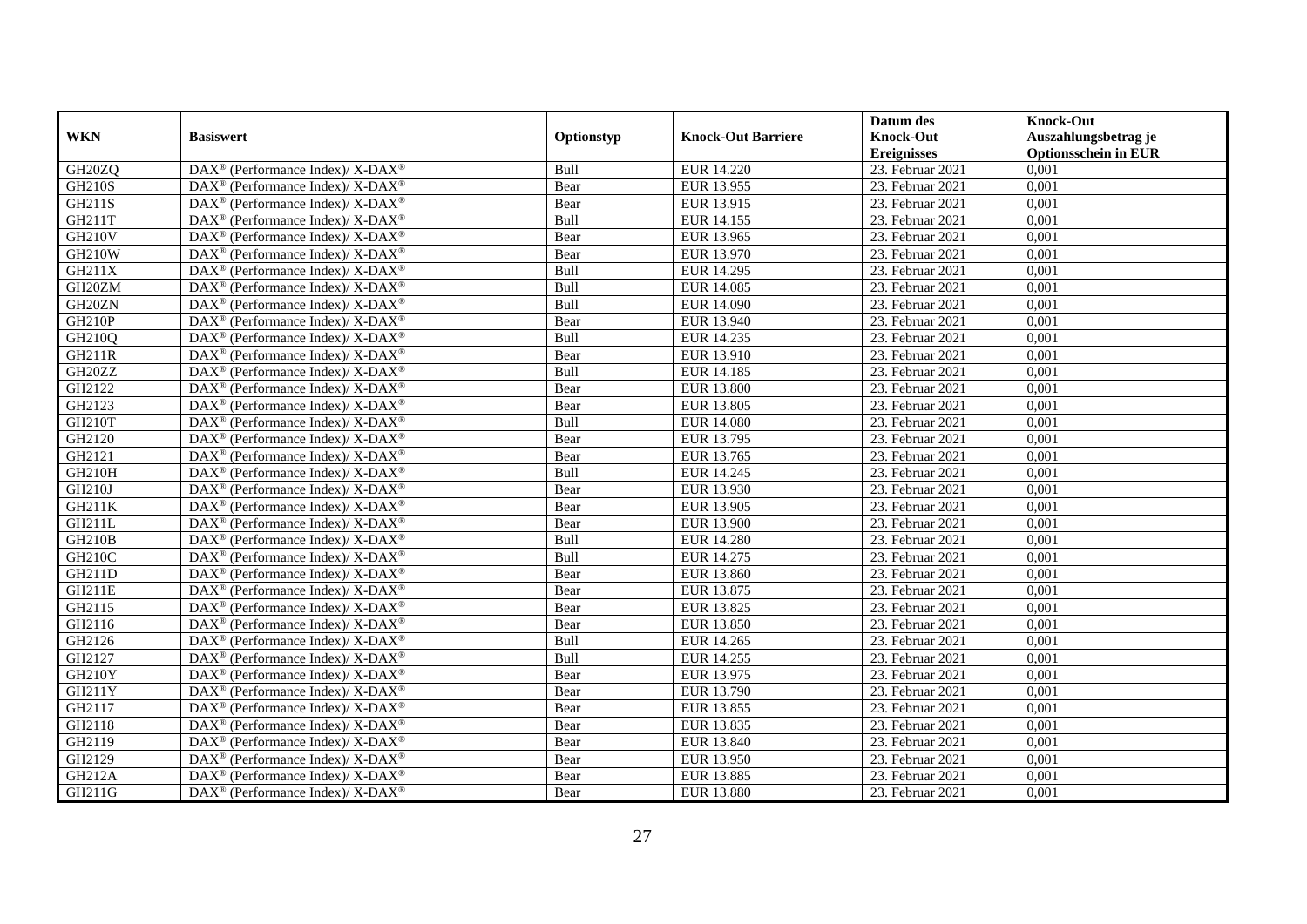| WKN | Basiswert | Optionstyp | Knock-Out Barriere | Datum des Knock-Out Ereignisses | Knock-Out Auszahlungsbetrag je Optionsschein in EUR |
|---|---|---|---|---|---|
| GH20ZQ | DAX® (Performance Index)/ X-DAX® | Bull | EUR 14.220 | 23. Februar 2021 | 0,001 |
| GH210S | DAX® (Performance Index)/ X-DAX® | Bear | EUR 13.955 | 23. Februar 2021 | 0,001 |
| GH211S | DAX® (Performance Index)/ X-DAX® | Bear | EUR 13.915 | 23. Februar 2021 | 0,001 |
| GH211T | DAX® (Performance Index)/ X-DAX® | Bull | EUR 14.155 | 23. Februar 2021 | 0,001 |
| GH210V | DAX® (Performance Index)/ X-DAX® | Bear | EUR 13.965 | 23. Februar 2021 | 0,001 |
| GH210W | DAX® (Performance Index)/ X-DAX® | Bear | EUR 13.970 | 23. Februar 2021 | 0,001 |
| GH211X | DAX® (Performance Index)/ X-DAX® | Bull | EUR 14.295 | 23. Februar 2021 | 0,001 |
| GH20ZM | DAX® (Performance Index)/ X-DAX® | Bull | EUR 14.085 | 23. Februar 2021 | 0,001 |
| GH20ZN | DAX® (Performance Index)/ X-DAX® | Bull | EUR 14.090 | 23. Februar 2021 | 0,001 |
| GH210P | DAX® (Performance Index)/ X-DAX® | Bear | EUR 13.940 | 23. Februar 2021 | 0,001 |
| GH210Q | DAX® (Performance Index)/ X-DAX® | Bull | EUR 14.235 | 23. Februar 2021 | 0,001 |
| GH211R | DAX® (Performance Index)/ X-DAX® | Bear | EUR 13.910 | 23. Februar 2021 | 0,001 |
| GH20ZZ | DAX® (Performance Index)/ X-DAX® | Bull | EUR 14.185 | 23. Februar 2021 | 0,001 |
| GH2122 | DAX® (Performance Index)/ X-DAX® | Bear | EUR 13.800 | 23. Februar 2021 | 0,001 |
| GH2123 | DAX® (Performance Index)/ X-DAX® | Bear | EUR 13.805 | 23. Februar 2021 | 0,001 |
| GH210T | DAX® (Performance Index)/ X-DAX® | Bull | EUR 14.080 | 23. Februar 2021 | 0,001 |
| GH2120 | DAX® (Performance Index)/ X-DAX® | Bear | EUR 13.795 | 23. Februar 2021 | 0,001 |
| GH2121 | DAX® (Performance Index)/ X-DAX® | Bear | EUR 13.765 | 23. Februar 2021 | 0,001 |
| GH210H | DAX® (Performance Index)/ X-DAX® | Bull | EUR 14.245 | 23. Februar 2021 | 0,001 |
| GH210J | DAX® (Performance Index)/ X-DAX® | Bear | EUR 13.930 | 23. Februar 2021 | 0,001 |
| GH211K | DAX® (Performance Index)/ X-DAX® | Bear | EUR 13.905 | 23. Februar 2021 | 0,001 |
| GH211L | DAX® (Performance Index)/ X-DAX® | Bear | EUR 13.900 | 23. Februar 2021 | 0,001 |
| GH210B | DAX® (Performance Index)/ X-DAX® | Bull | EUR 14.280 | 23. Februar 2021 | 0,001 |
| GH210C | DAX® (Performance Index)/ X-DAX® | Bull | EUR 14.275 | 23. Februar 2021 | 0,001 |
| GH211D | DAX® (Performance Index)/ X-DAX® | Bear | EUR 13.860 | 23. Februar 2021 | 0,001 |
| GH211E | DAX® (Performance Index)/ X-DAX® | Bear | EUR 13.875 | 23. Februar 2021 | 0,001 |
| GH2115 | DAX® (Performance Index)/ X-DAX® | Bear | EUR 13.825 | 23. Februar 2021 | 0,001 |
| GH2116 | DAX® (Performance Index)/ X-DAX® | Bear | EUR 13.850 | 23. Februar 2021 | 0,001 |
| GH2126 | DAX® (Performance Index)/ X-DAX® | Bull | EUR 14.265 | 23. Februar 2021 | 0,001 |
| GH2127 | DAX® (Performance Index)/ X-DAX® | Bull | EUR 14.255 | 23. Februar 2021 | 0,001 |
| GH210Y | DAX® (Performance Index)/ X-DAX® | Bear | EUR 13.975 | 23. Februar 2021 | 0,001 |
| GH211Y | DAX® (Performance Index)/ X-DAX® | Bear | EUR 13.790 | 23. Februar 2021 | 0,001 |
| GH2117 | DAX® (Performance Index)/ X-DAX® | Bear | EUR 13.855 | 23. Februar 2021 | 0,001 |
| GH2118 | DAX® (Performance Index)/ X-DAX® | Bear | EUR 13.835 | 23. Februar 2021 | 0,001 |
| GH2119 | DAX® (Performance Index)/ X-DAX® | Bear | EUR 13.840 | 23. Februar 2021 | 0,001 |
| GH2129 | DAX® (Performance Index)/ X-DAX® | Bear | EUR 13.950 | 23. Februar 2021 | 0,001 |
| GH212A | DAX® (Performance Index)/ X-DAX® | Bear | EUR 13.885 | 23. Februar 2021 | 0,001 |
| GH211G | DAX® (Performance Index)/ X-DAX® | Bear | EUR 13.880 | 23. Februar 2021 | 0,001 |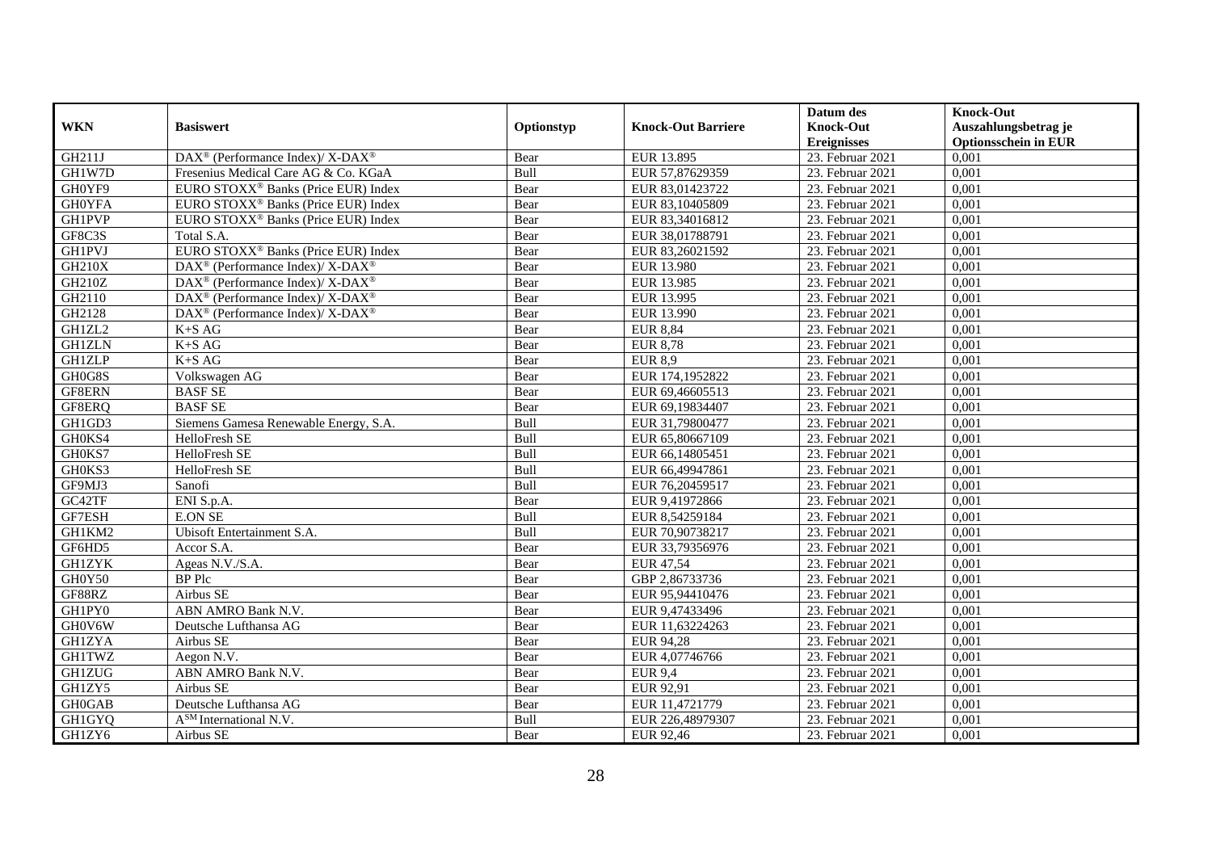| WKN | Basiswert | Optionstyp | Knock-Out Barriere | Datum des Knock-Out Ereignisses | Knock-Out Auszahlungsbetrag je Optionsschein in EUR |
|---|---|---|---|---|---|
| GH211J | DAX® (Performance Index)/ X-DAX® | Bear | EUR 13.895 | 23. Februar 2021 | 0,001 |
| GH1W7D | Fresenius Medical Care AG & Co. KGaA | Bull | EUR 57,87629359 | 23. Februar 2021 | 0,001 |
| GH0YF9 | EURO STOXX® Banks (Price EUR) Index | Bear | EUR 83,01423722 | 23. Februar 2021 | 0,001 |
| GH0YFA | EURO STOXX® Banks (Price EUR) Index | Bear | EUR 83,10405809 | 23. Februar 2021 | 0,001 |
| GH1PVP | EURO STOXX® Banks (Price EUR) Index | Bear | EUR 83,34016812 | 23. Februar 2021 | 0,001 |
| GF8C3S | Total S.A. | Bear | EUR 38,01788791 | 23. Februar 2021 | 0,001 |
| GH1PVJ | EURO STOXX® Banks (Price EUR) Index | Bear | EUR 83,26021592 | 23. Februar 2021 | 0,001 |
| GH210X | DAX® (Performance Index)/ X-DAX® | Bear | EUR 13.980 | 23. Februar 2021 | 0,001 |
| GH210Z | DAX® (Performance Index)/ X-DAX® | Bear | EUR 13.985 | 23. Februar 2021 | 0,001 |
| GH2110 | DAX® (Performance Index)/ X-DAX® | Bear | EUR 13.995 | 23. Februar 2021 | 0,001 |
| GH2128 | DAX® (Performance Index)/ X-DAX® | Bear | EUR 13.990 | 23. Februar 2021 | 0,001 |
| GH1ZL2 | K+S AG | Bear | EUR 8,84 | 23. Februar 2021 | 0,001 |
| GH1ZLN | K+S AG | Bear | EUR 8,78 | 23. Februar 2021 | 0,001 |
| GH1ZLP | K+S AG | Bear | EUR 8,9 | 23. Februar 2021 | 0,001 |
| GH0G8S | Volkswagen AG | Bear | EUR 174,1952822 | 23. Februar 2021 | 0,001 |
| GF8ERN | BASF SE | Bear | EUR 69,46605513 | 23. Februar 2021 | 0,001 |
| GF8ERQ | BASF SE | Bear | EUR 69,19834407 | 23. Februar 2021 | 0,001 |
| GH1GD3 | Siemens Gamesa Renewable Energy, S.A. | Bull | EUR 31,79800477 | 23. Februar 2021 | 0,001 |
| GH0KS4 | HelloFresh SE | Bull | EUR 65,80667109 | 23. Februar 2021 | 0,001 |
| GH0KS7 | HelloFresh SE | Bull | EUR 66,14805451 | 23. Februar 2021 | 0,001 |
| GH0KS3 | HelloFresh SE | Bull | EUR 66,49947861 | 23. Februar 2021 | 0,001 |
| GF9MJ3 | Sanofi | Bull | EUR 76,20459517 | 23. Februar 2021 | 0,001 |
| GC42TF | ENI S.p.A. | Bear | EUR 9,41972866 | 23. Februar 2021 | 0,001 |
| GF7ESH | E.ON SE | Bull | EUR 8,54259184 | 23. Februar 2021 | 0,001 |
| GH1KM2 | Ubisoft Entertainment S.A. | Bull | EUR 70,90738217 | 23. Februar 2021 | 0,001 |
| GF6HD5 | Accor S.A. | Bear | EUR 33,79356976 | 23. Februar 2021 | 0,001 |
| GH1ZYK | Ageas N.V./S.A. | Bear | EUR 47,54 | 23. Februar 2021 | 0,001 |
| GH0Y50 | BP Plc | Bear | GBP 2,86733736 | 23. Februar 2021 | 0,001 |
| GF88RZ | Airbus SE | Bear | EUR 95,94410476 | 23. Februar 2021 | 0,001 |
| GH1PY0 | ABN AMRO Bank N.V. | Bear | EUR 9,47433496 | 23. Februar 2021 | 0,001 |
| GH0V6W | Deutsche Lufthansa AG | Bear | EUR 11,63224263 | 23. Februar 2021 | 0,001 |
| GH1ZYA | Airbus SE | Bear | EUR 94,28 | 23. Februar 2021 | 0,001 |
| GH1TWZ | Aegon N.V. | Bear | EUR 4,07746766 | 23. Februar 2021 | 0,001 |
| GH1ZUG | ABN AMRO Bank N.V. | Bear | EUR 9,4 | 23. Februar 2021 | 0,001 |
| GH1ZY5 | Airbus SE | Bear | EUR 92,91 | 23. Februar 2021 | 0,001 |
| GH0GAB | Deutsche Lufthansa AG | Bear | EUR 11,4721779 | 23. Februar 2021 | 0,001 |
| GH1GYQ | A<sup>SM</sup> International N.V. | Bull | EUR 226,48979307 | 23. Februar 2021 | 0,001 |
| GH1ZY6 | Airbus SE | Bear | EUR 92,46 | 23. Februar 2021 | 0,001 |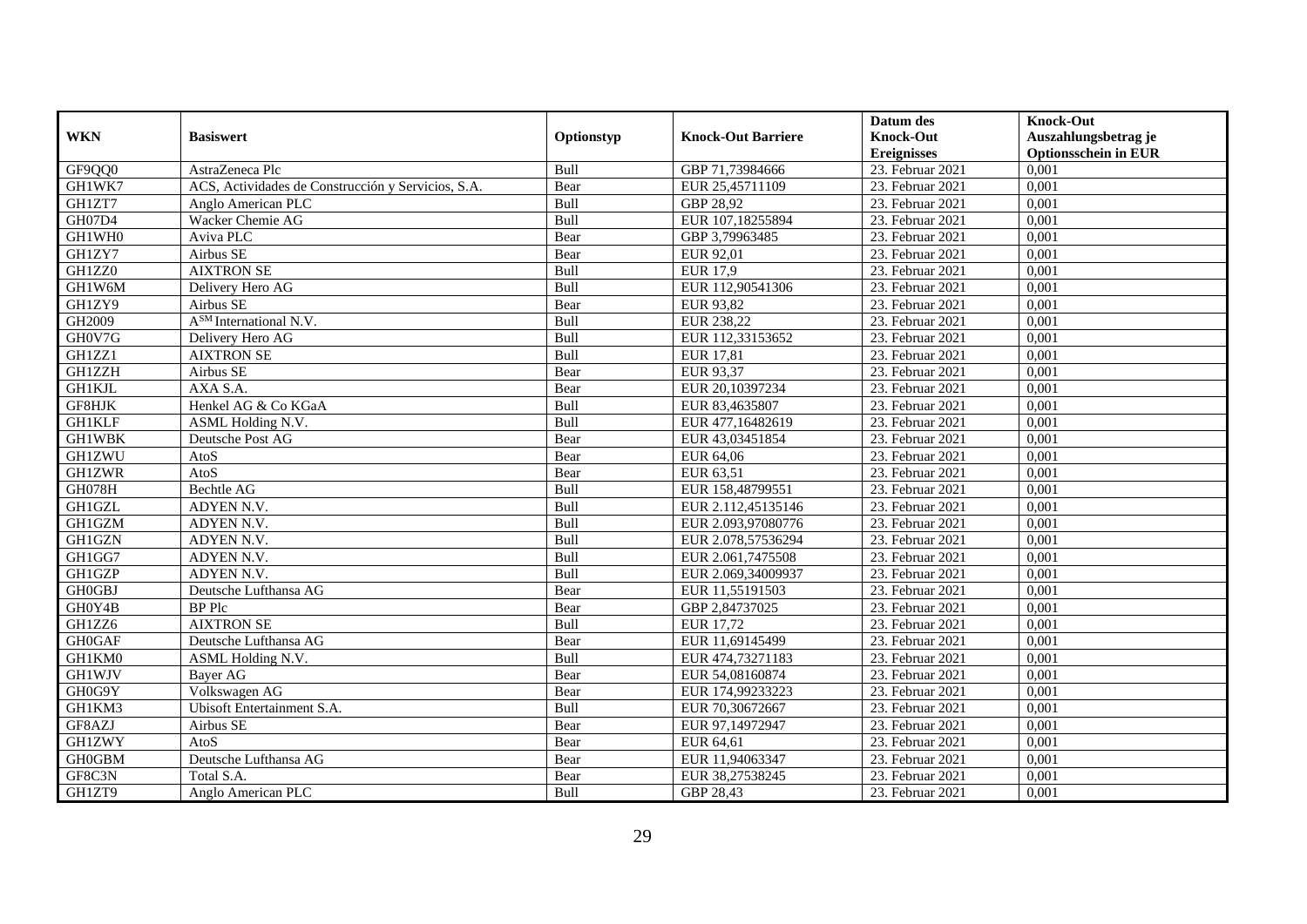| WKN | Basiswert | Optionstyp | Knock-Out Barriere | Datum des Knock-Out Ereignisses | Knock-Out Auszahlungsbetrag je Optionsschein in EUR |
|---|---|---|---|---|---|
| GF9QQ0 | AstraZeneca Plc | Bull | GBP 71,73984666 | 23. Februar 2021 | 0,001 |
| GH1WK7 | ACS, Actividades de Construcción y Servicios, S.A. | Bear | EUR 25,45711109 | 23. Februar 2021 | 0,001 |
| GH1ZT7 | Anglo American PLC | Bull | GBP 28,92 | 23. Februar 2021 | 0,001 |
| GH07D4 | Wacker Chemie AG | Bull | EUR 107,18255894 | 23. Februar 2021 | 0,001 |
| GH1WH0 | Aviva PLC | Bear | GBP 3,79963485 | 23. Februar 2021 | 0,001 |
| GH1ZY7 | Airbus SE | Bear | EUR 92,01 | 23. Februar 2021 | 0,001 |
| GH1ZZ0 | AIXTRON SE | Bull | EUR 17,9 | 23. Februar 2021 | 0,001 |
| GH1W6M | Delivery Hero AG | Bull | EUR 112,90541306 | 23. Februar 2021 | 0,001 |
| GH1ZY9 | Airbus SE | Bear | EUR 93,82 | 23. Februar 2021 | 0,001 |
| GH2009 | A[SM] International N.V. | Bull | EUR 238,22 | 23. Februar 2021 | 0,001 |
| GH0V7G | Delivery Hero AG | Bull | EUR 112,33153652 | 23. Februar 2021 | 0,001 |
| GH1ZZ1 | AIXTRON SE | Bull | EUR 17,81 | 23. Februar 2021 | 0,001 |
| GH1ZZH | Airbus SE | Bear | EUR 93,37 | 23. Februar 2021 | 0,001 |
| GH1KJL | AXA S.A. | Bear | EUR 20,10397234 | 23. Februar 2021 | 0,001 |
| GF8HJK | Henkel AG & Co KGaA | Bull | EUR 83,4635807 | 23. Februar 2021 | 0,001 |
| GH1KLF | ASML Holding N.V. | Bull | EUR 477,16482619 | 23. Februar 2021 | 0,001 |
| GH1WBK | Deutsche Post AG | Bear | EUR 43,03451854 | 23. Februar 2021 | 0,001 |
| GH1ZWU | AtoS | Bear | EUR 64,06 | 23. Februar 2021 | 0,001 |
| GH1ZWR | AtoS | Bear | EUR 63,51 | 23. Februar 2021 | 0,001 |
| GH078H | Bechtle AG | Bull | EUR 158,48799551 | 23. Februar 2021 | 0,001 |
| GH1GZL | ADYEN N.V. | Bull | EUR 2.112,45135146 | 23. Februar 2021 | 0,001 |
| GH1GZM | ADYEN N.V. | Bull | EUR 2.093,97080776 | 23. Februar 2021 | 0,001 |
| GH1GZN | ADYEN N.V. | Bull | EUR 2.078,57536294 | 23. Februar 2021 | 0,001 |
| GH1GG7 | ADYEN N.V. | Bull | EUR 2.061,7475508 | 23. Februar 2021 | 0,001 |
| GH1GZP | ADYEN N.V. | Bull | EUR 2.069,34009937 | 23. Februar 2021 | 0,001 |
| GH0GBJ | Deutsche Lufthansa AG | Bear | EUR 11,55191503 | 23. Februar 2021 | 0,001 |
| GH0Y4B | BP Plc | Bear | GBP 2,84737025 | 23. Februar 2021 | 0,001 |
| GH1ZZ6 | AIXTRON SE | Bull | EUR 17,72 | 23. Februar 2021 | 0,001 |
| GH0GAF | Deutsche Lufthansa AG | Bear | EUR 11,69145499 | 23. Februar 2021 | 0,001 |
| GH1KM0 | ASML Holding N.V. | Bull | EUR 474,73271183 | 23. Februar 2021 | 0,001 |
| GH1WJV | Bayer AG | Bear | EUR 54,08160874 | 23. Februar 2021 | 0,001 |
| GH0G9Y | Volkswagen AG | Bear | EUR 174,99233223 | 23. Februar 2021 | 0,001 |
| GH1KM3 | Ubisoft Entertainment S.A. | Bull | EUR 70,30672667 | 23. Februar 2021 | 0,001 |
| GF8AZJ | Airbus SE | Bear | EUR 97,14972947 | 23. Februar 2021 | 0,001 |
| GH1ZWY | AtoS | Bear | EUR 64,61 | 23. Februar 2021 | 0,001 |
| GH0GBM | Deutsche Lufthansa AG | Bear | EUR 11,94063347 | 23. Februar 2021 | 0,001 |
| GF8C3N | Total S.A. | Bear | EUR 38,27538245 | 23. Februar 2021 | 0,001 |
| GH1ZT9 | Anglo American PLC | Bull | GBP 28,43 | 23. Februar 2021 | 0,001 |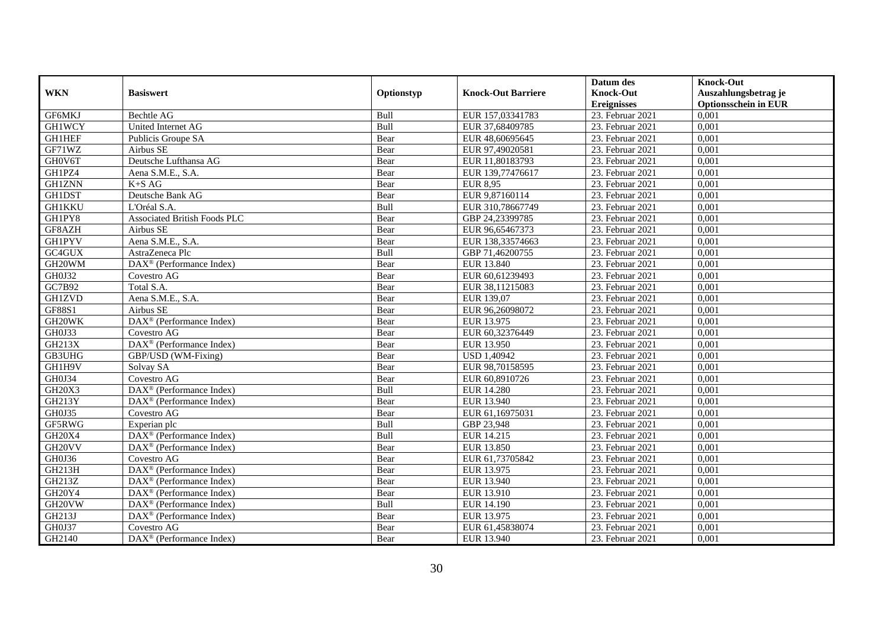| WKN | Basiswert | Optionstyp | Knock-Out Barriere | Datum des Knock-Out Ereignisses | Knock-Out Auszahlungsbetrag je Optionsschein in EUR |
|---|---|---|---|---|---|
| GF6MKJ | Bechtle AG | Bull | EUR 157,03341783 | 23. Februar 2021 | 0,001 |
| GH1WCY | United Internet AG | Bull | EUR 37,68409785 | 23. Februar 2021 | 0,001 |
| GH1HEF | Publicis Groupe SA | Bear | EUR 48,60695645 | 23. Februar 2021 | 0,001 |
| GF71WZ | Airbus SE | Bear | EUR 97,49020581 | 23. Februar 2021 | 0,001 |
| GH0V6T | Deutsche Lufthansa AG | Bear | EUR 11,80183793 | 23. Februar 2021 | 0,001 |
| GH1PZ4 | Aena S.M.E., S.A. | Bear | EUR 139,77476617 | 23. Februar 2021 | 0,001 |
| GH1ZNN | K+S AG | Bear | EUR 8,95 | 23. Februar 2021 | 0,001 |
| GH1DST | Deutsche Bank AG | Bear | EUR 9,87160114 | 23. Februar 2021 | 0,001 |
| GH1KKU | L'Oréal S.A. | Bull | EUR 310,78667749 | 23. Februar 2021 | 0,001 |
| GH1PY8 | Associated British Foods PLC | Bear | GBP 24,23399785 | 23. Februar 2021 | 0,001 |
| GF8AZH | Airbus SE | Bear | EUR 96,65467373 | 23. Februar 2021 | 0,001 |
| GH1PYV | Aena S.M.E., S.A. | Bear | EUR 138,33574663 | 23. Februar 2021 | 0,001 |
| GC4GUX | AstraZeneca Plc | Bull | GBP 71,46200755 | 23. Februar 2021 | 0,001 |
| GH20WM | DAX® (Performance Index) | Bear | EUR 13.840 | 23. Februar 2021 | 0,001 |
| GH0J32 | Covestro AG | Bear | EUR 60,61239493 | 23. Februar 2021 | 0,001 |
| GC7B92 | Total S.A. | Bear | EUR 38,11215083 | 23. Februar 2021 | 0,001 |
| GH1ZVD | Aena S.M.E., S.A. | Bear | EUR 139,07 | 23. Februar 2021 | 0,001 |
| GF88S1 | Airbus SE | Bear | EUR 96,26098072 | 23. Februar 2021 | 0,001 |
| GH20WK | DAX® (Performance Index) | Bear | EUR 13.975 | 23. Februar 2021 | 0,001 |
| GH0J33 | Covestro AG | Bear | EUR 60,32376449 | 23. Februar 2021 | 0,001 |
| GH213X | DAX® (Performance Index) | Bear | EUR 13.950 | 23. Februar 2021 | 0,001 |
| GB3UHG | GBP/USD (WM-Fixing) | Bear | USD 1,40942 | 23. Februar 2021 | 0,001 |
| GH1H9V | Solvay SA | Bear | EUR 98,70158595 | 23. Februar 2021 | 0,001 |
| GH0J34 | Covestro AG | Bear | EUR 60,8910726 | 23. Februar 2021 | 0,001 |
| GH20X3 | DAX® (Performance Index) | Bull | EUR 14.280 | 23. Februar 2021 | 0,001 |
| GH213Y | DAX® (Performance Index) | Bear | EUR 13.940 | 23. Februar 2021 | 0,001 |
| GH0J35 | Covestro AG | Bear | EUR 61,16975031 | 23. Februar 2021 | 0,001 |
| GF5RWG | Experian plc | Bull | GBP 23,948 | 23. Februar 2021 | 0,001 |
| GH20X4 | DAX® (Performance Index) | Bull | EUR 14.215 | 23. Februar 2021 | 0,001 |
| GH20VV | DAX® (Performance Index) | Bear | EUR 13.850 | 23. Februar 2021 | 0,001 |
| GH0J36 | Covestro AG | Bear | EUR 61,73705842 | 23. Februar 2021 | 0,001 |
| GH213H | DAX® (Performance Index) | Bear | EUR 13.975 | 23. Februar 2021 | 0,001 |
| GH213Z | DAX® (Performance Index) | Bear | EUR 13.940 | 23. Februar 2021 | 0,001 |
| GH20Y4 | DAX® (Performance Index) | Bear | EUR 13.910 | 23. Februar 2021 | 0,001 |
| GH20VW | DAX® (Performance Index) | Bull | EUR 14.190 | 23. Februar 2021 | 0,001 |
| GH213J | DAX® (Performance Index) | Bear | EUR 13.975 | 23. Februar 2021 | 0,001 |
| GH0J37 | Covestro AG | Bear | EUR 61,45838074 | 23. Februar 2021 | 0,001 |
| GH2140 | DAX® (Performance Index) | Bear | EUR 13.940 | 23. Februar 2021 | 0,001 |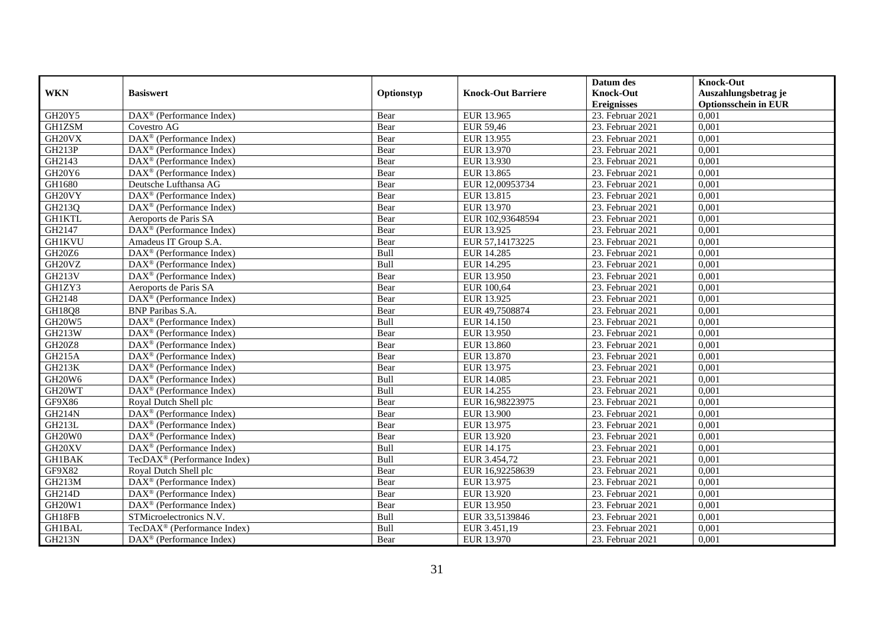| WKN | Basiswert | Optionstyp | Knock-Out Barriere | Datum des Knock-Out Ereignisses | Knock-Out Auszahlungsbetrag je Optionsschein in EUR |
|---|---|---|---|---|---|
| GH20Y5 | DAX® (Performance Index) | Bear | EUR 13.965 | 23. Februar 2021 | 0,001 |
| GH1ZSM | Covestro AG | Bear | EUR 59,46 | 23. Februar 2021 | 0,001 |
| GH20VX | DAX® (Performance Index) | Bear | EUR 13.955 | 23. Februar 2021 | 0,001 |
| GH213P | DAX® (Performance Index) | Bear | EUR 13.970 | 23. Februar 2021 | 0,001 |
| GH2143 | DAX® (Performance Index) | Bear | EUR 13.930 | 23. Februar 2021 | 0,001 |
| GH20Y6 | DAX® (Performance Index) | Bear | EUR 13.865 | 23. Februar 2021 | 0,001 |
| GH1680 | Deutsche Lufthansa AG | Bear | EUR 12,00953734 | 23. Februar 2021 | 0,001 |
| GH20VY | DAX® (Performance Index) | Bear | EUR 13.815 | 23. Februar 2021 | 0,001 |
| GH213Q | DAX® (Performance Index) | Bear | EUR 13.970 | 23. Februar 2021 | 0,001 |
| GH1KTL | Aeroports de Paris SA | Bear | EUR 102,93648594 | 23. Februar 2021 | 0,001 |
| GH2147 | DAX® (Performance Index) | Bear | EUR 13.925 | 23. Februar 2021 | 0,001 |
| GH1KVU | Amadeus IT Group S.A. | Bear | EUR 57,14173225 | 23. Februar 2021 | 0,001 |
| GH20Z6 | DAX® (Performance Index) | Bull | EUR 14.285 | 23. Februar 2021 | 0,001 |
| GH20VZ | DAX® (Performance Index) | Bull | EUR 14.295 | 23. Februar 2021 | 0,001 |
| GH213V | DAX® (Performance Index) | Bear | EUR 13.950 | 23. Februar 2021 | 0,001 |
| GH1ZY3 | Aeroports de Paris SA | Bear | EUR 100,64 | 23. Februar 2021 | 0,001 |
| GH2148 | DAX® (Performance Index) | Bear | EUR 13.925 | 23. Februar 2021 | 0,001 |
| GH18Q8 | BNP Paribas S.A. | Bear | EUR 49,7508874 | 23. Februar 2021 | 0,001 |
| GH20W5 | DAX® (Performance Index) | Bull | EUR 14.150 | 23. Februar 2021 | 0,001 |
| GH213W | DAX® (Performance Index) | Bear | EUR 13.950 | 23. Februar 2021 | 0,001 |
| GH20Z8 | DAX® (Performance Index) | Bear | EUR 13.860 | 23. Februar 2021 | 0,001 |
| GH215A | DAX® (Performance Index) | Bear | EUR 13.870 | 23. Februar 2021 | 0,001 |
| GH213K | DAX® (Performance Index) | Bear | EUR 13.975 | 23. Februar 2021 | 0,001 |
| GH20W6 | DAX® (Performance Index) | Bull | EUR 14.085 | 23. Februar 2021 | 0,001 |
| GH20WT | DAX® (Performance Index) | Bull | EUR 14.255 | 23. Februar 2021 | 0,001 |
| GF9X86 | Royal Dutch Shell plc | Bear | EUR 16,98223975 | 23. Februar 2021 | 0,001 |
| GH214N | DAX® (Performance Index) | Bear | EUR 13.900 | 23. Februar 2021 | 0,001 |
| GH213L | DAX® (Performance Index) | Bear | EUR 13.975 | 23. Februar 2021 | 0,001 |
| GH20W0 | DAX® (Performance Index) | Bear | EUR 13.920 | 23. Februar 2021 | 0,001 |
| GH20XV | DAX® (Performance Index) | Bull | EUR 14.175 | 23. Februar 2021 | 0,001 |
| GH1BAK | TecDAX® (Performance Index) | Bull | EUR 3.454,72 | 23. Februar 2021 | 0,001 |
| GF9X82 | Royal Dutch Shell plc | Bear | EUR 16,92258639 | 23. Februar 2021 | 0,001 |
| GH213M | DAX® (Performance Index) | Bear | EUR 13.975 | 23. Februar 2021 | 0,001 |
| GH214D | DAX® (Performance Index) | Bear | EUR 13.920 | 23. Februar 2021 | 0,001 |
| GH20W1 | DAX® (Performance Index) | Bear | EUR 13.950 | 23. Februar 2021 | 0,001 |
| GH18FB | STMicroelectronics N.V. | Bull | EUR 33,5139846 | 23. Februar 2021 | 0,001 |
| GH1BAL | TecDAX® (Performance Index) | Bull | EUR 3.451,19 | 23. Februar 2021 | 0,001 |
| GH213N | DAX® (Performance Index) | Bear | EUR 13.970 | 23. Februar 2021 | 0,001 |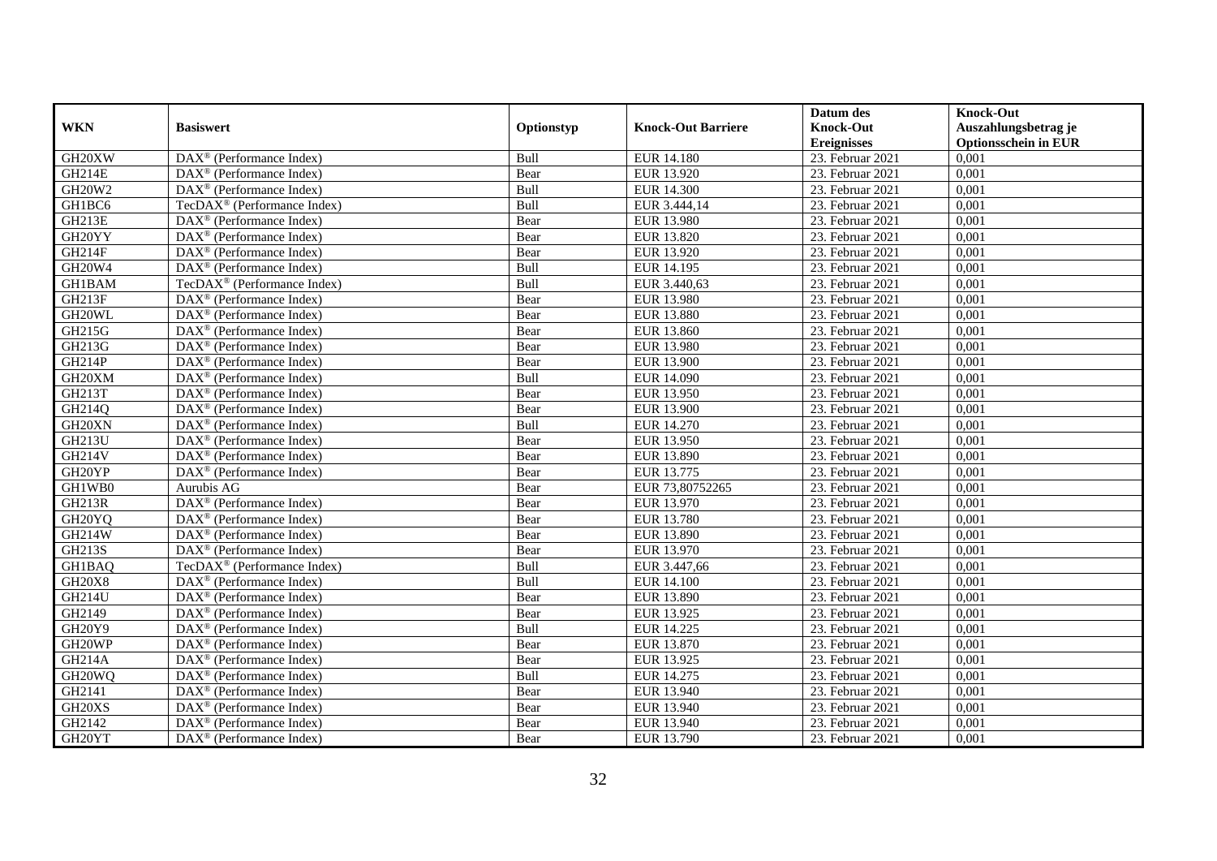| WKN | Basiswert | Optionstyp | Knock-Out Barriere | Datum des Knock-Out Ereignisses | Knock-Out Auszahlungsbetrag je Optionsschein in EUR |
|---|---|---|---|---|---|
| GH20XW | DAX® (Performance Index) | Bull | EUR 14.180 | 23. Februar 2021 | 0,001 |
| GH214E | DAX® (Performance Index) | Bear | EUR 13.920 | 23. Februar 2021 | 0,001 |
| GH20W2 | DAX® (Performance Index) | Bull | EUR 14.300 | 23. Februar 2021 | 0,001 |
| GH1BC6 | TecDAX® (Performance Index) | Bull | EUR 3.444,14 | 23. Februar 2021 | 0,001 |
| GH213E | DAX® (Performance Index) | Bear | EUR 13.980 | 23. Februar 2021 | 0,001 |
| GH20YY | DAX® (Performance Index) | Bear | EUR 13.820 | 23. Februar 2021 | 0,001 |
| GH214F | DAX® (Performance Index) | Bear | EUR 13.920 | 23. Februar 2021 | 0,001 |
| GH20W4 | DAX® (Performance Index) | Bull | EUR 14.195 | 23. Februar 2021 | 0,001 |
| GH1BAM | TecDAX® (Performance Index) | Bull | EUR 3.440,63 | 23. Februar 2021 | 0,001 |
| GH213F | DAX® (Performance Index) | Bear | EUR 13.980 | 23. Februar 2021 | 0,001 |
| GH20WL | DAX® (Performance Index) | Bear | EUR 13.880 | 23. Februar 2021 | 0,001 |
| GH215G | DAX® (Performance Index) | Bear | EUR 13.860 | 23. Februar 2021 | 0,001 |
| GH213G | DAX® (Performance Index) | Bear | EUR 13.980 | 23. Februar 2021 | 0,001 |
| GH214P | DAX® (Performance Index) | Bear | EUR 13.900 | 23. Februar 2021 | 0,001 |
| GH20XM | DAX® (Performance Index) | Bull | EUR 14.090 | 23. Februar 2021 | 0,001 |
| GH213T | DAX® (Performance Index) | Bear | EUR 13.950 | 23. Februar 2021 | 0,001 |
| GH214Q | DAX® (Performance Index) | Bear | EUR 13.900 | 23. Februar 2021 | 0,001 |
| GH20XN | DAX® (Performance Index) | Bull | EUR 14.270 | 23. Februar 2021 | 0,001 |
| GH213U | DAX® (Performance Index) | Bear | EUR 13.950 | 23. Februar 2021 | 0,001 |
| GH214V | DAX® (Performance Index) | Bear | EUR 13.890 | 23. Februar 2021 | 0,001 |
| GH20YP | DAX® (Performance Index) | Bear | EUR 13.775 | 23. Februar 2021 | 0,001 |
| GH1WB0 | Aurubis AG | Bear | EUR 73,80752265 | 23. Februar 2021 | 0,001 |
| GH213R | DAX® (Performance Index) | Bear | EUR 13.970 | 23. Februar 2021 | 0,001 |
| GH20YQ | DAX® (Performance Index) | Bear | EUR 13.780 | 23. Februar 2021 | 0,001 |
| GH214W | DAX® (Performance Index) | Bear | EUR 13.890 | 23. Februar 2021 | 0,001 |
| GH213S | DAX® (Performance Index) | Bear | EUR 13.970 | 23. Februar 2021 | 0,001 |
| GH1BAQ | TecDAX® (Performance Index) | Bull | EUR 3.447,66 | 23. Februar 2021 | 0,001 |
| GH20X8 | DAX® (Performance Index) | Bull | EUR 14.100 | 23. Februar 2021 | 0,001 |
| GH214U | DAX® (Performance Index) | Bear | EUR 13.890 | 23. Februar 2021 | 0,001 |
| GH2149 | DAX® (Performance Index) | Bear | EUR 13.925 | 23. Februar 2021 | 0,001 |
| GH20Y9 | DAX® (Performance Index) | Bull | EUR 14.225 | 23. Februar 2021 | 0,001 |
| GH20WP | DAX® (Performance Index) | Bear | EUR 13.870 | 23. Februar 2021 | 0,001 |
| GH214A | DAX® (Performance Index) | Bear | EUR 13.925 | 23. Februar 2021 | 0,001 |
| GH20WQ | DAX® (Performance Index) | Bull | EUR 14.275 | 23. Februar 2021 | 0,001 |
| GH2141 | DAX® (Performance Index) | Bear | EUR 13.940 | 23. Februar 2021 | 0,001 |
| GH20XS | DAX® (Performance Index) | Bear | EUR 13.940 | 23. Februar 2021 | 0,001 |
| GH2142 | DAX® (Performance Index) | Bear | EUR 13.940 | 23. Februar 2021 | 0,001 |
| GH20YT | DAX® (Performance Index) | Bear | EUR 13.790 | 23. Februar 2021 | 0,001 |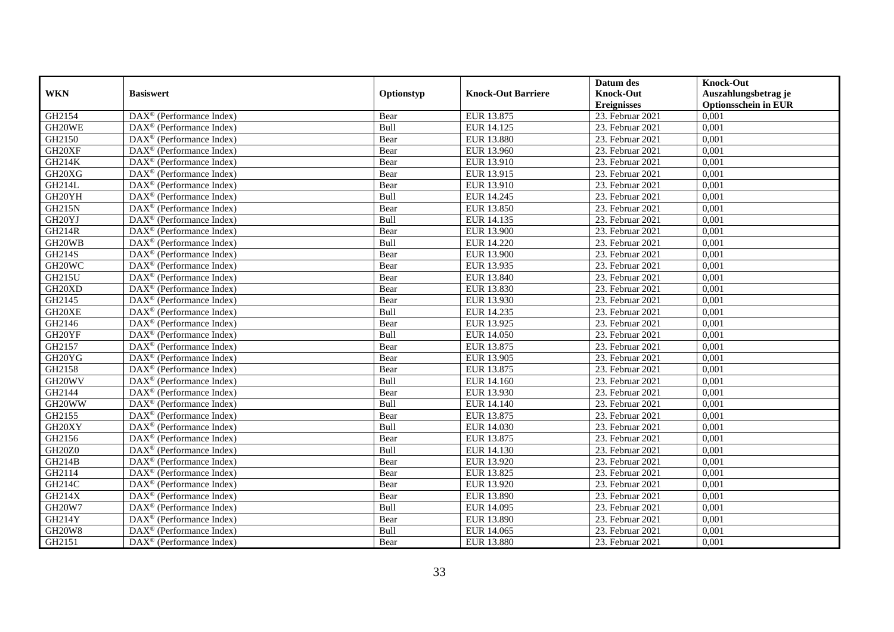| WKN | Basiswert | Optionstyp | Knock-Out Barriere | Datum des Knock-Out Ereignisses | Knock-Out Auszahlungsbetrag je Optionsschein in EUR |
|---|---|---|---|---|---|
| GH2154 | DAX® (Performance Index) | Bear | EUR 13.875 | 23. Februar 2021 | 0,001 |
| GH20WE | DAX® (Performance Index) | Bull | EUR 14.125 | 23. Februar 2021 | 0,001 |
| GH2150 | DAX® (Performance Index) | Bear | EUR 13.880 | 23. Februar 2021 | 0,001 |
| GH20XF | DAX® (Performance Index) | Bear | EUR 13.960 | 23. Februar 2021 | 0,001 |
| GH214K | DAX® (Performance Index) | Bear | EUR 13.910 | 23. Februar 2021 | 0,001 |
| GH20XG | DAX® (Performance Index) | Bear | EUR 13.915 | 23. Februar 2021 | 0,001 |
| GH214L | DAX® (Performance Index) | Bear | EUR 13.910 | 23. Februar 2021 | 0,001 |
| GH20YH | DAX® (Performance Index) | Bull | EUR 14.245 | 23. Februar 2021 | 0,001 |
| GH215N | DAX® (Performance Index) | Bear | EUR 13.850 | 23. Februar 2021 | 0,001 |
| GH20YJ | DAX® (Performance Index) | Bull | EUR 14.135 | 23. Februar 2021 | 0,001 |
| GH214R | DAX® (Performance Index) | Bear | EUR 13.900 | 23. Februar 2021 | 0,001 |
| GH20WB | DAX® (Performance Index) | Bull | EUR 14.220 | 23. Februar 2021 | 0,001 |
| GH214S | DAX® (Performance Index) | Bear | EUR 13.900 | 23. Februar 2021 | 0,001 |
| GH20WC | DAX® (Performance Index) | Bear | EUR 13.935 | 23. Februar 2021 | 0,001 |
| GH215U | DAX® (Performance Index) | Bear | EUR 13.840 | 23. Februar 2021 | 0,001 |
| GH20XD | DAX® (Performance Index) | Bear | EUR 13.830 | 23. Februar 2021 | 0,001 |
| GH2145 | DAX® (Performance Index) | Bear | EUR 13.930 | 23. Februar 2021 | 0,001 |
| GH20XE | DAX® (Performance Index) | Bull | EUR 14.235 | 23. Februar 2021 | 0,001 |
| GH2146 | DAX® (Performance Index) | Bear | EUR 13.925 | 23. Februar 2021 | 0,001 |
| GH20YF | DAX® (Performance Index) | Bull | EUR 14.050 | 23. Februar 2021 | 0,001 |
| GH2157 | DAX® (Performance Index) | Bear | EUR 13.875 | 23. Februar 2021 | 0,001 |
| GH20YG | DAX® (Performance Index) | Bear | EUR 13.905 | 23. Februar 2021 | 0,001 |
| GH2158 | DAX® (Performance Index) | Bear | EUR 13.875 | 23. Februar 2021 | 0,001 |
| GH20WV | DAX® (Performance Index) | Bull | EUR 14.160 | 23. Februar 2021 | 0,001 |
| GH2144 | DAX® (Performance Index) | Bear | EUR 13.930 | 23. Februar 2021 | 0,001 |
| GH20WW | DAX® (Performance Index) | Bull | EUR 14.140 | 23. Februar 2021 | 0,001 |
| GH2155 | DAX® (Performance Index) | Bear | EUR 13.875 | 23. Februar 2021 | 0,001 |
| GH20XY | DAX® (Performance Index) | Bull | EUR 14.030 | 23. Februar 2021 | 0,001 |
| GH2156 | DAX® (Performance Index) | Bear | EUR 13.875 | 23. Februar 2021 | 0,001 |
| GH20Z0 | DAX® (Performance Index) | Bull | EUR 14.130 | 23. Februar 2021 | 0,001 |
| GH214B | DAX® (Performance Index) | Bear | EUR 13.920 | 23. Februar 2021 | 0,001 |
| GH2114 | DAX® (Performance Index) | Bear | EUR 13.825 | 23. Februar 2021 | 0,001 |
| GH214C | DAX® (Performance Index) | Bear | EUR 13.920 | 23. Februar 2021 | 0,001 |
| GH214X | DAX® (Performance Index) | Bear | EUR 13.890 | 23. Februar 2021 | 0,001 |
| GH20W7 | DAX® (Performance Index) | Bull | EUR 14.095 | 23. Februar 2021 | 0,001 |
| GH214Y | DAX® (Performance Index) | Bear | EUR 13.890 | 23. Februar 2021 | 0,001 |
| GH20W8 | DAX® (Performance Index) | Bull | EUR 14.065 | 23. Februar 2021 | 0,001 |
| GH2151 | DAX® (Performance Index) | Bear | EUR 13.880 | 23. Februar 2021 | 0,001 |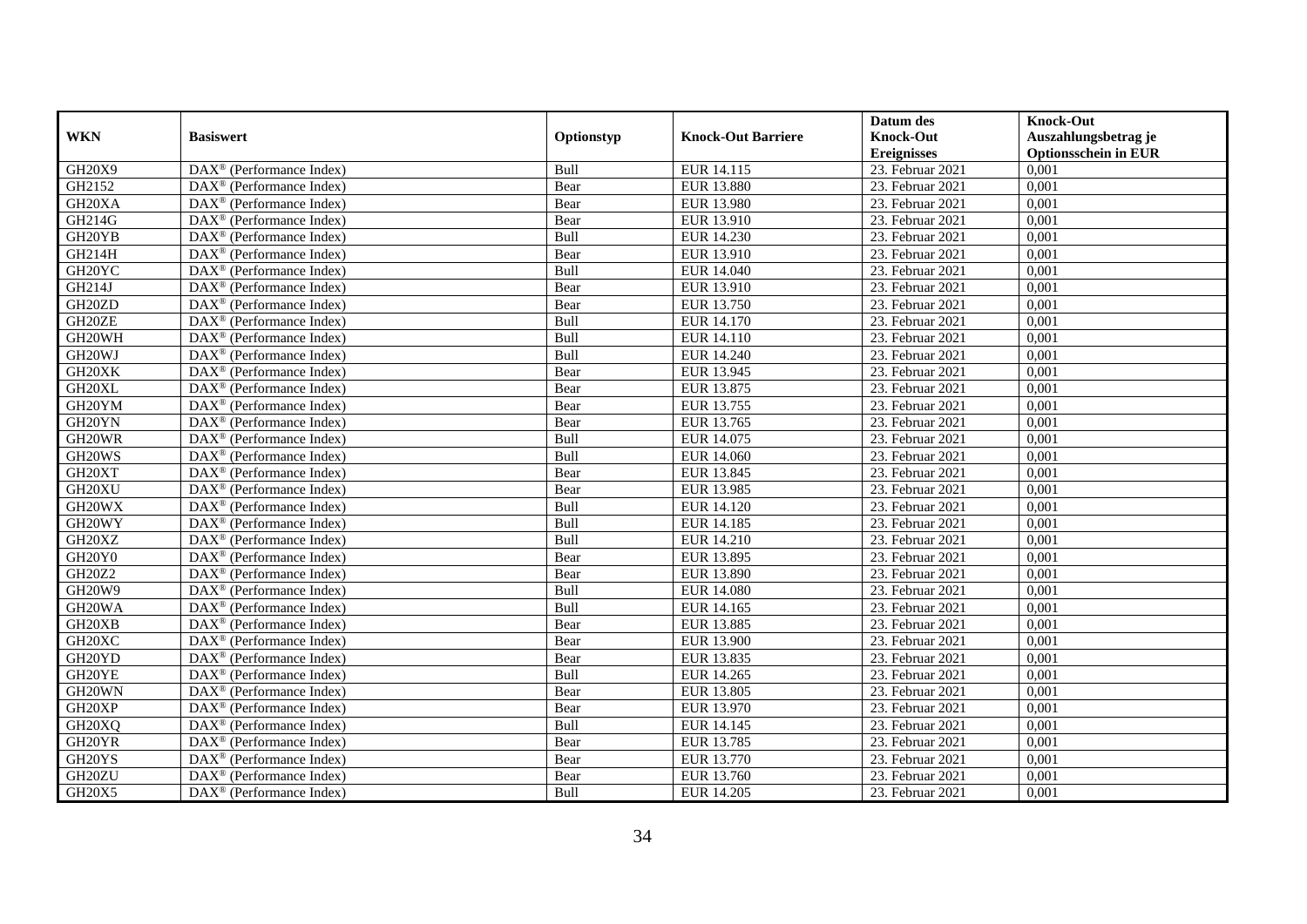| WKN | Basiswert | Optionstyp | Knock-Out Barriere | Datum des Knock-Out Ereignisses | Knock-Out Auszahlungsbetrag je Optionsschein in EUR |
|---|---|---|---|---|---|
| GH20X9 | DAX® (Performance Index) | Bull | EUR 14.115 | 23. Februar 2021 | 0,001 |
| GH2152 | DAX® (Performance Index) | Bear | EUR 13.880 | 23. Februar 2021 | 0,001 |
| GH20XA | DAX® (Performance Index) | Bear | EUR 13.980 | 23. Februar 2021 | 0,001 |
| GH214G | DAX® (Performance Index) | Bear | EUR 13.910 | 23. Februar 2021 | 0,001 |
| GH20YB | DAX® (Performance Index) | Bull | EUR 14.230 | 23. Februar 2021 | 0,001 |
| GH214H | DAX® (Performance Index) | Bear | EUR 13.910 | 23. Februar 2021 | 0,001 |
| GH20YC | DAX® (Performance Index) | Bull | EUR 14.040 | 23. Februar 2021 | 0,001 |
| GH214J | DAX® (Performance Index) | Bear | EUR 13.910 | 23. Februar 2021 | 0,001 |
| GH20ZD | DAX® (Performance Index) | Bear | EUR 13.750 | 23. Februar 2021 | 0,001 |
| GH20ZE | DAX® (Performance Index) | Bull | EUR 14.170 | 23. Februar 2021 | 0,001 |
| GH20WH | DAX® (Performance Index) | Bull | EUR 14.110 | 23. Februar 2021 | 0,001 |
| GH20WJ | DAX® (Performance Index) | Bull | EUR 14.240 | 23. Februar 2021 | 0,001 |
| GH20XK | DAX® (Performance Index) | Bear | EUR 13.945 | 23. Februar 2021 | 0,001 |
| GH20XL | DAX® (Performance Index) | Bear | EUR 13.875 | 23. Februar 2021 | 0,001 |
| GH20YM | DAX® (Performance Index) | Bear | EUR 13.755 | 23. Februar 2021 | 0,001 |
| GH20YN | DAX® (Performance Index) | Bear | EUR 13.765 | 23. Februar 2021 | 0,001 |
| GH20WR | DAX® (Performance Index) | Bull | EUR 14.075 | 23. Februar 2021 | 0,001 |
| GH20WS | DAX® (Performance Index) | Bull | EUR 14.060 | 23. Februar 2021 | 0,001 |
| GH20XT | DAX® (Performance Index) | Bear | EUR 13.845 | 23. Februar 2021 | 0,001 |
| GH20XU | DAX® (Performance Index) | Bear | EUR 13.985 | 23. Februar 2021 | 0,001 |
| GH20WX | DAX® (Performance Index) | Bull | EUR 14.120 | 23. Februar 2021 | 0,001 |
| GH20WY | DAX® (Performance Index) | Bull | EUR 14.185 | 23. Februar 2021 | 0,001 |
| GH20XZ | DAX® (Performance Index) | Bull | EUR 14.210 | 23. Februar 2021 | 0,001 |
| GH20Y0 | DAX® (Performance Index) | Bear | EUR 13.895 | 23. Februar 2021 | 0,001 |
| GH20Z2 | DAX® (Performance Index) | Bear | EUR 13.890 | 23. Februar 2021 | 0,001 |
| GH20W9 | DAX® (Performance Index) | Bull | EUR 14.080 | 23. Februar 2021 | 0,001 |
| GH20WA | DAX® (Performance Index) | Bull | EUR 14.165 | 23. Februar 2021 | 0,001 |
| GH20XB | DAX® (Performance Index) | Bear | EUR 13.885 | 23. Februar 2021 | 0,001 |
| GH20XC | DAX® (Performance Index) | Bear | EUR 13.900 | 23. Februar 2021 | 0,001 |
| GH20YD | DAX® (Performance Index) | Bear | EUR 13.835 | 23. Februar 2021 | 0,001 |
| GH20YE | DAX® (Performance Index) | Bull | EUR 14.265 | 23. Februar 2021 | 0,001 |
| GH20WN | DAX® (Performance Index) | Bear | EUR 13.805 | 23. Februar 2021 | 0,001 |
| GH20XP | DAX® (Performance Index) | Bear | EUR 13.970 | 23. Februar 2021 | 0,001 |
| GH20XQ | DAX® (Performance Index) | Bull | EUR 14.145 | 23. Februar 2021 | 0,001 |
| GH20YR | DAX® (Performance Index) | Bear | EUR 13.785 | 23. Februar 2021 | 0,001 |
| GH20YS | DAX® (Performance Index) | Bear | EUR 13.770 | 23. Februar 2021 | 0,001 |
| GH20ZU | DAX® (Performance Index) | Bear | EUR 13.760 | 23. Februar 2021 | 0,001 |
| GH20X5 | DAX® (Performance Index) | Bull | EUR 14.205 | 23. Februar 2021 | 0,001 |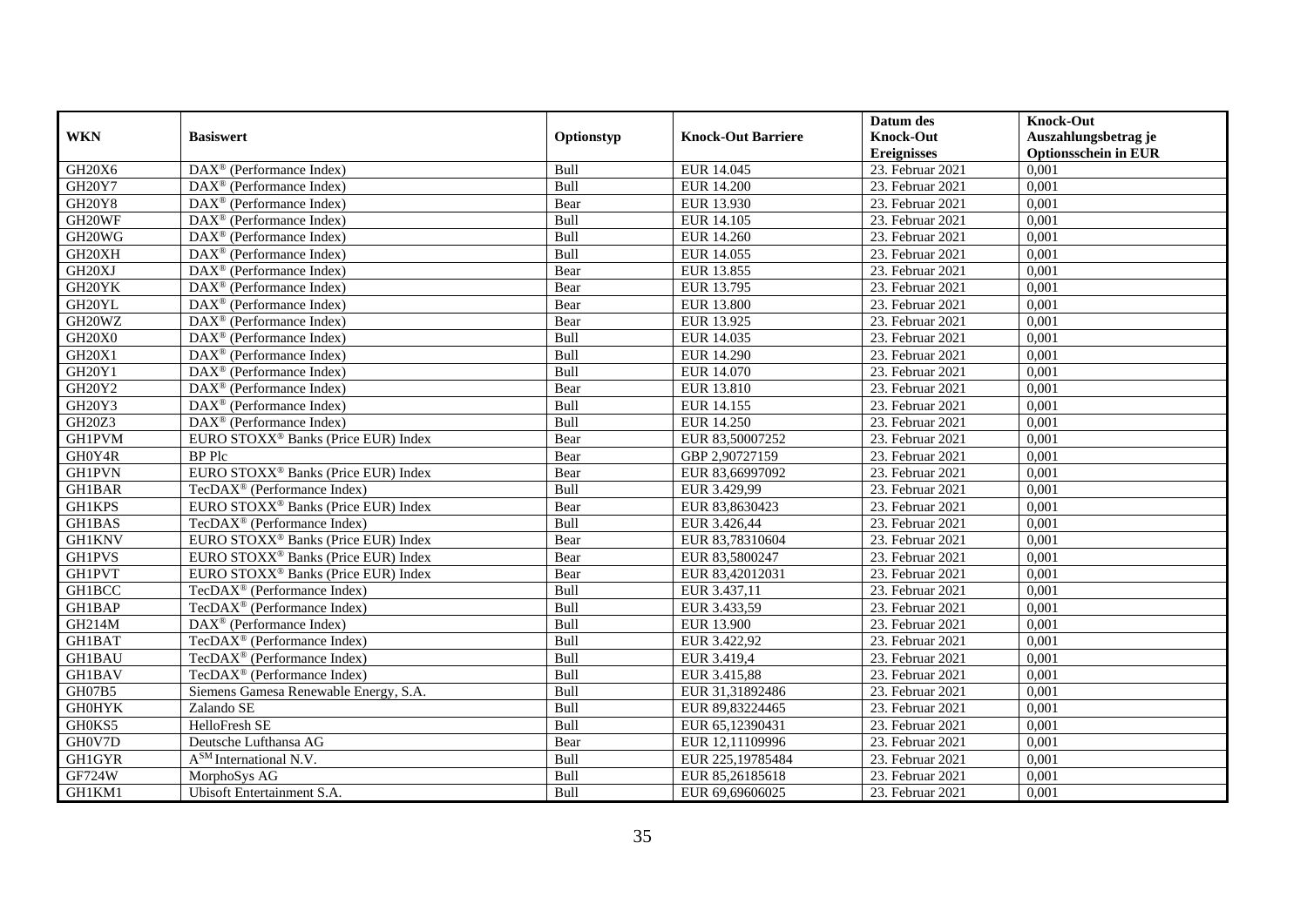| WKN | Basiswert | Optionstyp | Knock-Out Barriere | Datum des Knock-Out Ereignisses | Knock-Out Auszahlungsbetrag je Optionsschein in EUR |
|---|---|---|---|---|---|
| GH20X6 | DAX® (Performance Index) | Bull | EUR 14.045 | 23. Februar 2021 | 0,001 |
| GH20Y7 | DAX® (Performance Index) | Bull | EUR 14.200 | 23. Februar 2021 | 0,001 |
| GH20Y8 | DAX® (Performance Index) | Bear | EUR 13.930 | 23. Februar 2021 | 0,001 |
| GH20WF | DAX® (Performance Index) | Bull | EUR 14.105 | 23. Februar 2021 | 0,001 |
| GH20WG | DAX® (Performance Index) | Bull | EUR 14.260 | 23. Februar 2021 | 0,001 |
| GH20XH | DAX® (Performance Index) | Bull | EUR 14.055 | 23. Februar 2021 | 0,001 |
| GH20XJ | DAX® (Performance Index) | Bear | EUR 13.855 | 23. Februar 2021 | 0,001 |
| GH20YK | DAX® (Performance Index) | Bear | EUR 13.795 | 23. Februar 2021 | 0,001 |
| GH20YL | DAX® (Performance Index) | Bear | EUR 13.800 | 23. Februar 2021 | 0,001 |
| GH20WZ | DAX® (Performance Index) | Bear | EUR 13.925 | 23. Februar 2021 | 0,001 |
| GH20X0 | DAX® (Performance Index) | Bull | EUR 14.035 | 23. Februar 2021 | 0,001 |
| GH20X1 | DAX® (Performance Index) | Bull | EUR 14.290 | 23. Februar 2021 | 0,001 |
| GH20Y1 | DAX® (Performance Index) | Bull | EUR 14.070 | 23. Februar 2021 | 0,001 |
| GH20Y2 | DAX® (Performance Index) | Bear | EUR 13.810 | 23. Februar 2021 | 0,001 |
| GH20Y3 | DAX® (Performance Index) | Bull | EUR 14.155 | 23. Februar 2021 | 0,001 |
| GH20Z3 | DAX® (Performance Index) | Bull | EUR 14.250 | 23. Februar 2021 | 0,001 |
| GH1PVM | EURO STOXX® Banks (Price EUR) Index | Bear | EUR 83,50007252 | 23. Februar 2021 | 0,001 |
| GH0Y4R | BP Plc | Bear | GBP 2,90727159 | 23. Februar 2021 | 0,001 |
| GH1PVN | EURO STOXX® Banks (Price EUR) Index | Bear | EUR 83,66997092 | 23. Februar 2021 | 0,001 |
| GH1BAR | TecDAX® (Performance Index) | Bull | EUR 3.429,99 | 23. Februar 2021 | 0,001 |
| GH1KPS | EURO STOXX® Banks (Price EUR) Index | Bear | EUR 83,8630423 | 23. Februar 2021 | 0,001 |
| GH1BAS | TecDAX® (Performance Index) | Bull | EUR 3.426,44 | 23. Februar 2021 | 0,001 |
| GH1KNV | EURO STOXX® Banks (Price EUR) Index | Bear | EUR 83,78310604 | 23. Februar 2021 | 0,001 |
| GH1PVS | EURO STOXX® Banks (Price EUR) Index | Bear | EUR 83,5800247 | 23. Februar 2021 | 0,001 |
| GH1PVT | EURO STOXX® Banks (Price EUR) Index | Bear | EUR 83,42012031 | 23. Februar 2021 | 0,001 |
| GH1BCC | TecDAX® (Performance Index) | Bull | EUR 3.437,11 | 23. Februar 2021 | 0,001 |
| GH1BAP | TecDAX® (Performance Index) | Bull | EUR 3.433,59 | 23. Februar 2021 | 0,001 |
| GH214M | DAX® (Performance Index) | Bull | EUR 13.900 | 23. Februar 2021 | 0,001 |
| GH1BAT | TecDAX® (Performance Index) | Bull | EUR 3.422,92 | 23. Februar 2021 | 0,001 |
| GH1BAU | TecDAX® (Performance Index) | Bull | EUR 3.419,4 | 23. Februar 2021 | 0,001 |
| GH1BAV | TecDAX® (Performance Index) | Bull | EUR 3.415,88 | 23. Februar 2021 | 0,001 |
| GH07B5 | Siemens Gamesa Renewable Energy, S.A. | Bull | EUR 31,31892486 | 23. Februar 2021 | 0,001 |
| GH0HYK | Zalando SE | Bull | EUR 89,83224465 | 23. Februar 2021 | 0,001 |
| GH0KS5 | HelloFresh SE | Bull | EUR 65,12390431 | 23. Februar 2021 | 0,001 |
| GH0V7D | Deutsche Lufthansa AG | Bear | EUR 12,11109996 | 23. Februar 2021 | 0,001 |
| GH1GYR | A^SM International N.V. | Bull | EUR 225,19785484 | 23. Februar 2021 | 0,001 |
| GF724W | MorphoSys AG | Bull | EUR 85,26185618 | 23. Februar 2021 | 0,001 |
| GH1KM1 | Ubisoft Entertainment S.A. | Bull | EUR 69,69606025 | 23. Februar 2021 | 0,001 |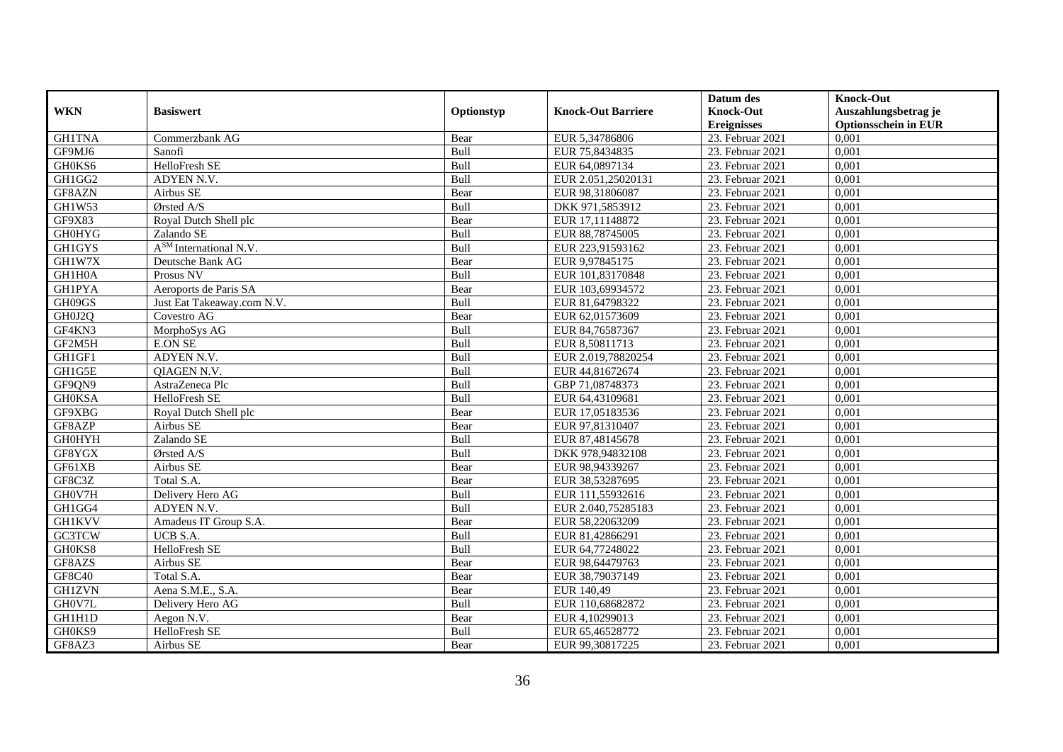| WKN | Basiswert | Optionstyp | Knock-Out Barriere | Datum des Knock-Out Ereignisses | Knock-Out Auszahlungsbetrag je Optionsschein in EUR |
|---|---|---|---|---|---|
| GH1TNA | Commerzbank AG | Bear | EUR 5,34786806 | 23. Februar 2021 | 0,001 |
| GF9MJ6 | Sanofi | Bull | EUR 75,8434835 | 23. Februar 2021 | 0,001 |
| GH0KS6 | HelloFresh SE | Bull | EUR 64,0897134 | 23. Februar 2021 | 0,001 |
| GH1GG2 | ADYEN N.V. | Bull | EUR 2.051,25020131 | 23. Februar 2021 | 0,001 |
| GF8AZN | Airbus SE | Bear | EUR 98,31806087 | 23. Februar 2021 | 0,001 |
| GH1W53 | Ørsted A/S | Bull | DKK 971,5853912 | 23. Februar 2021 | 0,001 |
| GF9X83 | Royal Dutch Shell plc | Bear | EUR 17,11148872 | 23. Februar 2021 | 0,001 |
| GH0HYG | Zalando SE | Bull | EUR 88,78745005 | 23. Februar 2021 | 0,001 |
| GH1GYS | A[SM] International N.V. | Bull | EUR 223,91593162 | 23. Februar 2021 | 0,001 |
| GH1W7X | Deutsche Bank AG | Bear | EUR 9,97845175 | 23. Februar 2021 | 0,001 |
| GH1H0A | Prosus NV | Bull | EUR 101,83170848 | 23. Februar 2021 | 0,001 |
| GH1PYA | Aeroports de Paris SA | Bear | EUR 103,69934572 | 23. Februar 2021 | 0,001 |
| GH09GS | Just Eat Takeaway.com N.V. | Bull | EUR 81,64798322 | 23. Februar 2021 | 0,001 |
| GH0J2Q | Covestro AG | Bear | EUR 62,01573609 | 23. Februar 2021 | 0,001 |
| GF4KN3 | MorphoSys AG | Bull | EUR 84,76587367 | 23. Februar 2021 | 0,001 |
| GF2M5H | E.ON SE | Bull | EUR 8,50811713 | 23. Februar 2021 | 0,001 |
| GH1GF1 | ADYEN N.V. | Bull | EUR 2.019,78820254 | 23. Februar 2021 | 0,001 |
| GH1G5E | QIAGEN N.V. | Bull | EUR 44,81672674 | 23. Februar 2021 | 0,001 |
| GF9QN9 | AstraZeneca Plc | Bull | GBP 71,08748373 | 23. Februar 2021 | 0,001 |
| GH0KSA | HelloFresh SE | Bull | EUR 64,43109681 | 23. Februar 2021 | 0,001 |
| GF9XBG | Royal Dutch Shell plc | Bear | EUR 17,05183536 | 23. Februar 2021 | 0,001 |
| GF8AZP | Airbus SE | Bear | EUR 97,81310407 | 23. Februar 2021 | 0,001 |
| GH0HYH | Zalando SE | Bull | EUR 87,48145678 | 23. Februar 2021 | 0,001 |
| GF8YGX | Ørsted A/S | Bull | DKK 978,94832108 | 23. Februar 2021 | 0,001 |
| GF61XB | Airbus SE | Bear | EUR 98,94339267 | 23. Februar 2021 | 0,001 |
| GF8C3Z | Total S.A. | Bear | EUR 38,53287695 | 23. Februar 2021 | 0,001 |
| GH0V7H | Delivery Hero AG | Bull | EUR 111,55932616 | 23. Februar 2021 | 0,001 |
| GH1GG4 | ADYEN N.V. | Bull | EUR 2.040,75285183 | 23. Februar 2021 | 0,001 |
| GH1KVV | Amadeus IT Group S.A. | Bear | EUR 58,22063209 | 23. Februar 2021 | 0,001 |
| GC3TCW | UCB S.A. | Bull | EUR 81,42866291 | 23. Februar 2021 | 0,001 |
| GH0KS8 | HelloFresh SE | Bull | EUR 64,77248022 | 23. Februar 2021 | 0,001 |
| GF8AZS | Airbus SE | Bear | EUR 98,64479763 | 23. Februar 2021 | 0,001 |
| GF8C40 | Total S.A. | Bear | EUR 38,79037149 | 23. Februar 2021 | 0,001 |
| GH1ZVN | Aena S.M.E., S.A. | Bear | EUR 140,49 | 23. Februar 2021 | 0,001 |
| GH0V7L | Delivery Hero AG | Bull | EUR 110,68682872 | 23. Februar 2021 | 0,001 |
| GH1H1D | Aegon N.V. | Bear | EUR 4,10299013 | 23. Februar 2021 | 0,001 |
| GH0KS9 | HelloFresh SE | Bull | EUR 65,46528772 | 23. Februar 2021 | 0,001 |
| GF8AZ3 | Airbus SE | Bear | EUR 99,30817225 | 23. Februar 2021 | 0,001 |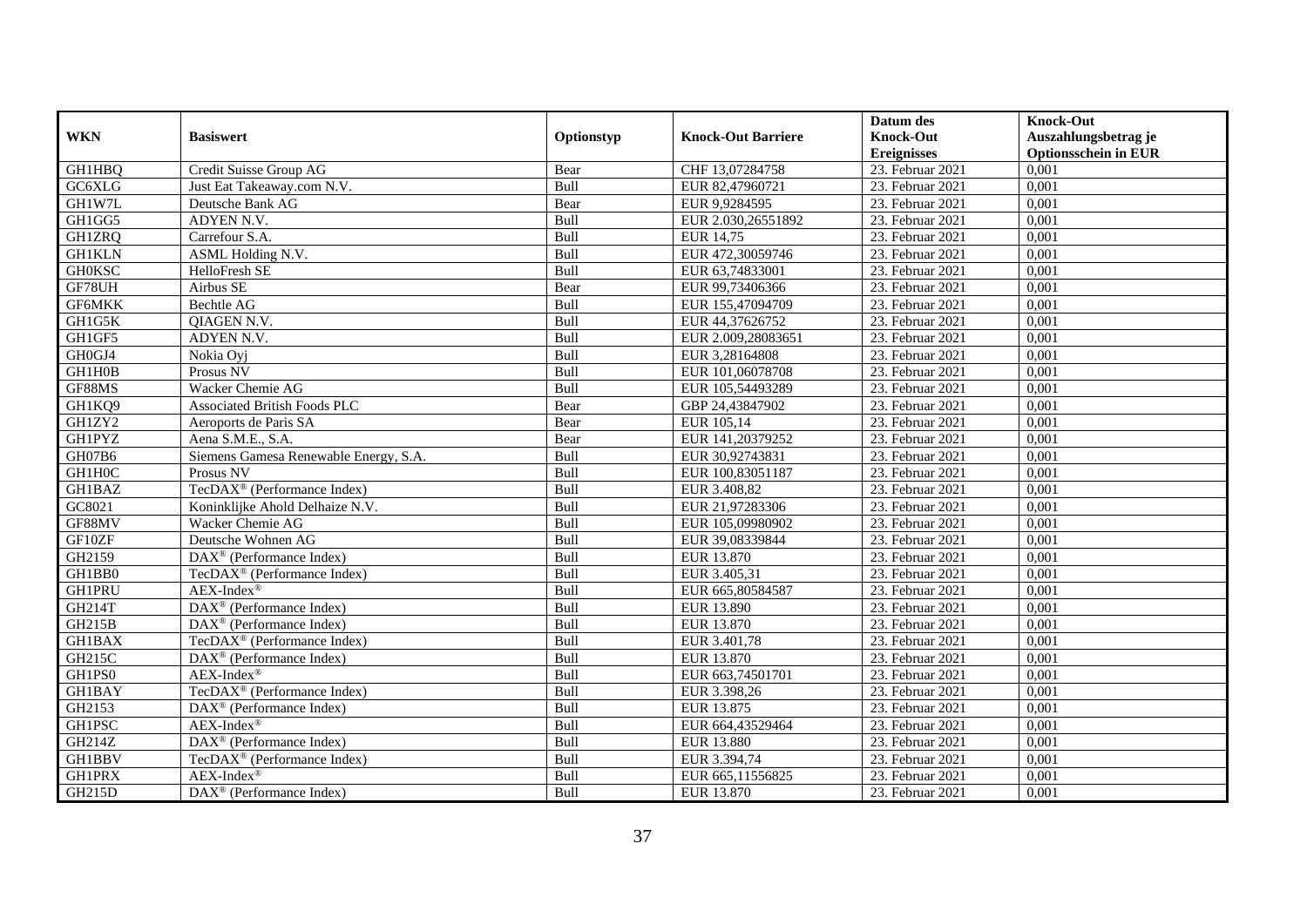| WKN | Basiswert | Optionstyp | Knock-Out Barriere | Datum des Knock-Out Ereignisses | Knock-Out Auszahlungsbetrag je Optionsschein in EUR |
|---|---|---|---|---|---|
| GH1HBQ | Credit Suisse Group AG | Bear | CHF 13,07284758 | 23. Februar 2021 | 0,001 |
| GC6XLG | Just Eat Takeaway.com N.V. | Bull | EUR 82,47960721 | 23. Februar 2021 | 0,001 |
| GH1W7L | Deutsche Bank AG | Bear | EUR 9,9284595 | 23. Februar 2021 | 0,001 |
| GH1GG5 | ADYEN N.V. | Bull | EUR 2.030,26551892 | 23. Februar 2021 | 0,001 |
| GH1ZRQ | Carrefour S.A. | Bull | EUR 14,75 | 23. Februar 2021 | 0,001 |
| GH1KLN | ASML Holding N.V. | Bull | EUR 472,30059746 | 23. Februar 2021 | 0,001 |
| GH0KSC | HelloFresh SE | Bull | EUR 63,74833001 | 23. Februar 2021 | 0,001 |
| GF78UH | Airbus SE | Bear | EUR 99,73406366 | 23. Februar 2021 | 0,001 |
| GF6MKK | Bechtle AG | Bull | EUR 155,47094709 | 23. Februar 2021 | 0,001 |
| GH1G5K | QIAGEN N.V. | Bull | EUR 44,37626752 | 23. Februar 2021 | 0,001 |
| GH1GF5 | ADYEN N.V. | Bull | EUR 2.009,28083651 | 23. Februar 2021 | 0,001 |
| GH0GJ4 | Nokia Oyj | Bull | EUR 3,28164808 | 23. Februar 2021 | 0,001 |
| GH1H0B | Prosus NV | Bull | EUR 101,06078708 | 23. Februar 2021 | 0,001 |
| GF88MS | Wacker Chemie AG | Bull | EUR 105,54493289 | 23. Februar 2021 | 0,001 |
| GH1KQ9 | Associated British Foods PLC | Bear | GBP 24,43847902 | 23. Februar 2021 | 0,001 |
| GH1ZY2 | Aeroports de Paris SA | Bear | EUR 105,14 | 23. Februar 2021 | 0,001 |
| GH1PYZ | Aena S.M.E., S.A. | Bear | EUR 141,20379252 | 23. Februar 2021 | 0,001 |
| GH07B6 | Siemens Gamesa Renewable Energy, S.A. | Bull | EUR 30,92743831 | 23. Februar 2021 | 0,001 |
| GH1H0C | Prosus NV | Bull | EUR 100,83051187 | 23. Februar 2021 | 0,001 |
| GH1BAZ | TecDAX® (Performance Index) | Bull | EUR 3.408,82 | 23. Februar 2021 | 0,001 |
| GC8021 | Koninklijke Ahold Delhaize N.V. | Bull | EUR 21,97283306 | 23. Februar 2021 | 0,001 |
| GF88MV | Wacker Chemie AG | Bull | EUR 105,09980902 | 23. Februar 2021 | 0,001 |
| GF10ZF | Deutsche Wohnen AG | Bull | EUR 39,08339844 | 23. Februar 2021 | 0,001 |
| GH2159 | DAX® (Performance Index) | Bull | EUR 13.870 | 23. Februar 2021 | 0,001 |
| GH1BB0 | TecDAX® (Performance Index) | Bull | EUR 3.405,31 | 23. Februar 2021 | 0,001 |
| GH1PRU | AEX-Index® | Bull | EUR 665,80584587 | 23. Februar 2021 | 0,001 |
| GH214T | DAX® (Performance Index) | Bull | EUR 13.890 | 23. Februar 2021 | 0,001 |
| GH215B | DAX® (Performance Index) | Bull | EUR 13.870 | 23. Februar 2021 | 0,001 |
| GH1BAX | TecDAX® (Performance Index) | Bull | EUR 3.401,78 | 23. Februar 2021 | 0,001 |
| GH215C | DAX® (Performance Index) | Bull | EUR 13.870 | 23. Februar 2021 | 0,001 |
| GH1PS0 | AEX-Index® | Bull | EUR 663,74501701 | 23. Februar 2021 | 0,001 |
| GH1BAY | TecDAX® (Performance Index) | Bull | EUR 3.398,26 | 23. Februar 2021 | 0,001 |
| GH2153 | DAX® (Performance Index) | Bull | EUR 13.875 | 23. Februar 2021 | 0,001 |
| GH1PSC | AEX-Index® | Bull | EUR 664,43529464 | 23. Februar 2021 | 0,001 |
| GH214Z | DAX® (Performance Index) | Bull | EUR 13.880 | 23. Februar 2021 | 0,001 |
| GH1BBV | TecDAX® (Performance Index) | Bull | EUR 3.394,74 | 23. Februar 2021 | 0,001 |
| GH1PRX | AEX-Index® | Bull | EUR 665,11556825 | 23. Februar 2021 | 0,001 |
| GH215D | DAX® (Performance Index) | Bull | EUR 13.870 | 23. Februar 2021 | 0,001 |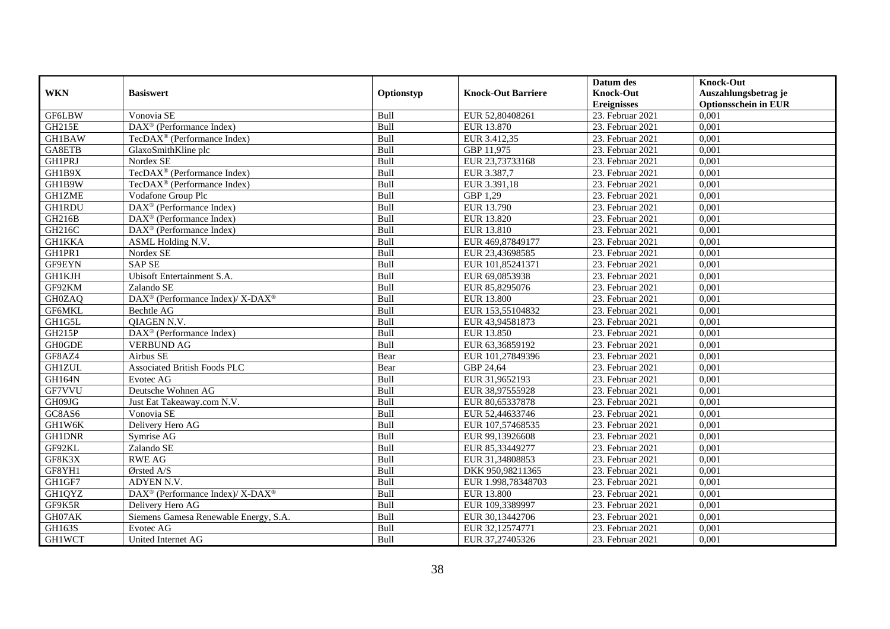| WKN | Basiswert | Optionstyp | Knock-Out Barriere | Datum des Knock-Out Ereignisses | Knock-Out Auszahlungsbetrag je Optionsschein in EUR |
|---|---|---|---|---|---|
| GF6LBW | Vonovia SE | Bull | EUR 52,80408261 | 23. Februar 2021 | 0,001 |
| GH215E | DAX® (Performance Index) | Bull | EUR 13.870 | 23. Februar 2021 | 0,001 |
| GH1BAW | TecDAX® (Performance Index) | Bull | EUR 3.412,35 | 23. Februar 2021 | 0,001 |
| GA8ETB | GlaxoSmithKline plc | Bull | GBP 11,975 | 23. Februar 2021 | 0,001 |
| GH1PRJ | Nordex SE | Bull | EUR 23,73733168 | 23. Februar 2021 | 0,001 |
| GH1B9X | TecDAX® (Performance Index) | Bull | EUR 3.387,7 | 23. Februar 2021 | 0,001 |
| GH1B9W | TecDAX® (Performance Index) | Bull | EUR 3.391,18 | 23. Februar 2021 | 0,001 |
| GH1ZME | Vodafone Group Plc | Bull | GBP 1,29 | 23. Februar 2021 | 0,001 |
| GH1RDU | DAX® (Performance Index) | Bull | EUR 13.790 | 23. Februar 2021 | 0,001 |
| GH216B | DAX® (Performance Index) | Bull | EUR 13.820 | 23. Februar 2021 | 0,001 |
| GH216C | DAX® (Performance Index) | Bull | EUR 13.810 | 23. Februar 2021 | 0,001 |
| GH1KKA | ASML Holding N.V. | Bull | EUR 469,87849177 | 23. Februar 2021 | 0,001 |
| GH1PR1 | Nordex SE | Bull | EUR 23,43698585 | 23. Februar 2021 | 0,001 |
| GF9EYN | SAP SE | Bull | EUR 101,85241371 | 23. Februar 2021 | 0,001 |
| GH1KJH | Ubisoft Entertainment S.A. | Bull | EUR 69,0853938 | 23. Februar 2021 | 0,001 |
| GF92KM | Zalando SE | Bull | EUR 85,8295076 | 23. Februar 2021 | 0,001 |
| GH0ZAQ | DAX® (Performance Index)/ X-DAX® | Bull | EUR 13.800 | 23. Februar 2021 | 0,001 |
| GF6MKL | Bechtle AG | Bull | EUR 153,55104832 | 23. Februar 2021 | 0,001 |
| GH1G5L | QIAGEN N.V. | Bull | EUR 43,94581873 | 23. Februar 2021 | 0,001 |
| GH215P | DAX® (Performance Index) | Bull | EUR 13.850 | 23. Februar 2021 | 0,001 |
| GH0GDE | VERBUND AG | Bull | EUR 63,36859192 | 23. Februar 2021 | 0,001 |
| GF8AZ4 | Airbus SE | Bear | EUR 101,27849396 | 23. Februar 2021 | 0,001 |
| GH1ZUL | Associated British Foods PLC | Bear | GBP 24,64 | 23. Februar 2021 | 0,001 |
| GH164N | Evotec AG | Bull | EUR 31,9652193 | 23. Februar 2021 | 0,001 |
| GF7VVU | Deutsche Wohnen AG | Bull | EUR 38,97555928 | 23. Februar 2021 | 0,001 |
| GH09JG | Just Eat Takeaway.com N.V. | Bull | EUR 80,65337878 | 23. Februar 2021 | 0,001 |
| GC8AS6 | Vonovia SE | Bull | EUR 52,44633746 | 23. Februar 2021 | 0,001 |
| GH1W6K | Delivery Hero AG | Bull | EUR 107,57468535 | 23. Februar 2021 | 0,001 |
| GH1DNR | Symrise AG | Bull | EUR 99,13926608 | 23. Februar 2021 | 0,001 |
| GF92KL | Zalando SE | Bull | EUR 85,33449277 | 23. Februar 2021 | 0,001 |
| GF8K3X | RWE AG | Bull | EUR 31,34808853 | 23. Februar 2021 | 0,001 |
| GF8YH1 | Ørsted A/S | Bull | DKK 950,98211365 | 23. Februar 2021 | 0,001 |
| GH1GF7 | ADYEN N.V. | Bull | EUR 1.998,78348703 | 23. Februar 2021 | 0,001 |
| GH1QYZ | DAX® (Performance Index)/ X-DAX® | Bull | EUR 13.800 | 23. Februar 2021 | 0,001 |
| GF9K5R | Delivery Hero AG | Bull | EUR 109,3389997 | 23. Februar 2021 | 0,001 |
| GH07AK | Siemens Gamesa Renewable Energy, S.A. | Bull | EUR 30,13442706 | 23. Februar 2021 | 0,001 |
| GH163S | Evotec AG | Bull | EUR 32,12574771 | 23. Februar 2021 | 0,001 |
| GH1WCT | United Internet AG | Bull | EUR 37,27405326 | 23. Februar 2021 | 0,001 |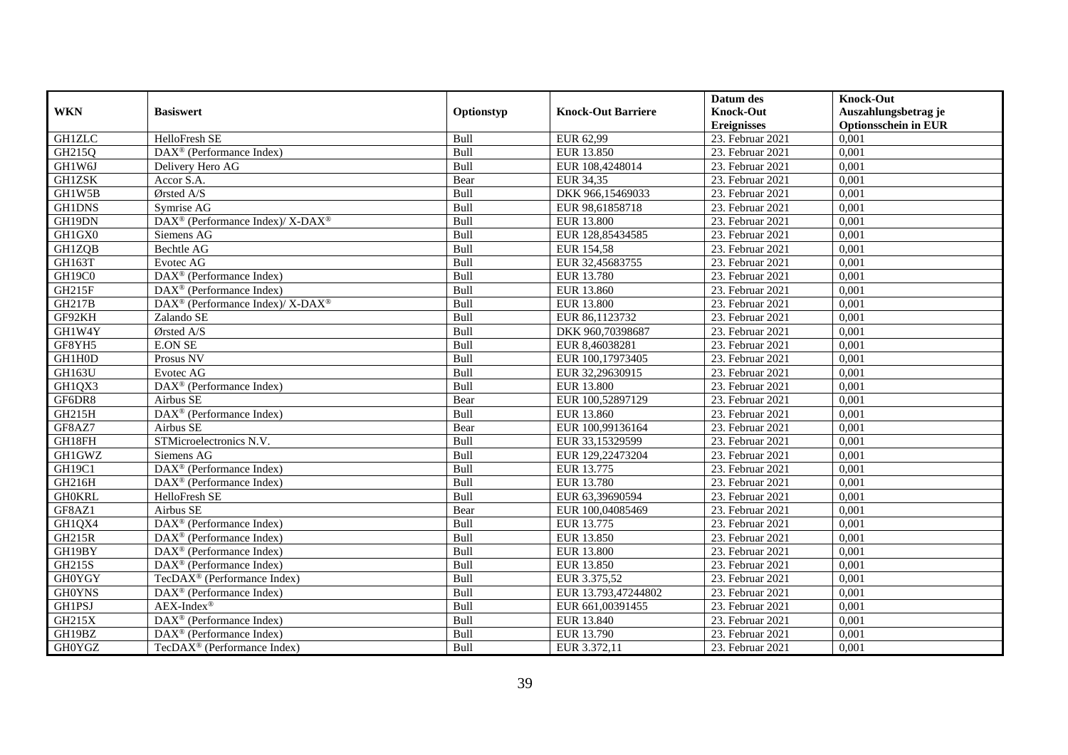| WKN | Basiswert | Optionstyp | Knock-Out Barriere | Datum des Knock-Out Ereignisses | Knock-Out Auszahlungsbetrag je Optionsschein in EUR |
|---|---|---|---|---|---|
| GH1ZLC | HelloFresh SE | Bull | EUR 62,99 | 23. Februar 2021 | 0,001 |
| GH215Q | DAX® (Performance Index) | Bull | EUR 13.850 | 23. Februar 2021 | 0,001 |
| GH1W6J | Delivery Hero AG | Bull | EUR 108,4248014 | 23. Februar 2021 | 0,001 |
| GH1ZSK | Accor S.A. | Bear | EUR 34,35 | 23. Februar 2021 | 0,001 |
| GH1W5B | Ørsted A/S | Bull | DKK 966,15469033 | 23. Februar 2021 | 0,001 |
| GH1DNS | Symrise AG | Bull | EUR 98,61858718 | 23. Februar 2021 | 0,001 |
| GH19DN | DAX® (Performance Index)/ X-DAX® | Bull | EUR 13.800 | 23. Februar 2021 | 0,001 |
| GH1GX0 | Siemens AG | Bull | EUR 128,85434585 | 23. Februar 2021 | 0,001 |
| GH1ZQB | Bechtle AG | Bull | EUR 154,58 | 23. Februar 2021 | 0,001 |
| GH163T | Evotec AG | Bull | EUR 32,45683755 | 23. Februar 2021 | 0,001 |
| GH19C0 | DAX® (Performance Index) | Bull | EUR 13.780 | 23. Februar 2021 | 0,001 |
| GH215F | DAX® (Performance Index) | Bull | EUR 13.860 | 23. Februar 2021 | 0,001 |
| GH217B | DAX® (Performance Index)/ X-DAX® | Bull | EUR 13.800 | 23. Februar 2021 | 0,001 |
| GF92KH | Zalando SE | Bull | EUR 86,1123732 | 23. Februar 2021 | 0,001 |
| GH1W4Y | Ørsted A/S | Bull | DKK 960,70398687 | 23. Februar 2021 | 0,001 |
| GF8YH5 | E.ON SE | Bull | EUR 8,46038281 | 23. Februar 2021 | 0,001 |
| GH1H0D | Prosus NV | Bull | EUR 100,17973405 | 23. Februar 2021 | 0,001 |
| GH163U | Evotec AG | Bull | EUR 32,29630915 | 23. Februar 2021 | 0,001 |
| GH1QX3 | DAX® (Performance Index) | Bull | EUR 13.800 | 23. Februar 2021 | 0,001 |
| GF6DR8 | Airbus SE | Bear | EUR 100,52897129 | 23. Februar 2021 | 0,001 |
| GH215H | DAX® (Performance Index) | Bull | EUR 13.860 | 23. Februar 2021 | 0,001 |
| GF8AZ7 | Airbus SE | Bear | EUR 100,99136164 | 23. Februar 2021 | 0,001 |
| GH18FH | STMicroelectronics N.V. | Bull | EUR 33,15329599 | 23. Februar 2021 | 0,001 |
| GH1GWZ | Siemens AG | Bull | EUR 129,22473204 | 23. Februar 2021 | 0,001 |
| GH19C1 | DAX® (Performance Index) | Bull | EUR 13.775 | 23. Februar 2021 | 0,001 |
| GH216H | DAX® (Performance Index) | Bull | EUR 13.780 | 23. Februar 2021 | 0,001 |
| GH0KRL | HelloFresh SE | Bull | EUR 63,39690594 | 23. Februar 2021 | 0,001 |
| GF8AZ1 | Airbus SE | Bear | EUR 100,04085469 | 23. Februar 2021 | 0,001 |
| GH1QX4 | DAX® (Performance Index) | Bull | EUR 13.775 | 23. Februar 2021 | 0,001 |
| GH215R | DAX® (Performance Index) | Bull | EUR 13.850 | 23. Februar 2021 | 0,001 |
| GH19BY | DAX® (Performance Index) | Bull | EUR 13.800 | 23. Februar 2021 | 0,001 |
| GH215S | DAX® (Performance Index) | Bull | EUR 13.850 | 23. Februar 2021 | 0,001 |
| GH0YGY | TecDAX® (Performance Index) | Bull | EUR 3.375,52 | 23. Februar 2021 | 0,001 |
| GH0YNS | DAX® (Performance Index) | Bull | EUR 13.793,47244802 | 23. Februar 2021 | 0,001 |
| GH1PSJ | AEX-Index® | Bull | EUR 661,00391455 | 23. Februar 2021 | 0,001 |
| GH215X | DAX® (Performance Index) | Bull | EUR 13.840 | 23. Februar 2021 | 0,001 |
| GH19BZ | DAX® (Performance Index) | Bull | EUR 13.790 | 23. Februar 2021 | 0,001 |
| GH0YGZ | TecDAX® (Performance Index) | Bull | EUR 3.372,11 | 23. Februar 2021 | 0,001 |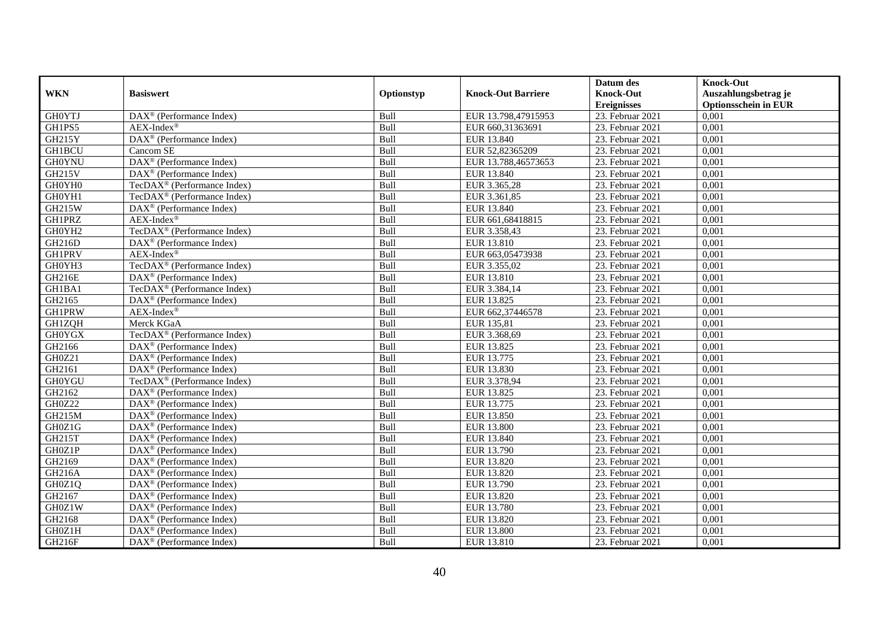| WKN | Basiswert | Optionstyp | Knock-Out Barriere | Datum des Knock-Out Ereignisses | Knock-Out Auszahlungsbetrag je Optionsschein in EUR |
|---|---|---|---|---|---|
| GH0YTJ | DAX® (Performance Index) | Bull | EUR 13.798,47915953 | 23. Februar 2021 | 0,001 |
| GH1PS5 | AEX-Index® | Bull | EUR 660,31363691 | 23. Februar 2021 | 0,001 |
| GH215Y | DAX® (Performance Index) | Bull | EUR 13.840 | 23. Februar 2021 | 0,001 |
| GH1BCU | Cancom SE | Bull | EUR 52,82365209 | 23. Februar 2021 | 0,001 |
| GH0YNU | DAX® (Performance Index) | Bull | EUR 13.788,46573653 | 23. Februar 2021 | 0,001 |
| GH215V | DAX® (Performance Index) | Bull | EUR 13.840 | 23. Februar 2021 | 0,001 |
| GH0YH0 | TecDAX® (Performance Index) | Bull | EUR 3.365,28 | 23. Februar 2021 | 0,001 |
| GH0YH1 | TecDAX® (Performance Index) | Bull | EUR 3.361,85 | 23. Februar 2021 | 0,001 |
| GH215W | DAX® (Performance Index) | Bull | EUR 13.840 | 23. Februar 2021 | 0,001 |
| GH1PRZ | AEX-Index® | Bull | EUR 661,68418815 | 23. Februar 2021 | 0,001 |
| GH0YH2 | TecDAX® (Performance Index) | Bull | EUR 3.358,43 | 23. Februar 2021 | 0,001 |
| GH216D | DAX® (Performance Index) | Bull | EUR 13.810 | 23. Februar 2021 | 0,001 |
| GH1PRV | AEX-Index® | Bull | EUR 663,05473938 | 23. Februar 2021 | 0,001 |
| GH0YH3 | TecDAX® (Performance Index) | Bull | EUR 3.355,02 | 23. Februar 2021 | 0,001 |
| GH216E | DAX® (Performance Index) | Bull | EUR 13.810 | 23. Februar 2021 | 0,001 |
| GH1BA1 | TecDAX® (Performance Index) | Bull | EUR 3.384,14 | 23. Februar 2021 | 0,001 |
| GH2165 | DAX® (Performance Index) | Bull | EUR 13.825 | 23. Februar 2021 | 0,001 |
| GH1PRW | AEX-Index® | Bull | EUR 662,37446578 | 23. Februar 2021 | 0,001 |
| GH1ZQH | Merck KGaA | Bull | EUR 135,81 | 23. Februar 2021 | 0,001 |
| GH0YGX | TecDAX® (Performance Index) | Bull | EUR 3.368,69 | 23. Februar 2021 | 0,001 |
| GH2166 | DAX® (Performance Index) | Bull | EUR 13.825 | 23. Februar 2021 | 0,001 |
| GH0Z21 | DAX® (Performance Index) | Bull | EUR 13.775 | 23. Februar 2021 | 0,001 |
| GH2161 | DAX® (Performance Index) | Bull | EUR 13.830 | 23. Februar 2021 | 0,001 |
| GH0YGU | TecDAX® (Performance Index) | Bull | EUR 3.378,94 | 23. Februar 2021 | 0,001 |
| GH2162 | DAX® (Performance Index) | Bull | EUR 13.825 | 23. Februar 2021 | 0,001 |
| GH0Z22 | DAX® (Performance Index) | Bull | EUR 13.775 | 23. Februar 2021 | 0,001 |
| GH215M | DAX® (Performance Index) | Bull | EUR 13.850 | 23. Februar 2021 | 0,001 |
| GH0Z1G | DAX® (Performance Index) | Bull | EUR 13.800 | 23. Februar 2021 | 0,001 |
| GH215T | DAX® (Performance Index) | Bull | EUR 13.840 | 23. Februar 2021 | 0,001 |
| GH0Z1P | DAX® (Performance Index) | Bull | EUR 13.790 | 23. Februar 2021 | 0,001 |
| GH2169 | DAX® (Performance Index) | Bull | EUR 13.820 | 23. Februar 2021 | 0,001 |
| GH216A | DAX® (Performance Index) | Bull | EUR 13.820 | 23. Februar 2021 | 0,001 |
| GH0Z1Q | DAX® (Performance Index) | Bull | EUR 13.790 | 23. Februar 2021 | 0,001 |
| GH2167 | DAX® (Performance Index) | Bull | EUR 13.820 | 23. Februar 2021 | 0,001 |
| GH0Z1W | DAX® (Performance Index) | Bull | EUR 13.780 | 23. Februar 2021 | 0,001 |
| GH2168 | DAX® (Performance Index) | Bull | EUR 13.820 | 23. Februar 2021 | 0,001 |
| GH0Z1H | DAX® (Performance Index) | Bull | EUR 13.800 | 23. Februar 2021 | 0,001 |
| GH216F | DAX® (Performance Index) | Bull | EUR 13.810 | 23. Februar 2021 | 0,001 |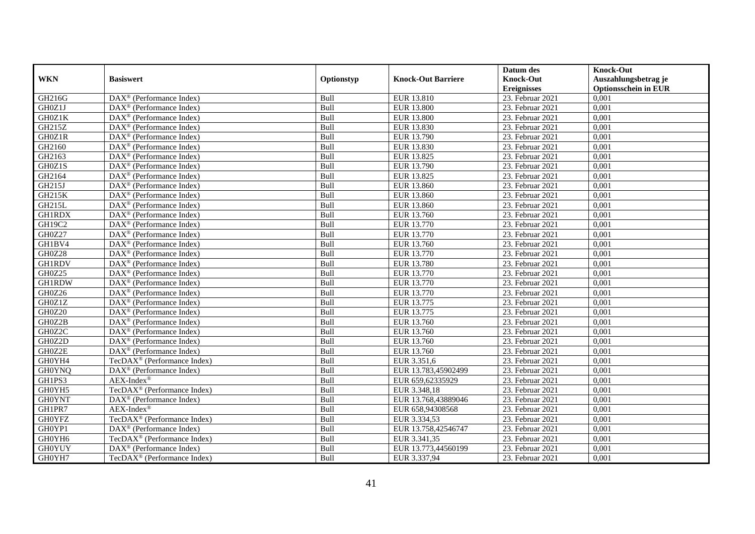| WKN | Basiswert | Optionstyp | Knock-Out Barriere | Datum des Knock-Out Ereignisses | Knock-Out Auszahlungsbetrag je Optionsschein in EUR |
|---|---|---|---|---|---|
| GH216G | DAX® (Performance Index) | Bull | EUR 13.810 | 23. Februar 2021 | 0,001 |
| GH0Z1J | DAX® (Performance Index) | Bull | EUR 13.800 | 23. Februar 2021 | 0,001 |
| GH0Z1K | DAX® (Performance Index) | Bull | EUR 13.800 | 23. Februar 2021 | 0,001 |
| GH215Z | DAX® (Performance Index) | Bull | EUR 13.830 | 23. Februar 2021 | 0,001 |
| GH0Z1R | DAX® (Performance Index) | Bull | EUR 13.790 | 23. Februar 2021 | 0,001 |
| GH2160 | DAX® (Performance Index) | Bull | EUR 13.830 | 23. Februar 2021 | 0,001 |
| GH2163 | DAX® (Performance Index) | Bull | EUR 13.825 | 23. Februar 2021 | 0,001 |
| GH0Z1S | DAX® (Performance Index) | Bull | EUR 13.790 | 23. Februar 2021 | 0,001 |
| GH2164 | DAX® (Performance Index) | Bull | EUR 13.825 | 23. Februar 2021 | 0,001 |
| GH215J | DAX® (Performance Index) | Bull | EUR 13.860 | 23. Februar 2021 | 0,001 |
| GH215K | DAX® (Performance Index) | Bull | EUR 13.860 | 23. Februar 2021 | 0,001 |
| GH215L | DAX® (Performance Index) | Bull | EUR 13.860 | 23. Februar 2021 | 0,001 |
| GH1RDX | DAX® (Performance Index) | Bull | EUR 13.760 | 23. Februar 2021 | 0,001 |
| GH19C2 | DAX® (Performance Index) | Bull | EUR 13.770 | 23. Februar 2021 | 0,001 |
| GH0Z27 | DAX® (Performance Index) | Bull | EUR 13.770 | 23. Februar 2021 | 0,001 |
| GH1BV4 | DAX® (Performance Index) | Bull | EUR 13.760 | 23. Februar 2021 | 0,001 |
| GH0Z28 | DAX® (Performance Index) | Bull | EUR 13.770 | 23. Februar 2021 | 0,001 |
| GH1RDV | DAX® (Performance Index) | Bull | EUR 13.780 | 23. Februar 2021 | 0,001 |
| GH0Z25 | DAX® (Performance Index) | Bull | EUR 13.770 | 23. Februar 2021 | 0,001 |
| GH1RDW | DAX® (Performance Index) | Bull | EUR 13.770 | 23. Februar 2021 | 0,001 |
| GH0Z26 | DAX® (Performance Index) | Bull | EUR 13.770 | 23. Februar 2021 | 0,001 |
| GH0Z1Z | DAX® (Performance Index) | Bull | EUR 13.775 | 23. Februar 2021 | 0,001 |
| GH0Z20 | DAX® (Performance Index) | Bull | EUR 13.775 | 23. Februar 2021 | 0,001 |
| GH0Z2B | DAX® (Performance Index) | Bull | EUR 13.760 | 23. Februar 2021 | 0,001 |
| GH0Z2C | DAX® (Performance Index) | Bull | EUR 13.760 | 23. Februar 2021 | 0,001 |
| GH0Z2D | DAX® (Performance Index) | Bull | EUR 13.760 | 23. Februar 2021 | 0,001 |
| GH0Z2E | DAX® (Performance Index) | Bull | EUR 13.760 | 23. Februar 2021 | 0,001 |
| GH0YH4 | TecDAX® (Performance Index) | Bull | EUR 3.351,6 | 23. Februar 2021 | 0,001 |
| GH0YNQ | DAX® (Performance Index) | Bull | EUR 13.783,45902499 | 23. Februar 2021 | 0,001 |
| GH1PS3 | AEX-Index® | Bull | EUR 659,62335929 | 23. Februar 2021 | 0,001 |
| GH0YH5 | TecDAX® (Performance Index) | Bull | EUR 3.348,18 | 23. Februar 2021 | 0,001 |
| GH0YNT | DAX® (Performance Index) | Bull | EUR 13.768,43889046 | 23. Februar 2021 | 0,001 |
| GH1PR7 | AEX-Index® | Bull | EUR 658,94308568 | 23. Februar 2021 | 0,001 |
| GH0YFZ | TecDAX® (Performance Index) | Bull | EUR 3.334,53 | 23. Februar 2021 | 0,001 |
| GH0YP1 | DAX® (Performance Index) | Bull | EUR 13.758,42546747 | 23. Februar 2021 | 0,001 |
| GH0YH6 | TecDAX® (Performance Index) | Bull | EUR 3.341,35 | 23. Februar 2021 | 0,001 |
| GH0YUY | DAX® (Performance Index) | Bull | EUR 13.773,44560199 | 23. Februar 2021 | 0,001 |
| GH0YH7 | TecDAX® (Performance Index) | Bull | EUR 3.337,94 | 23. Februar 2021 | 0,001 |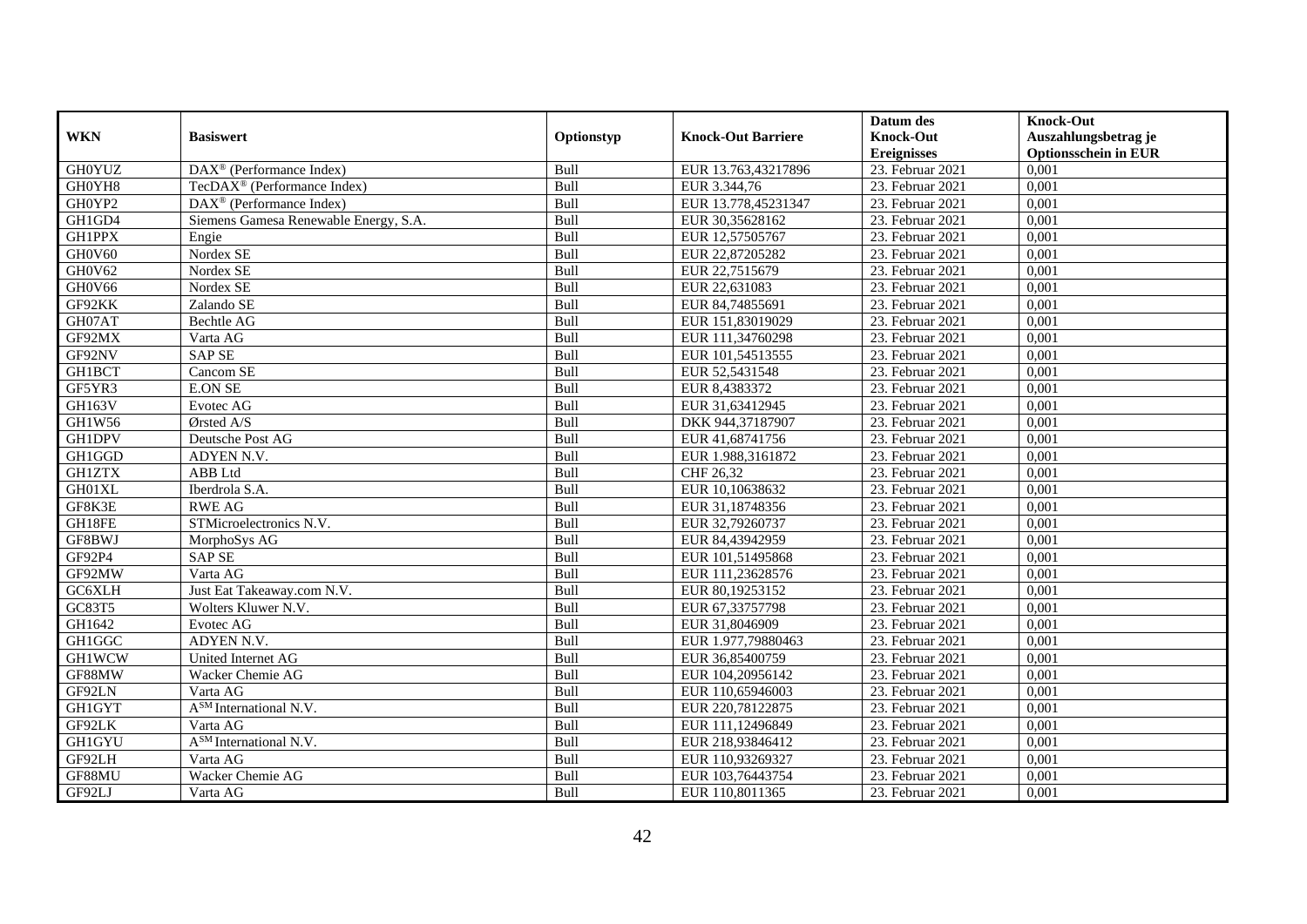| WKN | Basiswert | Optionstyp | Knock-Out Barriere | Datum des Knock-Out Ereignisses | Knock-Out Auszahlungsbetrag je Optionsschein in EUR |
|---|---|---|---|---|---|
| GH0YUZ | DAX® (Performance Index) | Bull | EUR 13.763,43217896 | 23. Februar 2021 | 0,001 |
| GH0YH8 | TecDAX® (Performance Index) | Bull | EUR 3.344,76 | 23. Februar 2021 | 0,001 |
| GH0YP2 | DAX® (Performance Index) | Bull | EUR 13.778,45231347 | 23. Februar 2021 | 0,001 |
| GH1GD4 | Siemens Gamesa Renewable Energy, S.A. | Bull | EUR 30,35628162 | 23. Februar 2021 | 0,001 |
| GH1PPX | Engie | Bull | EUR 12,57505767 | 23. Februar 2021 | 0,001 |
| GH0V60 | Nordex SE | Bull | EUR 22,87205282 | 23. Februar 2021 | 0,001 |
| GH0V62 | Nordex SE | Bull | EUR 22,7515679 | 23. Februar 2021 | 0,001 |
| GH0V66 | Nordex SE | Bull | EUR 22,631083 | 23. Februar 2021 | 0,001 |
| GF92KK | Zalando SE | Bull | EUR 84,74855691 | 23. Februar 2021 | 0,001 |
| GH07AT | Bechtle AG | Bull | EUR 151,83019029 | 23. Februar 2021 | 0,001 |
| GF92MX | Varta AG | Bull | EUR 111,34760298 | 23. Februar 2021 | 0,001 |
| GF92NV | SAP SE | Bull | EUR 101,54513555 | 23. Februar 2021 | 0,001 |
| GH1BCT | Cancom SE | Bull | EUR 52,5431548 | 23. Februar 2021 | 0,001 |
| GF5YR3 | E.ON SE | Bull | EUR 8,4383372 | 23. Februar 2021 | 0,001 |
| GH163V | Evotec AG | Bull | EUR 31,63412945 | 23. Februar 2021 | 0,001 |
| GH1W56 | Ørsted A/S | Bull | DKK 944,37187907 | 23. Februar 2021 | 0,001 |
| GH1DPV | Deutsche Post AG | Bull | EUR 41,68741756 | 23. Februar 2021 | 0,001 |
| GH1GGD | ADYEN N.V. | Bull | EUR 1.988,3161872 | 23. Februar 2021 | 0,001 |
| GH1ZTX | ABB Ltd | Bull | CHF 26,32 | 23. Februar 2021 | 0,001 |
| GH01XL | Iberdrola S.A. | Bull | EUR 10,10638632 | 23. Februar 2021 | 0,001 |
| GF8K3E | RWE AG | Bull | EUR 31,18748356 | 23. Februar 2021 | 0,001 |
| GH18FE | STMicroelectronics N.V. | Bull | EUR 32,79260737 | 23. Februar 2021 | 0,001 |
| GF8BWJ | MorphoSys AG | Bull | EUR 84,43942959 | 23. Februar 2021 | 0,001 |
| GF92P4 | SAP SE | Bull | EUR 101,51495868 | 23. Februar 2021 | 0,001 |
| GF92MW | Varta AG | Bull | EUR 111,23628576 | 23. Februar 2021 | 0,001 |
| GC6XLH | Just Eat Takeaway.com N.V. | Bull | EUR 80,19253152 | 23. Februar 2021 | 0,001 |
| GC83T5 | Wolters Kluwer N.V. | Bull | EUR 67,33757798 | 23. Februar 2021 | 0,001 |
| GH1642 | Evotec AG | Bull | EUR 31,8046909 | 23. Februar 2021 | 0,001 |
| GH1GGC | ADYEN N.V. | Bull | EUR 1.977,79880463 | 23. Februar 2021 | 0,001 |
| GH1WCW | United Internet AG | Bull | EUR 36,85400759 | 23. Februar 2021 | 0,001 |
| GF88MW | Wacker Chemie AG | Bull | EUR 104,20956142 | 23. Februar 2021 | 0,001 |
| GF92LN | Varta AG | Bull | EUR 110,65946003 | 23. Februar 2021 | 0,001 |
| GH1GYT | A^SM International N.V. | Bull | EUR 220,78122875 | 23. Februar 2021 | 0,001 |
| GF92LK | Varta AG | Bull | EUR 111,12496849 | 23. Februar 2021 | 0,001 |
| GH1GYU | A^SM International N.V. | Bull | EUR 218,93846412 | 23. Februar 2021 | 0,001 |
| GF92LH | Varta AG | Bull | EUR 110,93269327 | 23. Februar 2021 | 0,001 |
| GF88MU | Wacker Chemie AG | Bull | EUR 103,76443754 | 23. Februar 2021 | 0,001 |
| GF92LJ | Varta AG | Bull | EUR 110,8011365 | 23. Februar 2021 | 0,001 |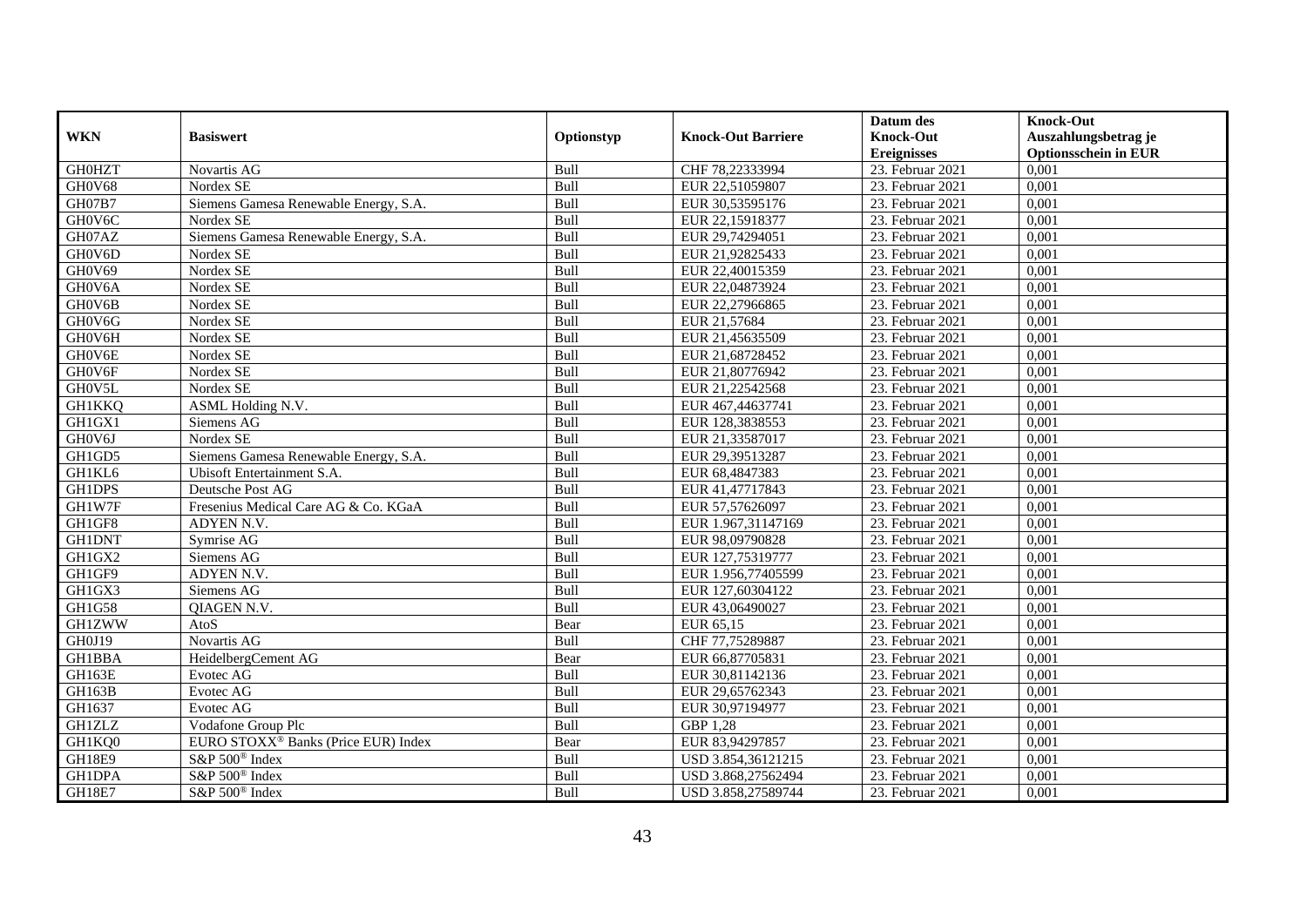| WKN | Basiswert | Optionstyp | Knock-Out Barriere | Datum des Knock-Out Ereignisses | Knock-Out Auszahlungsbetrag je Optionsschein in EUR |
|---|---|---|---|---|---|
| GH0HZT | Novartis AG | Bull | CHF 78,22333994 | 23. Februar 2021 | 0,001 |
| GH0V68 | Nordex SE | Bull | EUR 22,51059807 | 23. Februar 2021 | 0,001 |
| GH07B7 | Siemens Gamesa Renewable Energy, S.A. | Bull | EUR 30,53595176 | 23. Februar 2021 | 0,001 |
| GH0V6C | Nordex SE | Bull | EUR 22,15918377 | 23. Februar 2021 | 0,001 |
| GH07AZ | Siemens Gamesa Renewable Energy, S.A. | Bull | EUR 29,74294051 | 23. Februar 2021 | 0,001 |
| GH0V6D | Nordex SE | Bull | EUR 21,92825433 | 23. Februar 2021 | 0,001 |
| GH0V69 | Nordex SE | Bull | EUR 22,40015359 | 23. Februar 2021 | 0,001 |
| GH0V6A | Nordex SE | Bull | EUR 22,04873924 | 23. Februar 2021 | 0,001 |
| GH0V6B | Nordex SE | Bull | EUR 22,27966865 | 23. Februar 2021 | 0,001 |
| GH0V6G | Nordex SE | Bull | EUR 21,57684 | 23. Februar 2021 | 0,001 |
| GH0V6H | Nordex SE | Bull | EUR 21,45635509 | 23. Februar 2021 | 0,001 |
| GH0V6E | Nordex SE | Bull | EUR 21,68728452 | 23. Februar 2021 | 0,001 |
| GH0V6F | Nordex SE | Bull | EUR 21,80776942 | 23. Februar 2021 | 0,001 |
| GH0V5L | Nordex SE | Bull | EUR 21,22542568 | 23. Februar 2021 | 0,001 |
| GH1KKQ | ASML Holding N.V. | Bull | EUR 467,44637741 | 23. Februar 2021 | 0,001 |
| GH1GX1 | Siemens AG | Bull | EUR 128,3838553 | 23. Februar 2021 | 0,001 |
| GH0V6J | Nordex SE | Bull | EUR 21,33587017 | 23. Februar 2021 | 0,001 |
| GH1GD5 | Siemens Gamesa Renewable Energy, S.A. | Bull | EUR 29,39513287 | 23. Februar 2021 | 0,001 |
| GH1KL6 | Ubisoft Entertainment S.A. | Bull | EUR 68,4847383 | 23. Februar 2021 | 0,001 |
| GH1DPS | Deutsche Post AG | Bull | EUR 41,47717843 | 23. Februar 2021 | 0,001 |
| GH1W7F | Fresenius Medical Care AG & Co. KGaA | Bull | EUR 57,57626097 | 23. Februar 2021 | 0,001 |
| GH1GF8 | ADYEN N.V. | Bull | EUR 1.967,31147169 | 23. Februar 2021 | 0,001 |
| GH1DNT | Symrise AG | Bull | EUR 98,09790828 | 23. Februar 2021 | 0,001 |
| GH1GX2 | Siemens AG | Bull | EUR 127,75319777 | 23. Februar 2021 | 0,001 |
| GH1GF9 | ADYEN N.V. | Bull | EUR 1.956,77405599 | 23. Februar 2021 | 0,001 |
| GH1GX3 | Siemens AG | Bull | EUR 127,60304122 | 23. Februar 2021 | 0,001 |
| GH1G58 | QIAGEN N.V. | Bull | EUR 43,06490027 | 23. Februar 2021 | 0,001 |
| GH1ZWW | AtoS | Bear | EUR 65,15 | 23. Februar 2021 | 0,001 |
| GH0J19 | Novartis AG | Bull | CHF 77,75289887 | 23. Februar 2021 | 0,001 |
| GH1BBA | HeidelbergCement AG | Bear | EUR 66,87705831 | 23. Februar 2021 | 0,001 |
| GH163E | Evotec AG | Bull | EUR 30,81142136 | 23. Februar 2021 | 0,001 |
| GH163B | Evotec AG | Bull | EUR 29,65762343 | 23. Februar 2021 | 0,001 |
| GH1637 | Evotec AG | Bull | EUR 30,97194977 | 23. Februar 2021 | 0,001 |
| GH1ZLZ | Vodafone Group Plc | Bull | GBP 1,28 | 23. Februar 2021 | 0,001 |
| GH1KQ0 | EURO STOXX® Banks (Price EUR) Index | Bear | EUR 83,94297857 | 23. Februar 2021 | 0,001 |
| GH18E9 | S&P 500® Index | Bull | USD 3.854,36121215 | 23. Februar 2021 | 0,001 |
| GH1DPA | S&P 500® Index | Bull | USD 3.868,27562494 | 23. Februar 2021 | 0,001 |
| GH18E7 | S&P 500® Index | Bull | USD 3.858,27589744 | 23. Februar 2021 | 0,001 |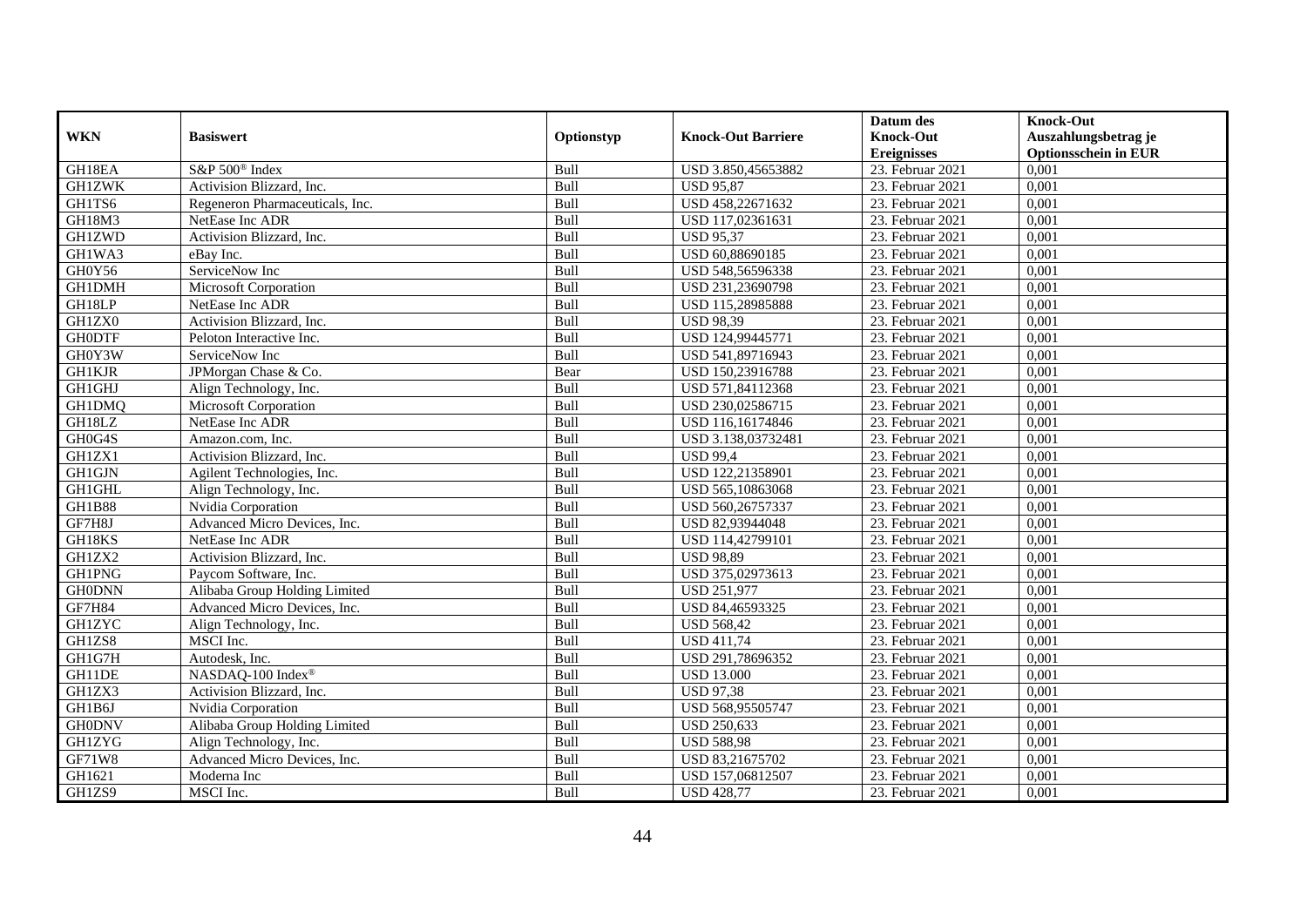| WKN | Basiswert | Optionstyp | Knock-Out Barriere | Datum des Knock-Out Ereignisses | Knock-Out Auszahlungsbetrag je Optionsschein in EUR |
|---|---|---|---|---|---|
| GH18EA | S&P 500® Index | Bull | USD 3.850,45653882 | 23. Februar 2021 | 0,001 |
| GH1ZWK | Activision Blizzard, Inc. | Bull | USD 95,87 | 23. Februar 2021 | 0,001 |
| GH1TS6 | Regeneron Pharmaceuticals, Inc. | Bull | USD 458,22671632 | 23. Februar 2021 | 0,001 |
| GH18M3 | NetEase Inc ADR | Bull | USD 117,02361631 | 23. Februar 2021 | 0,001 |
| GH1ZWD | Activision Blizzard, Inc. | Bull | USD 95,37 | 23. Februar 2021 | 0,001 |
| GH1WA3 | eBay Inc. | Bull | USD 60,88690185 | 23. Februar 2021 | 0,001 |
| GH0Y56 | ServiceNow Inc | Bull | USD 548,56596338 | 23. Februar 2021 | 0,001 |
| GH1DMH | Microsoft Corporation | Bull | USD 231,23690798 | 23. Februar 2021 | 0,001 |
| GH18LP | NetEase Inc ADR | Bull | USD 115,28985888 | 23. Februar 2021 | 0,001 |
| GH1ZX0 | Activision Blizzard, Inc. | Bull | USD 98,39 | 23. Februar 2021 | 0,001 |
| GH0DTF | Peloton Interactive Inc. | Bull | USD 124,99445771 | 23. Februar 2021 | 0,001 |
| GH0Y3W | ServiceNow Inc | Bull | USD 541,89716943 | 23. Februar 2021 | 0,001 |
| GH1KJR | JPMorgan Chase & Co. | Bear | USD 150,23916788 | 23. Februar 2021 | 0,001 |
| GH1GHJ | Align Technology, Inc. | Bull | USD 571,84112368 | 23. Februar 2021 | 0,001 |
| GH1DMQ | Microsoft Corporation | Bull | USD 230,02586715 | 23. Februar 2021 | 0,001 |
| GH18LZ | NetEase Inc ADR | Bull | USD 116,16174846 | 23. Februar 2021 | 0,001 |
| GH0G4S | Amazon.com, Inc. | Bull | USD 3.138,03732481 | 23. Februar 2021 | 0,001 |
| GH1ZX1 | Activision Blizzard, Inc. | Bull | USD 99,4 | 23. Februar 2021 | 0,001 |
| GH1GJN | Agilent Technologies, Inc. | Bull | USD 122,21358901 | 23. Februar 2021 | 0,001 |
| GH1GHL | Align Technology, Inc. | Bull | USD 565,10863068 | 23. Februar 2021 | 0,001 |
| GH1B88 | Nvidia Corporation | Bull | USD 560,26757337 | 23. Februar 2021 | 0,001 |
| GF7H8J | Advanced Micro Devices, Inc. | Bull | USD 82,93944048 | 23. Februar 2021 | 0,001 |
| GH18KS | NetEase Inc ADR | Bull | USD 114,42799101 | 23. Februar 2021 | 0,001 |
| GH1ZX2 | Activision Blizzard, Inc. | Bull | USD 98,89 | 23. Februar 2021 | 0,001 |
| GH1PNG | Paycom Software, Inc. | Bull | USD 375,02973613 | 23. Februar 2021 | 0,001 |
| GH0DNN | Alibaba Group Holding Limited | Bull | USD 251,977 | 23. Februar 2021 | 0,001 |
| GF7H84 | Advanced Micro Devices, Inc. | Bull | USD 84,46593325 | 23. Februar 2021 | 0,001 |
| GH1ZYC | Align Technology, Inc. | Bull | USD 568,42 | 23. Februar 2021 | 0,001 |
| GH1ZS8 | MSCI Inc. | Bull | USD 411,74 | 23. Februar 2021 | 0,001 |
| GH1G7H | Autodesk, Inc. | Bull | USD 291,78696352 | 23. Februar 2021 | 0,001 |
| GH11DE | NASDAQ-100 Index® | Bull | USD 13.000 | 23. Februar 2021 | 0,001 |
| GH1ZX3 | Activision Blizzard, Inc. | Bull | USD 97,38 | 23. Februar 2021 | 0,001 |
| GH1B6J | Nvidia Corporation | Bull | USD 568,95505747 | 23. Februar 2021 | 0,001 |
| GH0DNV | Alibaba Group Holding Limited | Bull | USD 250,633 | 23. Februar 2021 | 0,001 |
| GH1ZYG | Align Technology, Inc. | Bull | USD 588,98 | 23. Februar 2021 | 0,001 |
| GF71W8 | Advanced Micro Devices, Inc. | Bull | USD 83,21675702 | 23. Februar 2021 | 0,001 |
| GH1621 | Moderna Inc | Bull | USD 157,06812507 | 23. Februar 2021 | 0,001 |
| GH1ZS9 | MSCI Inc. | Bull | USD 428,77 | 23. Februar 2021 | 0,001 |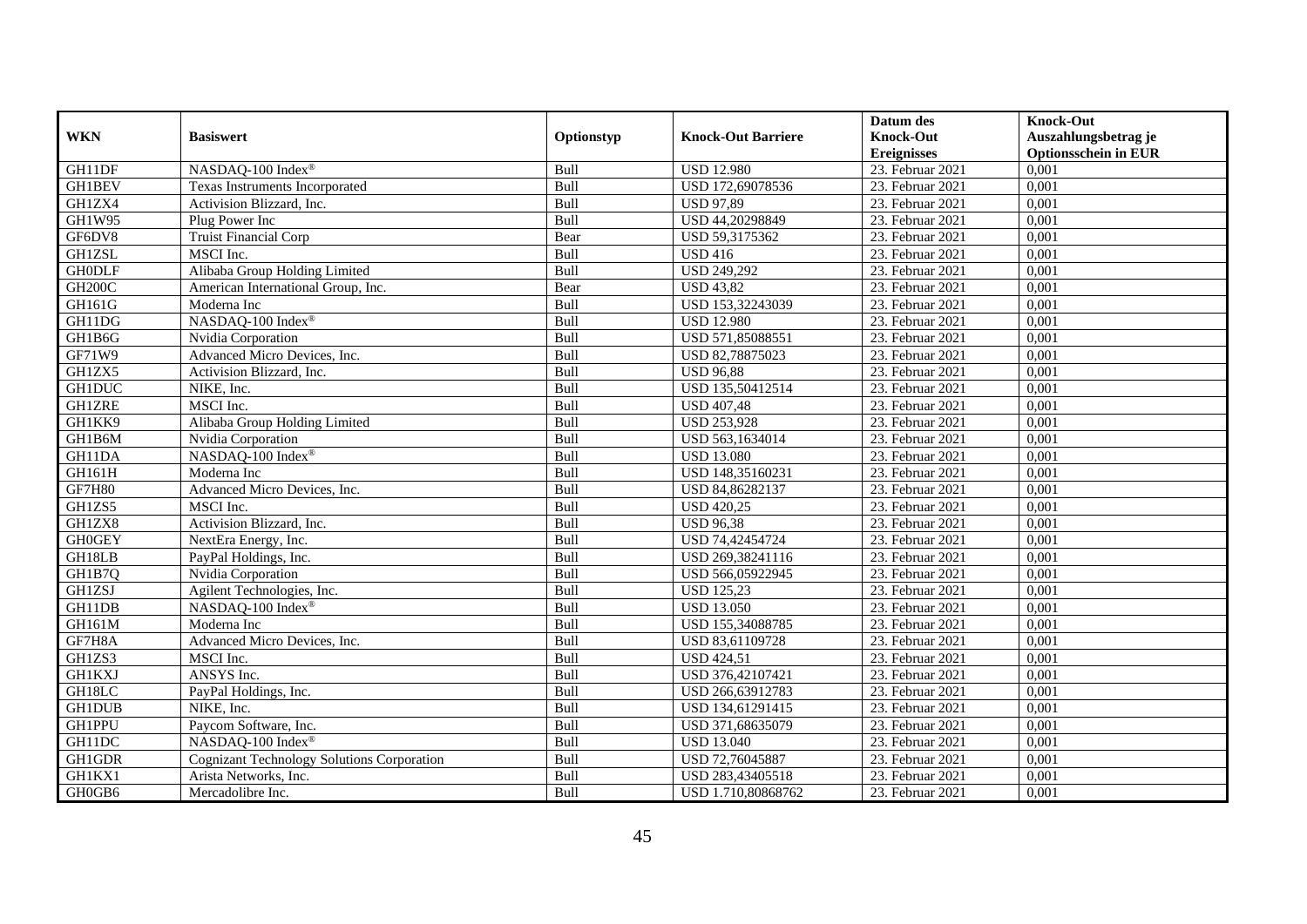| WKN | Basiswert | Optionstyp | Knock-Out Barriere | Datum des Knock-Out Ereignisses | Knock-Out Auszahlungsbetrag je Optionsschein in EUR |
|---|---|---|---|---|---|
| GH11DF | NASDAQ-100 Index® | Bull | USD 12.980 | 23. Februar 2021 | 0,001 |
| GH1BEV | Texas Instruments Incorporated | Bull | USD 172,69078536 | 23. Februar 2021 | 0,001 |
| GH1ZX4 | Activision Blizzard, Inc. | Bull | USD 97,89 | 23. Februar 2021 | 0,001 |
| GH1W95 | Plug Power Inc | Bull | USD 44,20298849 | 23. Februar 2021 | 0,001 |
| GF6DV8 | Truist Financial Corp | Bear | USD 59,3175362 | 23. Februar 2021 | 0,001 |
| GH1ZSL | MSCI Inc. | Bull | USD 416 | 23. Februar 2021 | 0,001 |
| GH0DLF | Alibaba Group Holding Limited | Bull | USD 249,292 | 23. Februar 2021 | 0,001 |
| GH200C | American International Group, Inc. | Bear | USD 43,82 | 23. Februar 2021 | 0,001 |
| GH161G | Moderna Inc | Bull | USD 153,32243039 | 23. Februar 2021 | 0,001 |
| GH11DG | NASDAQ-100 Index® | Bull | USD 12.980 | 23. Februar 2021 | 0,001 |
| GH1B6G | Nvidia Corporation | Bull | USD 571,85088551 | 23. Februar 2021 | 0,001 |
| GF71W9 | Advanced Micro Devices, Inc. | Bull | USD 82,78875023 | 23. Februar 2021 | 0,001 |
| GH1ZX5 | Activision Blizzard, Inc. | Bull | USD 96,88 | 23. Februar 2021 | 0,001 |
| GH1DUC | NIKE, Inc. | Bull | USD 135,50412514 | 23. Februar 2021 | 0,001 |
| GH1ZRE | MSCI Inc. | Bull | USD 407,48 | 23. Februar 2021 | 0,001 |
| GH1KK9 | Alibaba Group Holding Limited | Bull | USD 253,928 | 23. Februar 2021 | 0,001 |
| GH1B6M | Nvidia Corporation | Bull | USD 563,1634014 | 23. Februar 2021 | 0,001 |
| GH11DA | NASDAQ-100 Index® | Bull | USD 13.080 | 23. Februar 2021 | 0,001 |
| GH161H | Moderna Inc | Bull | USD 148,35160231 | 23. Februar 2021 | 0,001 |
| GF7H80 | Advanced Micro Devices, Inc. | Bull | USD 84,86282137 | 23. Februar 2021 | 0,001 |
| GH1ZS5 | MSCI Inc. | Bull | USD 420,25 | 23. Februar 2021 | 0,001 |
| GH1ZX8 | Activision Blizzard, Inc. | Bull | USD 96,38 | 23. Februar 2021 | 0,001 |
| GH0GEY | NextEra Energy, Inc. | Bull | USD 74,42454724 | 23. Februar 2021 | 0,001 |
| GH18LB | PayPal Holdings, Inc. | Bull | USD 269,38241116 | 23. Februar 2021 | 0,001 |
| GH1B7Q | Nvidia Corporation | Bull | USD 566,05922945 | 23. Februar 2021 | 0,001 |
| GH1ZSJ | Agilent Technologies, Inc. | Bull | USD 125,23 | 23. Februar 2021 | 0,001 |
| GH11DB | NASDAQ-100 Index® | Bull | USD 13.050 | 23. Februar 2021 | 0,001 |
| GH161M | Moderna Inc | Bull | USD 155,34088785 | 23. Februar 2021 | 0,001 |
| GF7H8A | Advanced Micro Devices, Inc. | Bull | USD 83,61109728 | 23. Februar 2021 | 0,001 |
| GH1ZS3 | MSCI Inc. | Bull | USD 424,51 | 23. Februar 2021 | 0,001 |
| GH1KXJ | ANSYS Inc. | Bull | USD 376,42107421 | 23. Februar 2021 | 0,001 |
| GH18LC | PayPal Holdings, Inc. | Bull | USD 266,63912783 | 23. Februar 2021 | 0,001 |
| GH1DUB | NIKE, Inc. | Bull | USD 134,61291415 | 23. Februar 2021 | 0,001 |
| GH1PPU | Paycom Software, Inc. | Bull | USD 371,68635079 | 23. Februar 2021 | 0,001 |
| GH11DC | NASDAQ-100 Index® | Bull | USD 13.040 | 23. Februar 2021 | 0,001 |
| GH1GDR | Cognizant Technology Solutions Corporation | Bull | USD 72,76045887 | 23. Februar 2021 | 0,001 |
| GH1KX1 | Arista Networks, Inc. | Bull | USD 283,43405518 | 23. Februar 2021 | 0,001 |
| GH0GB6 | Mercadolibre Inc. | Bull | USD 1.710,80868762 | 23. Februar 2021 | 0,001 |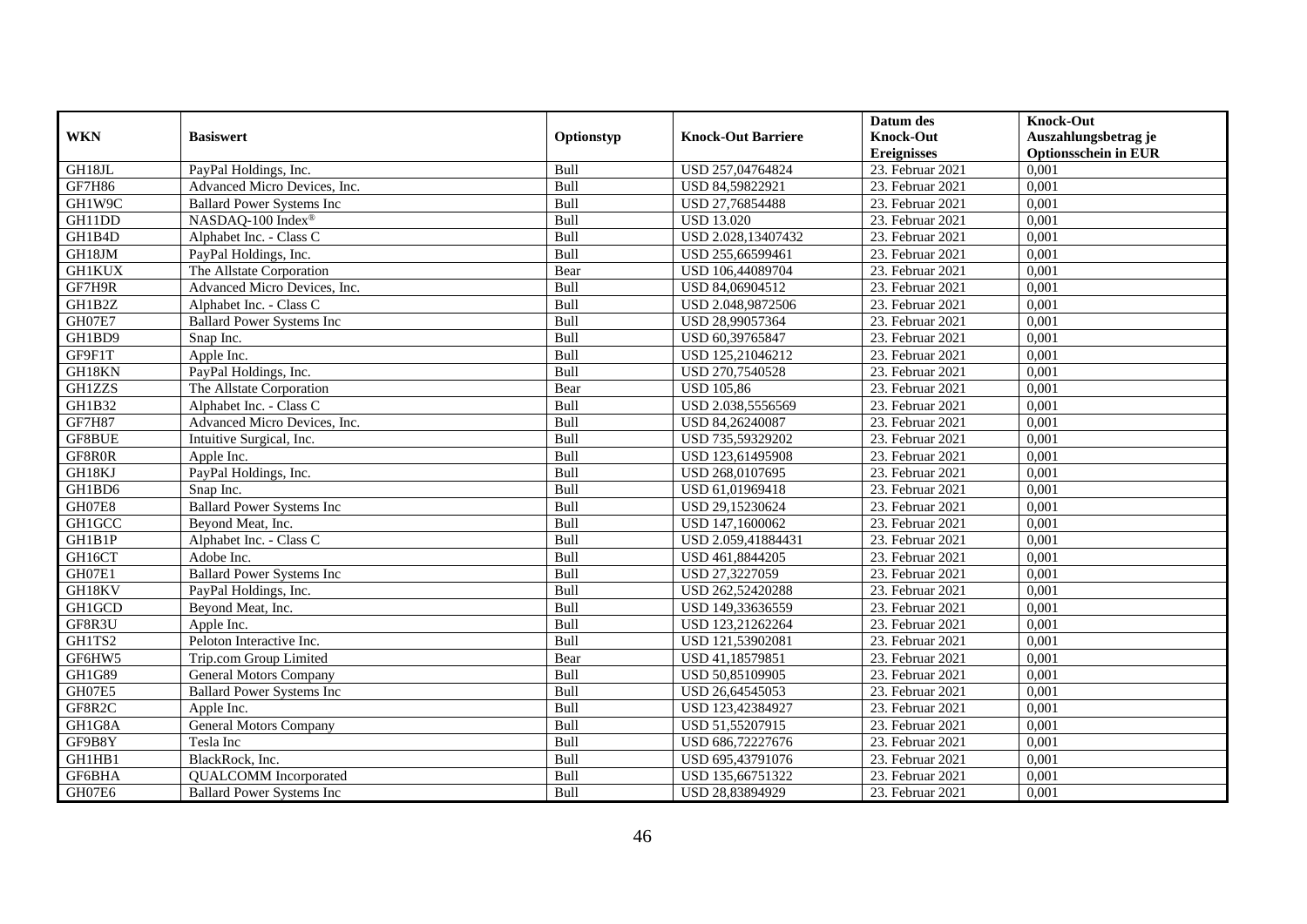| WKN | Basiswert | Optionstyp | Knock-Out Barriere | Datum des Knock-Out Ereignisses | Knock-Out Auszahlungsbetrag je Optionsschein in EUR |
|---|---|---|---|---|---|
| GH18JL | PayPal Holdings, Inc. | Bull | USD 257,04764824 | 23. Februar 2021 | 0,001 |
| GF7H86 | Advanced Micro Devices, Inc. | Bull | USD 84,59822921 | 23. Februar 2021 | 0,001 |
| GH1W9C | Ballard Power Systems Inc | Bull | USD 27,76854488 | 23. Februar 2021 | 0,001 |
| GH11DD | NASDAQ-100 Index® | Bull | USD 13.020 | 23. Februar 2021 | 0,001 |
| GH1B4D | Alphabet Inc. - Class C | Bull | USD 2.028,13407432 | 23. Februar 2021 | 0,001 |
| GH18JM | PayPal Holdings, Inc. | Bull | USD 255,66599461 | 23. Februar 2021 | 0,001 |
| GH1KUX | The Allstate Corporation | Bear | USD 106,44089704 | 23. Februar 2021 | 0,001 |
| GF7H9R | Advanced Micro Devices, Inc. | Bull | USD 84,06904512 | 23. Februar 2021 | 0,001 |
| GH1B2Z | Alphabet Inc. - Class C | Bull | USD 2.048,9872506 | 23. Februar 2021 | 0,001 |
| GH07E7 | Ballard Power Systems Inc | Bull | USD 28,99057364 | 23. Februar 2021 | 0,001 |
| GH1BD9 | Snap Inc. | Bull | USD 60,39765847 | 23. Februar 2021 | 0,001 |
| GF9F1T | Apple Inc. | Bull | USD 125,21046212 | 23. Februar 2021 | 0,001 |
| GH18KN | PayPal Holdings, Inc. | Bull | USD 270,7540528 | 23. Februar 2021 | 0,001 |
| GH1ZZS | The Allstate Corporation | Bear | USD 105,86 | 23. Februar 2021 | 0,001 |
| GH1B32 | Alphabet Inc. - Class C | Bull | USD 2.038,5556569 | 23. Februar 2021 | 0,001 |
| GF7H87 | Advanced Micro Devices, Inc. | Bull | USD 84,26240087 | 23. Februar 2021 | 0,001 |
| GF8BUE | Intuitive Surgical, Inc. | Bull | USD 735,59329202 | 23. Februar 2021 | 0,001 |
| GF8R0R | Apple Inc. | Bull | USD 123,61495908 | 23. Februar 2021 | 0,001 |
| GH18KJ | PayPal Holdings, Inc. | Bull | USD 268,0107695 | 23. Februar 2021 | 0,001 |
| GH1BD6 | Snap Inc. | Bull | USD 61,01969418 | 23. Februar 2021 | 0,001 |
| GH07E8 | Ballard Power Systems Inc | Bull | USD 29,15230624 | 23. Februar 2021 | 0,001 |
| GH1GCC | Beyond Meat, Inc. | Bull | USD 147,1600062 | 23. Februar 2021 | 0,001 |
| GH1B1P | Alphabet Inc. - Class C | Bull | USD 2.059,41884431 | 23. Februar 2021 | 0,001 |
| GH16CT | Adobe Inc. | Bull | USD 461,8844205 | 23. Februar 2021 | 0,001 |
| GH07E1 | Ballard Power Systems Inc | Bull | USD 27,3227059 | 23. Februar 2021 | 0,001 |
| GH18KV | PayPal Holdings, Inc. | Bull | USD 262,52420288 | 23. Februar 2021 | 0,001 |
| GH1GCD | Beyond Meat, Inc. | Bull | USD 149,33636559 | 23. Februar 2021 | 0,001 |
| GF8R3U | Apple Inc. | Bull | USD 123,21262264 | 23. Februar 2021 | 0,001 |
| GH1TS2 | Peloton Interactive Inc. | Bull | USD 121,53902081 | 23. Februar 2021 | 0,001 |
| GF6HW5 | Trip.com Group Limited | Bear | USD 41,18579851 | 23. Februar 2021 | 0,001 |
| GH1G89 | General Motors Company | Bull | USD 50,85109905 | 23. Februar 2021 | 0,001 |
| GH07E5 | Ballard Power Systems Inc | Bull | USD 26,64545053 | 23. Februar 2021 | 0,001 |
| GF8R2C | Apple Inc. | Bull | USD 123,42384927 | 23. Februar 2021 | 0,001 |
| GH1G8A | General Motors Company | Bull | USD 51,55207915 | 23. Februar 2021 | 0,001 |
| GF9B8Y | Tesla Inc | Bull | USD 686,72227676 | 23. Februar 2021 | 0,001 |
| GH1HB1 | BlackRock, Inc. | Bull | USD 695,43791076 | 23. Februar 2021 | 0,001 |
| GF6BHA | QUALCOMM Incorporated | Bull | USD 135,66751322 | 23. Februar 2021 | 0,001 |
| GH07E6 | Ballard Power Systems Inc | Bull | USD 28,83894929 | 23. Februar 2021 | 0,001 |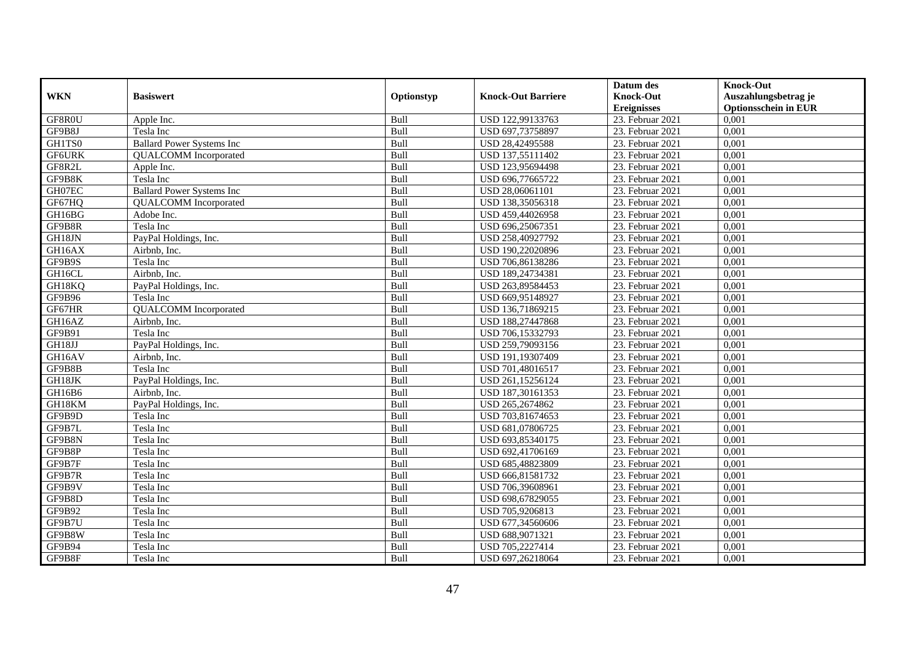| WKN | Basiswert | Optionstyp | Knock-Out Barriere | Datum des Knock-Out Ereignisses | Knock-Out Auszahlungsbetrag je Optionsschein in EUR |
| --- | --- | --- | --- | --- | --- |
| GF8R0U | Apple Inc. | Bull | USD 122,99133763 | 23. Februar 2021 | 0,001 |
| GF9B8J | Tesla Inc | Bull | USD 697,73758897 | 23. Februar 2021 | 0,001 |
| GH1TS0 | Ballard Power Systems Inc | Bull | USD 28,42495588 | 23. Februar 2021 | 0,001 |
| GF6URK | QUALCOMM Incorporated | Bull | USD 137,55111402 | 23. Februar 2021 | 0,001 |
| GF8R2L | Apple Inc. | Bull | USD 123,95694498 | 23. Februar 2021 | 0,001 |
| GF9B8K | Tesla Inc | Bull | USD 696,77665722 | 23. Februar 2021 | 0,001 |
| GH07EC | Ballard Power Systems Inc | Bull | USD 28,06061101 | 23. Februar 2021 | 0,001 |
| GF67HQ | QUALCOMM Incorporated | Bull | USD 138,35056318 | 23. Februar 2021 | 0,001 |
| GH16BG | Adobe Inc. | Bull | USD 459,44026958 | 23. Februar 2021 | 0,001 |
| GF9B8R | Tesla Inc | Bull | USD 696,25067351 | 23. Februar 2021 | 0,001 |
| GH18JN | PayPal Holdings, Inc. | Bull | USD 258,40927792 | 23. Februar 2021 | 0,001 |
| GH16AX | Airbnb, Inc. | Bull | USD 190,22020896 | 23. Februar 2021 | 0,001 |
| GF9B9S | Tesla Inc | Bull | USD 706,86138286 | 23. Februar 2021 | 0,001 |
| GH16CL | Airbnb, Inc. | Bull | USD 189,24734381 | 23. Februar 2021 | 0,001 |
| GH18KQ | PayPal Holdings, Inc. | Bull | USD 263,89584453 | 23. Februar 2021 | 0,001 |
| GF9B96 | Tesla Inc | Bull | USD 669,95148927 | 23. Februar 2021 | 0,001 |
| GF67HR | QUALCOMM Incorporated | Bull | USD 136,71869215 | 23. Februar 2021 | 0,001 |
| GH16AZ | Airbnb, Inc. | Bull | USD 188,27447868 | 23. Februar 2021 | 0,001 |
| GF9B91 | Tesla Inc | Bull | USD 706,15332793 | 23. Februar 2021 | 0,001 |
| GH18JJ | PayPal Holdings, Inc. | Bull | USD 259,79093156 | 23. Februar 2021 | 0,001 |
| GH16AV | Airbnb, Inc. | Bull | USD 191,19307409 | 23. Februar 2021 | 0,001 |
| GF9B8B | Tesla Inc | Bull | USD 701,48016517 | 23. Februar 2021 | 0,001 |
| GH18JK | PayPal Holdings, Inc. | Bull | USD 261,15256124 | 23. Februar 2021 | 0,001 |
| GH16B6 | Airbnb, Inc. | Bull | USD 187,30161353 | 23. Februar 2021 | 0,001 |
| GH18KM | PayPal Holdings, Inc. | Bull | USD 265,2674862 | 23. Februar 2021 | 0,001 |
| GF9B9D | Tesla Inc | Bull | USD 703,81674653 | 23. Februar 2021 | 0,001 |
| GF9B7L | Tesla Inc | Bull | USD 681,07806725 | 23. Februar 2021 | 0,001 |
| GF9B8N | Tesla Inc | Bull | USD 693,85340175 | 23. Februar 2021 | 0,001 |
| GF9B8P | Tesla Inc | Bull | USD 692,41706169 | 23. Februar 2021 | 0,001 |
| GF9B7F | Tesla Inc | Bull | USD 685,48823809 | 23. Februar 2021 | 0,001 |
| GF9B7R | Tesla Inc | Bull | USD 666,81581732 | 23. Februar 2021 | 0,001 |
| GF9B9V | Tesla Inc | Bull | USD 706,39608961 | 23. Februar 2021 | 0,001 |
| GF9B8D | Tesla Inc | Bull | USD 698,67829055 | 23. Februar 2021 | 0,001 |
| GF9B92 | Tesla Inc | Bull | USD 705,9206813 | 23. Februar 2021 | 0,001 |
| GF9B7U | Tesla Inc | Bull | USD 677,34560606 | 23. Februar 2021 | 0,001 |
| GF9B8W | Tesla Inc | Bull | USD 688,9071321 | 23. Februar 2021 | 0,001 |
| GF9B94 | Tesla Inc | Bull | USD 705,2227414 | 23. Februar 2021 | 0,001 |
| GF9B8F | Tesla Inc | Bull | USD 697,26218064 | 23. Februar 2021 | 0,001 |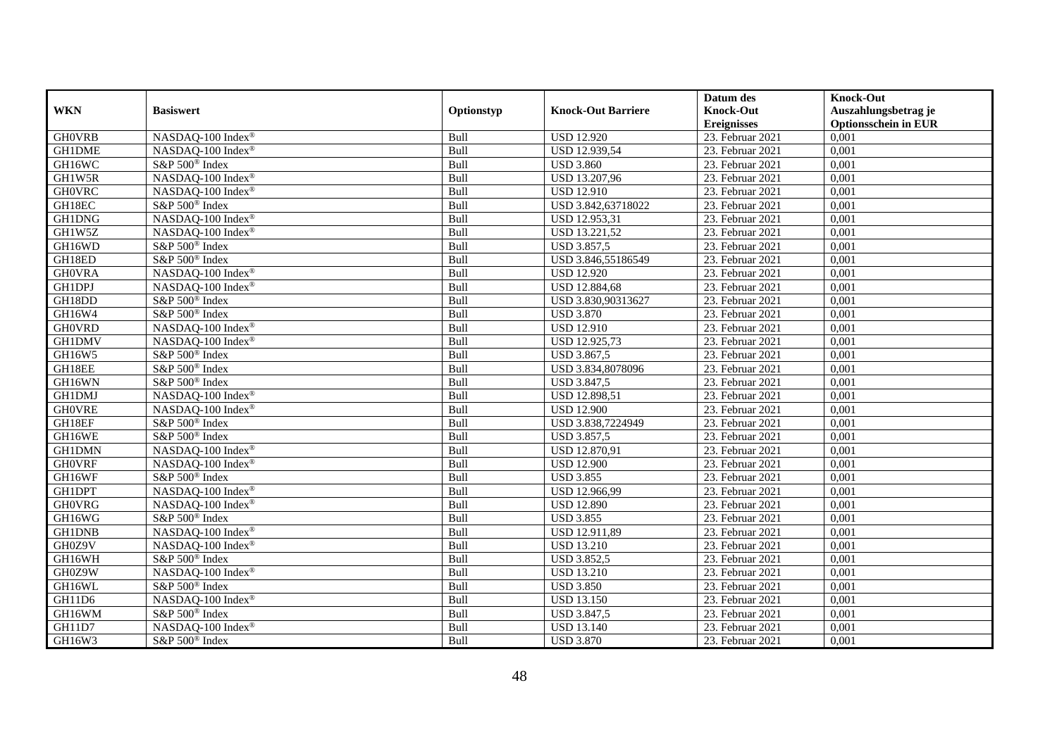| WKN | Basiswert | Optionstyp | Knock-Out Barriere | Datum des Knock-Out Ereignisses | Knock-Out Auszahlungsbetrag je Optionsschein in EUR |
|---|---|---|---|---|---|
| GH0VRB | NASDAQ-100 Index® | Bull | USD 12.920 | 23. Februar 2021 | 0,001 |
| GH1DME | NASDAQ-100 Index® | Bull | USD 12.939,54 | 23. Februar 2021 | 0,001 |
| GH16WC | S&P 500® Index | Bull | USD 3.860 | 23. Februar 2021 | 0,001 |
| GH1W5R | NASDAQ-100 Index® | Bull | USD 13.207,96 | 23. Februar 2021 | 0,001 |
| GH0VRC | NASDAQ-100 Index® | Bull | USD 12.910 | 23. Februar 2021 | 0,001 |
| GH18EC | S&P 500® Index | Bull | USD 3.842,63718022 | 23. Februar 2021 | 0,001 |
| GH1DNG | NASDAQ-100 Index® | Bull | USD 12.953,31 | 23. Februar 2021 | 0,001 |
| GH1W5Z | NASDAQ-100 Index® | Bull | USD 13.221,52 | 23. Februar 2021 | 0,001 |
| GH16WD | S&P 500® Index | Bull | USD 3.857,5 | 23. Februar 2021 | 0,001 |
| GH18ED | S&P 500® Index | Bull | USD 3.846,55186549 | 23. Februar 2021 | 0,001 |
| GH0VRA | NASDAQ-100 Index® | Bull | USD 12.920 | 23. Februar 2021 | 0,001 |
| GH1DPJ | NASDAQ-100 Index® | Bull | USD 12.884,68 | 23. Februar 2021 | 0,001 |
| GH18DD | S&P 500® Index | Bull | USD 3.830,90313627 | 23. Februar 2021 | 0,001 |
| GH16W4 | S&P 500® Index | Bull | USD 3.870 | 23. Februar 2021 | 0,001 |
| GH0VRD | NASDAQ-100 Index® | Bull | USD 12.910 | 23. Februar 2021 | 0,001 |
| GH1DMV | NASDAQ-100 Index® | Bull | USD 12.925,73 | 23. Februar 2021 | 0,001 |
| GH16W5 | S&P 500® Index | Bull | USD 3.867,5 | 23. Februar 2021 | 0,001 |
| GH18EE | S&P 500® Index | Bull | USD 3.834,8078096 | 23. Februar 2021 | 0,001 |
| GH16WN | S&P 500® Index | Bull | USD 3.847,5 | 23. Februar 2021 | 0,001 |
| GH1DMJ | NASDAQ-100 Index® | Bull | USD 12.898,51 | 23. Februar 2021 | 0,001 |
| GH0VRE | NASDAQ-100 Index® | Bull | USD 12.900 | 23. Februar 2021 | 0,001 |
| GH18EF | S&P 500® Index | Bull | USD 3.838,7224949 | 23. Februar 2021 | 0,001 |
| GH16WE | S&P 500® Index | Bull | USD 3.857,5 | 23. Februar 2021 | 0,001 |
| GH1DMN | NASDAQ-100 Index® | Bull | USD 12.870,91 | 23. Februar 2021 | 0,001 |
| GH0VRF | NASDAQ-100 Index® | Bull | USD 12.900 | 23. Februar 2021 | 0,001 |
| GH16WF | S&P 500® Index | Bull | USD 3.855 | 23. Februar 2021 | 0,001 |
| GH1DPT | NASDAQ-100 Index® | Bull | USD 12.966,99 | 23. Februar 2021 | 0,001 |
| GH0VRG | NASDAQ-100 Index® | Bull | USD 12.890 | 23. Februar 2021 | 0,001 |
| GH16WG | S&P 500® Index | Bull | USD 3.855 | 23. Februar 2021 | 0,001 |
| GH1DNB | NASDAQ-100 Index® | Bull | USD 12.911,89 | 23. Februar 2021 | 0,001 |
| GH0Z9V | NASDAQ-100 Index® | Bull | USD 13.210 | 23. Februar 2021 | 0,001 |
| GH16WH | S&P 500® Index | Bull | USD 3.852,5 | 23. Februar 2021 | 0,001 |
| GH0Z9W | NASDAQ-100 Index® | Bull | USD 13.210 | 23. Februar 2021 | 0,001 |
| GH16WL | S&P 500® Index | Bull | USD 3.850 | 23. Februar 2021 | 0,001 |
| GH11D6 | NASDAQ-100 Index® | Bull | USD 13.150 | 23. Februar 2021 | 0,001 |
| GH16WM | S&P 500® Index | Bull | USD 3.847,5 | 23. Februar 2021 | 0,001 |
| GH11D7 | NASDAQ-100 Index® | Bull | USD 13.140 | 23. Februar 2021 | 0,001 |
| GH16W3 | S&P 500® Index | Bull | USD 3.870 | 23. Februar 2021 | 0,001 |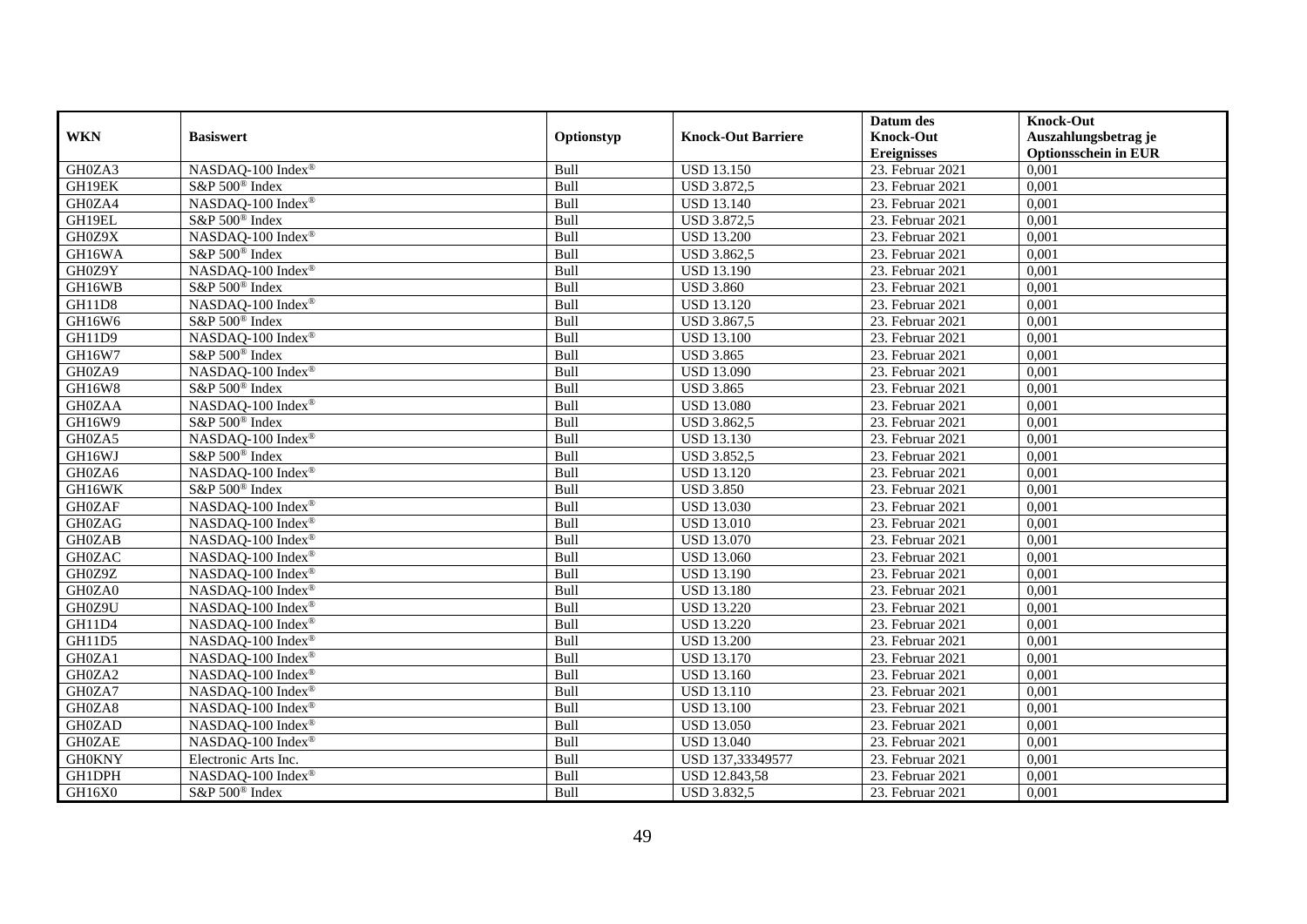| WKN | Basiswert | Optionstyp | Knock-Out Barriere | Datum des Knock-Out Ereignisses | Knock-Out Auszahlungsbetrag je Optionsschein in EUR |
|---|---|---|---|---|---|
| GH0ZA3 | NASDAQ-100 Index® | Bull | USD 13.150 | 23. Februar 2021 | 0,001 |
| GH19EK | S&P 500® Index | Bull | USD 3.872,5 | 23. Februar 2021 | 0,001 |
| GH0ZA4 | NASDAQ-100 Index® | Bull | USD 13.140 | 23. Februar 2021 | 0,001 |
| GH19EL | S&P 500® Index | Bull | USD 3.872,5 | 23. Februar 2021 | 0,001 |
| GH0Z9X | NASDAQ-100 Index® | Bull | USD 13.200 | 23. Februar 2021 | 0,001 |
| GH16WA | S&P 500® Index | Bull | USD 3.862,5 | 23. Februar 2021 | 0,001 |
| GH0Z9Y | NASDAQ-100 Index® | Bull | USD 13.190 | 23. Februar 2021 | 0,001 |
| GH16WB | S&P 500® Index | Bull | USD 3.860 | 23. Februar 2021 | 0,001 |
| GH11D8 | NASDAQ-100 Index® | Bull | USD 13.120 | 23. Februar 2021 | 0,001 |
| GH16W6 | S&P 500® Index | Bull | USD 3.867,5 | 23. Februar 2021 | 0,001 |
| GH11D9 | NASDAQ-100 Index® | Bull | USD 13.100 | 23. Februar 2021 | 0,001 |
| GH16W7 | S&P 500® Index | Bull | USD 3.865 | 23. Februar 2021 | 0,001 |
| GH0ZA9 | NASDAQ-100 Index® | Bull | USD 13.090 | 23. Februar 2021 | 0,001 |
| GH16W8 | S&P 500® Index | Bull | USD 3.865 | 23. Februar 2021 | 0,001 |
| GH0ZAA | NASDAQ-100 Index® | Bull | USD 13.080 | 23. Februar 2021 | 0,001 |
| GH16W9 | S&P 500® Index | Bull | USD 3.862,5 | 23. Februar 2021 | 0,001 |
| GH0ZA5 | NASDAQ-100 Index® | Bull | USD 13.130 | 23. Februar 2021 | 0,001 |
| GH16WJ | S&P 500® Index | Bull | USD 3.852,5 | 23. Februar 2021 | 0,001 |
| GH0ZA6 | NASDAQ-100 Index® | Bull | USD 13.120 | 23. Februar 2021 | 0,001 |
| GH16WK | S&P 500® Index | Bull | USD 3.850 | 23. Februar 2021 | 0,001 |
| GH0ZAF | NASDAQ-100 Index® | Bull | USD 13.030 | 23. Februar 2021 | 0,001 |
| GH0ZAG | NASDAQ-100 Index® | Bull | USD 13.010 | 23. Februar 2021 | 0,001 |
| GH0ZAB | NASDAQ-100 Index® | Bull | USD 13.070 | 23. Februar 2021 | 0,001 |
| GH0ZAC | NASDAQ-100 Index® | Bull | USD 13.060 | 23. Februar 2021 | 0,001 |
| GH0Z9Z | NASDAQ-100 Index® | Bull | USD 13.190 | 23. Februar 2021 | 0,001 |
| GH0ZA0 | NASDAQ-100 Index® | Bull | USD 13.180 | 23. Februar 2021 | 0,001 |
| GH0Z9U | NASDAQ-100 Index® | Bull | USD 13.220 | 23. Februar 2021 | 0,001 |
| GH11D4 | NASDAQ-100 Index® | Bull | USD 13.220 | 23. Februar 2021 | 0,001 |
| GH11D5 | NASDAQ-100 Index® | Bull | USD 13.200 | 23. Februar 2021 | 0,001 |
| GH0ZA1 | NASDAQ-100 Index® | Bull | USD 13.170 | 23. Februar 2021 | 0,001 |
| GH0ZA2 | NASDAQ-100 Index® | Bull | USD 13.160 | 23. Februar 2021 | 0,001 |
| GH0ZA7 | NASDAQ-100 Index® | Bull | USD 13.110 | 23. Februar 2021 | 0,001 |
| GH0ZA8 | NASDAQ-100 Index® | Bull | USD 13.100 | 23. Februar 2021 | 0,001 |
| GH0ZAD | NASDAQ-100 Index® | Bull | USD 13.050 | 23. Februar 2021 | 0,001 |
| GH0ZAE | NASDAQ-100 Index® | Bull | USD 13.040 | 23. Februar 2021 | 0,001 |
| GH0KNY | Electronic Arts Inc. | Bull | USD 137,33349577 | 23. Februar 2021 | 0,001 |
| GH1DPH | NASDAQ-100 Index® | Bull | USD 12.843,58 | 23. Februar 2021 | 0,001 |
| GH16X0 | S&P 500® Index | Bull | USD 3.832,5 | 23. Februar 2021 | 0,001 |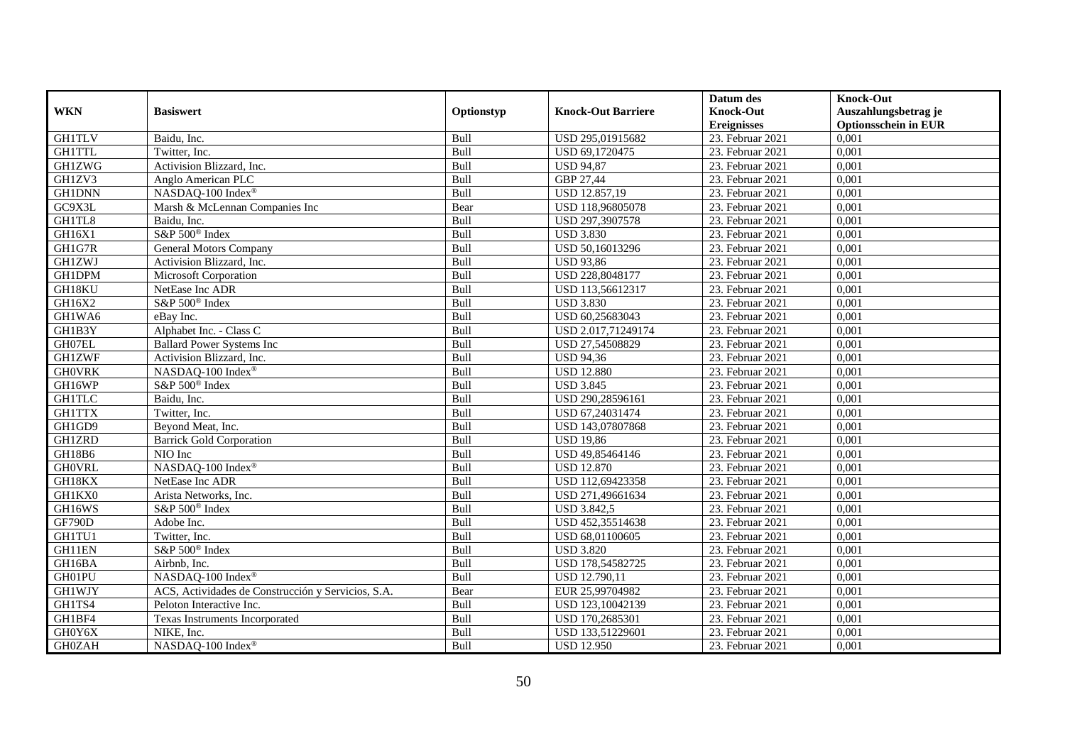| WKN | Basiswert | Optionstyp | Knock-Out Barriere | Datum des Knock-Out Ereignisses | Knock-Out Auszahlungsbetrag je Optionsschein in EUR |
|---|---|---|---|---|---|
| GH1TLV | Baidu, Inc. | Bull | USD 295,01915682 | 23. Februar 2021 | 0,001 |
| GH1TTL | Twitter, Inc. | Bull | USD 69,1720475 | 23. Februar 2021 | 0,001 |
| GH1ZWG | Activision Blizzard, Inc. | Bull | USD 94,87 | 23. Februar 2021 | 0,001 |
| GH1ZV3 | Anglo American PLC | Bull | GBP 27,44 | 23. Februar 2021 | 0,001 |
| GH1DNN | NASDAQ-100 Index® | Bull | USD 12.857,19 | 23. Februar 2021 | 0,001 |
| GC9X3L | Marsh & McLennan Companies Inc | Bear | USD 118,96805078 | 23. Februar 2021 | 0,001 |
| GH1TL8 | Baidu, Inc. | Bull | USD 297,3907578 | 23. Februar 2021 | 0,001 |
| GH16X1 | S&P 500® Index | Bull | USD 3.830 | 23. Februar 2021 | 0,001 |
| GH1G7R | General Motors Company | Bull | USD 50,16013296 | 23. Februar 2021 | 0,001 |
| GH1ZWJ | Activision Blizzard, Inc. | Bull | USD 93,86 | 23. Februar 2021 | 0,001 |
| GH1DPM | Microsoft Corporation | Bull | USD 228,8048177 | 23. Februar 2021 | 0,001 |
| GH18KU | NetEase Inc ADR | Bull | USD 113,56612317 | 23. Februar 2021 | 0,001 |
| GH16X2 | S&P 500® Index | Bull | USD 3.830 | 23. Februar 2021 | 0,001 |
| GH1WA6 | eBay Inc. | Bull | USD 60,25683043 | 23. Februar 2021 | 0,001 |
| GH1B3Y | Alphabet Inc. - Class C | Bull | USD 2.017,71249174 | 23. Februar 2021 | 0,001 |
| GH07EL | Ballard Power Systems Inc | Bull | USD 27,54508829 | 23. Februar 2021 | 0,001 |
| GH1ZWF | Activision Blizzard, Inc. | Bull | USD 94,36 | 23. Februar 2021 | 0,001 |
| GH0VRK | NASDAQ-100 Index® | Bull | USD 12.880 | 23. Februar 2021 | 0,001 |
| GH16WP | S&P 500® Index | Bull | USD 3.845 | 23. Februar 2021 | 0,001 |
| GH1TLC | Baidu, Inc. | Bull | USD 290,28596161 | 23. Februar 2021 | 0,001 |
| GH1TTX | Twitter, Inc. | Bull | USD 67,24031474 | 23. Februar 2021 | 0,001 |
| GH1GD9 | Beyond Meat, Inc. | Bull | USD 143,07807868 | 23. Februar 2021 | 0,001 |
| GH1ZRD | Barrick Gold Corporation | Bull | USD 19,86 | 23. Februar 2021 | 0,001 |
| GH18B6 | NIO Inc | Bull | USD 49,85464146 | 23. Februar 2021 | 0,001 |
| GH0VRL | NASDAQ-100 Index® | Bull | USD 12.870 | 23. Februar 2021 | 0,001 |
| GH18KX | NetEase Inc ADR | Bull | USD 112,69423358 | 23. Februar 2021 | 0,001 |
| GH1KX0 | Arista Networks, Inc. | Bull | USD 271,49661634 | 23. Februar 2021 | 0,001 |
| GH16WS | S&P 500® Index | Bull | USD 3.842,5 | 23. Februar 2021 | 0,001 |
| GF790D | Adobe Inc. | Bull | USD 452,35514638 | 23. Februar 2021 | 0,001 |
| GH1TU1 | Twitter, Inc. | Bull | USD 68,01100605 | 23. Februar 2021 | 0,001 |
| GH11EN | S&P 500® Index | Bull | USD 3.820 | 23. Februar 2021 | 0,001 |
| GH16BA | Airbnb, Inc. | Bull | USD 178,54582725 | 23. Februar 2021 | 0,001 |
| GH01PU | NASDAQ-100 Index® | Bull | USD 12.790,11 | 23. Februar 2021 | 0,001 |
| GH1WJY | ACS, Actividades de Construcción y Servicios, S.A. | Bear | EUR 25,99704982 | 23. Februar 2021 | 0,001 |
| GH1TS4 | Peloton Interactive Inc. | Bull | USD 123,10042139 | 23. Februar 2021 | 0,001 |
| GH1BF4 | Texas Instruments Incorporated | Bull | USD 170,2685301 | 23. Februar 2021 | 0,001 |
| GH0Y6X | NIKE, Inc. | Bull | USD 133,51229601 | 23. Februar 2021 | 0,001 |
| GH0ZAH | NASDAQ-100 Index® | Bull | USD 12.950 | 23. Februar 2021 | 0,001 |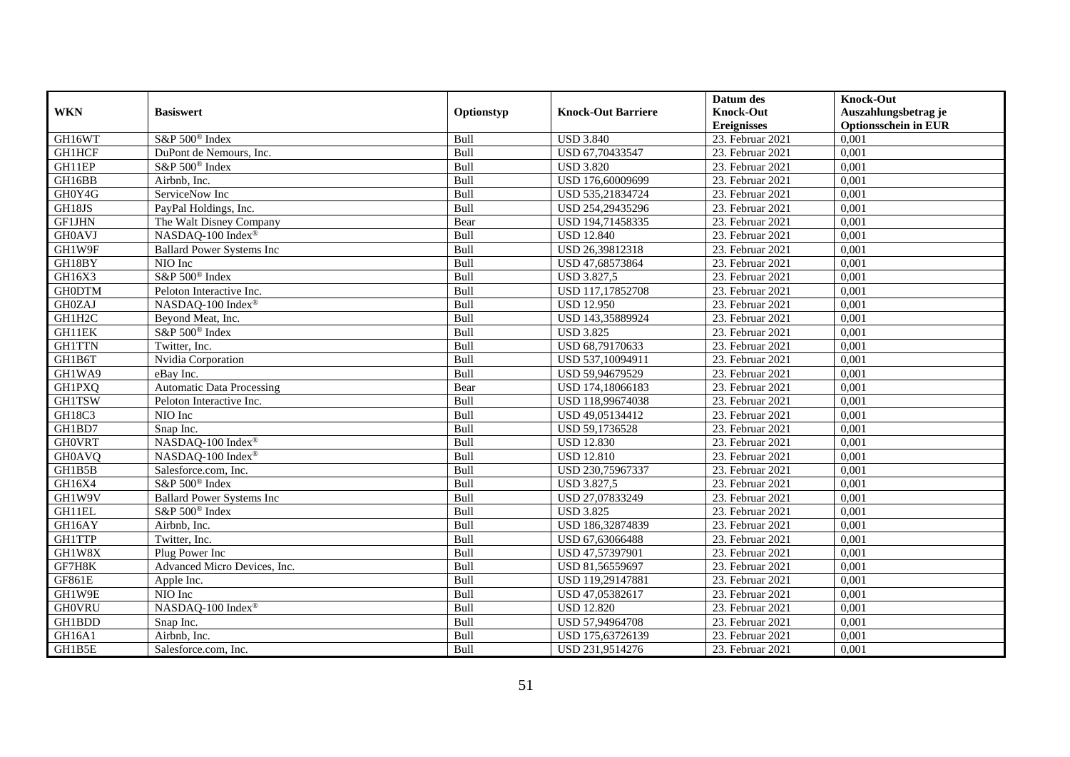| WKN | Basiswert | Optionstyp | Knock-Out Barriere | Datum des Knock-Out Ereignisses | Knock-Out Auszahlungsbetrag je Optionsschein in EUR |
|---|---|---|---|---|---|
| GH16WT | S&P 500® Index | Bull | USD 3.840 | 23. Februar 2021 | 0,001 |
| GH1HCF | DuPont de Nemours, Inc. | Bull | USD 67,70433547 | 23. Februar 2021 | 0,001 |
| GH11EP | S&P 500® Index | Bull | USD 3.820 | 23. Februar 2021 | 0,001 |
| GH16BB | Airbnb, Inc. | Bull | USD 176,60009699 | 23. Februar 2021 | 0,001 |
| GH0Y4G | ServiceNow Inc | Bull | USD 535,21834724 | 23. Februar 2021 | 0,001 |
| GH18JS | PayPal Holdings, Inc. | Bull | USD 254,29435296 | 23. Februar 2021 | 0,001 |
| GF1JHN | The Walt Disney Company | Bear | USD 194,71458335 | 23. Februar 2021 | 0,001 |
| GH0AVJ | NASDAQ-100 Index® | Bull | USD 12.840 | 23. Februar 2021 | 0,001 |
| GH1W9F | Ballard Power Systems Inc | Bull | USD 26,39812318 | 23. Februar 2021 | 0,001 |
| GH18BY | NIO Inc | Bull | USD 47,68573864 | 23. Februar 2021 | 0,001 |
| GH16X3 | S&P 500® Index | Bull | USD 3.827,5 | 23. Februar 2021 | 0,001 |
| GH0DTM | Peloton Interactive Inc. | Bull | USD 117,17852708 | 23. Februar 2021 | 0,001 |
| GH0ZAJ | NASDAQ-100 Index® | Bull | USD 12.950 | 23. Februar 2021 | 0,001 |
| GH1H2C | Beyond Meat, Inc. | Bull | USD 143,35889924 | 23. Februar 2021 | 0,001 |
| GH11EK | S&P 500® Index | Bull | USD 3.825 | 23. Februar 2021 | 0,001 |
| GH1TTN | Twitter, Inc. | Bull | USD 68,79170633 | 23. Februar 2021 | 0,001 |
| GH1B6T | Nvidia Corporation | Bull | USD 537,10094911 | 23. Februar 2021 | 0,001 |
| GH1WA9 | eBay Inc. | Bull | USD 59,94679529 | 23. Februar 2021 | 0,001 |
| GH1PXQ | Automatic Data Processing | Bear | USD 174,18066183 | 23. Februar 2021 | 0,001 |
| GH1TSW | Peloton Interactive Inc. | Bull | USD 118,99674038 | 23. Februar 2021 | 0,001 |
| GH18C3 | NIO Inc | Bull | USD 49,05134412 | 23. Februar 2021 | 0,001 |
| GH1BD7 | Snap Inc. | Bull | USD 59,1736528 | 23. Februar 2021 | 0,001 |
| GH0VRT | NASDAQ-100 Index® | Bull | USD 12.830 | 23. Februar 2021 | 0,001 |
| GH0AVQ | NASDAQ-100 Index® | Bull | USD 12.810 | 23. Februar 2021 | 0,001 |
| GH1B5B | Salesforce.com, Inc. | Bull | USD 230,75967337 | 23. Februar 2021 | 0,001 |
| GH16X4 | S&P 500® Index | Bull | USD 3.827,5 | 23. Februar 2021 | 0,001 |
| GH1W9V | Ballard Power Systems Inc | Bull | USD 27,07833249 | 23. Februar 2021 | 0,001 |
| GH11EL | S&P 500® Index | Bull | USD 3.825 | 23. Februar 2021 | 0,001 |
| GH16AY | Airbnb, Inc. | Bull | USD 186,32874839 | 23. Februar 2021 | 0,001 |
| GH1TTP | Twitter, Inc. | Bull | USD 67,63066488 | 23. Februar 2021 | 0,001 |
| GH1W8X | Plug Power Inc | Bull | USD 47,57397901 | 23. Februar 2021 | 0,001 |
| GF7H8K | Advanced Micro Devices, Inc. | Bull | USD 81,56559697 | 23. Februar 2021 | 0,001 |
| GF861E | Apple Inc. | Bull | USD 119,29147881 | 23. Februar 2021 | 0,001 |
| GH1W9E | NIO Inc | Bull | USD 47,05382617 | 23. Februar 2021 | 0,001 |
| GH0VRU | NASDAQ-100 Index® | Bull | USD 12.820 | 23. Februar 2021 | 0,001 |
| GH1BDD | Snap Inc. | Bull | USD 57,94964708 | 23. Februar 2021 | 0,001 |
| GH16A1 | Airbnb, Inc. | Bull | USD 175,63726139 | 23. Februar 2021 | 0,001 |
| GH1B5E | Salesforce.com, Inc. | Bull | USD 231,9514276 | 23. Februar 2021 | 0,001 |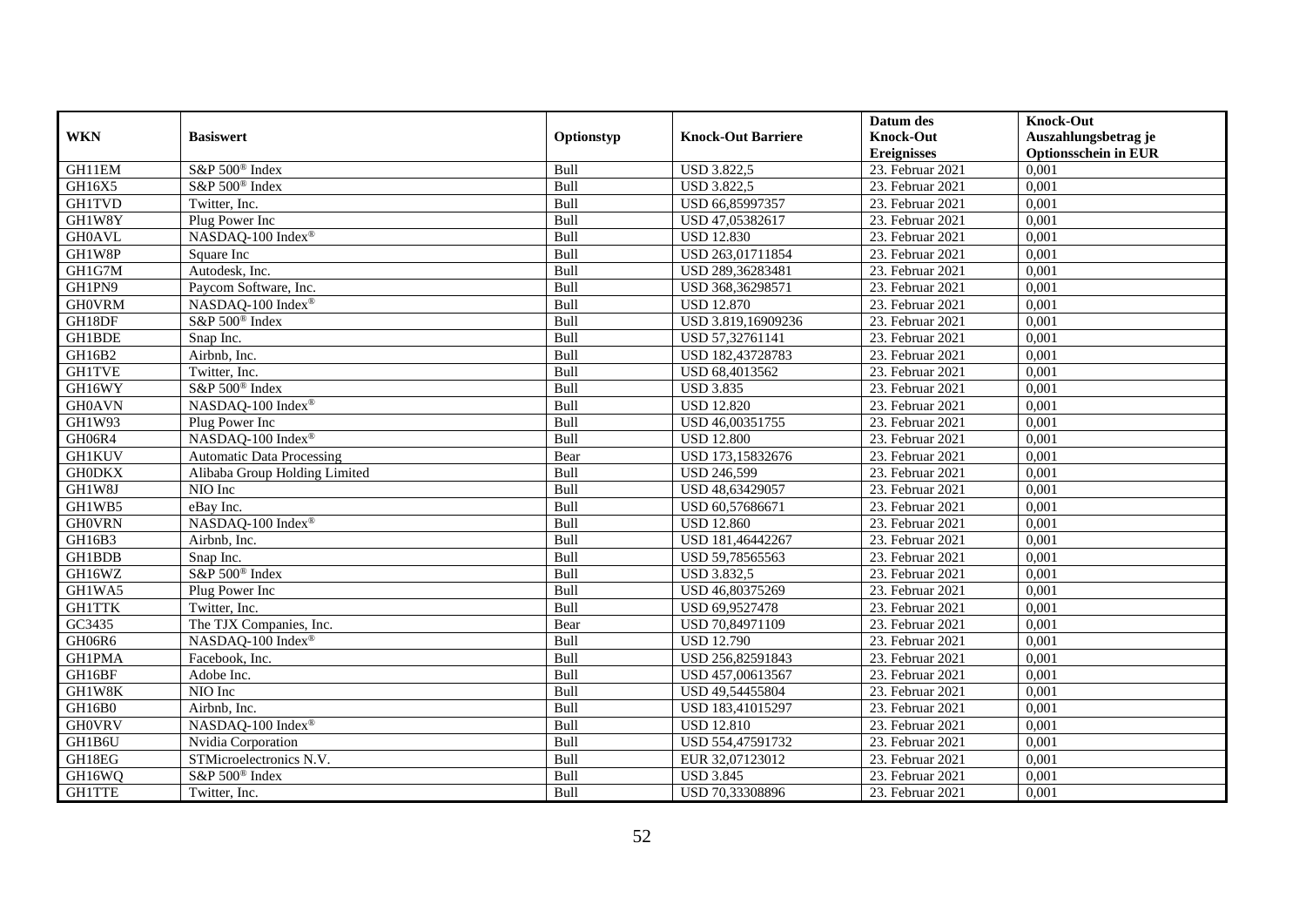| WKN | Basiswert | Optionstyp | Knock-Out Barriere | Datum des Knock-Out Ereignisses | Knock-Out Auszahlungsbetrag je Optionsschein in EUR |
|---|---|---|---|---|---|
| GH11EM | S&P 500® Index | Bull | USD 3.822,5 | 23. Februar 2021 | 0,001 |
| GH16X5 | S&P 500® Index | Bull | USD 3.822,5 | 23. Februar 2021 | 0,001 |
| GH1TVD | Twitter, Inc. | Bull | USD 66,85997357 | 23. Februar 2021 | 0,001 |
| GH1W8Y | Plug Power Inc | Bull | USD 47,05382617 | 23. Februar 2021 | 0,001 |
| GH0AVL | NASDAQ-100 Index® | Bull | USD 12.830 | 23. Februar 2021 | 0,001 |
| GH1W8P | Square Inc | Bull | USD 263,01711854 | 23. Februar 2021 | 0,001 |
| GH1G7M | Autodesk, Inc. | Bull | USD 289,36283481 | 23. Februar 2021 | 0,001 |
| GH1PN9 | Paycom Software, Inc. | Bull | USD 368,36298571 | 23. Februar 2021 | 0,001 |
| GH0VRM | NASDAQ-100 Index® | Bull | USD 12.870 | 23. Februar 2021 | 0,001 |
| GH18DF | S&P 500® Index | Bull | USD 3.819,16909236 | 23. Februar 2021 | 0,001 |
| GH1BDE | Snap Inc. | Bull | USD 57,32761141 | 23. Februar 2021 | 0,001 |
| GH16B2 | Airbnb, Inc. | Bull | USD 182,43728783 | 23. Februar 2021 | 0,001 |
| GH1TVE | Twitter, Inc. | Bull | USD 68,4013562 | 23. Februar 2021 | 0,001 |
| GH16WY | S&P 500® Index | Bull | USD 3.835 | 23. Februar 2021 | 0,001 |
| GH0AVN | NASDAQ-100 Index® | Bull | USD 12.820 | 23. Februar 2021 | 0,001 |
| GH1W93 | Plug Power Inc | Bull | USD 46,00351755 | 23. Februar 2021 | 0,001 |
| GH06R4 | NASDAQ-100 Index® | Bull | USD 12.800 | 23. Februar 2021 | 0,001 |
| GH1KUV | Automatic Data Processing | Bear | USD 173,15832676 | 23. Februar 2021 | 0,001 |
| GH0DKX | Alibaba Group Holding Limited | Bull | USD 246,599 | 23. Februar 2021 | 0,001 |
| GH1W8J | NIO Inc | Bull | USD 48,63429057 | 23. Februar 2021 | 0,001 |
| GH1WB5 | eBay Inc. | Bull | USD 60,57686671 | 23. Februar 2021 | 0,001 |
| GH0VRN | NASDAQ-100 Index® | Bull | USD 12.860 | 23. Februar 2021 | 0,001 |
| GH16B3 | Airbnb, Inc. | Bull | USD 181,46442267 | 23. Februar 2021 | 0,001 |
| GH1BDB | Snap Inc. | Bull | USD 59,78565563 | 23. Februar 2021 | 0,001 |
| GH16WZ | S&P 500® Index | Bull | USD 3.832,5 | 23. Februar 2021 | 0,001 |
| GH1WA5 | Plug Power Inc | Bull | USD 46,80375269 | 23. Februar 2021 | 0,001 |
| GH1TTK | Twitter, Inc. | Bull | USD 69,9527478 | 23. Februar 2021 | 0,001 |
| GC3435 | The TJX Companies, Inc. | Bear | USD 70,84971109 | 23. Februar 2021 | 0,001 |
| GH06R6 | NASDAQ-100 Index® | Bull | USD 12.790 | 23. Februar 2021 | 0,001 |
| GH1PMA | Facebook, Inc. | Bull | USD 256,82591843 | 23. Februar 2021 | 0,001 |
| GH16BF | Adobe Inc. | Bull | USD 457,00613567 | 23. Februar 2021 | 0,001 |
| GH1W8K | NIO Inc | Bull | USD 49,54455804 | 23. Februar 2021 | 0,001 |
| GH16B0 | Airbnb, Inc. | Bull | USD 183,41015297 | 23. Februar 2021 | 0,001 |
| GH0VRV | NASDAQ-100 Index® | Bull | USD 12.810 | 23. Februar 2021 | 0,001 |
| GH1B6U | Nvidia Corporation | Bull | USD 554,47591732 | 23. Februar 2021 | 0,001 |
| GH18EG | STMicroelectronics N.V. | Bull | EUR 32,07123012 | 23. Februar 2021 | 0,001 |
| GH16WQ | S&P 500® Index | Bull | USD 3.845 | 23. Februar 2021 | 0,001 |
| GH1TTE | Twitter, Inc. | Bull | USD 70,33308896 | 23. Februar 2021 | 0,001 |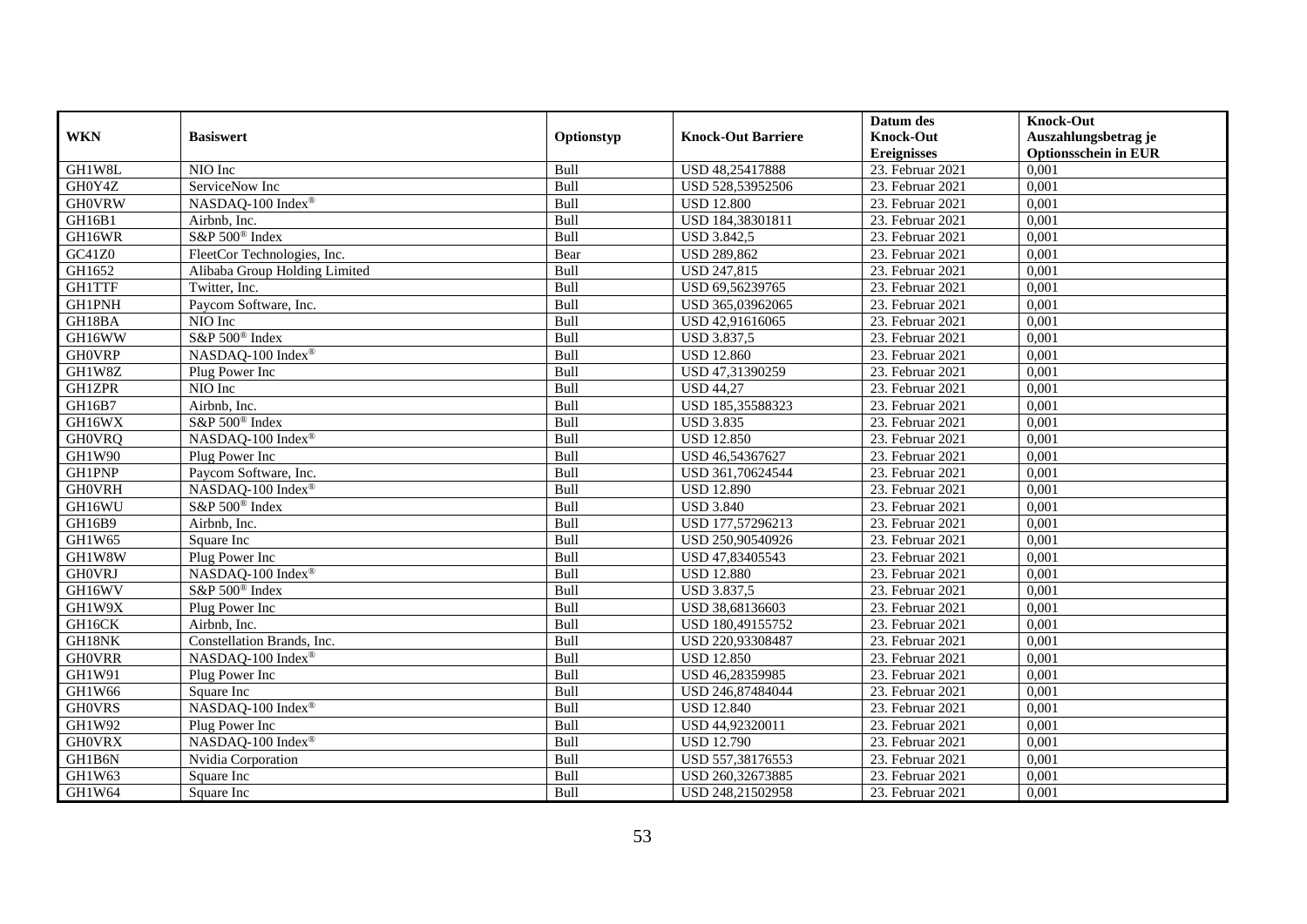| WKN | Basiswert | Optionstyp | Knock-Out Barriere | Datum des Knock-Out Ereignisses | Knock-Out Auszahlungsbetrag je Optionsschein in EUR |
|---|---|---|---|---|---|
| GH1W8L | NIO Inc | Bull | USD 48,25417888 | 23. Februar 2021 | 0,001 |
| GH0Y4Z | ServiceNow Inc | Bull | USD 528,53952506 | 23. Februar 2021 | 0,001 |
| GH0VRW | NASDAQ-100 Index® | Bull | USD 12.800 | 23. Februar 2021 | 0,001 |
| GH16B1 | Airbnb, Inc. | Bull | USD 184,38301811 | 23. Februar 2021 | 0,001 |
| GH16WR | S&P 500® Index | Bull | USD 3.842,5 | 23. Februar 2021 | 0,001 |
| GC41Z0 | FleetCor Technologies, Inc. | Bear | USD 289,862 | 23. Februar 2021 | 0,001 |
| GH1652 | Alibaba Group Holding Limited | Bull | USD 247,815 | 23. Februar 2021 | 0,001 |
| GH1TTF | Twitter, Inc. | Bull | USD 69,56239765 | 23. Februar 2021 | 0,001 |
| GH1PNH | Paycom Software, Inc. | Bull | USD 365,03962065 | 23. Februar 2021 | 0,001 |
| GH18BA | NIO Inc | Bull | USD 42,91616065 | 23. Februar 2021 | 0,001 |
| GH16WW | S&P 500® Index | Bull | USD 3.837,5 | 23. Februar 2021 | 0,001 |
| GH0VRP | NASDAQ-100 Index® | Bull | USD 12.860 | 23. Februar 2021 | 0,001 |
| GH1W8Z | Plug Power Inc | Bull | USD 47,31390259 | 23. Februar 2021 | 0,001 |
| GH1ZPR | NIO Inc | Bull | USD 44,27 | 23. Februar 2021 | 0,001 |
| GH16B7 | Airbnb, Inc. | Bull | USD 185,35588323 | 23. Februar 2021 | 0,001 |
| GH16WX | S&P 500® Index | Bull | USD 3.835 | 23. Februar 2021 | 0,001 |
| GH0VRQ | NASDAQ-100 Index® | Bull | USD 12.850 | 23. Februar 2021 | 0,001 |
| GH1W90 | Plug Power Inc | Bull | USD 46,54367627 | 23. Februar 2021 | 0,001 |
| GH1PNP | Paycom Software, Inc. | Bull | USD 361,70624544 | 23. Februar 2021 | 0,001 |
| GH0VRH | NASDAQ-100 Index® | Bull | USD 12.890 | 23. Februar 2021 | 0,001 |
| GH16WU | S&P 500® Index | Bull | USD 3.840 | 23. Februar 2021 | 0,001 |
| GH16B9 | Airbnb, Inc. | Bull | USD 177,57296213 | 23. Februar 2021 | 0,001 |
| GH1W65 | Square Inc | Bull | USD 250,90540926 | 23. Februar 2021 | 0,001 |
| GH1W8W | Plug Power Inc | Bull | USD 47,83405543 | 23. Februar 2021 | 0,001 |
| GH0VRJ | NASDAQ-100 Index® | Bull | USD 12.880 | 23. Februar 2021 | 0,001 |
| GH16WV | S&P 500® Index | Bull | USD 3.837,5 | 23. Februar 2021 | 0,001 |
| GH1W9X | Plug Power Inc | Bull | USD 38,68136603 | 23. Februar 2021 | 0,001 |
| GH16CK | Airbnb, Inc. | Bull | USD 180,49155752 | 23. Februar 2021 | 0,001 |
| GH18NK | Constellation Brands, Inc. | Bull | USD 220,93308487 | 23. Februar 2021 | 0,001 |
| GH0VRR | NASDAQ-100 Index® | Bull | USD 12.850 | 23. Februar 2021 | 0,001 |
| GH1W91 | Plug Power Inc | Bull | USD 46,28359985 | 23. Februar 2021 | 0,001 |
| GH1W66 | Square Inc | Bull | USD 246,87484044 | 23. Februar 2021 | 0,001 |
| GH0VRS | NASDAQ-100 Index® | Bull | USD 12.840 | 23. Februar 2021 | 0,001 |
| GH1W92 | Plug Power Inc | Bull | USD 44,92320011 | 23. Februar 2021 | 0,001 |
| GH0VRX | NASDAQ-100 Index® | Bull | USD 12.790 | 23. Februar 2021 | 0,001 |
| GH1B6N | Nvidia Corporation | Bull | USD 557,38176553 | 23. Februar 2021 | 0,001 |
| GH1W63 | Square Inc | Bull | USD 260,32673885 | 23. Februar 2021 | 0,001 |
| GH1W64 | Square Inc | Bull | USD 248,21502958 | 23. Februar 2021 | 0,001 |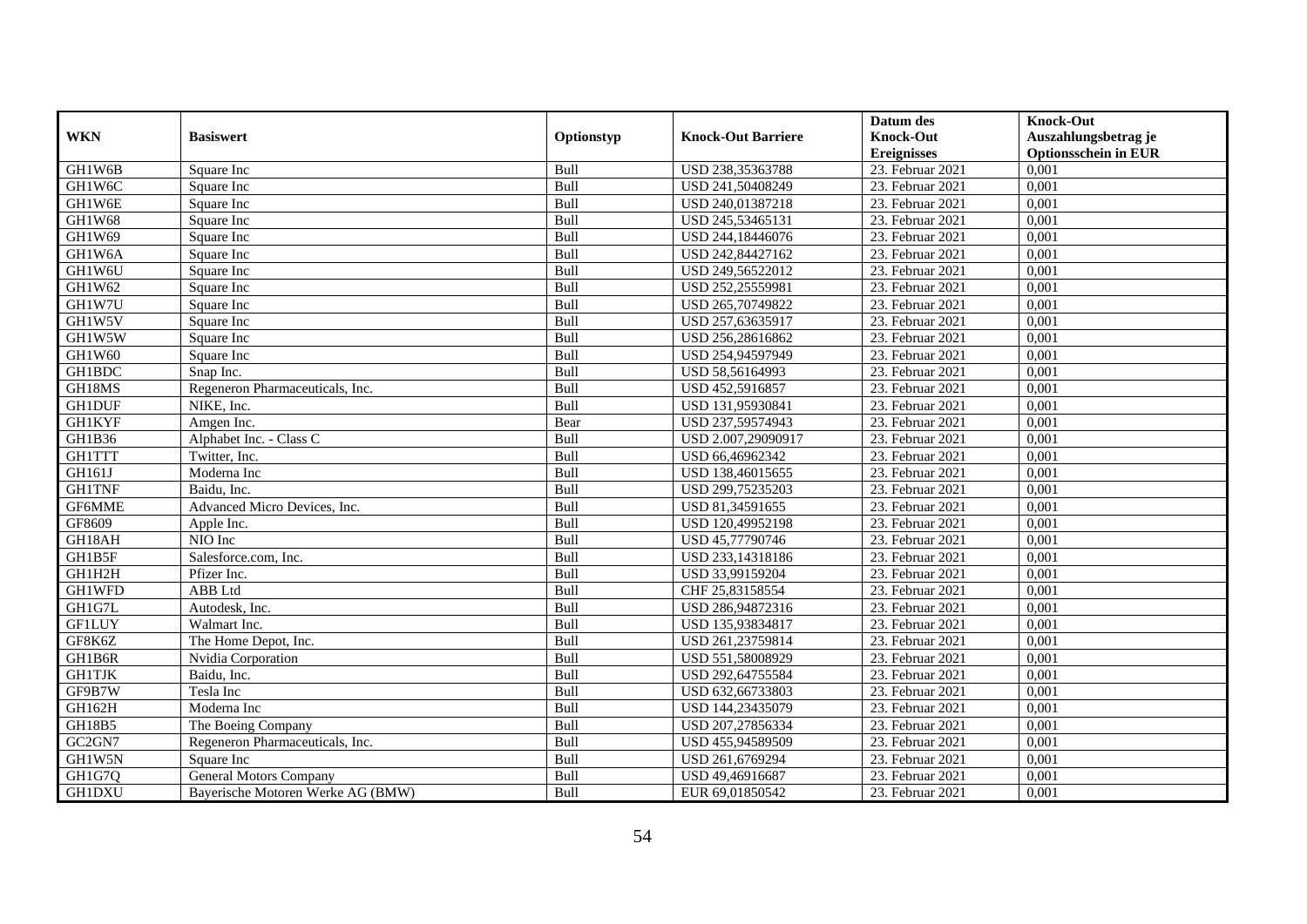| WKN | Basiswert | Optionstyp | Knock-Out Barriere | Datum des Knock-Out Ereignisses | Knock-Out Auszahlungsbetrag je Optionsschein in EUR |
|---|---|---|---|---|---|
| GH1W6B | Square Inc | Bull | USD 238,35363788 | 23. Februar 2021 | 0,001 |
| GH1W6C | Square Inc | Bull | USD 241,50408249 | 23. Februar 2021 | 0,001 |
| GH1W6E | Square Inc | Bull | USD 240,01387218 | 23. Februar 2021 | 0,001 |
| GH1W68 | Square Inc | Bull | USD 245,53465131 | 23. Februar 2021 | 0,001 |
| GH1W69 | Square Inc | Bull | USD 244,18446076 | 23. Februar 2021 | 0,001 |
| GH1W6A | Square Inc | Bull | USD 242,84427162 | 23. Februar 2021 | 0,001 |
| GH1W6U | Square Inc | Bull | USD 249,56522012 | 23. Februar 2021 | 0,001 |
| GH1W62 | Square Inc | Bull | USD 252,25559981 | 23. Februar 2021 | 0,001 |
| GH1W7U | Square Inc | Bull | USD 265,70749822 | 23. Februar 2021 | 0,001 |
| GH1W5V | Square Inc | Bull | USD 257,63635917 | 23. Februar 2021 | 0,001 |
| GH1W5W | Square Inc | Bull | USD 256,28616862 | 23. Februar 2021 | 0,001 |
| GH1W60 | Square Inc | Bull | USD 254,94597949 | 23. Februar 2021 | 0,001 |
| GH1BDC | Snap Inc. | Bull | USD 58,56164993 | 23. Februar 2021 | 0,001 |
| GH18MS | Regeneron Pharmaceuticals, Inc. | Bull | USD 452,5916857 | 23. Februar 2021 | 0,001 |
| GH1DUF | NIKE, Inc. | Bull | USD 131,95930841 | 23. Februar 2021 | 0,001 |
| GH1KYF | Amgen Inc. | Bear | USD 237,59574943 | 23. Februar 2021 | 0,001 |
| GH1B36 | Alphabet Inc. - Class C | Bull | USD 2.007,29090917 | 23. Februar 2021 | 0,001 |
| GH1TTT | Twitter, Inc. | Bull | USD 66,46962342 | 23. Februar 2021 | 0,001 |
| GH161J | Moderna Inc | Bull | USD 138,46015655 | 23. Februar 2021 | 0,001 |
| GH1TNF | Baidu, Inc. | Bull | USD 299,75235203 | 23. Februar 2021 | 0,001 |
| GF6MME | Advanced Micro Devices, Inc. | Bull | USD 81,34591655 | 23. Februar 2021 | 0,001 |
| GF8609 | Apple Inc. | Bull | USD 120,49952198 | 23. Februar 2021 | 0,001 |
| GH18AH | NIO Inc | Bull | USD 45,77790746 | 23. Februar 2021 | 0,001 |
| GH1B5F | Salesforce.com, Inc. | Bull | USD 233,14318186 | 23. Februar 2021 | 0,001 |
| GH1H2H | Pfizer Inc. | Bull | USD 33,99159204 | 23. Februar 2021 | 0,001 |
| GH1WFD | ABB Ltd | Bull | CHF 25,83158554 | 23. Februar 2021 | 0,001 |
| GH1G7L | Autodesk, Inc. | Bull | USD 286,94872316 | 23. Februar 2021 | 0,001 |
| GF1LUY | Walmart Inc. | Bull | USD 135,93834817 | 23. Februar 2021 | 0,001 |
| GF8K6Z | The Home Depot, Inc. | Bull | USD 261,23759814 | 23. Februar 2021 | 0,001 |
| GH1B6R | Nvidia Corporation | Bull | USD 551,58008929 | 23. Februar 2021 | 0,001 |
| GH1TJK | Baidu, Inc. | Bull | USD 292,64755584 | 23. Februar 2021 | 0,001 |
| GF9B7W | Tesla Inc | Bull | USD 632,66733803 | 23. Februar 2021 | 0,001 |
| GH162H | Moderna Inc | Bull | USD 144,23435079 | 23. Februar 2021 | 0,001 |
| GH18B5 | The Boeing Company | Bull | USD 207,27856334 | 23. Februar 2021 | 0,001 |
| GC2GN7 | Regeneron Pharmaceuticals, Inc. | Bull | USD 455,94589509 | 23. Februar 2021 | 0,001 |
| GH1W5N | Square Inc | Bull | USD 261,6769294 | 23. Februar 2021 | 0,001 |
| GH1G7Q | General Motors Company | Bull | USD 49,46916687 | 23. Februar 2021 | 0,001 |
| GH1DXU | Bayerische Motoren Werke AG (BMW) | Bull | EUR 69,01850542 | 23. Februar 2021 | 0,001 |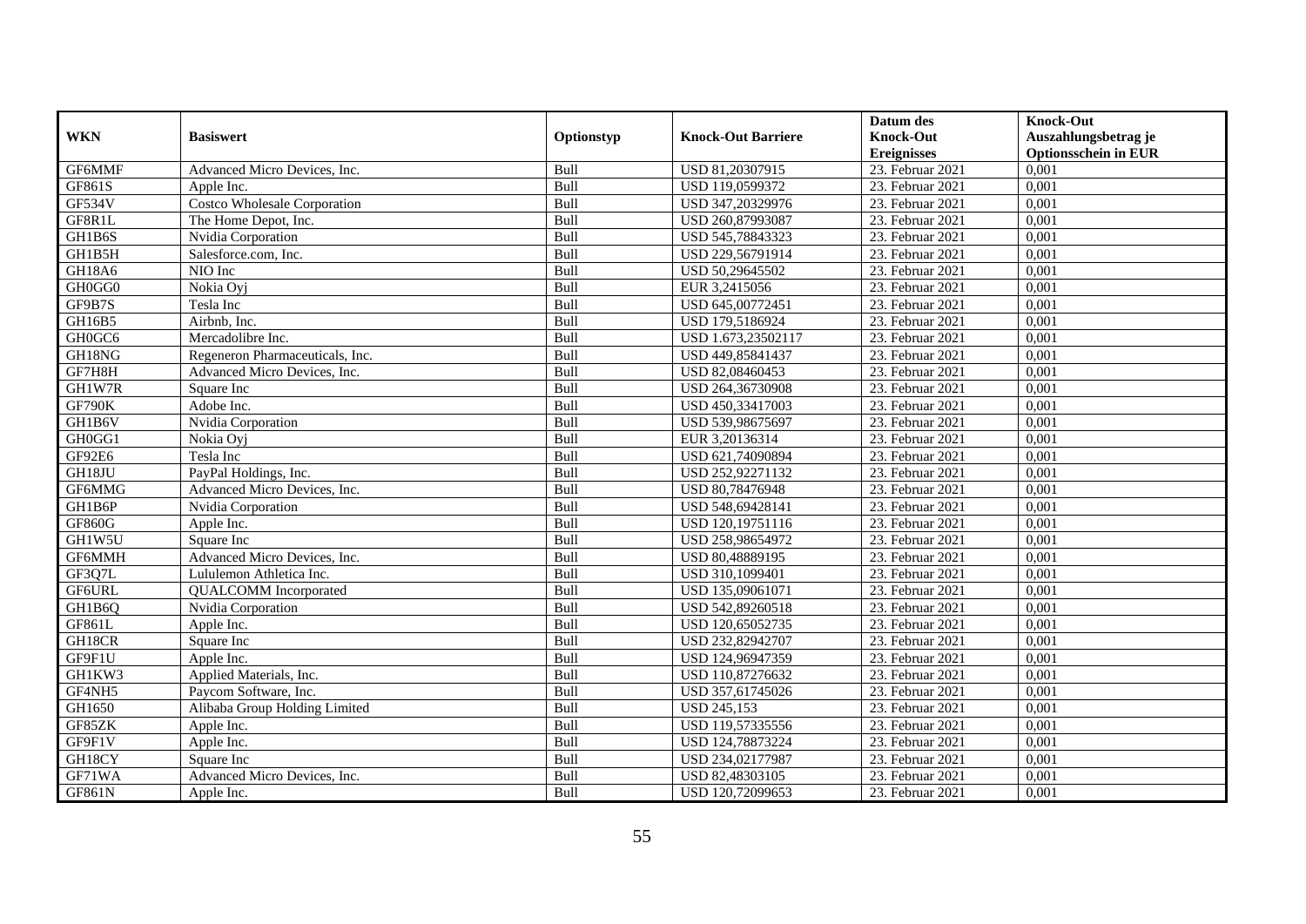| WKN | Basiswert | Optionstyp | Knock-Out Barriere | Datum des Knock-Out Ereignisses | Knock-Out Auszahlungsbetrag je Optionsschein in EUR |
|---|---|---|---|---|---|
| GF6MMF | Advanced Micro Devices, Inc. | Bull | USD 81,20307915 | 23. Februar 2021 | 0,001 |
| GF861S | Apple Inc. | Bull | USD 119,0599372 | 23. Februar 2021 | 0,001 |
| GF534V | Costco Wholesale Corporation | Bull | USD 347,20329976 | 23. Februar 2021 | 0,001 |
| GF8R1L | The Home Depot, Inc. | Bull | USD 260,87993087 | 23. Februar 2021 | 0,001 |
| GH1B6S | Nvidia Corporation | Bull | USD 545,78843323 | 23. Februar 2021 | 0,001 |
| GH1B5H | Salesforce.com, Inc. | Bull | USD 229,56791914 | 23. Februar 2021 | 0,001 |
| GH18A6 | NIO Inc | Bull | USD 50,29645502 | 23. Februar 2021 | 0,001 |
| GH0GG0 | Nokia Oyj | Bull | EUR 3,2415056 | 23. Februar 2021 | 0,001 |
| GF9B7S | Tesla Inc | Bull | USD 645,00772451 | 23. Februar 2021 | 0,001 |
| GH16B5 | Airbnb, Inc. | Bull | USD 179,5186924 | 23. Februar 2021 | 0,001 |
| GH0GC6 | Mercadolibre Inc. | Bull | USD 1.673,23502117 | 23. Februar 2021 | 0,001 |
| GH18NG | Regeneron Pharmaceuticals, Inc. | Bull | USD 449,85841437 | 23. Februar 2021 | 0,001 |
| GF7H8H | Advanced Micro Devices, Inc. | Bull | USD 82,08460453 | 23. Februar 2021 | 0,001 |
| GH1W7R | Square Inc | Bull | USD 264,36730908 | 23. Februar 2021 | 0,001 |
| GF790K | Adobe Inc. | Bull | USD 450,33417003 | 23. Februar 2021 | 0,001 |
| GH1B6V | Nvidia Corporation | Bull | USD 539,98675697 | 23. Februar 2021 | 0,001 |
| GH0GG1 | Nokia Oyj | Bull | EUR 3,20136314 | 23. Februar 2021 | 0,001 |
| GF92E6 | Tesla Inc | Bull | USD 621,74090894 | 23. Februar 2021 | 0,001 |
| GH18JU | PayPal Holdings, Inc. | Bull | USD 252,92271132 | 23. Februar 2021 | 0,001 |
| GF6MMG | Advanced Micro Devices, Inc. | Bull | USD 80,78476948 | 23. Februar 2021 | 0,001 |
| GH1B6P | Nvidia Corporation | Bull | USD 548,69428141 | 23. Februar 2021 | 0,001 |
| GF860G | Apple Inc. | Bull | USD 120,19751116 | 23. Februar 2021 | 0,001 |
| GH1W5U | Square Inc | Bull | USD 258,98654972 | 23. Februar 2021 | 0,001 |
| GF6MMH | Advanced Micro Devices, Inc. | Bull | USD 80,48889195 | 23. Februar 2021 | 0,001 |
| GF3Q7L | Lululemon Athletica Inc. | Bull | USD 310,1099401 | 23. Februar 2021 | 0,001 |
| GF6URL | QUALCOMM Incorporated | Bull | USD 135,09061071 | 23. Februar 2021 | 0,001 |
| GH1B6Q | Nvidia Corporation | Bull | USD 542,89260518 | 23. Februar 2021 | 0,001 |
| GF861L | Apple Inc. | Bull | USD 120,65052735 | 23. Februar 2021 | 0,001 |
| GH18CR | Square Inc | Bull | USD 232,82942707 | 23. Februar 2021 | 0,001 |
| GF9F1U | Apple Inc. | Bull | USD 124,96947359 | 23. Februar 2021 | 0,001 |
| GH1KW3 | Applied Materials, Inc. | Bull | USD 110,87276632 | 23. Februar 2021 | 0,001 |
| GF4NH5 | Paycom Software, Inc. | Bull | USD 357,61745026 | 23. Februar 2021 | 0,001 |
| GH1650 | Alibaba Group Holding Limited | Bull | USD 245,153 | 23. Februar 2021 | 0,001 |
| GF85ZK | Apple Inc. | Bull | USD 119,57335556 | 23. Februar 2021 | 0,001 |
| GF9F1V | Apple Inc. | Bull | USD 124,78873224 | 23. Februar 2021 | 0,001 |
| GH18CY | Square Inc | Bull | USD 234,02177987 | 23. Februar 2021 | 0,001 |
| GF71WA | Advanced Micro Devices, Inc. | Bull | USD 82,48303105 | 23. Februar 2021 | 0,001 |
| GF861N | Apple Inc. | Bull | USD 120,72099653 | 23. Februar 2021 | 0,001 |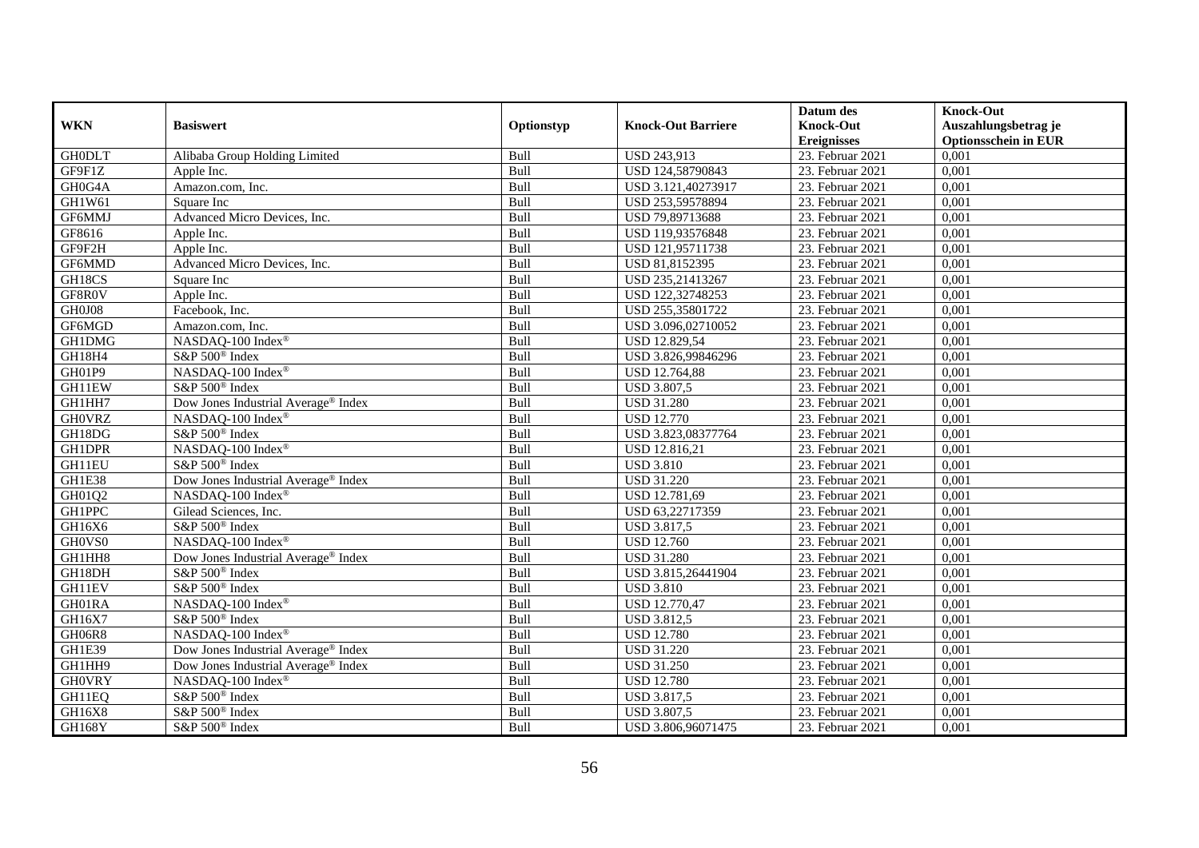| WKN | Basiswert | Optionstyp | Knock-Out Barriere | Datum des Knock-Out Ereignisses | Knock-Out Auszahlungsbetrag je Optionsschein in EUR |
|---|---|---|---|---|---|
| GH0DLT | Alibaba Group Holding Limited | Bull | USD 243,913 | 23. Februar 2021 | 0,001 |
| GF9F1Z | Apple Inc. | Bull | USD 124,58790843 | 23. Februar 2021 | 0,001 |
| GH0G4A | Amazon.com, Inc. | Bull | USD 3.121,40273917 | 23. Februar 2021 | 0,001 |
| GH1W61 | Square Inc | Bull | USD 253,59578894 | 23. Februar 2021 | 0,001 |
| GF6MMJ | Advanced Micro Devices, Inc. | Bull | USD 79,89713688 | 23. Februar 2021 | 0,001 |
| GF8616 | Apple Inc. | Bull | USD 119,93576848 | 23. Februar 2021 | 0,001 |
| GF9F2H | Apple Inc. | Bull | USD 121,95711738 | 23. Februar 2021 | 0,001 |
| GF6MMD | Advanced Micro Devices, Inc. | Bull | USD 81,8152395 | 23. Februar 2021 | 0,001 |
| GH18CS | Square Inc | Bull | USD 235,21413267 | 23. Februar 2021 | 0,001 |
| GF8R0V | Apple Inc. | Bull | USD 122,32748253 | 23. Februar 2021 | 0,001 |
| GH0J08 | Facebook, Inc. | Bull | USD 255,35801722 | 23. Februar 2021 | 0,001 |
| GF6MGD | Amazon.com, Inc. | Bull | USD 3.096,02710052 | 23. Februar 2021 | 0,001 |
| GH1DMG | NASDAQ-100 Index® | Bull | USD 12.829,54 | 23. Februar 2021 | 0,001 |
| GH18H4 | S&P 500® Index | Bull | USD 3.826,99846296 | 23. Februar 2021 | 0,001 |
| GH01P9 | NASDAQ-100 Index® | Bull | USD 12.764,88 | 23. Februar 2021 | 0,001 |
| GH11EW | S&P 500® Index | Bull | USD 3.807,5 | 23. Februar 2021 | 0,001 |
| GH1HH7 | Dow Jones Industrial Average® Index | Bull | USD 31.280 | 23. Februar 2021 | 0,001 |
| GH0VRZ | NASDAQ-100 Index® | Bull | USD 12.770 | 23. Februar 2021 | 0,001 |
| GH18DG | S&P 500® Index | Bull | USD 3.823,08377764 | 23. Februar 2021 | 0,001 |
| GH1DPR | NASDAQ-100 Index® | Bull | USD 12.816,21 | 23. Februar 2021 | 0,001 |
| GH11EU | S&P 500® Index | Bull | USD 3.810 | 23. Februar 2021 | 0,001 |
| GH1E38 | Dow Jones Industrial Average® Index | Bull | USD 31.220 | 23. Februar 2021 | 0,001 |
| GH01Q2 | NASDAQ-100 Index® | Bull | USD 12.781,69 | 23. Februar 2021 | 0,001 |
| GH1PPC | Gilead Sciences, Inc. | Bull | USD 63,22717359 | 23. Februar 2021 | 0,001 |
| GH16X6 | S&P 500® Index | Bull | USD 3.817,5 | 23. Februar 2021 | 0,001 |
| GH0VS0 | NASDAQ-100 Index® | Bull | USD 12.760 | 23. Februar 2021 | 0,001 |
| GH1HH8 | Dow Jones Industrial Average® Index | Bull | USD 31.280 | 23. Februar 2021 | 0,001 |
| GH18DH | S&P 500® Index | Bull | USD 3.815,26441904 | 23. Februar 2021 | 0,001 |
| GH11EV | S&P 500® Index | Bull | USD 3.810 | 23. Februar 2021 | 0,001 |
| GH01RA | NASDAQ-100 Index® | Bull | USD 12.770,47 | 23. Februar 2021 | 0,001 |
| GH16X7 | S&P 500® Index | Bull | USD 3.812,5 | 23. Februar 2021 | 0,001 |
| GH06R8 | NASDAQ-100 Index® | Bull | USD 12.780 | 23. Februar 2021 | 0,001 |
| GH1E39 | Dow Jones Industrial Average® Index | Bull | USD 31.220 | 23. Februar 2021 | 0,001 |
| GH1HH9 | Dow Jones Industrial Average® Index | Bull | USD 31.250 | 23. Februar 2021 | 0,001 |
| GH0VRY | NASDAQ-100 Index® | Bull | USD 12.780 | 23. Februar 2021 | 0,001 |
| GH11EQ | S&P 500® Index | Bull | USD 3.817,5 | 23. Februar 2021 | 0,001 |
| GH16X8 | S&P 500® Index | Bull | USD 3.807,5 | 23. Februar 2021 | 0,001 |
| GH168Y | S&P 500® Index | Bull | USD 3.806,96071475 | 23. Februar 2021 | 0,001 |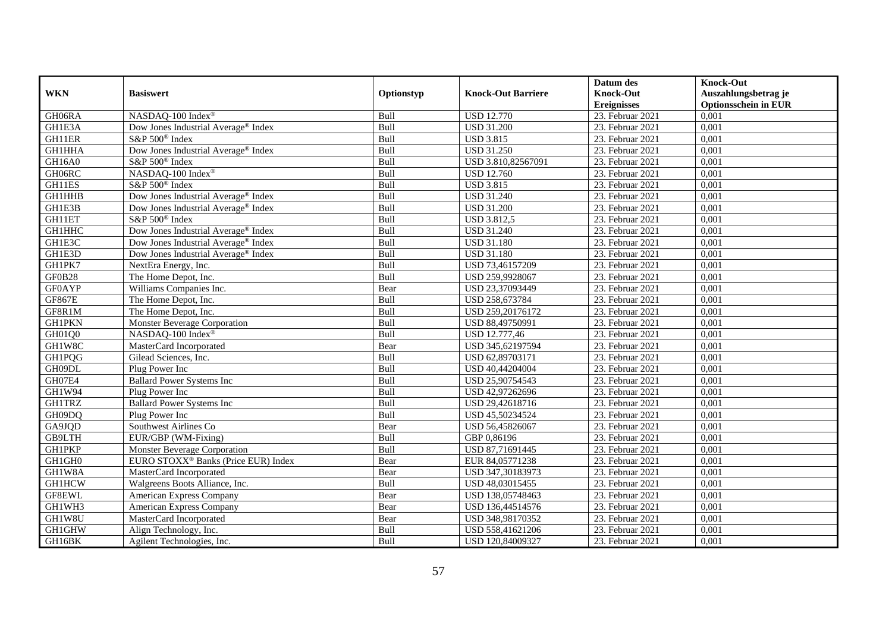| WKN | Basiswert | Optionstyp | Knock-Out Barriere | Datum des Knock-Out Ereignisses | Knock-Out Auszahlungsbetrag je Optionsschein in EUR |
|---|---|---|---|---|---|
| GH06RA | NASDAQ-100 Index® | Bull | USD 12.770 | 23. Februar 2021 | 0,001 |
| GH1E3A | Dow Jones Industrial Average® Index | Bull | USD 31.200 | 23. Februar 2021 | 0,001 |
| GH11ER | S&P 500® Index | Bull | USD 3.815 | 23. Februar 2021 | 0,001 |
| GH1HHA | Dow Jones Industrial Average® Index | Bull | USD 31.250 | 23. Februar 2021 | 0,001 |
| GH16A0 | S&P 500® Index | Bull | USD 3.810,82567091 | 23. Februar 2021 | 0,001 |
| GH06RC | NASDAQ-100 Index® | Bull | USD 12.760 | 23. Februar 2021 | 0,001 |
| GH11ES | S&P 500® Index | Bull | USD 3.815 | 23. Februar 2021 | 0,001 |
| GH1HHB | Dow Jones Industrial Average® Index | Bull | USD 31.240 | 23. Februar 2021 | 0,001 |
| GH1E3B | Dow Jones Industrial Average® Index | Bull | USD 31.200 | 23. Februar 2021 | 0,001 |
| GH11ET | S&P 500® Index | Bull | USD 3.812,5 | 23. Februar 2021 | 0,001 |
| GH1HHC | Dow Jones Industrial Average® Index | Bull | USD 31.240 | 23. Februar 2021 | 0,001 |
| GH1E3C | Dow Jones Industrial Average® Index | Bull | USD 31.180 | 23. Februar 2021 | 0,001 |
| GH1E3D | Dow Jones Industrial Average® Index | Bull | USD 31.180 | 23. Februar 2021 | 0,001 |
| GH1PK7 | NextEra Energy, Inc. | Bull | USD 73,46157209 | 23. Februar 2021 | 0,001 |
| GF0B28 | The Home Depot, Inc. | Bull | USD 259,9928067 | 23. Februar 2021 | 0,001 |
| GF0AYP | Williams Companies Inc. | Bear | USD 23,37093449 | 23. Februar 2021 | 0,001 |
| GF867E | The Home Depot, Inc. | Bull | USD 258,673784 | 23. Februar 2021 | 0,001 |
| GF8R1M | The Home Depot, Inc. | Bull | USD 259,20176172 | 23. Februar 2021 | 0,001 |
| GH1PKN | Monster Beverage Corporation | Bull | USD 88,49750991 | 23. Februar 2021 | 0,001 |
| GH01Q0 | NASDAQ-100 Index® | Bull | USD 12.777,46 | 23. Februar 2021 | 0,001 |
| GH1W8C | MasterCard Incorporated | Bear | USD 345,62197594 | 23. Februar 2021 | 0,001 |
| GH1PQG | Gilead Sciences, Inc. | Bull | USD 62,89703171 | 23. Februar 2021 | 0,001 |
| GH09DL | Plug Power Inc | Bull | USD 40,44204004 | 23. Februar 2021 | 0,001 |
| GH07E4 | Ballard Power Systems Inc | Bull | USD 25,90754543 | 23. Februar 2021 | 0,001 |
| GH1W94 | Plug Power Inc | Bull | USD 42,97262696 | 23. Februar 2021 | 0,001 |
| GH1TRZ | Ballard Power Systems Inc | Bull | USD 29,42618716 | 23. Februar 2021 | 0,001 |
| GH09DQ | Plug Power Inc | Bull | USD 45,50234524 | 23. Februar 2021 | 0,001 |
| GA9JQD | Southwest Airlines Co | Bear | USD 56,45826067 | 23. Februar 2021 | 0,001 |
| GB9LTH | EUR/GBP (WM-Fixing) | Bull | GBP 0,86196 | 23. Februar 2021 | 0,001 |
| GH1PKP | Monster Beverage Corporation | Bull | USD 87,71691445 | 23. Februar 2021 | 0,001 |
| GH1GH0 | EURO STOXX® Banks (Price EUR) Index | Bear | EUR 84,05771238 | 23. Februar 2021 | 0,001 |
| GH1W8A | MasterCard Incorporated | Bear | USD 347,30183973 | 23. Februar 2021 | 0,001 |
| GH1HCW | Walgreens Boots Alliance, Inc. | Bull | USD 48,03015455 | 23. Februar 2021 | 0,001 |
| GF8EWL | American Express Company | Bear | USD 138,05748463 | 23. Februar 2021 | 0,001 |
| GH1WH3 | American Express Company | Bear | USD 136,44514576 | 23. Februar 2021 | 0,001 |
| GH1W8U | MasterCard Incorporated | Bear | USD 348,98170352 | 23. Februar 2021 | 0,001 |
| GH1GHW | Align Technology, Inc. | Bull | USD 558,41621206 | 23. Februar 2021 | 0,001 |
| GH16BK | Agilent Technologies, Inc. | Bull | USD 120,84009327 | 23. Februar 2021 | 0,001 |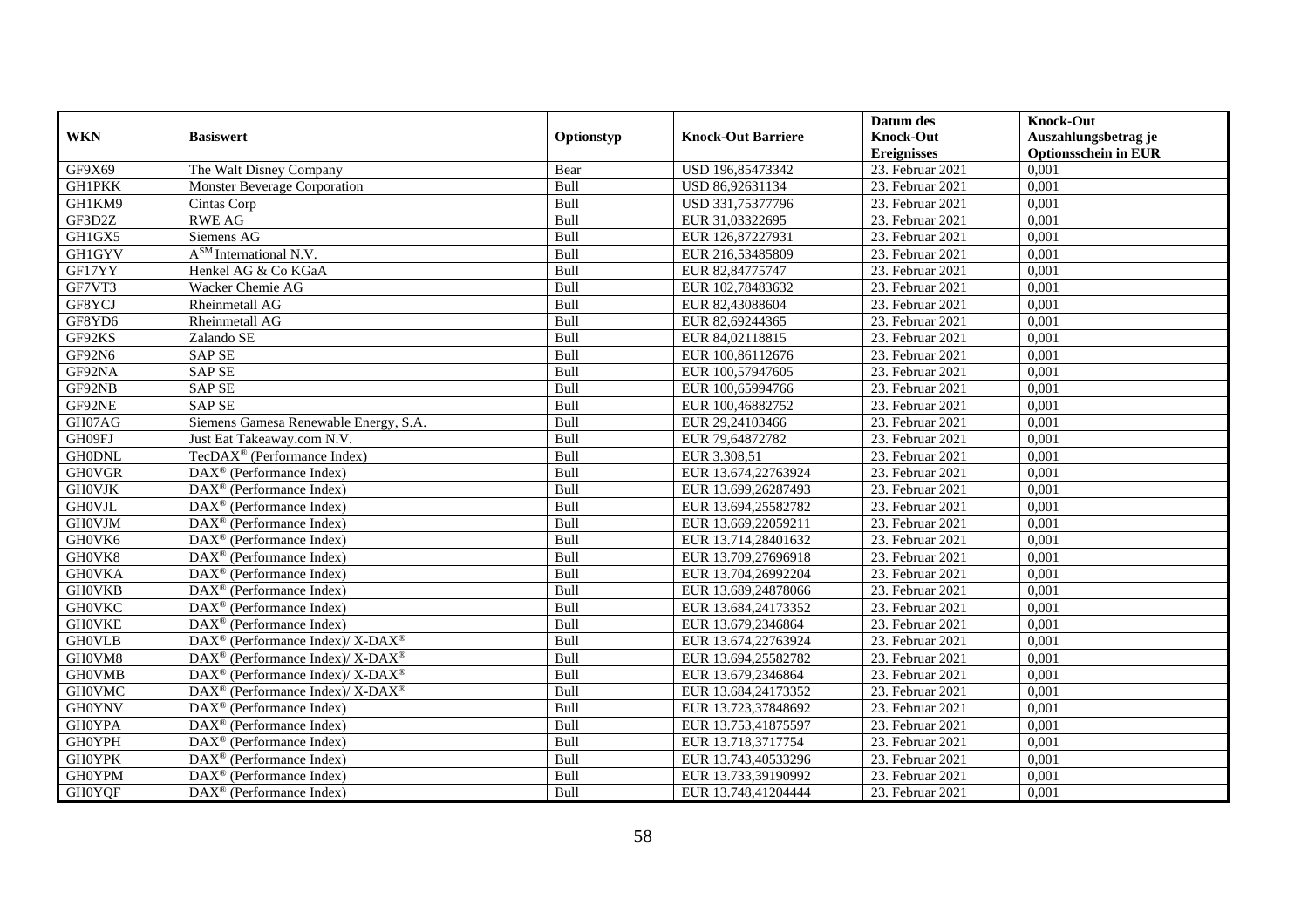| WKN | Basiswert | Optionstyp | Knock-Out Barriere | Datum des Knock-Out Ereignisses | Knock-Out Auszahlungsbetrag je Optionsschein in EUR |
|---|---|---|---|---|---|
| GF9X69 | The Walt Disney Company | Bear | USD 196,85473342 | 23. Februar 2021 | 0,001 |
| GH1PKK | Monster Beverage Corporation | Bull | USD 86,92631134 | 23. Februar 2021 | 0,001 |
| GH1KM9 | Cintas Corp | Bull | USD 331,75377796 | 23. Februar 2021 | 0,001 |
| GF3D2Z | RWE AG | Bull | EUR 31,03322695 | 23. Februar 2021 | 0,001 |
| GH1GX5 | Siemens AG | Bull | EUR 126,87227931 | 23. Februar 2021 | 0,001 |
| GH1GYV | A<sup>SM</sup> International N.V. | Bull | EUR 216,53485809 | 23. Februar 2021 | 0,001 |
| GF17YY | Henkel AG & Co KGaA | Bull | EUR 82,84775747 | 23. Februar 2021 | 0,001 |
| GF7VT3 | Wacker Chemie AG | Bull | EUR 102,78483632 | 23. Februar 2021 | 0,001 |
| GF8YCJ | Rheinmetall AG | Bull | EUR 82,43088604 | 23. Februar 2021 | 0,001 |
| GF8YD6 | Rheinmetall AG | Bull | EUR 82,69244365 | 23. Februar 2021 | 0,001 |
| GF92KS | Zalando SE | Bull | EUR 84,02118815 | 23. Februar 2021 | 0,001 |
| GF92N6 | SAP SE | Bull | EUR 100,86112676 | 23. Februar 2021 | 0,001 |
| GF92NA | SAP SE | Bull | EUR 100,57947605 | 23. Februar 2021 | 0,001 |
| GF92NB | SAP SE | Bull | EUR 100,65994766 | 23. Februar 2021 | 0,001 |
| GF92NE | SAP SE | Bull | EUR 100,46882752 | 23. Februar 2021 | 0,001 |
| GH07AG | Siemens Gamesa Renewable Energy, S.A. | Bull | EUR 29,24103466 | 23. Februar 2021 | 0,001 |
| GH09FJ | Just Eat Takeaway.com N.V. | Bull | EUR 79,64872782 | 23. Februar 2021 | 0,001 |
| GH0DNL | TecDAX® (Performance Index) | Bull | EUR 3.308,51 | 23. Februar 2021 | 0,001 |
| GH0VGR | DAX® (Performance Index) | Bull | EUR 13.674,22763924 | 23. Februar 2021 | 0,001 |
| GH0VJK | DAX® (Performance Index) | Bull | EUR 13.699,26287493 | 23. Februar 2021 | 0,001 |
| GH0VJL | DAX® (Performance Index) | Bull | EUR 13.694,25582782 | 23. Februar 2021 | 0,001 |
| GH0VJM | DAX® (Performance Index) | Bull | EUR 13.669,22059211 | 23. Februar 2021 | 0,001 |
| GH0VK6 | DAX® (Performance Index) | Bull | EUR 13.714,28401632 | 23. Februar 2021 | 0,001 |
| GH0VK8 | DAX® (Performance Index) | Bull | EUR 13.709,27696918 | 23. Februar 2021 | 0,001 |
| GH0VKA | DAX® (Performance Index) | Bull | EUR 13.704,26992204 | 23. Februar 2021 | 0,001 |
| GH0VKB | DAX® (Performance Index) | Bull | EUR 13.689,24878066 | 23. Februar 2021 | 0,001 |
| GH0VKC | DAX® (Performance Index) | Bull | EUR 13.684,24173352 | 23. Februar 2021 | 0,001 |
| GH0VKE | DAX® (Performance Index) | Bull | EUR 13.679,2346864 | 23. Februar 2021 | 0,001 |
| GH0VLB | DAX® (Performance Index)/ X-DAX® | Bull | EUR 13.674,22763924 | 23. Februar 2021 | 0,001 |
| GH0VM8 | DAX® (Performance Index)/ X-DAX® | Bull | EUR 13.694,25582782 | 23. Februar 2021 | 0,001 |
| GH0VMB | DAX® (Performance Index)/ X-DAX® | Bull | EUR 13.679,2346864 | 23. Februar 2021 | 0,001 |
| GH0VMC | DAX® (Performance Index)/ X-DAX® | Bull | EUR 13.684,24173352 | 23. Februar 2021 | 0,001 |
| GH0YNV | DAX® (Performance Index) | Bull | EUR 13.723,37848692 | 23. Februar 2021 | 0,001 |
| GH0YPA | DAX® (Performance Index) | Bull | EUR 13.753,41875597 | 23. Februar 2021 | 0,001 |
| GH0YPH | DAX® (Performance Index) | Bull | EUR 13.718,3717754 | 23. Februar 2021 | 0,001 |
| GH0YPK | DAX® (Performance Index) | Bull | EUR 13.743,40533296 | 23. Februar 2021 | 0,001 |
| GH0YPM | DAX® (Performance Index) | Bull | EUR 13.733,39190992 | 23. Februar 2021 | 0,001 |
| GH0YQF | DAX® (Performance Index) | Bull | EUR 13.748,41204444 | 23. Februar 2021 | 0,001 |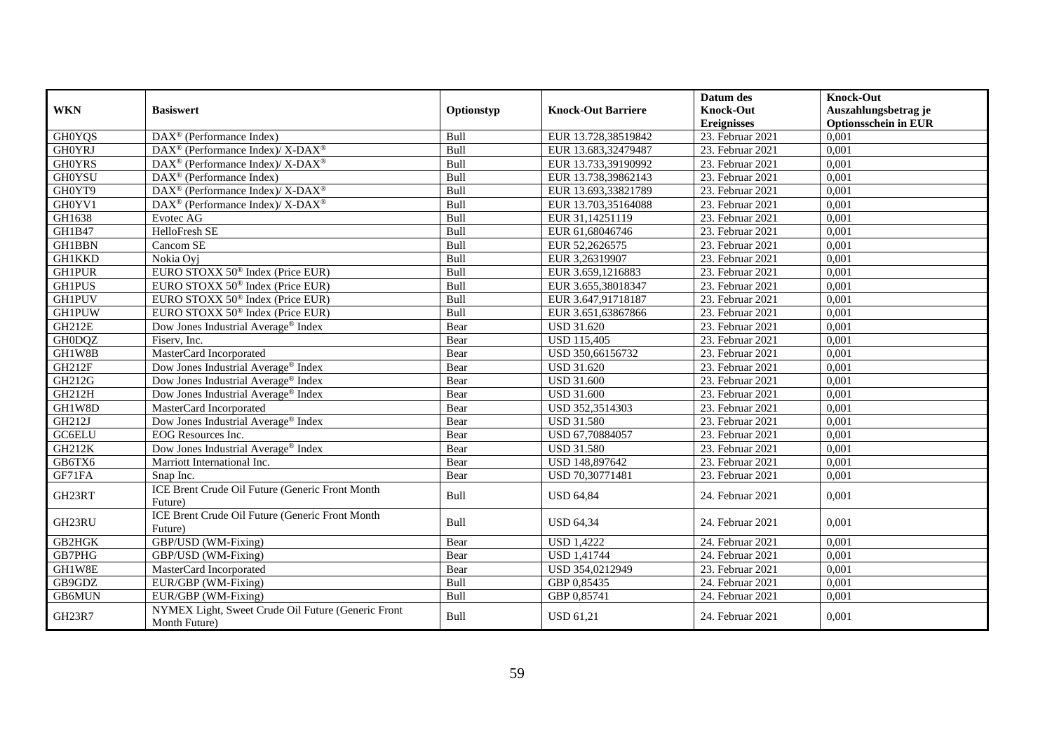| WKN | Basiswert | Optionstyp | Knock-Out Barriere | Datum des Knock-Out Ereignisses | Knock-Out Auszahlungsbetrag je Optionsschein in EUR |
|---|---|---|---|---|---|
| GH0YQS | DAX® (Performance Index) | Bull | EUR 13.728,38519842 | 23. Februar 2021 | 0,001 |
| GH0YRJ | DAX® (Performance Index)/ X-DAX® | Bull | EUR 13.683,32479487 | 23. Februar 2021 | 0,001 |
| GH0YRS | DAX® (Performance Index)/ X-DAX® | Bull | EUR 13.733,39190992 | 23. Februar 2021 | 0,001 |
| GH0YSU | DAX® (Performance Index) | Bull | EUR 13.738,39862143 | 23. Februar 2021 | 0,001 |
| GH0YT9 | DAX® (Performance Index)/ X-DAX® | Bull | EUR 13.693,33821789 | 23. Februar 2021 | 0,001 |
| GH0YV1 | DAX® (Performance Index)/ X-DAX® | Bull | EUR 13.703,35164088 | 23. Februar 2021 | 0,001 |
| GH1638 | Evotec AG | Bull | EUR 31,14251119 | 23. Februar 2021 | 0,001 |
| GH1B47 | HelloFresh SE | Bull | EUR 61,68046746 | 23. Februar 2021 | 0,001 |
| GH1BBN | Cancom SE | Bull | EUR 52,2626575 | 23. Februar 2021 | 0,001 |
| GH1KKD | Nokia Oyj | Bull | EUR 3,26319907 | 23. Februar 2021 | 0,001 |
| GH1PUR | EURO STOXX 50® Index (Price EUR) | Bull | EUR 3.659,1216883 | 23. Februar 2021 | 0,001 |
| GH1PUS | EURO STOXX 50® Index (Price EUR) | Bull | EUR 3.655,38018347 | 23. Februar 2021 | 0,001 |
| GH1PUV | EURO STOXX 50® Index (Price EUR) | Bull | EUR 3.647,91718187 | 23. Februar 2021 | 0,001 |
| GH1PUW | EURO STOXX 50® Index (Price EUR) | Bull | EUR 3.651,63867866 | 23. Februar 2021 | 0,001 |
| GH212E | Dow Jones Industrial Average® Index | Bear | USD 31.620 | 23. Februar 2021 | 0,001 |
| GH0DQZ | Fiserv, Inc. | Bear | USD 115,405 | 23. Februar 2021 | 0,001 |
| GH1W8B | MasterCard Incorporated | Bear | USD 350,66156732 | 23. Februar 2021 | 0,001 |
| GH212F | Dow Jones Industrial Average® Index | Bear | USD 31.620 | 23. Februar 2021 | 0,001 |
| GH212G | Dow Jones Industrial Average® Index | Bear | USD 31.600 | 23. Februar 2021 | 0,001 |
| GH212H | Dow Jones Industrial Average® Index | Bear | USD 31.600 | 23. Februar 2021 | 0,001 |
| GH1W8D | MasterCard Incorporated | Bear | USD 352,3514303 | 23. Februar 2021 | 0,001 |
| GH212J | Dow Jones Industrial Average® Index | Bear | USD 31.580 | 23. Februar 2021 | 0,001 |
| GC6ELU | EOG Resources Inc. | Bear | USD 67,70884057 | 23. Februar 2021 | 0,001 |
| GH212K | Dow Jones Industrial Average® Index | Bear | USD 31.580 | 23. Februar 2021 | 0,001 |
| GB6TX6 | Marriott International Inc. | Bear | USD 148,897642 | 23. Februar 2021 | 0,001 |
| GF71FA | Snap Inc. | Bear | USD 70,30771481 | 23. Februar 2021 | 0,001 |
| GH23RT | ICE Brent Crude Oil Future (Generic Front Month Future) | Bull | USD 64,84 | 24. Februar 2021 | 0,001 |
| GH23RU | ICE Brent Crude Oil Future (Generic Front Month Future) | Bull | USD 64,34 | 24. Februar 2021 | 0,001 |
| GB2HGK | GBP/USD (WM-Fixing) | Bear | USD 1,4222 | 24. Februar 2021 | 0,001 |
| GB7PHG | GBP/USD (WM-Fixing) | Bear | USD 1,41744 | 24. Februar 2021 | 0,001 |
| GH1W8E | MasterCard Incorporated | Bear | USD 354,0212949 | 23. Februar 2021 | 0,001 |
| GB9GDZ | EUR/GBP (WM-Fixing) | Bull | GBP 0,85435 | 24. Februar 2021 | 0,001 |
| GB6MUN | EUR/GBP (WM-Fixing) | Bull | GBP 0,85741 | 24. Februar 2021 | 0,001 |
| GH23R7 | NYMEX Light, Sweet Crude Oil Future (Generic Front Month Future) | Bull | USD 61,21 | 24. Februar 2021 | 0,001 |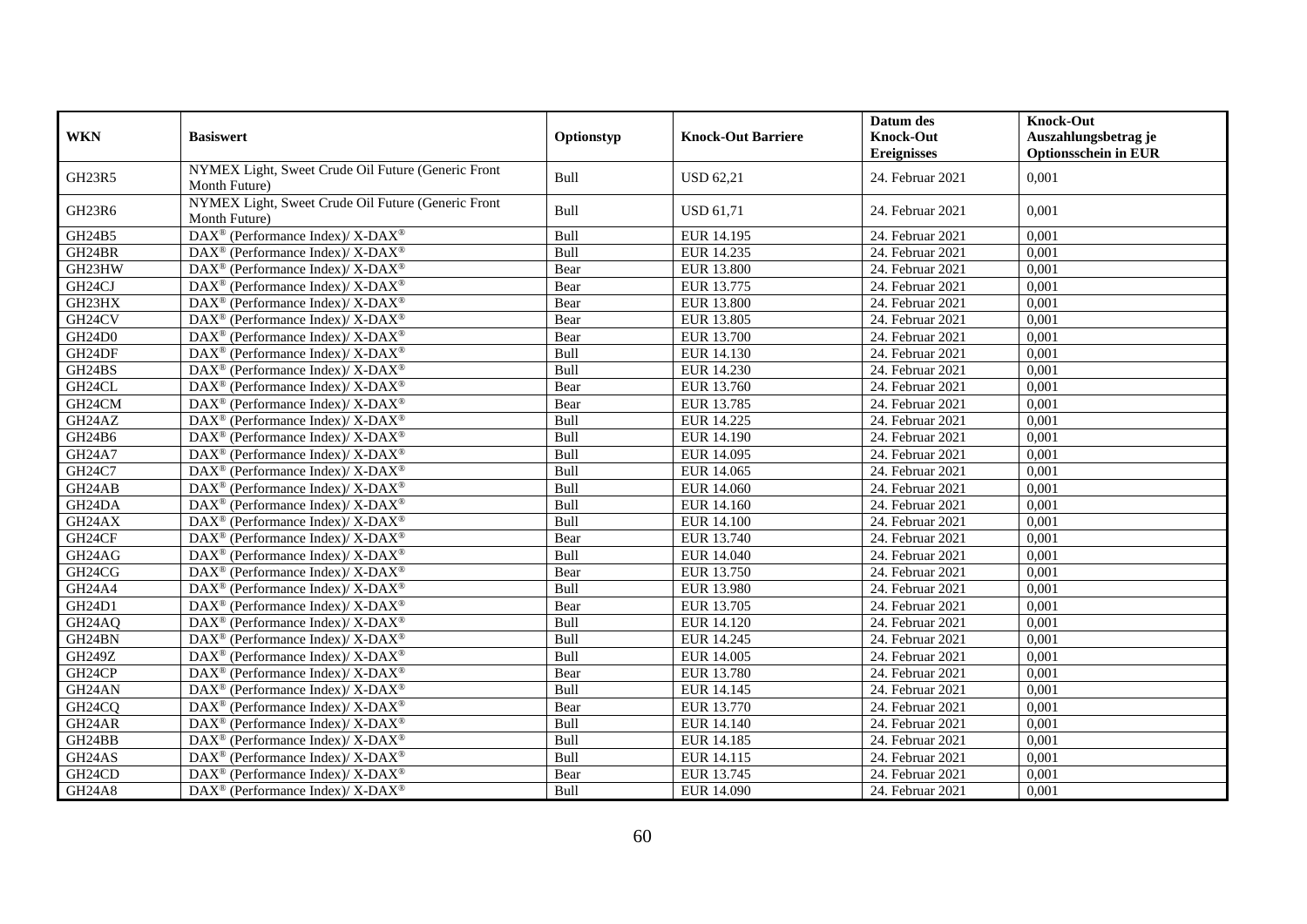| WKN | Basiswert | Optionstyp | Knock-Out Barriere | Datum des Knock-Out Ereignisses | Knock-Out Auszahlungsbetrag je Optionsschein in EUR |
|---|---|---|---|---|---|
| GH23R5 | NYMEX Light, Sweet Crude Oil Future (Generic Front Month Future) | Bull | USD 62,21 | 24. Februar 2021 | 0,001 |
| GH23R6 | NYMEX Light, Sweet Crude Oil Future (Generic Front Month Future) | Bull | USD 61,71 | 24. Februar 2021 | 0,001 |
| GH24B5 | DAX® (Performance Index)/ X-DAX® | Bull | EUR 14.195 | 24. Februar 2021 | 0,001 |
| GH24BR | DAX® (Performance Index)/ X-DAX® | Bull | EUR 14.235 | 24. Februar 2021 | 0,001 |
| GH23HW | DAX® (Performance Index)/ X-DAX® | Bear | EUR 13.800 | 24. Februar 2021 | 0,001 |
| GH24CJ | DAX® (Performance Index)/ X-DAX® | Bear | EUR 13.775 | 24. Februar 2021 | 0,001 |
| GH23HX | DAX® (Performance Index)/ X-DAX® | Bear | EUR 13.800 | 24. Februar 2021 | 0,001 |
| GH24CV | DAX® (Performance Index)/ X-DAX® | Bear | EUR 13.805 | 24. Februar 2021 | 0,001 |
| GH24D0 | DAX® (Performance Index)/ X-DAX® | Bear | EUR 13.700 | 24. Februar 2021 | 0,001 |
| GH24DF | DAX® (Performance Index)/ X-DAX® | Bull | EUR 14.130 | 24. Februar 2021 | 0,001 |
| GH24BS | DAX® (Performance Index)/ X-DAX® | Bull | EUR 14.230 | 24. Februar 2021 | 0,001 |
| GH24CL | DAX® (Performance Index)/ X-DAX® | Bear | EUR 13.760 | 24. Februar 2021 | 0,001 |
| GH24CM | DAX® (Performance Index)/ X-DAX® | Bear | EUR 13.785 | 24. Februar 2021 | 0,001 |
| GH24AZ | DAX® (Performance Index)/ X-DAX® | Bull | EUR 14.225 | 24. Februar 2021 | 0,001 |
| GH24B6 | DAX® (Performance Index)/ X-DAX® | Bull | EUR 14.190 | 24. Februar 2021 | 0,001 |
| GH24A7 | DAX® (Performance Index)/ X-DAX® | Bull | EUR 14.095 | 24. Februar 2021 | 0,001 |
| GH24C7 | DAX® (Performance Index)/ X-DAX® | Bull | EUR 14.065 | 24. Februar 2021 | 0,001 |
| GH24AB | DAX® (Performance Index)/ X-DAX® | Bull | EUR 14.060 | 24. Februar 2021 | 0,001 |
| GH24DA | DAX® (Performance Index)/ X-DAX® | Bull | EUR 14.160 | 24. Februar 2021 | 0,001 |
| GH24AX | DAX® (Performance Index)/ X-DAX® | Bull | EUR 14.100 | 24. Februar 2021 | 0,001 |
| GH24CF | DAX® (Performance Index)/ X-DAX® | Bear | EUR 13.740 | 24. Februar 2021 | 0,001 |
| GH24AG | DAX® (Performance Index)/ X-DAX® | Bull | EUR 14.040 | 24. Februar 2021 | 0,001 |
| GH24CG | DAX® (Performance Index)/ X-DAX® | Bear | EUR 13.750 | 24. Februar 2021 | 0,001 |
| GH24A4 | DAX® (Performance Index)/ X-DAX® | Bull | EUR 13.980 | 24. Februar 2021 | 0,001 |
| GH24D1 | DAX® (Performance Index)/ X-DAX® | Bear | EUR 13.705 | 24. Februar 2021 | 0,001 |
| GH24AQ | DAX® (Performance Index)/ X-DAX® | Bull | EUR 14.120 | 24. Februar 2021 | 0,001 |
| GH24BN | DAX® (Performance Index)/ X-DAX® | Bull | EUR 14.245 | 24. Februar 2021 | 0,001 |
| GH249Z | DAX® (Performance Index)/ X-DAX® | Bull | EUR 14.005 | 24. Februar 2021 | 0,001 |
| GH24CP | DAX® (Performance Index)/ X-DAX® | Bear | EUR 13.780 | 24. Februar 2021 | 0,001 |
| GH24AN | DAX® (Performance Index)/ X-DAX® | Bull | EUR 14.145 | 24. Februar 2021 | 0,001 |
| GH24CQ | DAX® (Performance Index)/ X-DAX® | Bear | EUR 13.770 | 24. Februar 2021 | 0,001 |
| GH24AR | DAX® (Performance Index)/ X-DAX® | Bull | EUR 14.140 | 24. Februar 2021 | 0,001 |
| GH24BB | DAX® (Performance Index)/ X-DAX® | Bull | EUR 14.185 | 24. Februar 2021 | 0,001 |
| GH24AS | DAX® (Performance Index)/ X-DAX® | Bull | EUR 14.115 | 24. Februar 2021 | 0,001 |
| GH24CD | DAX® (Performance Index)/ X-DAX® | Bear | EUR 13.745 | 24. Februar 2021 | 0,001 |
| GH24A8 | DAX® (Performance Index)/ X-DAX® | Bull | EUR 14.090 | 24. Februar 2021 | 0,001 |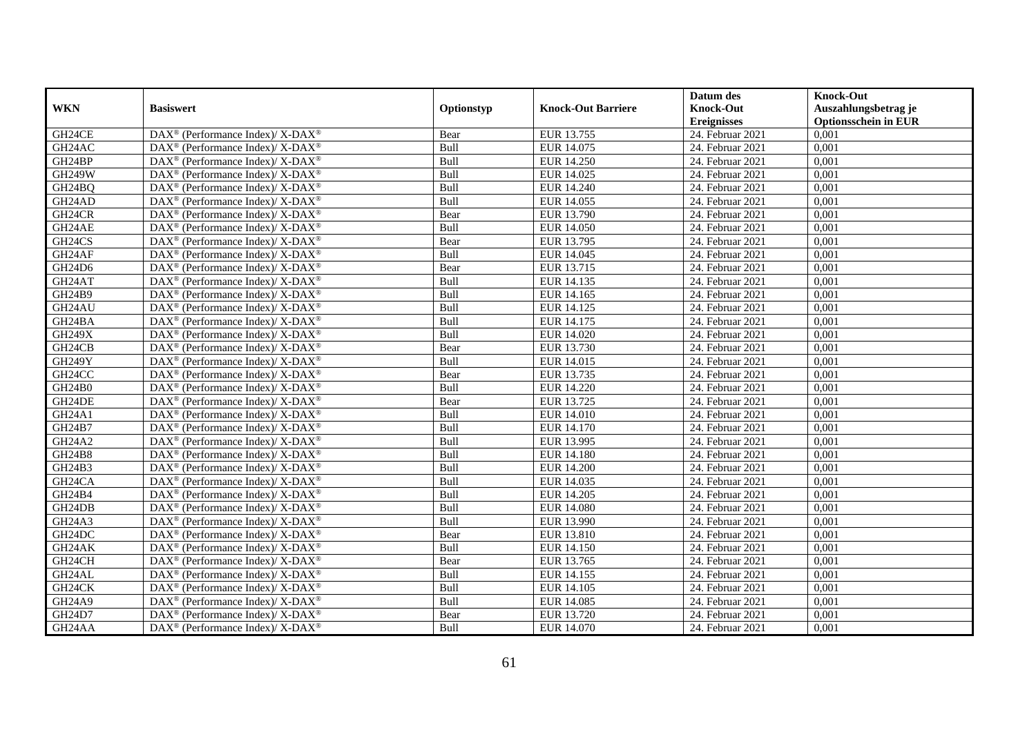| WKN | Basiswert | Optionstyp | Knock-Out Barriere | Datum des Knock-Out Ereignisses | Knock-Out Auszahlungsbetrag je Optionsschein in EUR |
|---|---|---|---|---|---|
| GH24CE | DAX® (Performance Index)/ X-DAX® | Bear | EUR 13.755 | 24. Februar 2021 | 0,001 |
| GH24AC | DAX® (Performance Index)/ X-DAX® | Bull | EUR 14.075 | 24. Februar 2021 | 0,001 |
| GH24BP | DAX® (Performance Index)/ X-DAX® | Bull | EUR 14.250 | 24. Februar 2021 | 0,001 |
| GH249W | DAX® (Performance Index)/ X-DAX® | Bull | EUR 14.025 | 24. Februar 2021 | 0,001 |
| GH24BQ | DAX® (Performance Index)/ X-DAX® | Bull | EUR 14.240 | 24. Februar 2021 | 0,001 |
| GH24AD | DAX® (Performance Index)/ X-DAX® | Bull | EUR 14.055 | 24. Februar 2021 | 0,001 |
| GH24CR | DAX® (Performance Index)/ X-DAX® | Bear | EUR 13.790 | 24. Februar 2021 | 0,001 |
| GH24AE | DAX® (Performance Index)/ X-DAX® | Bull | EUR 14.050 | 24. Februar 2021 | 0,001 |
| GH24CS | DAX® (Performance Index)/ X-DAX® | Bear | EUR 13.795 | 24. Februar 2021 | 0,001 |
| GH24AF | DAX® (Performance Index)/ X-DAX® | Bull | EUR 14.045 | 24. Februar 2021 | 0,001 |
| GH24D6 | DAX® (Performance Index)/ X-DAX® | Bear | EUR 13.715 | 24. Februar 2021 | 0,001 |
| GH24AT | DAX® (Performance Index)/ X-DAX® | Bull | EUR 14.135 | 24. Februar 2021 | 0,001 |
| GH24B9 | DAX® (Performance Index)/ X-DAX® | Bull | EUR 14.165 | 24. Februar 2021 | 0,001 |
| GH24AU | DAX® (Performance Index)/ X-DAX® | Bull | EUR 14.125 | 24. Februar 2021 | 0,001 |
| GH24BA | DAX® (Performance Index)/ X-DAX® | Bull | EUR 14.175 | 24. Februar 2021 | 0,001 |
| GH249X | DAX® (Performance Index)/ X-DAX® | Bull | EUR 14.020 | 24. Februar 2021 | 0,001 |
| GH24CB | DAX® (Performance Index)/ X-DAX® | Bear | EUR 13.730 | 24. Februar 2021 | 0,001 |
| GH249Y | DAX® (Performance Index)/ X-DAX® | Bull | EUR 14.015 | 24. Februar 2021 | 0,001 |
| GH24CC | DAX® (Performance Index)/ X-DAX® | Bear | EUR 13.735 | 24. Februar 2021 | 0,001 |
| GH24B0 | DAX® (Performance Index)/ X-DAX® | Bull | EUR 14.220 | 24. Februar 2021 | 0,001 |
| GH24DE | DAX® (Performance Index)/ X-DAX® | Bear | EUR 13.725 | 24. Februar 2021 | 0,001 |
| GH24A1 | DAX® (Performance Index)/ X-DAX® | Bull | EUR 14.010 | 24. Februar 2021 | 0,001 |
| GH24B7 | DAX® (Performance Index)/ X-DAX® | Bull | EUR 14.170 | 24. Februar 2021 | 0,001 |
| GH24A2 | DAX® (Performance Index)/ X-DAX® | Bull | EUR 13.995 | 24. Februar 2021 | 0,001 |
| GH24B8 | DAX® (Performance Index)/ X-DAX® | Bull | EUR 14.180 | 24. Februar 2021 | 0,001 |
| GH24B3 | DAX® (Performance Index)/ X-DAX® | Bull | EUR 14.200 | 24. Februar 2021 | 0,001 |
| GH24CA | DAX® (Performance Index)/ X-DAX® | Bull | EUR 14.035 | 24. Februar 2021 | 0,001 |
| GH24B4 | DAX® (Performance Index)/ X-DAX® | Bull | EUR 14.205 | 24. Februar 2021 | 0,001 |
| GH24DB | DAX® (Performance Index)/ X-DAX® | Bull | EUR 14.080 | 24. Februar 2021 | 0,001 |
| GH24A3 | DAX® (Performance Index)/ X-DAX® | Bull | EUR 13.990 | 24. Februar 2021 | 0,001 |
| GH24DC | DAX® (Performance Index)/ X-DAX® | Bear | EUR 13.810 | 24. Februar 2021 | 0,001 |
| GH24AK | DAX® (Performance Index)/ X-DAX® | Bull | EUR 14.150 | 24. Februar 2021 | 0,001 |
| GH24CH | DAX® (Performance Index)/ X-DAX® | Bear | EUR 13.765 | 24. Februar 2021 | 0,001 |
| GH24AL | DAX® (Performance Index)/ X-DAX® | Bull | EUR 14.155 | 24. Februar 2021 | 0,001 |
| GH24CK | DAX® (Performance Index)/ X-DAX® | Bull | EUR 14.105 | 24. Februar 2021 | 0,001 |
| GH24A9 | DAX® (Performance Index)/ X-DAX® | Bull | EUR 14.085 | 24. Februar 2021 | 0,001 |
| GH24D7 | DAX® (Performance Index)/ X-DAX® | Bear | EUR 13.720 | 24. Februar 2021 | 0,001 |
| GH24AA | DAX® (Performance Index)/ X-DAX® | Bull | EUR 14.070 | 24. Februar 2021 | 0,001 |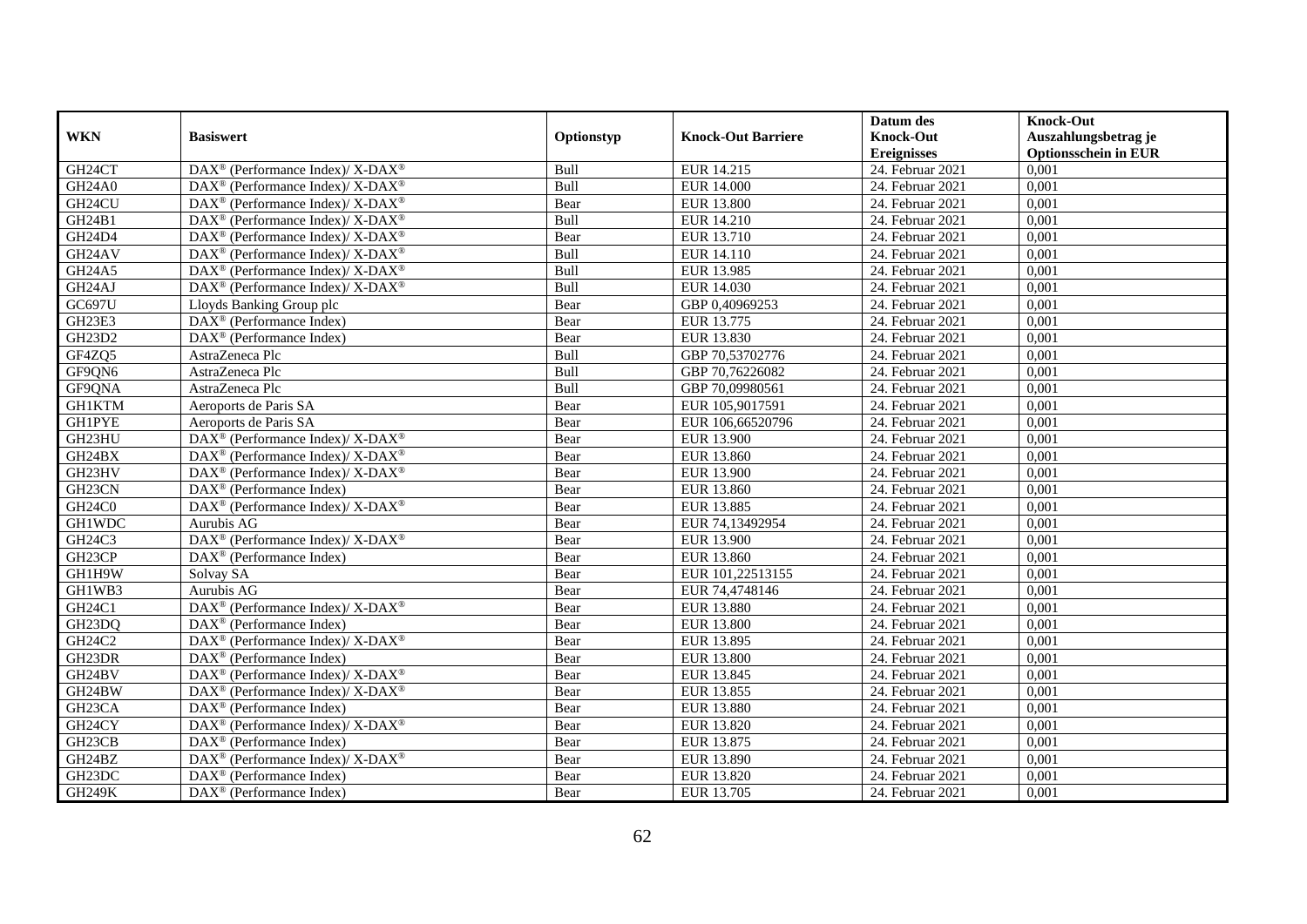| WKN | Basiswert | Optionstyp | Knock-Out Barriere | Datum des Knock-Out Ereignisses | Knock-Out Auszahlungsbetrag je Optionsschein in EUR |
|---|---|---|---|---|---|
| GH24CT | DAX® (Performance Index)/ X-DAX® | Bull | EUR 14.215 | 24. Februar 2021 | 0,001 |
| GH24A0 | DAX® (Performance Index)/ X-DAX® | Bull | EUR 14.000 | 24. Februar 2021 | 0,001 |
| GH24CU | DAX® (Performance Index)/ X-DAX® | Bear | EUR 13.800 | 24. Februar 2021 | 0,001 |
| GH24B1 | DAX® (Performance Index)/ X-DAX® | Bull | EUR 14.210 | 24. Februar 2021 | 0,001 |
| GH24D4 | DAX® (Performance Index)/ X-DAX® | Bear | EUR 13.710 | 24. Februar 2021 | 0,001 |
| GH24AV | DAX® (Performance Index)/ X-DAX® | Bull | EUR 14.110 | 24. Februar 2021 | 0,001 |
| GH24A5 | DAX® (Performance Index)/ X-DAX® | Bull | EUR 13.985 | 24. Februar 2021 | 0,001 |
| GH24AJ | DAX® (Performance Index)/ X-DAX® | Bull | EUR 14.030 | 24. Februar 2021 | 0,001 |
| GC697U | Lloyds Banking Group plc | Bear | GBP 0,40969253 | 24. Februar 2021 | 0,001 |
| GH23E3 | DAX® (Performance Index) | Bear | EUR 13.775 | 24. Februar 2021 | 0,001 |
| GH23D2 | DAX® (Performance Index) | Bear | EUR 13.830 | 24. Februar 2021 | 0,001 |
| GF4ZQ5 | AstraZeneca Plc | Bull | GBP 70,53702776 | 24. Februar 2021 | 0,001 |
| GF9QN6 | AstraZeneca Plc | Bull | GBP 70,76226082 | 24. Februar 2021 | 0,001 |
| GF9QNA | AstraZeneca Plc | Bull | GBP 70,09980561 | 24. Februar 2021 | 0,001 |
| GH1KTM | Aeroports de Paris SA | Bear | EUR 105,9017591 | 24. Februar 2021 | 0,001 |
| GH1PYE | Aeroports de Paris SA | Bear | EUR 106,66520796 | 24. Februar 2021 | 0,001 |
| GH23HU | DAX® (Performance Index)/ X-DAX® | Bear | EUR 13.900 | 24. Februar 2021 | 0,001 |
| GH24BX | DAX® (Performance Index)/ X-DAX® | Bear | EUR 13.860 | 24. Februar 2021 | 0,001 |
| GH23HV | DAX® (Performance Index)/ X-DAX® | Bear | EUR 13.900 | 24. Februar 2021 | 0,001 |
| GH23CN | DAX® (Performance Index) | Bear | EUR 13.860 | 24. Februar 2021 | 0,001 |
| GH24C0 | DAX® (Performance Index)/ X-DAX® | Bear | EUR 13.885 | 24. Februar 2021 | 0,001 |
| GH1WDC | Aurubis AG | Bear | EUR 74,13492954 | 24. Februar 2021 | 0,001 |
| GH24C3 | DAX® (Performance Index)/ X-DAX® | Bear | EUR 13.900 | 24. Februar 2021 | 0,001 |
| GH23CP | DAX® (Performance Index) | Bear | EUR 13.860 | 24. Februar 2021 | 0,001 |
| GH1H9W | Solvay SA | Bear | EUR 101,22513155 | 24. Februar 2021 | 0,001 |
| GH1WB3 | Aurubis AG | Bear | EUR 74,4748146 | 24. Februar 2021 | 0,001 |
| GH24C1 | DAX® (Performance Index)/ X-DAX® | Bear | EUR 13.880 | 24. Februar 2021 | 0,001 |
| GH23DQ | DAX® (Performance Index) | Bear | EUR 13.800 | 24. Februar 2021 | 0,001 |
| GH24C2 | DAX® (Performance Index)/ X-DAX® | Bear | EUR 13.895 | 24. Februar 2021 | 0,001 |
| GH23DR | DAX® (Performance Index) | Bear | EUR 13.800 | 24. Februar 2021 | 0,001 |
| GH24BV | DAX® (Performance Index)/ X-DAX® | Bear | EUR 13.845 | 24. Februar 2021 | 0,001 |
| GH24BW | DAX® (Performance Index)/ X-DAX® | Bear | EUR 13.855 | 24. Februar 2021 | 0,001 |
| GH23CA | DAX® (Performance Index) | Bear | EUR 13.880 | 24. Februar 2021 | 0,001 |
| GH24CY | DAX® (Performance Index)/ X-DAX® | Bear | EUR 13.820 | 24. Februar 2021 | 0,001 |
| GH23CB | DAX® (Performance Index) | Bear | EUR 13.875 | 24. Februar 2021 | 0,001 |
| GH24BZ | DAX® (Performance Index)/ X-DAX® | Bear | EUR 13.890 | 24. Februar 2021 | 0,001 |
| GH23DC | DAX® (Performance Index) | Bear | EUR 13.820 | 24. Februar 2021 | 0,001 |
| GH249K | DAX® (Performance Index) | Bear | EUR 13.705 | 24. Februar 2021 | 0,001 |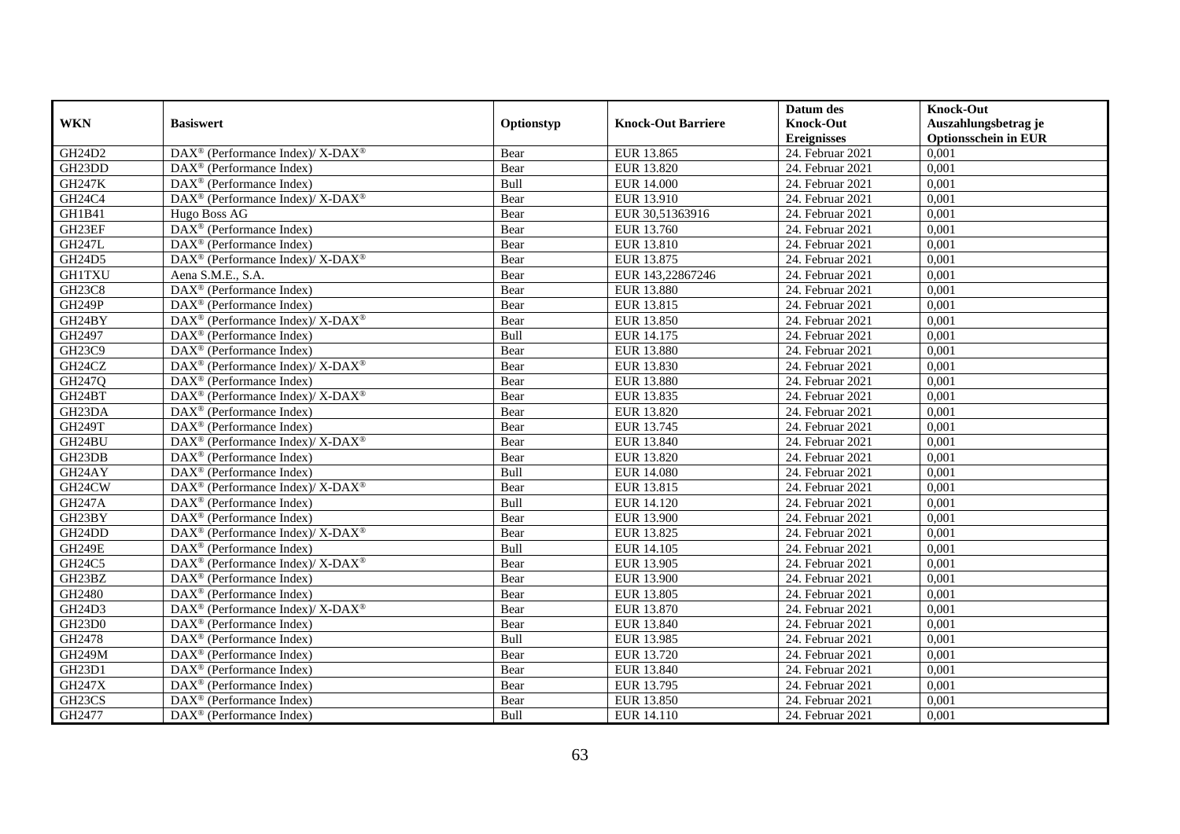| WKN | Basiswert | Optionstyp | Knock-Out Barriere | Datum des Knock-Out Ereignisses | Knock-Out Auszahlungsbetrag je Optionsschein in EUR |
|---|---|---|---|---|---|
| GH24D2 | DAX® (Performance Index)/ X-DAX® | Bear | EUR 13.865 | 24. Februar 2021 | 0,001 |
| GH23DD | DAX® (Performance Index) | Bear | EUR 13.820 | 24. Februar 2021 | 0,001 |
| GH247K | DAX® (Performance Index) | Bull | EUR 14.000 | 24. Februar 2021 | 0,001 |
| GH24C4 | DAX® (Performance Index)/ X-DAX® | Bear | EUR 13.910 | 24. Februar 2021 | 0,001 |
| GH1B41 | Hugo Boss AG | Bear | EUR 30,51363916 | 24. Februar 2021 | 0,001 |
| GH23EF | DAX® (Performance Index) | Bear | EUR 13.760 | 24. Februar 2021 | 0,001 |
| GH247L | DAX® (Performance Index) | Bear | EUR 13.810 | 24. Februar 2021 | 0,001 |
| GH24D5 | DAX® (Performance Index)/ X-DAX® | Bear | EUR 13.875 | 24. Februar 2021 | 0,001 |
| GH1TXU | Aena S.M.E., S.A. | Bear | EUR 143,22867246 | 24. Februar 2021 | 0,001 |
| GH23C8 | DAX® (Performance Index) | Bear | EUR 13.880 | 24. Februar 2021 | 0,001 |
| GH249P | DAX® (Performance Index) | Bear | EUR 13.815 | 24. Februar 2021 | 0,001 |
| GH24BY | DAX® (Performance Index)/ X-DAX® | Bear | EUR 13.850 | 24. Februar 2021 | 0,001 |
| GH2497 | DAX® (Performance Index) | Bull | EUR 14.175 | 24. Februar 2021 | 0,001 |
| GH23C9 | DAX® (Performance Index) | Bear | EUR 13.880 | 24. Februar 2021 | 0,001 |
| GH24CZ | DAX® (Performance Index)/ X-DAX® | Bear | EUR 13.830 | 24. Februar 2021 | 0,001 |
| GH247Q | DAX® (Performance Index) | Bear | EUR 13.880 | 24. Februar 2021 | 0,001 |
| GH24BT | DAX® (Performance Index)/ X-DAX® | Bear | EUR 13.835 | 24. Februar 2021 | 0,001 |
| GH23DA | DAX® (Performance Index) | Bear | EUR 13.820 | 24. Februar 2021 | 0,001 |
| GH249T | DAX® (Performance Index) | Bear | EUR 13.745 | 24. Februar 2021 | 0,001 |
| GH24BU | DAX® (Performance Index)/ X-DAX® | Bear | EUR 13.840 | 24. Februar 2021 | 0,001 |
| GH23DB | DAX® (Performance Index) | Bear | EUR 13.820 | 24. Februar 2021 | 0,001 |
| GH24AY | DAX® (Performance Index) | Bull | EUR 14.080 | 24. Februar 2021 | 0,001 |
| GH24CW | DAX® (Performance Index)/ X-DAX® | Bear | EUR 13.815 | 24. Februar 2021 | 0,001 |
| GH247A | DAX® (Performance Index) | Bull | EUR 14.120 | 24. Februar 2021 | 0,001 |
| GH23BY | DAX® (Performance Index) | Bear | EUR 13.900 | 24. Februar 2021 | 0,001 |
| GH24DD | DAX® (Performance Index)/ X-DAX® | Bear | EUR 13.825 | 24. Februar 2021 | 0,001 |
| GH249E | DAX® (Performance Index) | Bull | EUR 14.105 | 24. Februar 2021 | 0,001 |
| GH24C5 | DAX® (Performance Index)/ X-DAX® | Bear | EUR 13.905 | 24. Februar 2021 | 0,001 |
| GH23BZ | DAX® (Performance Index) | Bear | EUR 13.900 | 24. Februar 2021 | 0,001 |
| GH2480 | DAX® (Performance Index) | Bear | EUR 13.805 | 24. Februar 2021 | 0,001 |
| GH24D3 | DAX® (Performance Index)/ X-DAX® | Bear | EUR 13.870 | 24. Februar 2021 | 0,001 |
| GH23D0 | DAX® (Performance Index) | Bear | EUR 13.840 | 24. Februar 2021 | 0,001 |
| GH2478 | DAX® (Performance Index) | Bull | EUR 13.985 | 24. Februar 2021 | 0,001 |
| GH249M | DAX® (Performance Index) | Bear | EUR 13.720 | 24. Februar 2021 | 0,001 |
| GH23D1 | DAX® (Performance Index) | Bear | EUR 13.840 | 24. Februar 2021 | 0,001 |
| GH247X | DAX® (Performance Index) | Bear | EUR 13.795 | 24. Februar 2021 | 0,001 |
| GH23CS | DAX® (Performance Index) | Bear | EUR 13.850 | 24. Februar 2021 | 0,001 |
| GH2477 | DAX® (Performance Index) | Bull | EUR 14.110 | 24. Februar 2021 | 0,001 |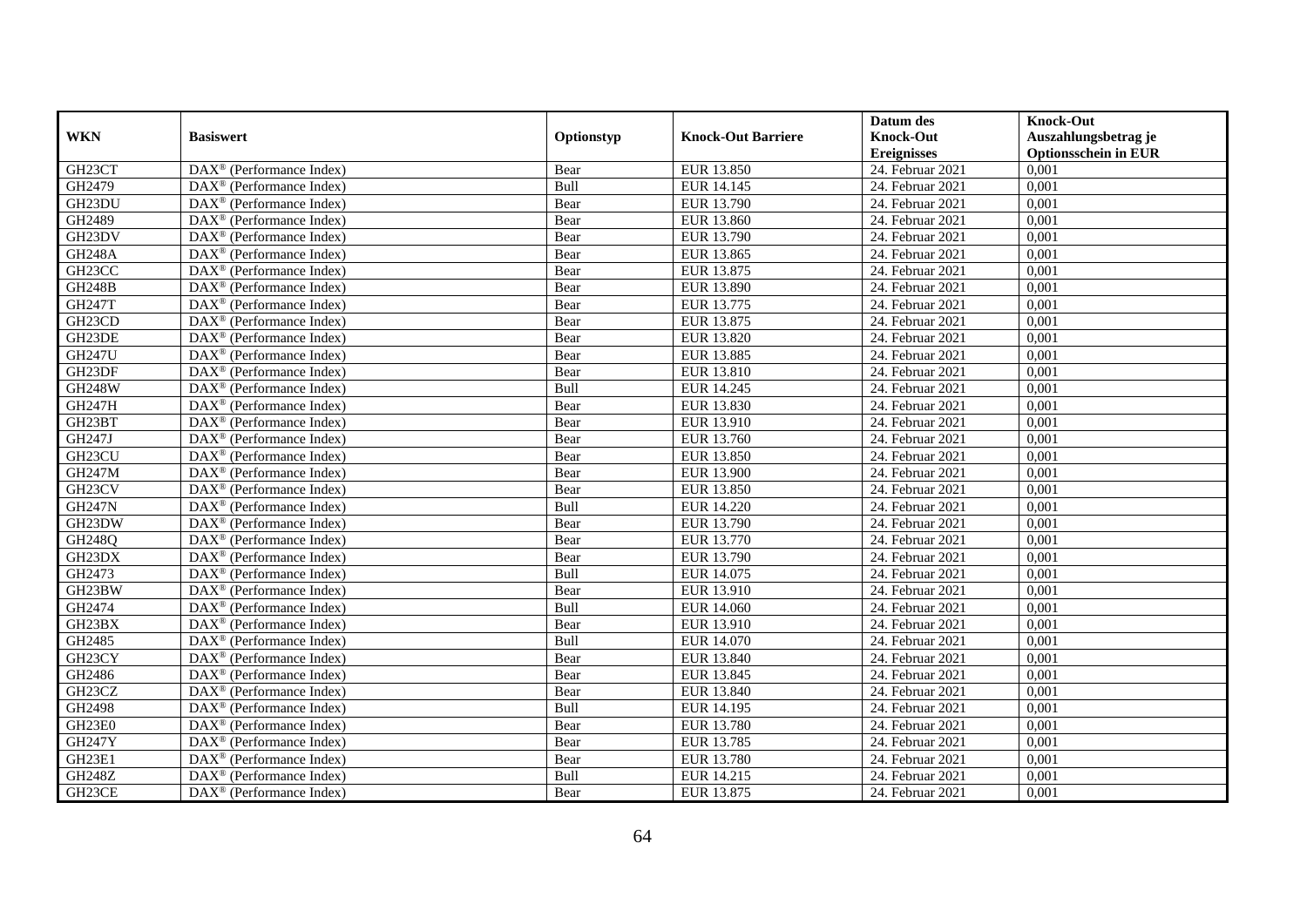| WKN | Basiswert | Optionstyp | Knock-Out Barriere | Datum des Knock-Out Ereignisses | Knock-Out Auszahlungsbetrag je Optionsschein in EUR |
|---|---|---|---|---|---|
| GH23CT | DAX® (Performance Index) | Bear | EUR 13.850 | 24. Februar 2021 | 0,001 |
| GH2479 | DAX® (Performance Index) | Bull | EUR 14.145 | 24. Februar 2021 | 0,001 |
| GH23DU | DAX® (Performance Index) | Bear | EUR 13.790 | 24. Februar 2021 | 0,001 |
| GH2489 | DAX® (Performance Index) | Bear | EUR 13.860 | 24. Februar 2021 | 0,001 |
| GH23DV | DAX® (Performance Index) | Bear | EUR 13.790 | 24. Februar 2021 | 0,001 |
| GH248A | DAX® (Performance Index) | Bear | EUR 13.865 | 24. Februar 2021 | 0,001 |
| GH23CC | DAX® (Performance Index) | Bear | EUR 13.875 | 24. Februar 2021 | 0,001 |
| GH248B | DAX® (Performance Index) | Bear | EUR 13.890 | 24. Februar 2021 | 0,001 |
| GH247T | DAX® (Performance Index) | Bear | EUR 13.775 | 24. Februar 2021 | 0,001 |
| GH23CD | DAX® (Performance Index) | Bear | EUR 13.875 | 24. Februar 2021 | 0,001 |
| GH23DE | DAX® (Performance Index) | Bear | EUR 13.820 | 24. Februar 2021 | 0,001 |
| GH247U | DAX® (Performance Index) | Bear | EUR 13.885 | 24. Februar 2021 | 0,001 |
| GH23DF | DAX® (Performance Index) | Bear | EUR 13.810 | 24. Februar 2021 | 0,001 |
| GH248W | DAX® (Performance Index) | Bull | EUR 14.245 | 24. Februar 2021 | 0,001 |
| GH247H | DAX® (Performance Index) | Bear | EUR 13.830 | 24. Februar 2021 | 0,001 |
| GH23BT | DAX® (Performance Index) | Bear | EUR 13.910 | 24. Februar 2021 | 0,001 |
| GH247J | DAX® (Performance Index) | Bear | EUR 13.760 | 24. Februar 2021 | 0,001 |
| GH23CU | DAX® (Performance Index) | Bear | EUR 13.850 | 24. Februar 2021 | 0,001 |
| GH247M | DAX® (Performance Index) | Bear | EUR 13.900 | 24. Februar 2021 | 0,001 |
| GH23CV | DAX® (Performance Index) | Bear | EUR 13.850 | 24. Februar 2021 | 0,001 |
| GH247N | DAX® (Performance Index) | Bull | EUR 14.220 | 24. Februar 2021 | 0,001 |
| GH23DW | DAX® (Performance Index) | Bear | EUR 13.790 | 24. Februar 2021 | 0,001 |
| GH248Q | DAX® (Performance Index) | Bear | EUR 13.770 | 24. Februar 2021 | 0,001 |
| GH23DX | DAX® (Performance Index) | Bear | EUR 13.790 | 24. Februar 2021 | 0,001 |
| GH2473 | DAX® (Performance Index) | Bull | EUR 14.075 | 24. Februar 2021 | 0,001 |
| GH23BW | DAX® (Performance Index) | Bear | EUR 13.910 | 24. Februar 2021 | 0,001 |
| GH2474 | DAX® (Performance Index) | Bull | EUR 14.060 | 24. Februar 2021 | 0,001 |
| GH23BX | DAX® (Performance Index) | Bear | EUR 13.910 | 24. Februar 2021 | 0,001 |
| GH2485 | DAX® (Performance Index) | Bull | EUR 14.070 | 24. Februar 2021 | 0,001 |
| GH23CY | DAX® (Performance Index) | Bear | EUR 13.840 | 24. Februar 2021 | 0,001 |
| GH2486 | DAX® (Performance Index) | Bear | EUR 13.845 | 24. Februar 2021 | 0,001 |
| GH23CZ | DAX® (Performance Index) | Bear | EUR 13.840 | 24. Februar 2021 | 0,001 |
| GH2498 | DAX® (Performance Index) | Bull | EUR 14.195 | 24. Februar 2021 | 0,001 |
| GH23E0 | DAX® (Performance Index) | Bear | EUR 13.780 | 24. Februar 2021 | 0,001 |
| GH247Y | DAX® (Performance Index) | Bear | EUR 13.785 | 24. Februar 2021 | 0,001 |
| GH23E1 | DAX® (Performance Index) | Bear | EUR 13.780 | 24. Februar 2021 | 0,001 |
| GH248Z | DAX® (Performance Index) | Bull | EUR 14.215 | 24. Februar 2021 | 0,001 |
| GH23CE | DAX® (Performance Index) | Bear | EUR 13.875 | 24. Februar 2021 | 0,001 |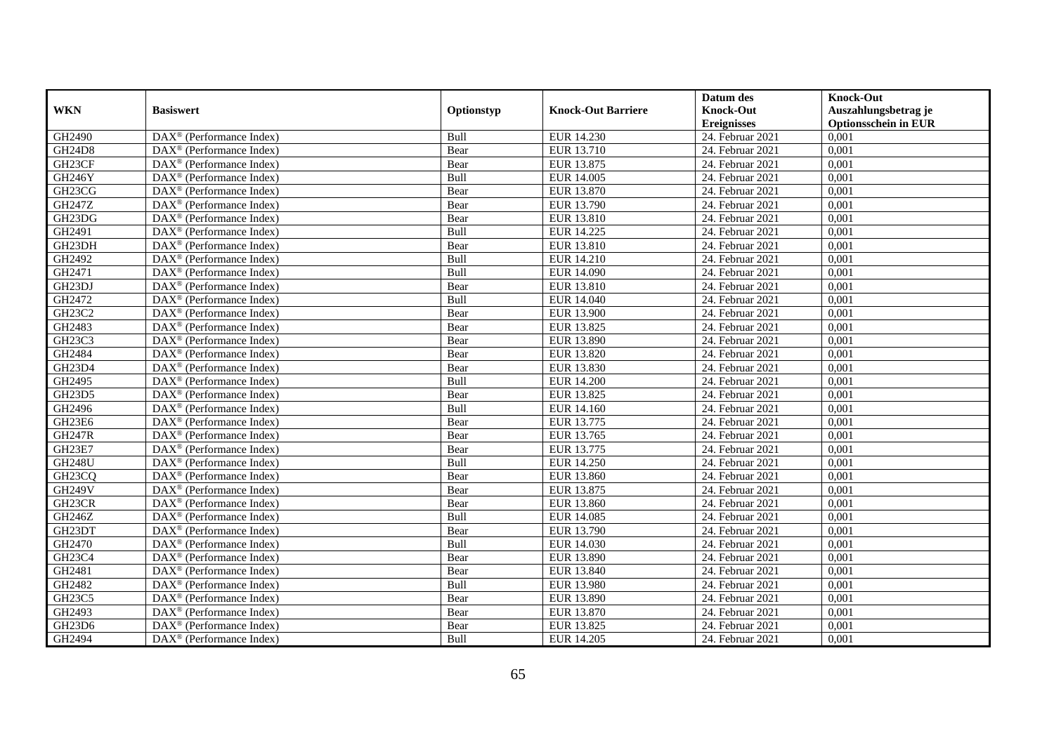| WKN | Basiswert | Optionstyp | Knock-Out Barriere | Datum des Knock-Out Ereignisses | Knock-Out Auszahlungsbetrag je Optionsschein in EUR |
|---|---|---|---|---|---|
| GH2490 | DAX® (Performance Index) | Bull | EUR 14.230 | 24. Februar 2021 | 0,001 |
| GH24D8 | DAX® (Performance Index) | Bear | EUR 13.710 | 24. Februar 2021 | 0,001 |
| GH23CF | DAX® (Performance Index) | Bear | EUR 13.875 | 24. Februar 2021 | 0,001 |
| GH246Y | DAX® (Performance Index) | Bull | EUR 14.005 | 24. Februar 2021 | 0,001 |
| GH23CG | DAX® (Performance Index) | Bear | EUR 13.870 | 24. Februar 2021 | 0,001 |
| GH247Z | DAX® (Performance Index) | Bear | EUR 13.790 | 24. Februar 2021 | 0,001 |
| GH23DG | DAX® (Performance Index) | Bear | EUR 13.810 | 24. Februar 2021 | 0,001 |
| GH2491 | DAX® (Performance Index) | Bull | EUR 14.225 | 24. Februar 2021 | 0,001 |
| GH23DH | DAX® (Performance Index) | Bear | EUR 13.810 | 24. Februar 2021 | 0,001 |
| GH2492 | DAX® (Performance Index) | Bull | EUR 14.210 | 24. Februar 2021 | 0,001 |
| GH2471 | DAX® (Performance Index) | Bull | EUR 14.090 | 24. Februar 2021 | 0,001 |
| GH23DJ | DAX® (Performance Index) | Bear | EUR 13.810 | 24. Februar 2021 | 0,001 |
| GH2472 | DAX® (Performance Index) | Bull | EUR 14.040 | 24. Februar 2021 | 0,001 |
| GH23C2 | DAX® (Performance Index) | Bear | EUR 13.900 | 24. Februar 2021 | 0,001 |
| GH2483 | DAX® (Performance Index) | Bear | EUR 13.825 | 24. Februar 2021 | 0,001 |
| GH23C3 | DAX® (Performance Index) | Bear | EUR 13.890 | 24. Februar 2021 | 0,001 |
| GH2484 | DAX® (Performance Index) | Bear | EUR 13.820 | 24. Februar 2021 | 0,001 |
| GH23D4 | DAX® (Performance Index) | Bear | EUR 13.830 | 24. Februar 2021 | 0,001 |
| GH2495 | DAX® (Performance Index) | Bull | EUR 14.200 | 24. Februar 2021 | 0,001 |
| GH23D5 | DAX® (Performance Index) | Bear | EUR 13.825 | 24. Februar 2021 | 0,001 |
| GH2496 | DAX® (Performance Index) | Bull | EUR 14.160 | 24. Februar 2021 | 0,001 |
| GH23E6 | DAX® (Performance Index) | Bear | EUR 13.775 | 24. Februar 2021 | 0,001 |
| GH247R | DAX® (Performance Index) | Bear | EUR 13.765 | 24. Februar 2021 | 0,001 |
| GH23E7 | DAX® (Performance Index) | Bear | EUR 13.775 | 24. Februar 2021 | 0,001 |
| GH248U | DAX® (Performance Index) | Bull | EUR 14.250 | 24. Februar 2021 | 0,001 |
| GH23CQ | DAX® (Performance Index) | Bear | EUR 13.860 | 24. Februar 2021 | 0,001 |
| GH249V | DAX® (Performance Index) | Bear | EUR 13.875 | 24. Februar 2021 | 0,001 |
| GH23CR | DAX® (Performance Index) | Bear | EUR 13.860 | 24. Februar 2021 | 0,001 |
| GH246Z | DAX® (Performance Index) | Bull | EUR 14.085 | 24. Februar 2021 | 0,001 |
| GH23DT | DAX® (Performance Index) | Bear | EUR 13.790 | 24. Februar 2021 | 0,001 |
| GH2470 | DAX® (Performance Index) | Bull | EUR 14.030 | 24. Februar 2021 | 0,001 |
| GH23C4 | DAX® (Performance Index) | Bear | EUR 13.890 | 24. Februar 2021 | 0,001 |
| GH2481 | DAX® (Performance Index) | Bear | EUR 13.840 | 24. Februar 2021 | 0,001 |
| GH2482 | DAX® (Performance Index) | Bull | EUR 13.980 | 24. Februar 2021 | 0,001 |
| GH23C5 | DAX® (Performance Index) | Bear | EUR 13.890 | 24. Februar 2021 | 0,001 |
| GH2493 | DAX® (Performance Index) | Bear | EUR 13.870 | 24. Februar 2021 | 0,001 |
| GH23D6 | DAX® (Performance Index) | Bear | EUR 13.825 | 24. Februar 2021 | 0,001 |
| GH2494 | DAX® (Performance Index) | Bull | EUR 14.205 | 24. Februar 2021 | 0,001 |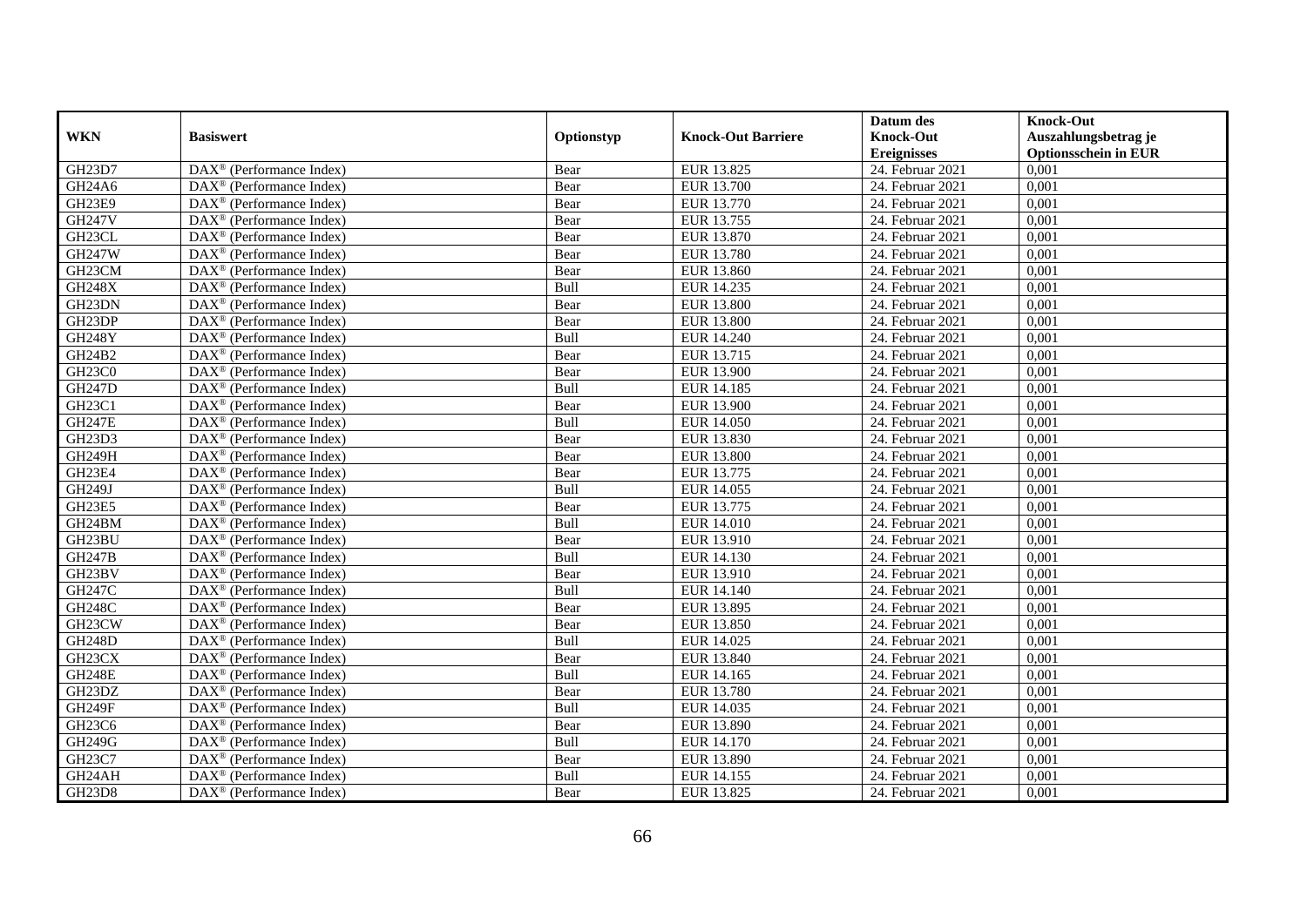| WKN | Basiswert | Optionstyp | Knock-Out Barriere | Datum des Knock-Out Ereignisses | Knock-Out Auszahlungsbetrag je Optionsschein in EUR |
|---|---|---|---|---|---|
| GH23D7 | DAX® (Performance Index) | Bear | EUR 13.825 | 24. Februar 2021 | 0,001 |
| GH24A6 | DAX® (Performance Index) | Bear | EUR 13.700 | 24. Februar 2021 | 0,001 |
| GH23E9 | DAX® (Performance Index) | Bear | EUR 13.770 | 24. Februar 2021 | 0,001 |
| GH247V | DAX® (Performance Index) | Bear | EUR 13.755 | 24. Februar 2021 | 0,001 |
| GH23CL | DAX® (Performance Index) | Bear | EUR 13.870 | 24. Februar 2021 | 0,001 |
| GH247W | DAX® (Performance Index) | Bear | EUR 13.780 | 24. Februar 2021 | 0,001 |
| GH23CM | DAX® (Performance Index) | Bear | EUR 13.860 | 24. Februar 2021 | 0,001 |
| GH248X | DAX® (Performance Index) | Bull | EUR 14.235 | 24. Februar 2021 | 0,001 |
| GH23DN | DAX® (Performance Index) | Bear | EUR 13.800 | 24. Februar 2021 | 0,001 |
| GH23DP | DAX® (Performance Index) | Bear | EUR 13.800 | 24. Februar 2021 | 0,001 |
| GH248Y | DAX® (Performance Index) | Bull | EUR 14.240 | 24. Februar 2021 | 0,001 |
| GH24B2 | DAX® (Performance Index) | Bear | EUR 13.715 | 24. Februar 2021 | 0,001 |
| GH23C0 | DAX® (Performance Index) | Bear | EUR 13.900 | 24. Februar 2021 | 0,001 |
| GH247D | DAX® (Performance Index) | Bull | EUR 14.185 | 24. Februar 2021 | 0,001 |
| GH23C1 | DAX® (Performance Index) | Bear | EUR 13.900 | 24. Februar 2021 | 0,001 |
| GH247E | DAX® (Performance Index) | Bull | EUR 14.050 | 24. Februar 2021 | 0,001 |
| GH23D3 | DAX® (Performance Index) | Bear | EUR 13.830 | 24. Februar 2021 | 0,001 |
| GH249H | DAX® (Performance Index) | Bear | EUR 13.800 | 24. Februar 2021 | 0,001 |
| GH23E4 | DAX® (Performance Index) | Bear | EUR 13.775 | 24. Februar 2021 | 0,001 |
| GH249J | DAX® (Performance Index) | Bull | EUR 14.055 | 24. Februar 2021 | 0,001 |
| GH23E5 | DAX® (Performance Index) | Bear | EUR 13.775 | 24. Februar 2021 | 0,001 |
| GH24BM | DAX® (Performance Index) | Bull | EUR 14.010 | 24. Februar 2021 | 0,001 |
| GH23BU | DAX® (Performance Index) | Bear | EUR 13.910 | 24. Februar 2021 | 0,001 |
| GH247B | DAX® (Performance Index) | Bull | EUR 14.130 | 24. Februar 2021 | 0,001 |
| GH23BV | DAX® (Performance Index) | Bear | EUR 13.910 | 24. Februar 2021 | 0,001 |
| GH247C | DAX® (Performance Index) | Bull | EUR 14.140 | 24. Februar 2021 | 0,001 |
| GH248C | DAX® (Performance Index) | Bear | EUR 13.895 | 24. Februar 2021 | 0,001 |
| GH23CW | DAX® (Performance Index) | Bear | EUR 13.850 | 24. Februar 2021 | 0,001 |
| GH248D | DAX® (Performance Index) | Bull | EUR 14.025 | 24. Februar 2021 | 0,001 |
| GH23CX | DAX® (Performance Index) | Bear | EUR 13.840 | 24. Februar 2021 | 0,001 |
| GH248E | DAX® (Performance Index) | Bull | EUR 14.165 | 24. Februar 2021 | 0,001 |
| GH23DZ | DAX® (Performance Index) | Bear | EUR 13.780 | 24. Februar 2021 | 0,001 |
| GH249F | DAX® (Performance Index) | Bull | EUR 14.035 | 24. Februar 2021 | 0,001 |
| GH23C6 | DAX® (Performance Index) | Bear | EUR 13.890 | 24. Februar 2021 | 0,001 |
| GH249G | DAX® (Performance Index) | Bull | EUR 14.170 | 24. Februar 2021 | 0,001 |
| GH23C7 | DAX® (Performance Index) | Bear | EUR 13.890 | 24. Februar 2021 | 0,001 |
| GH24AH | DAX® (Performance Index) | Bull | EUR 14.155 | 24. Februar 2021 | 0,001 |
| GH23D8 | DAX® (Performance Index) | Bear | EUR 13.825 | 24. Februar 2021 | 0,001 |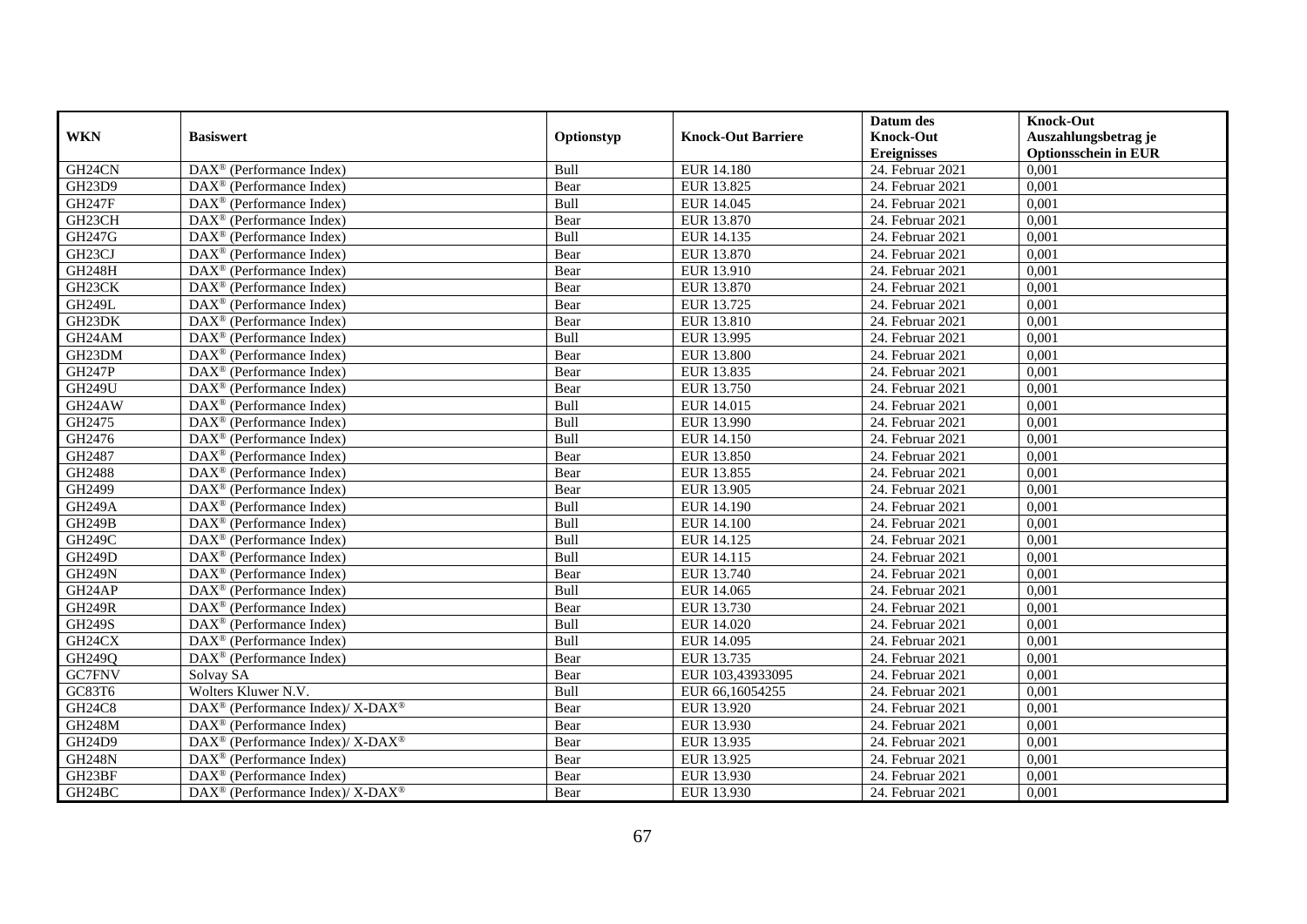| WKN | Basiswert | Optionstyp | Knock-Out Barriere | Datum des Knock-Out Ereignisses | Knock-Out Auszahlungsbetrag je Optionsschein in EUR |
|---|---|---|---|---|---|
| GH24CN | DAX® (Performance Index) | Bull | EUR 14.180 | 24. Februar 2021 | 0,001 |
| GH23D9 | DAX® (Performance Index) | Bear | EUR 13.825 | 24. Februar 2021 | 0,001 |
| GH247F | DAX® (Performance Index) | Bull | EUR 14.045 | 24. Februar 2021 | 0,001 |
| GH23CH | DAX® (Performance Index) | Bear | EUR 13.870 | 24. Februar 2021 | 0,001 |
| GH247G | DAX® (Performance Index) | Bull | EUR 14.135 | 24. Februar 2021 | 0,001 |
| GH23CJ | DAX® (Performance Index) | Bear | EUR 13.870 | 24. Februar 2021 | 0,001 |
| GH248H | DAX® (Performance Index) | Bear | EUR 13.910 | 24. Februar 2021 | 0,001 |
| GH23CK | DAX® (Performance Index) | Bear | EUR 13.870 | 24. Februar 2021 | 0,001 |
| GH249L | DAX® (Performance Index) | Bear | EUR 13.725 | 24. Februar 2021 | 0,001 |
| GH23DK | DAX® (Performance Index) | Bear | EUR 13.810 | 24. Februar 2021 | 0,001 |
| GH24AM | DAX® (Performance Index) | Bull | EUR 13.995 | 24. Februar 2021 | 0,001 |
| GH23DM | DAX® (Performance Index) | Bear | EUR 13.800 | 24. Februar 2021 | 0,001 |
| GH247P | DAX® (Performance Index) | Bear | EUR 13.835 | 24. Februar 2021 | 0,001 |
| GH249U | DAX® (Performance Index) | Bear | EUR 13.750 | 24. Februar 2021 | 0,001 |
| GH24AW | DAX® (Performance Index) | Bull | EUR 14.015 | 24. Februar 2021 | 0,001 |
| GH2475 | DAX® (Performance Index) | Bull | EUR 13.990 | 24. Februar 2021 | 0,001 |
| GH2476 | DAX® (Performance Index) | Bull | EUR 14.150 | 24. Februar 2021 | 0,001 |
| GH2487 | DAX® (Performance Index) | Bear | EUR 13.850 | 24. Februar 2021 | 0,001 |
| GH2488 | DAX® (Performance Index) | Bear | EUR 13.855 | 24. Februar 2021 | 0,001 |
| GH2499 | DAX® (Performance Index) | Bear | EUR 13.905 | 24. Februar 2021 | 0,001 |
| GH249A | DAX® (Performance Index) | Bull | EUR 14.190 | 24. Februar 2021 | 0,001 |
| GH249B | DAX® (Performance Index) | Bull | EUR 14.100 | 24. Februar 2021 | 0,001 |
| GH249C | DAX® (Performance Index) | Bull | EUR 14.125 | 24. Februar 2021 | 0,001 |
| GH249D | DAX® (Performance Index) | Bull | EUR 14.115 | 24. Februar 2021 | 0,001 |
| GH249N | DAX® (Performance Index) | Bear | EUR 13.740 | 24. Februar 2021 | 0,001 |
| GH24AP | DAX® (Performance Index) | Bull | EUR 14.065 | 24. Februar 2021 | 0,001 |
| GH249R | DAX® (Performance Index) | Bear | EUR 13.730 | 24. Februar 2021 | 0,001 |
| GH249S | DAX® (Performance Index) | Bull | EUR 14.020 | 24. Februar 2021 | 0,001 |
| GH24CX | DAX® (Performance Index) | Bull | EUR 14.095 | 24. Februar 2021 | 0,001 |
| GH249Q | DAX® (Performance Index) | Bear | EUR 13.735 | 24. Februar 2021 | 0,001 |
| GC7FNV | Solvay SA | Bear | EUR 103,43933095 | 24. Februar 2021 | 0,001 |
| GC83T6 | Wolters Kluwer N.V. | Bull | EUR 66,16054255 | 24. Februar 2021 | 0,001 |
| GH24C8 | DAX® (Performance Index)/ X-DAX® | Bear | EUR 13.920 | 24. Februar 2021 | 0,001 |
| GH248M | DAX® (Performance Index) | Bear | EUR 13.930 | 24. Februar 2021 | 0,001 |
| GH24D9 | DAX® (Performance Index)/ X-DAX® | Bear | EUR 13.935 | 24. Februar 2021 | 0,001 |
| GH248N | DAX® (Performance Index) | Bear | EUR 13.925 | 24. Februar 2021 | 0,001 |
| GH23BF | DAX® (Performance Index) | Bear | EUR 13.930 | 24. Februar 2021 | 0,001 |
| GH24BC | DAX® (Performance Index)/ X-DAX® | Bear | EUR 13.930 | 24. Februar 2021 | 0,001 |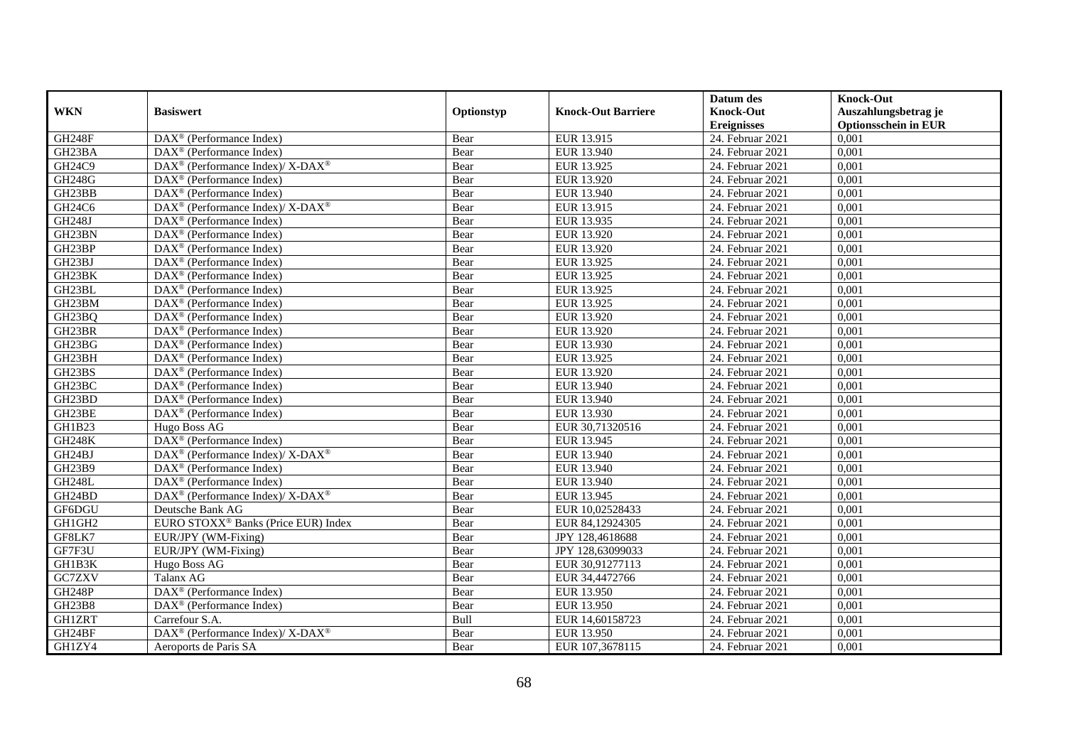| WKN | Basiswert | Optionstyp | Knock-Out Barriere | Datum des Knock-Out Ereignisses | Knock-Out Auszahlungsbetrag je Optionsschein in EUR |
|---|---|---|---|---|---|
| GH248F | DAX® (Performance Index) | Bear | EUR 13.915 | 24. Februar 2021 | 0,001 |
| GH23BA | DAX® (Performance Index) | Bear | EUR 13.940 | 24. Februar 2021 | 0,001 |
| GH24C9 | DAX® (Performance Index)/ X-DAX® | Bear | EUR 13.925 | 24. Februar 2021 | 0,001 |
| GH248G | DAX® (Performance Index) | Bear | EUR 13.920 | 24. Februar 2021 | 0,001 |
| GH23BB | DAX® (Performance Index) | Bear | EUR 13.940 | 24. Februar 2021 | 0,001 |
| GH24C6 | DAX® (Performance Index)/ X-DAX® | Bear | EUR 13.915 | 24. Februar 2021 | 0,001 |
| GH248J | DAX® (Performance Index) | Bear | EUR 13.935 | 24. Februar 2021 | 0,001 |
| GH23BN | DAX® (Performance Index) | Bear | EUR 13.920 | 24. Februar 2021 | 0,001 |
| GH23BP | DAX® (Performance Index) | Bear | EUR 13.920 | 24. Februar 2021 | 0,001 |
| GH23BJ | DAX® (Performance Index) | Bear | EUR 13.925 | 24. Februar 2021 | 0,001 |
| GH23BK | DAX® (Performance Index) | Bear | EUR 13.925 | 24. Februar 2021 | 0,001 |
| GH23BL | DAX® (Performance Index) | Bear | EUR 13.925 | 24. Februar 2021 | 0,001 |
| GH23BM | DAX® (Performance Index) | Bear | EUR 13.925 | 24. Februar 2021 | 0,001 |
| GH23BQ | DAX® (Performance Index) | Bear | EUR 13.920 | 24. Februar 2021 | 0,001 |
| GH23BR | DAX® (Performance Index) | Bear | EUR 13.920 | 24. Februar 2021 | 0,001 |
| GH23BG | DAX® (Performance Index) | Bear | EUR 13.930 | 24. Februar 2021 | 0,001 |
| GH23BH | DAX® (Performance Index) | Bear | EUR 13.925 | 24. Februar 2021 | 0,001 |
| GH23BS | DAX® (Performance Index) | Bear | EUR 13.920 | 24. Februar 2021 | 0,001 |
| GH23BC | DAX® (Performance Index) | Bear | EUR 13.940 | 24. Februar 2021 | 0,001 |
| GH23BD | DAX® (Performance Index) | Bear | EUR 13.940 | 24. Februar 2021 | 0,001 |
| GH23BE | DAX® (Performance Index) | Bear | EUR 13.930 | 24. Februar 2021 | 0,001 |
| GH1B23 | Hugo Boss AG | Bear | EUR 30,71320516 | 24. Februar 2021 | 0,001 |
| GH248K | DAX® (Performance Index) | Bear | EUR 13.945 | 24. Februar 2021 | 0,001 |
| GH24BJ | DAX® (Performance Index)/ X-DAX® | Bear | EUR 13.940 | 24. Februar 2021 | 0,001 |
| GH23B9 | DAX® (Performance Index) | Bear | EUR 13.940 | 24. Februar 2021 | 0,001 |
| GH248L | DAX® (Performance Index) | Bear | EUR 13.940 | 24. Februar 2021 | 0,001 |
| GH24BD | DAX® (Performance Index)/ X-DAX® | Bear | EUR 13.945 | 24. Februar 2021 | 0,001 |
| GF6DGU | Deutsche Bank AG | Bear | EUR 10,02528433 | 24. Februar 2021 | 0,001 |
| GH1GH2 | EURO STOXX® Banks (Price EUR) Index | Bear | EUR 84,12924305 | 24. Februar 2021 | 0,001 |
| GF8LK7 | EUR/JPY (WM-Fixing) | Bear | JPY 128,4618688 | 24. Februar 2021 | 0,001 |
| GF7F3U | EUR/JPY (WM-Fixing) | Bear | JPY 128,63099033 | 24. Februar 2021 | 0,001 |
| GH1B3K | Hugo Boss AG | Bear | EUR 30,91277113 | 24. Februar 2021 | 0,001 |
| GC7ZXV | Talanx AG | Bear | EUR 34,4472766 | 24. Februar 2021 | 0,001 |
| GH248P | DAX® (Performance Index) | Bear | EUR 13.950 | 24. Februar 2021 | 0,001 |
| GH23B8 | DAX® (Performance Index) | Bear | EUR 13.950 | 24. Februar 2021 | 0,001 |
| GH1ZRT | Carrefour S.A. | Bull | EUR 14,60158723 | 24. Februar 2021 | 0,001 |
| GH24BF | DAX® (Performance Index)/ X-DAX® | Bear | EUR 13.950 | 24. Februar 2021 | 0,001 |
| GH1ZY4 | Aeroports de Paris SA | Bear | EUR 107,3678115 | 24. Februar 2021 | 0,001 |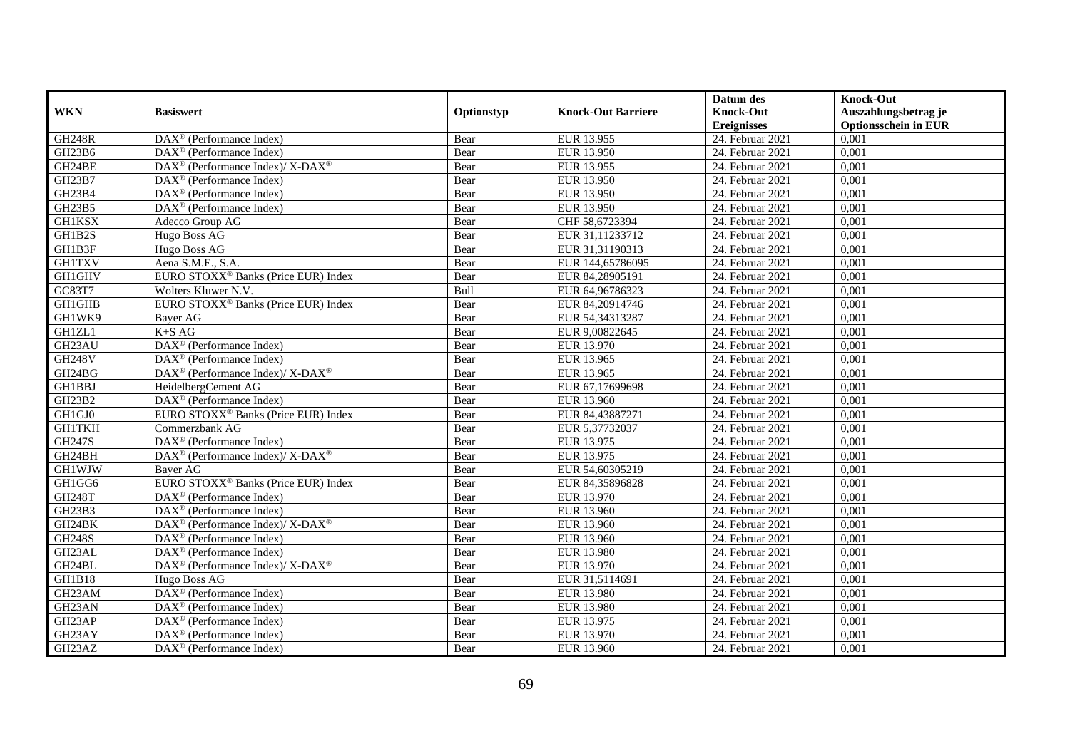| WKN | Basiswert | Optionstyp | Knock-Out Barriere | Datum des Knock-Out Ereignisses | Knock-Out Auszahlungsbetrag je Optionsschein in EUR |
|---|---|---|---|---|---|
| GH248R | DAX® (Performance Index) | Bear | EUR 13.955 | 24. Februar 2021 | 0,001 |
| GH23B6 | DAX® (Performance Index) | Bear | EUR 13.950 | 24. Februar 2021 | 0,001 |
| GH24BE | DAX® (Performance Index)/ X-DAX® | Bear | EUR 13.955 | 24. Februar 2021 | 0,001 |
| GH23B7 | DAX® (Performance Index) | Bear | EUR 13.950 | 24. Februar 2021 | 0,001 |
| GH23B4 | DAX® (Performance Index) | Bear | EUR 13.950 | 24. Februar 2021 | 0,001 |
| GH23B5 | DAX® (Performance Index) | Bear | EUR 13.950 | 24. Februar 2021 | 0,001 |
| GH1KSX | Adecco Group AG | Bear | CHF 58,6723394 | 24. Februar 2021 | 0,001 |
| GH1B2S | Hugo Boss AG | Bear | EUR 31,11233712 | 24. Februar 2021 | 0,001 |
| GH1B3F | Hugo Boss AG | Bear | EUR 31,31190313 | 24. Februar 2021 | 0,001 |
| GH1TXV | Aena S.M.E., S.A. | Bear | EUR 144,65786095 | 24. Februar 2021 | 0,001 |
| GH1GHV | EURO STOXX® Banks (Price EUR) Index | Bear | EUR 84,28905191 | 24. Februar 2021 | 0,001 |
| GC83T7 | Wolters Kluwer N.V. | Bull | EUR 64,96786323 | 24. Februar 2021 | 0,001 |
| GH1GHB | EURO STOXX® Banks (Price EUR) Index | Bear | EUR 84,20914746 | 24. Februar 2021 | 0,001 |
| GH1WK9 | Bayer AG | Bear | EUR 54,34313287 | 24. Februar 2021 | 0,001 |
| GH1ZL1 | K+S AG | Bear | EUR 9,00822645 | 24. Februar 2021 | 0,001 |
| GH23AU | DAX® (Performance Index) | Bear | EUR 13.970 | 24. Februar 2021 | 0,001 |
| GH248V | DAX® (Performance Index) | Bear | EUR 13.965 | 24. Februar 2021 | 0,001 |
| GH24BG | DAX® (Performance Index)/ X-DAX® | Bear | EUR 13.965 | 24. Februar 2021 | 0,001 |
| GH1BBJ | HeidelbergCement AG | Bear | EUR 67,17699698 | 24. Februar 2021 | 0,001 |
| GH23B2 | DAX® (Performance Index) | Bear | EUR 13.960 | 24. Februar 2021 | 0,001 |
| GH1GJ0 | EURO STOXX® Banks (Price EUR) Index | Bear | EUR 84,43887271 | 24. Februar 2021 | 0,001 |
| GH1TKH | Commerzbank AG | Bear | EUR 5,37732037 | 24. Februar 2021 | 0,001 |
| GH247S | DAX® (Performance Index) | Bear | EUR 13.975 | 24. Februar 2021 | 0,001 |
| GH24BH | DAX® (Performance Index)/ X-DAX® | Bear | EUR 13.975 | 24. Februar 2021 | 0,001 |
| GH1WJW | Bayer AG | Bear | EUR 54,60305219 | 24. Februar 2021 | 0,001 |
| GH1GG6 | EURO STOXX® Banks (Price EUR) Index | Bear | EUR 84,35896828 | 24. Februar 2021 | 0,001 |
| GH248T | DAX® (Performance Index) | Bear | EUR 13.970 | 24. Februar 2021 | 0,001 |
| GH23B3 | DAX® (Performance Index) | Bear | EUR 13.960 | 24. Februar 2021 | 0,001 |
| GH24BK | DAX® (Performance Index)/ X-DAX® | Bear | EUR 13.960 | 24. Februar 2021 | 0,001 |
| GH248S | DAX® (Performance Index) | Bear | EUR 13.960 | 24. Februar 2021 | 0,001 |
| GH23AL | DAX® (Performance Index) | Bear | EUR 13.980 | 24. Februar 2021 | 0,001 |
| GH24BL | DAX® (Performance Index)/ X-DAX® | Bear | EUR 13.970 | 24. Februar 2021 | 0,001 |
| GH1B18 | Hugo Boss AG | Bear | EUR 31,5114691 | 24. Februar 2021 | 0,001 |
| GH23AM | DAX® (Performance Index) | Bear | EUR 13.980 | 24. Februar 2021 | 0,001 |
| GH23AN | DAX® (Performance Index) | Bear | EUR 13.980 | 24. Februar 2021 | 0,001 |
| GH23AP | DAX® (Performance Index) | Bear | EUR 13.975 | 24. Februar 2021 | 0,001 |
| GH23AY | DAX® (Performance Index) | Bear | EUR 13.970 | 24. Februar 2021 | 0,001 |
| GH23AZ | DAX® (Performance Index) | Bear | EUR 13.960 | 24. Februar 2021 | 0,001 |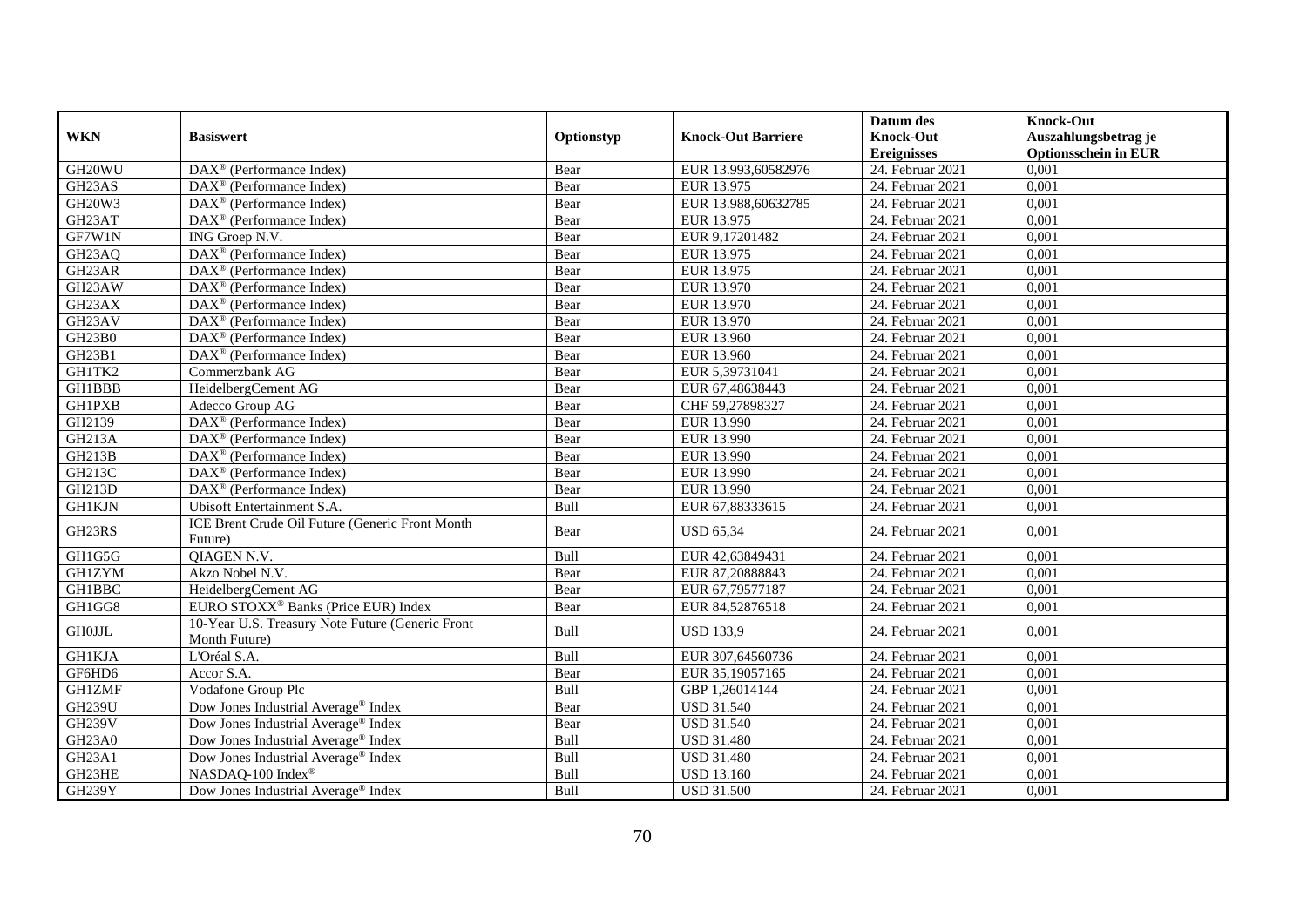| WKN | Basiswert | Optionstyp | Knock-Out Barriere | Datum des Knock-Out Ereignisses | Knock-Out Auszahlungsbetrag je Optionsschein in EUR |
|---|---|---|---|---|---|
| GH20WU | DAX® (Performance Index) | Bear | EUR 13.993,60582976 | 24. Februar 2021 | 0,001 |
| GH23AS | DAX® (Performance Index) | Bear | EUR 13.975 | 24. Februar 2021 | 0,001 |
| GH20W3 | DAX® (Performance Index) | Bear | EUR 13.988,60632785 | 24. Februar 2021 | 0,001 |
| GH23AT | DAX® (Performance Index) | Bear | EUR 13.975 | 24. Februar 2021 | 0,001 |
| GF7W1N | ING Groep N.V. | Bear | EUR 9,17201482 | 24. Februar 2021 | 0,001 |
| GH23AQ | DAX® (Performance Index) | Bear | EUR 13.975 | 24. Februar 2021 | 0,001 |
| GH23AR | DAX® (Performance Index) | Bear | EUR 13.975 | 24. Februar 2021 | 0,001 |
| GH23AW | DAX® (Performance Index) | Bear | EUR 13.970 | 24. Februar 2021 | 0,001 |
| GH23AX | DAX® (Performance Index) | Bear | EUR 13.970 | 24. Februar 2021 | 0,001 |
| GH23AV | DAX® (Performance Index) | Bear | EUR 13.970 | 24. Februar 2021 | 0,001 |
| GH23B0 | DAX® (Performance Index) | Bear | EUR 13.960 | 24. Februar 2021 | 0,001 |
| GH23B1 | DAX® (Performance Index) | Bear | EUR 13.960 | 24. Februar 2021 | 0,001 |
| GH1TK2 | Commerzbank AG | Bear | EUR 5,39731041 | 24. Februar 2021 | 0,001 |
| GH1BBB | HeidelbergCement AG | Bear | EUR 67,48638443 | 24. Februar 2021 | 0,001 |
| GH1PXB | Adecco Group AG | Bear | CHF 59,27898327 | 24. Februar 2021 | 0,001 |
| GH2139 | DAX® (Performance Index) | Bear | EUR 13.990 | 24. Februar 2021 | 0,001 |
| GH213A | DAX® (Performance Index) | Bear | EUR 13.990 | 24. Februar 2021 | 0,001 |
| GH213B | DAX® (Performance Index) | Bear | EUR 13.990 | 24. Februar 2021 | 0,001 |
| GH213C | DAX® (Performance Index) | Bear | EUR 13.990 | 24. Februar 2021 | 0,001 |
| GH213D | DAX® (Performance Index) | Bear | EUR 13.990 | 24. Februar 2021 | 0,001 |
| GH1KJN | Ubisoft Entertainment S.A. | Bull | EUR 67,88333615 | 24. Februar 2021 | 0,001 |
| GH23RS | ICE Brent Crude Oil Future (Generic Front Month Future) | Bear | USD 65,34 | 24. Februar 2021 | 0,001 |
| GH1G5G | QIAGEN N.V. | Bull | EUR 42,63849431 | 24. Februar 2021 | 0,001 |
| GH1ZYM | Akzo Nobel N.V. | Bear | EUR 87,20888843 | 24. Februar 2021 | 0,001 |
| GH1BBC | HeidelbergCement AG | Bear | EUR 67,79577187 | 24. Februar 2021 | 0,001 |
| GH1GG8 | EURO STOXX® Banks (Price EUR) Index | Bear | EUR 84,52876518 | 24. Februar 2021 | 0,001 |
| GH0JJL | 10-Year U.S. Treasury Note Future (Generic Front Month Future) | Bull | USD 133,9 | 24. Februar 2021 | 0,001 |
| GH1KJA | L'Oréal S.A. | Bull | EUR 307,64560736 | 24. Februar 2021 | 0,001 |
| GF6HD6 | Accor S.A. | Bear | EUR 35,19057165 | 24. Februar 2021 | 0,001 |
| GH1ZMF | Vodafone Group Plc | Bull | GBP 1,26014144 | 24. Februar 2021 | 0,001 |
| GH239U | Dow Jones Industrial Average® Index | Bear | USD 31.540 | 24. Februar 2021 | 0,001 |
| GH239V | Dow Jones Industrial Average® Index | Bear | USD 31.540 | 24. Februar 2021 | 0,001 |
| GH23A0 | Dow Jones Industrial Average® Index | Bull | USD 31.480 | 24. Februar 2021 | 0,001 |
| GH23A1 | Dow Jones Industrial Average® Index | Bull | USD 31.480 | 24. Februar 2021 | 0,001 |
| GH23HE | NASDAQ-100 Index® | Bull | USD 13.160 | 24. Februar 2021 | 0,001 |
| GH239Y | Dow Jones Industrial Average® Index | Bull | USD 31.500 | 24. Februar 2021 | 0,001 |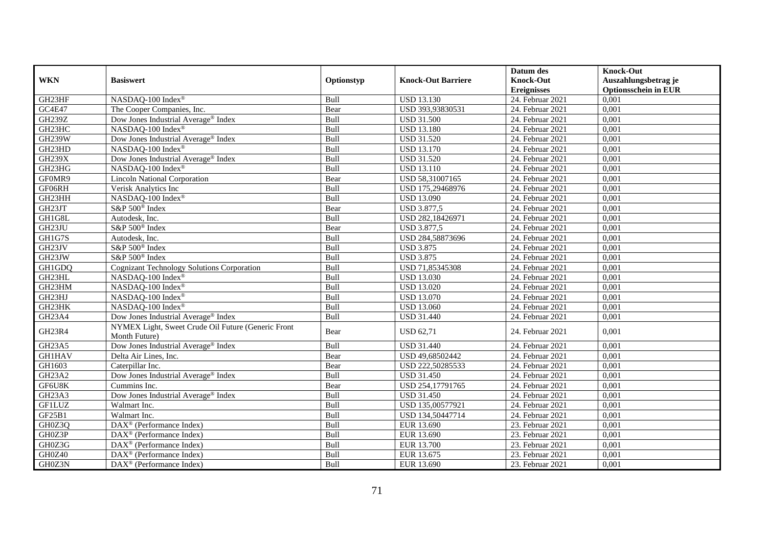| WKN | Basiswert | Optionstyp | Knock-Out Barriere | Datum des Knock-Out Ereignisses | Knock-Out Auszahlungsbetrag je Optionsschein in EUR |
|---|---|---|---|---|---|
| GH23HF | NASDAQ-100 Index® | Bull | USD 13.130 | 24. Februar 2021 | 0,001 |
| GC4E47 | The Cooper Companies, Inc. | Bear | USD 393,93830531 | 24. Februar 2021 | 0,001 |
| GH239Z | Dow Jones Industrial Average® Index | Bull | USD 31.500 | 24. Februar 2021 | 0,001 |
| GH23HC | NASDAQ-100 Index® | Bull | USD 13.180 | 24. Februar 2021 | 0,001 |
| GH239W | Dow Jones Industrial Average® Index | Bull | USD 31.520 | 24. Februar 2021 | 0,001 |
| GH23HD | NASDAQ-100 Index® | Bull | USD 13.170 | 24. Februar 2021 | 0,001 |
| GH239X | Dow Jones Industrial Average® Index | Bull | USD 31.520 | 24. Februar 2021 | 0,001 |
| GH23HG | NASDAQ-100 Index® | Bull | USD 13.110 | 24. Februar 2021 | 0,001 |
| GF0MR9 | Lincoln National Corporation | Bear | USD 58,31007165 | 24. Februar 2021 | 0,001 |
| GF06RH | Verisk Analytics Inc | Bull | USD 175,29468976 | 24. Februar 2021 | 0,001 |
| GH23HH | NASDAQ-100 Index® | Bull | USD 13.090 | 24. Februar 2021 | 0,001 |
| GH23JT | S&P 500® Index | Bear | USD 3.877,5 | 24. Februar 2021 | 0,001 |
| GH1G8L | Autodesk, Inc. | Bull | USD 282,18426971 | 24. Februar 2021 | 0,001 |
| GH23JU | S&P 500® Index | Bear | USD 3.877,5 | 24. Februar 2021 | 0,001 |
| GH1G7S | Autodesk, Inc. | Bull | USD 284,58873696 | 24. Februar 2021 | 0,001 |
| GH23JV | S&P 500® Index | Bull | USD 3.875 | 24. Februar 2021 | 0,001 |
| GH23JW | S&P 500® Index | Bull | USD 3.875 | 24. Februar 2021 | 0,001 |
| GH1GDQ | Cognizant Technology Solutions Corporation | Bull | USD 71,85345308 | 24. Februar 2021 | 0,001 |
| GH23HL | NASDAQ-100 Index® | Bull | USD 13.030 | 24. Februar 2021 | 0,001 |
| GH23HM | NASDAQ-100 Index® | Bull | USD 13.020 | 24. Februar 2021 | 0,001 |
| GH23HJ | NASDAQ-100 Index® | Bull | USD 13.070 | 24. Februar 2021 | 0,001 |
| GH23HK | NASDAQ-100 Index® | Bull | USD 13.060 | 24. Februar 2021 | 0,001 |
| GH23A4 | Dow Jones Industrial Average® Index | Bull | USD 31.440 | 24. Februar 2021 | 0,001 |
| GH23R4 | NYMEX Light, Sweet Crude Oil Future (Generic Front Month Future) | Bear | USD 62,71 | 24. Februar 2021 | 0,001 |
| GH23A5 | Dow Jones Industrial Average® Index | Bull | USD 31.440 | 24. Februar 2021 | 0,001 |
| GH1HAV | Delta Air Lines, Inc. | Bear | USD 49,68502442 | 24. Februar 2021 | 0,001 |
| GH1603 | Caterpillar Inc. | Bear | USD 222,50285533 | 24. Februar 2021 | 0,001 |
| GH23A2 | Dow Jones Industrial Average® Index | Bull | USD 31.450 | 24. Februar 2021 | 0,001 |
| GF6U8K | Cummins Inc. | Bear | USD 254,17791765 | 24. Februar 2021 | 0,001 |
| GH23A3 | Dow Jones Industrial Average® Index | Bull | USD 31.450 | 24. Februar 2021 | 0,001 |
| GF1LUZ | Walmart Inc. | Bull | USD 135,00577921 | 24. Februar 2021 | 0,001 |
| GF25B1 | Walmart Inc. | Bull | USD 134,50447714 | 24. Februar 2021 | 0,001 |
| GH0Z3Q | DAX® (Performance Index) | Bull | EUR 13.690 | 23. Februar 2021 | 0,001 |
| GH0Z3P | DAX® (Performance Index) | Bull | EUR 13.690 | 23. Februar 2021 | 0,001 |
| GH0Z3G | DAX® (Performance Index) | Bull | EUR 13.700 | 23. Februar 2021 | 0,001 |
| GH0Z40 | DAX® (Performance Index) | Bull | EUR 13.675 | 23. Februar 2021 | 0,001 |
| GH0Z3N | DAX® (Performance Index) | Bull | EUR 13.690 | 23. Februar 2021 | 0,001 |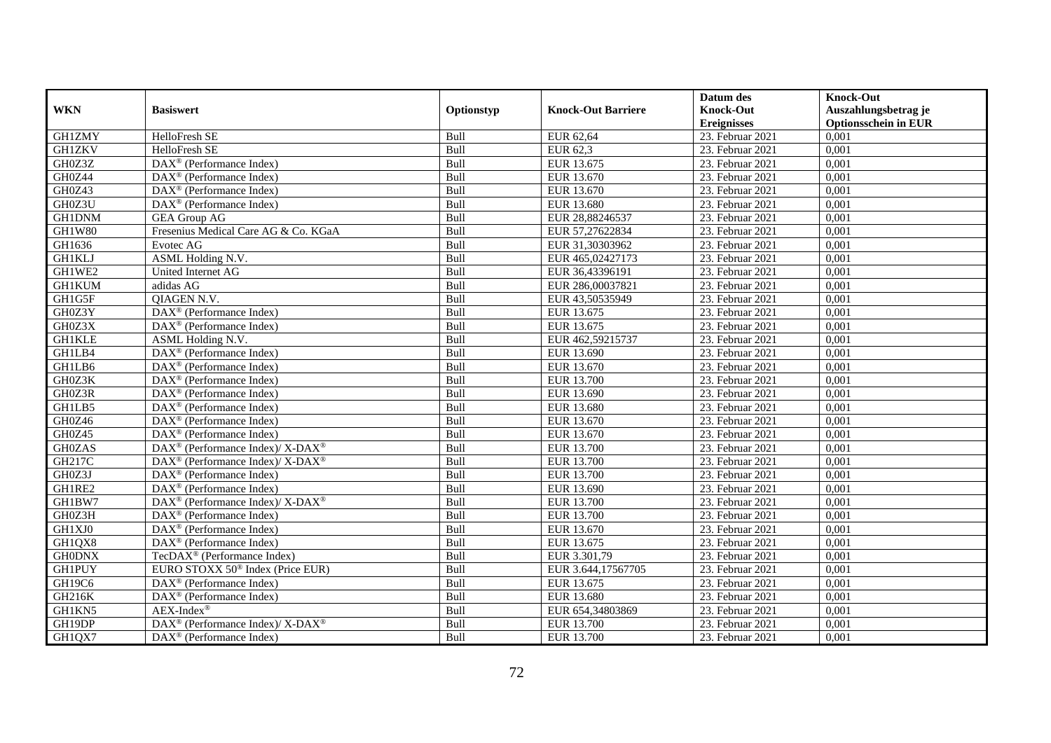| WKN | Basiswert | Optionstyp | Knock-Out Barriere | Datum des Knock-Out Ereignisses | Knock-Out Auszahlungsbetrag je Optionsschein in EUR |
|---|---|---|---|---|---|
| GH1ZMY | HelloFresh SE | Bull | EUR 62,64 | 23. Februar 2021 | 0,001 |
| GH1ZKV | HelloFresh SE | Bull | EUR 62,3 | 23. Februar 2021 | 0,001 |
| GH0Z3Z | DAX® (Performance Index) | Bull | EUR 13.675 | 23. Februar 2021 | 0,001 |
| GH0Z44 | DAX® (Performance Index) | Bull | EUR 13.670 | 23. Februar 2021 | 0,001 |
| GH0Z43 | DAX® (Performance Index) | Bull | EUR 13.670 | 23. Februar 2021 | 0,001 |
| GH0Z3U | DAX® (Performance Index) | Bull | EUR 13.680 | 23. Februar 2021 | 0,001 |
| GH1DNM | GEA Group AG | Bull | EUR 28,88246537 | 23. Februar 2021 | 0,001 |
| GH1W80 | Fresenius Medical Care AG & Co. KGaA | Bull | EUR 57,27622834 | 23. Februar 2021 | 0,001 |
| GH1636 | Evotec AG | Bull | EUR 31,30303962 | 23. Februar 2021 | 0,001 |
| GH1KLJ | ASML Holding N.V. | Bull | EUR 465,02427173 | 23. Februar 2021 | 0,001 |
| GH1WE2 | United Internet AG | Bull | EUR 36,43396191 | 23. Februar 2021 | 0,001 |
| GH1KUM | adidas AG | Bull | EUR 286,00037821 | 23. Februar 2021 | 0,001 |
| GH1G5F | QIAGEN N.V. | Bull | EUR 43,50535949 | 23. Februar 2021 | 0,001 |
| GH0Z3Y | DAX® (Performance Index) | Bull | EUR 13.675 | 23. Februar 2021 | 0,001 |
| GH0Z3X | DAX® (Performance Index) | Bull | EUR 13.675 | 23. Februar 2021 | 0,001 |
| GH1KLE | ASML Holding N.V. | Bull | EUR 462,59215737 | 23. Februar 2021 | 0,001 |
| GH1LB4 | DAX® (Performance Index) | Bull | EUR 13.690 | 23. Februar 2021 | 0,001 |
| GH1LB6 | DAX® (Performance Index) | Bull | EUR 13.670 | 23. Februar 2021 | 0,001 |
| GH0Z3K | DAX® (Performance Index) | Bull | EUR 13.700 | 23. Februar 2021 | 0,001 |
| GH0Z3R | DAX® (Performance Index) | Bull | EUR 13.690 | 23. Februar 2021 | 0,001 |
| GH1LB5 | DAX® (Performance Index) | Bull | EUR 13.680 | 23. Februar 2021 | 0,001 |
| GH0Z46 | DAX® (Performance Index) | Bull | EUR 13.670 | 23. Februar 2021 | 0,001 |
| GH0Z45 | DAX® (Performance Index) | Bull | EUR 13.670 | 23. Februar 2021 | 0,001 |
| GH0ZAS | DAX® (Performance Index)/ X-DAX® | Bull | EUR 13.700 | 23. Februar 2021 | 0,001 |
| GH217C | DAX® (Performance Index)/ X-DAX® | Bull | EUR 13.700 | 23. Februar 2021 | 0,001 |
| GH0Z3J | DAX® (Performance Index) | Bull | EUR 13.700 | 23. Februar 2021 | 0,001 |
| GH1RE2 | DAX® (Performance Index) | Bull | EUR 13.690 | 23. Februar 2021 | 0,001 |
| GH1BW7 | DAX® (Performance Index)/ X-DAX® | Bull | EUR 13.700 | 23. Februar 2021 | 0,001 |
| GH0Z3H | DAX® (Performance Index) | Bull | EUR 13.700 | 23. Februar 2021 | 0,001 |
| GH1XJ0 | DAX® (Performance Index) | Bull | EUR 13.670 | 23. Februar 2021 | 0,001 |
| GH1QX8 | DAX® (Performance Index) | Bull | EUR 13.675 | 23. Februar 2021 | 0,001 |
| GH0DNX | TecDAX® (Performance Index) | Bull | EUR 3.301,79 | 23. Februar 2021 | 0,001 |
| GH1PUY | EURO STOXX 50® Index (Price EUR) | Bull | EUR 3.644,17567705 | 23. Februar 2021 | 0,001 |
| GH19C6 | DAX® (Performance Index) | Bull | EUR 13.675 | 23. Februar 2021 | 0,001 |
| GH216K | DAX® (Performance Index) | Bull | EUR 13.680 | 23. Februar 2021 | 0,001 |
| GH1KN5 | AEX-Index® | Bull | EUR 654,34803869 | 23. Februar 2021 | 0,001 |
| GH19DP | DAX® (Performance Index)/ X-DAX® | Bull | EUR 13.700 | 23. Februar 2021 | 0,001 |
| GH1QX7 | DAX® (Performance Index) | Bull | EUR 13.700 | 23. Februar 2021 | 0,001 |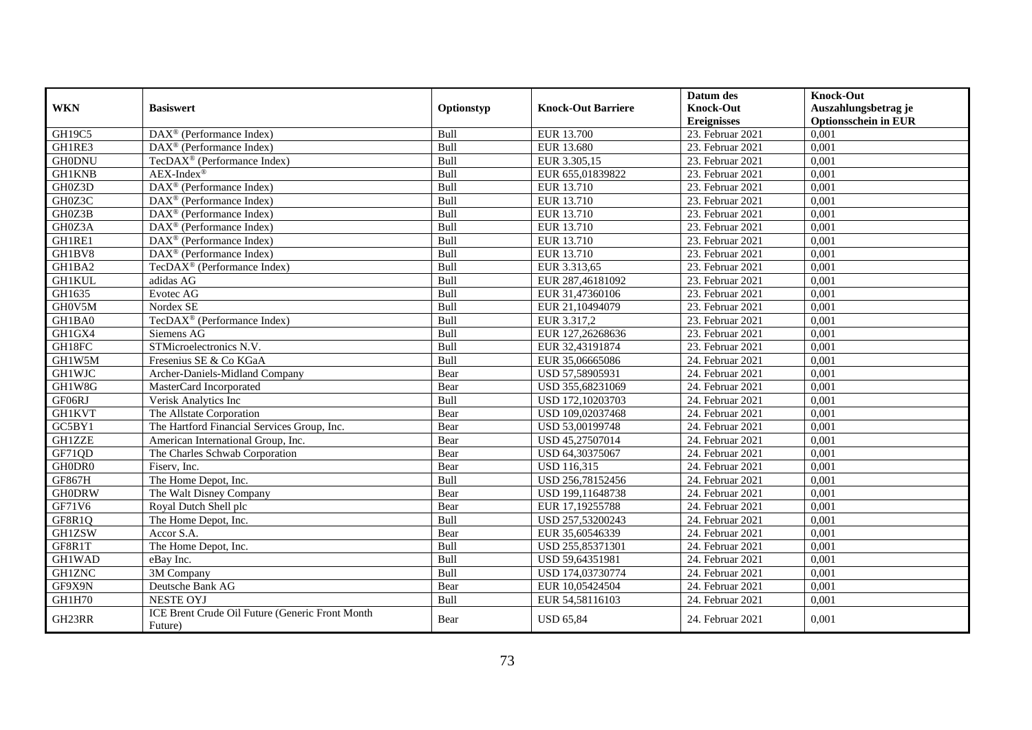| WKN | Basiswert | Optionstyp | Knock-Out Barriere | Datum des Knock-Out Ereignisses | Knock-Out Auszahlungsbetrag je Optionsschein in EUR |
|---|---|---|---|---|---|
| GH19C5 | DAX® (Performance Index) | Bull | EUR 13.700 | 23. Februar 2021 | 0,001 |
| GH1RE3 | DAX® (Performance Index) | Bull | EUR 13.680 | 23. Februar 2021 | 0,001 |
| GH0DNU | TecDAX® (Performance Index) | Bull | EUR 3.305,15 | 23. Februar 2021 | 0,001 |
| GH1KNB | AEX-Index® | Bull | EUR 655,01839822 | 23. Februar 2021 | 0,001 |
| GH0Z3D | DAX® (Performance Index) | Bull | EUR 13.710 | 23. Februar 2021 | 0,001 |
| GH0Z3C | DAX® (Performance Index) | Bull | EUR 13.710 | 23. Februar 2021 | 0,001 |
| GH0Z3B | DAX® (Performance Index) | Bull | EUR 13.710 | 23. Februar 2021 | 0,001 |
| GH0Z3A | DAX® (Performance Index) | Bull | EUR 13.710 | 23. Februar 2021 | 0,001 |
| GH1RE1 | DAX® (Performance Index) | Bull | EUR 13.710 | 23. Februar 2021 | 0,001 |
| GH1BV8 | DAX® (Performance Index) | Bull | EUR 13.710 | 23. Februar 2021 | 0,001 |
| GH1BA2 | TecDAX® (Performance Index) | Bull | EUR 3.313,65 | 23. Februar 2021 | 0,001 |
| GH1KUL | adidas AG | Bull | EUR 287,46181092 | 23. Februar 2021 | 0,001 |
| GH1635 | Evotec AG | Bull | EUR 31,47360106 | 23. Februar 2021 | 0,001 |
| GH0V5M | Nordex SE | Bull | EUR 21,10494079 | 23. Februar 2021 | 0,001 |
| GH1BA0 | TecDAX® (Performance Index) | Bull | EUR 3.317,2 | 23. Februar 2021 | 0,001 |
| GH1GX4 | Siemens AG | Bull | EUR 127,26268636 | 23. Februar 2021 | 0,001 |
| GH18FC | STMicroelectronics N.V. | Bull | EUR 32,43191874 | 23. Februar 2021 | 0,001 |
| GH1W5M | Fresenius SE & Co KGaA | Bull | EUR 35,06665086 | 24. Februar 2021 | 0,001 |
| GH1WJC | Archer-Daniels-Midland Company | Bear | USD 57,58905931 | 24. Februar 2021 | 0,001 |
| GH1W8G | MasterCard Incorporated | Bear | USD 355,68231069 | 24. Februar 2021 | 0,001 |
| GF06RJ | Verisk Analytics Inc | Bull | USD 172,10203703 | 24. Februar 2021 | 0,001 |
| GH1KVT | The Allstate Corporation | Bear | USD 109,02037468 | 24. Februar 2021 | 0,001 |
| GC5BY1 | The Hartford Financial Services Group, Inc. | Bear | USD 53,00199748 | 24. Februar 2021 | 0,001 |
| GH1ZZE | American International Group, Inc. | Bear | USD 45,27507014 | 24. Februar 2021 | 0,001 |
| GF71QD | The Charles Schwab Corporation | Bear | USD 64,30375067 | 24. Februar 2021 | 0,001 |
| GH0DR0 | Fiserv, Inc. | Bear | USD 116,315 | 24. Februar 2021 | 0,001 |
| GF867H | The Home Depot, Inc. | Bull | USD 256,78152456 | 24. Februar 2021 | 0,001 |
| GH0DRW | The Walt Disney Company | Bear | USD 199,11648738 | 24. Februar 2021 | 0,001 |
| GF71V6 | Royal Dutch Shell plc | Bear | EUR 17,19255788 | 24. Februar 2021 | 0,001 |
| GF8R1Q | The Home Depot, Inc. | Bull | USD 257,53200243 | 24. Februar 2021 | 0,001 |
| GH1ZSW | Accor S.A. | Bear | EUR 35,60546339 | 24. Februar 2021 | 0,001 |
| GF8R1T | The Home Depot, Inc. | Bull | USD 255,85371301 | 24. Februar 2021 | 0,001 |
| GH1WAD | eBay Inc. | Bull | USD 59,64351981 | 24. Februar 2021 | 0,001 |
| GH1ZNC | 3M Company | Bull | USD 174,03730774 | 24. Februar 2021 | 0,001 |
| GF9X9N | Deutsche Bank AG | Bear | EUR 10,05424504 | 24. Februar 2021 | 0,001 |
| GH1H70 | NESTE OYJ | Bull | EUR 54,58116103 | 24. Februar 2021 | 0,001 |
| GH23RR | ICE Brent Crude Oil Future (Generic Front Month Future) | Bear | USD 65,84 | 24. Februar 2021 | 0,001 |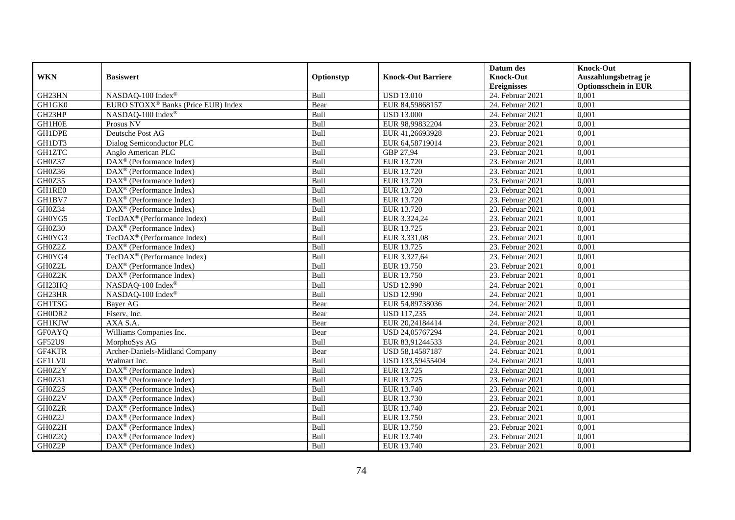| WKN | Basiswert | Optionstyp | Knock-Out Barriere | Datum des Knock-Out Ereignisses | Knock-Out Auszahlungsbetrag je Optionsschein in EUR |
|---|---|---|---|---|---|
| GH23HN | NASDAQ-100 Index® | Bull | USD 13.010 | 24. Februar 2021 | 0,001 |
| GH1GK0 | EURO STOXX® Banks (Price EUR) Index | Bear | EUR 84,59868157 | 24. Februar 2021 | 0,001 |
| GH23HP | NASDAQ-100 Index® | Bull | USD 13.000 | 24. Februar 2021 | 0,001 |
| GH1H0E | Prosus NV | Bull | EUR 98,99832204 | 23. Februar 2021 | 0,001 |
| GH1DPE | Deutsche Post AG | Bull | EUR 41,26693928 | 23. Februar 2021 | 0,001 |
| GH1DT3 | Dialog Semiconductor PLC | Bull | EUR 64,58719014 | 23. Februar 2021 | 0,001 |
| GH1ZTC | Anglo American PLC | Bull | GBP 27,94 | 23. Februar 2021 | 0,001 |
| GH0Z37 | DAX® (Performance Index) | Bull | EUR 13.720 | 23. Februar 2021 | 0,001 |
| GH0Z36 | DAX® (Performance Index) | Bull | EUR 13.720 | 23. Februar 2021 | 0,001 |
| GH0Z35 | DAX® (Performance Index) | Bull | EUR 13.720 | 23. Februar 2021 | 0,001 |
| GH1RE0 | DAX® (Performance Index) | Bull | EUR 13.720 | 23. Februar 2021 | 0,001 |
| GH1BV7 | DAX® (Performance Index) | Bull | EUR 13.720 | 23. Februar 2021 | 0,001 |
| GH0Z34 | DAX® (Performance Index) | Bull | EUR 13.720 | 23. Februar 2021 | 0,001 |
| GH0YG5 | TecDAX® (Performance Index) | Bull | EUR 3.324,24 | 23. Februar 2021 | 0,001 |
| GH0Z30 | DAX® (Performance Index) | Bull | EUR 13.725 | 23. Februar 2021 | 0,001 |
| GH0YG3 | TecDAX® (Performance Index) | Bull | EUR 3.331,08 | 23. Februar 2021 | 0,001 |
| GH0Z2Z | DAX® (Performance Index) | Bull | EUR 13.725 | 23. Februar 2021 | 0,001 |
| GH0YG4 | TecDAX® (Performance Index) | Bull | EUR 3.327,64 | 23. Februar 2021 | 0,001 |
| GH0Z2L | DAX® (Performance Index) | Bull | EUR 13.750 | 23. Februar 2021 | 0,001 |
| GH0Z2K | DAX® (Performance Index) | Bull | EUR 13.750 | 23. Februar 2021 | 0,001 |
| GH23HQ | NASDAQ-100 Index® | Bull | USD 12.990 | 24. Februar 2021 | 0,001 |
| GH23HR | NASDAQ-100 Index® | Bull | USD 12.990 | 24. Februar 2021 | 0,001 |
| GH1TSG | Bayer AG | Bear | EUR 54,89738036 | 24. Februar 2021 | 0,001 |
| GH0DR2 | Fiserv, Inc. | Bear | USD 117,235 | 24. Februar 2021 | 0,001 |
| GH1KJW | AXA S.A. | Bear | EUR 20,24184414 | 24. Februar 2021 | 0,001 |
| GF0AYQ | Williams Companies Inc. | Bear | USD 24,05767294 | 24. Februar 2021 | 0,001 |
| GF52U9 | MorphoSys AG | Bull | EUR 83,91244533 | 24. Februar 2021 | 0,001 |
| GF4KTR | Archer-Daniels-Midland Company | Bear | USD 58,14587187 | 24. Februar 2021 | 0,001 |
| GF1LV0 | Walmart Inc. | Bull | USD 133,59455404 | 24. Februar 2021 | 0,001 |
| GH0Z2Y | DAX® (Performance Index) | Bull | EUR 13.725 | 23. Februar 2021 | 0,001 |
| GH0Z31 | DAX® (Performance Index) | Bull | EUR 13.725 | 23. Februar 2021 | 0,001 |
| GH0Z2S | DAX® (Performance Index) | Bull | EUR 13.740 | 23. Februar 2021 | 0,001 |
| GH0Z2V | DAX® (Performance Index) | Bull | EUR 13.730 | 23. Februar 2021 | 0,001 |
| GH0Z2R | DAX® (Performance Index) | Bull | EUR 13.740 | 23. Februar 2021 | 0,001 |
| GH0Z2J | DAX® (Performance Index) | Bull | EUR 13.750 | 23. Februar 2021 | 0,001 |
| GH0Z2H | DAX® (Performance Index) | Bull | EUR 13.750 | 23. Februar 2021 | 0,001 |
| GH0Z2Q | DAX® (Performance Index) | Bull | EUR 13.740 | 23. Februar 2021 | 0,001 |
| GH0Z2P | DAX® (Performance Index) | Bull | EUR 13.740 | 23. Februar 2021 | 0,001 |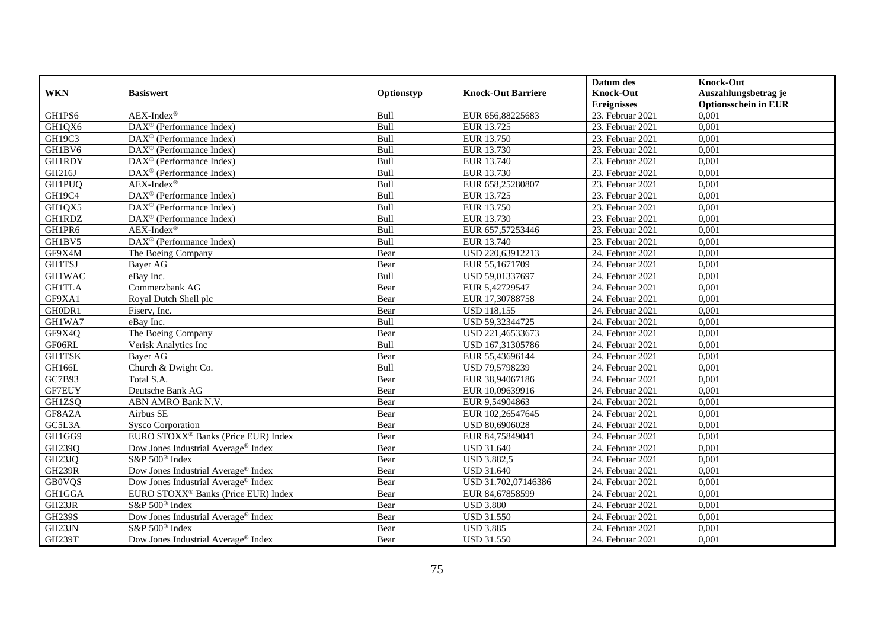| WKN | Basiswert | Optionstyp | Knock-Out Barriere | Datum des Knock-Out Ereignisses | Knock-Out Auszahlungsbetrag je Optionsschein in EUR |
|---|---|---|---|---|---|
| GH1PS6 | AEX-Index® | Bull | EUR 656,88225683 | 23. Februar 2021 | 0,001 |
| GH1QX6 | DAX® (Performance Index) | Bull | EUR 13.725 | 23. Februar 2021 | 0,001 |
| GH19C3 | DAX® (Performance Index) | Bull | EUR 13.750 | 23. Februar 2021 | 0,001 |
| GH1BV6 | DAX® (Performance Index) | Bull | EUR 13.730 | 23. Februar 2021 | 0,001 |
| GH1RDY | DAX® (Performance Index) | Bull | EUR 13.740 | 23. Februar 2021 | 0,001 |
| GH216J | DAX® (Performance Index) | Bull | EUR 13.730 | 23. Februar 2021 | 0,001 |
| GH1PUQ | AEX-Index® | Bull | EUR 658,25280807 | 23. Februar 2021 | 0,001 |
| GH19C4 | DAX® (Performance Index) | Bull | EUR 13.725 | 23. Februar 2021 | 0,001 |
| GH1QX5 | DAX® (Performance Index) | Bull | EUR 13.750 | 23. Februar 2021 | 0,001 |
| GH1RDZ | DAX® (Performance Index) | Bull | EUR 13.730 | 23. Februar 2021 | 0,001 |
| GH1PR6 | AEX-Index® | Bull | EUR 657,57253446 | 23. Februar 2021 | 0,001 |
| GH1BV5 | DAX® (Performance Index) | Bull | EUR 13.740 | 23. Februar 2021 | 0,001 |
| GF9X4M | The Boeing Company | Bear | USD 220,63912213 | 24. Februar 2021 | 0,001 |
| GH1TSJ | Bayer AG | Bear | EUR 55,1671709 | 24. Februar 2021 | 0,001 |
| GH1WAC | eBay Inc. | Bull | USD 59,01337697 | 24. Februar 2021 | 0,001 |
| GH1TLA | Commerzbank AG | Bear | EUR 5,42729547 | 24. Februar 2021 | 0,001 |
| GF9XA1 | Royal Dutch Shell plc | Bear | EUR 17,30788758 | 24. Februar 2021 | 0,001 |
| GH0DR1 | Fiserv, Inc. | Bear | USD 118,155 | 24. Februar 2021 | 0,001 |
| GH1WA7 | eBay Inc. | Bull | USD 59,32344725 | 24. Februar 2021 | 0,001 |
| GF9X4Q | The Boeing Company | Bear | USD 221,46533673 | 24. Februar 2021 | 0,001 |
| GF06RL | Verisk Analytics Inc | Bull | USD 167,31305786 | 24. Februar 2021 | 0,001 |
| GH1TSK | Bayer AG | Bear | EUR 55,43696144 | 24. Februar 2021 | 0,001 |
| GH166L | Church & Dwight Co. | Bull | USD 79,5798239 | 24. Februar 2021 | 0,001 |
| GC7B93 | Total S.A. | Bear | EUR 38,94067186 | 24. Februar 2021 | 0,001 |
| GF7EUY | Deutsche Bank AG | Bear | EUR 10,09639916 | 24. Februar 2021 | 0,001 |
| GH1ZSQ | ABN AMRO Bank N.V. | Bear | EUR 9,54904863 | 24. Februar 2021 | 0,001 |
| GF8AZA | Airbus SE | Bear | EUR 102,26547645 | 24. Februar 2021 | 0,001 |
| GC5L3A | Sysco Corporation | Bear | USD 80,6906028 | 24. Februar 2021 | 0,001 |
| GH1GG9 | EURO STOXX® Banks (Price EUR) Index | Bear | EUR 84,75849041 | 24. Februar 2021 | 0,001 |
| GH239Q | Dow Jones Industrial Average® Index | Bear | USD 31.640 | 24. Februar 2021 | 0,001 |
| GH23JQ | S&P 500® Index | Bear | USD 3.882,5 | 24. Februar 2021 | 0,001 |
| GH239R | Dow Jones Industrial Average® Index | Bear | USD 31.640 | 24. Februar 2021 | 0,001 |
| GB0VQS | Dow Jones Industrial Average® Index | Bear | USD 31.702,07146386 | 24. Februar 2021 | 0,001 |
| GH1GGA | EURO STOXX® Banks (Price EUR) Index | Bear | EUR 84,67858599 | 24. Februar 2021 | 0,001 |
| GH23JR | S&P 500® Index | Bear | USD 3.880 | 24. Februar 2021 | 0,001 |
| GH239S | Dow Jones Industrial Average® Index | Bear | USD 31.550 | 24. Februar 2021 | 0,001 |
| GH23JN | S&P 500® Index | Bear | USD 3.885 | 24. Februar 2021 | 0,001 |
| GH239T | Dow Jones Industrial Average® Index | Bear | USD 31.550 | 24. Februar 2021 | 0,001 |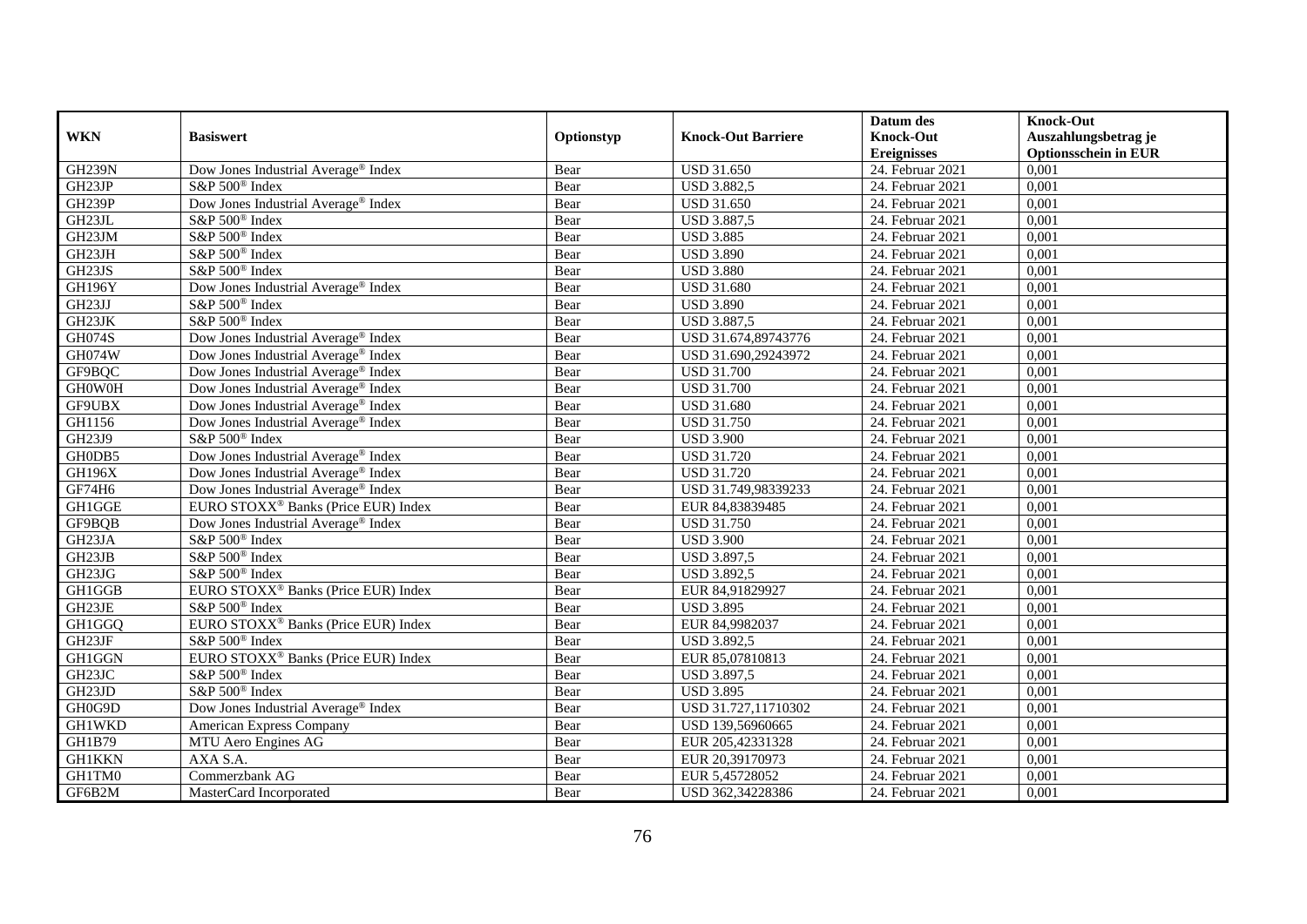| WKN | Basiswert | Optionstyp | Knock-Out Barriere | Datum des Knock-Out Ereignisses | Knock-Out Auszahlungsbetrag je Optionsschein in EUR |
|---|---|---|---|---|---|
| GH239N | Dow Jones Industrial Average® Index | Bear | USD 31.650 | 24. Februar 2021 | 0,001 |
| GH23JP | S&P 500® Index | Bear | USD 3.882,5 | 24. Februar 2021 | 0,001 |
| GH239P | Dow Jones Industrial Average® Index | Bear | USD 31.650 | 24. Februar 2021 | 0,001 |
| GH23JL | S&P 500® Index | Bear | USD 3.887,5 | 24. Februar 2021 | 0,001 |
| GH23JM | S&P 500® Index | Bear | USD 3.885 | 24. Februar 2021 | 0,001 |
| GH23JH | S&P 500® Index | Bear | USD 3.890 | 24. Februar 2021 | 0,001 |
| GH23JS | S&P 500® Index | Bear | USD 3.880 | 24. Februar 2021 | 0,001 |
| GH196Y | Dow Jones Industrial Average® Index | Bear | USD 31.680 | 24. Februar 2021 | 0,001 |
| GH23JJ | S&P 500® Index | Bear | USD 3.890 | 24. Februar 2021 | 0,001 |
| GH23JK | S&P 500® Index | Bear | USD 3.887,5 | 24. Februar 2021 | 0,001 |
| GH074S | Dow Jones Industrial Average® Index | Bear | USD 31.674,89743776 | 24. Februar 2021 | 0,001 |
| GH074W | Dow Jones Industrial Average® Index | Bear | USD 31.690,29243972 | 24. Februar 2021 | 0,001 |
| GF9BQC | Dow Jones Industrial Average® Index | Bear | USD 31.700 | 24. Februar 2021 | 0,001 |
| GH0W0H | Dow Jones Industrial Average® Index | Bear | USD 31.700 | 24. Februar 2021 | 0,001 |
| GF9UBX | Dow Jones Industrial Average® Index | Bear | USD 31.680 | 24. Februar 2021 | 0,001 |
| GH1156 | Dow Jones Industrial Average® Index | Bear | USD 31.750 | 24. Februar 2021 | 0,001 |
| GH23J9 | S&P 500® Index | Bear | USD 3.900 | 24. Februar 2021 | 0,001 |
| GH0DB5 | Dow Jones Industrial Average® Index | Bear | USD 31.720 | 24. Februar 2021 | 0,001 |
| GH196X | Dow Jones Industrial Average® Index | Bear | USD 31.720 | 24. Februar 2021 | 0,001 |
| GF74H6 | Dow Jones Industrial Average® Index | Bear | USD 31.749,98339233 | 24. Februar 2021 | 0,001 |
| GH1GGE | EURO STOXX® Banks (Price EUR) Index | Bear | EUR 84,83839485 | 24. Februar 2021 | 0,001 |
| GF9BQB | Dow Jones Industrial Average® Index | Bear | USD 31.750 | 24. Februar 2021 | 0,001 |
| GH23JA | S&P 500® Index | Bear | USD 3.900 | 24. Februar 2021 | 0,001 |
| GH23JB | S&P 500® Index | Bear | USD 3.897,5 | 24. Februar 2021 | 0,001 |
| GH23JG | S&P 500® Index | Bear | USD 3.892,5 | 24. Februar 2021 | 0,001 |
| GH1GGB | EURO STOXX® Banks (Price EUR) Index | Bear | EUR 84,91829927 | 24. Februar 2021 | 0,001 |
| GH23JE | S&P 500® Index | Bear | USD 3.895 | 24. Februar 2021 | 0,001 |
| GH1GGQ | EURO STOXX® Banks (Price EUR) Index | Bear | EUR 84,9982037 | 24. Februar 2021 | 0,001 |
| GH23JF | S&P 500® Index | Bear | USD 3.892,5 | 24. Februar 2021 | 0,001 |
| GH1GGN | EURO STOXX® Banks (Price EUR) Index | Bear | EUR 85,07810813 | 24. Februar 2021 | 0,001 |
| GH23JC | S&P 500® Index | Bear | USD 3.897,5 | 24. Februar 2021 | 0,001 |
| GH23JD | S&P 500® Index | Bear | USD 3.895 | 24. Februar 2021 | 0,001 |
| GH0G9D | Dow Jones Industrial Average® Index | Bear | USD 31.727,11710302 | 24. Februar 2021 | 0,001 |
| GH1WKD | American Express Company | Bear | USD 139,56960665 | 24. Februar 2021 | 0,001 |
| GH1B79 | MTU Aero Engines AG | Bear | EUR 205,42331328 | 24. Februar 2021 | 0,001 |
| GH1KKN | AXA S.A. | Bear | EUR 20,39170973 | 24. Februar 2021 | 0,001 |
| GH1TM0 | Commerzbank AG | Bear | EUR 5,45728052 | 24. Februar 2021 | 0,001 |
| GF6B2M | MasterCard Incorporated | Bear | USD 362,34228386 | 24. Februar 2021 | 0,001 |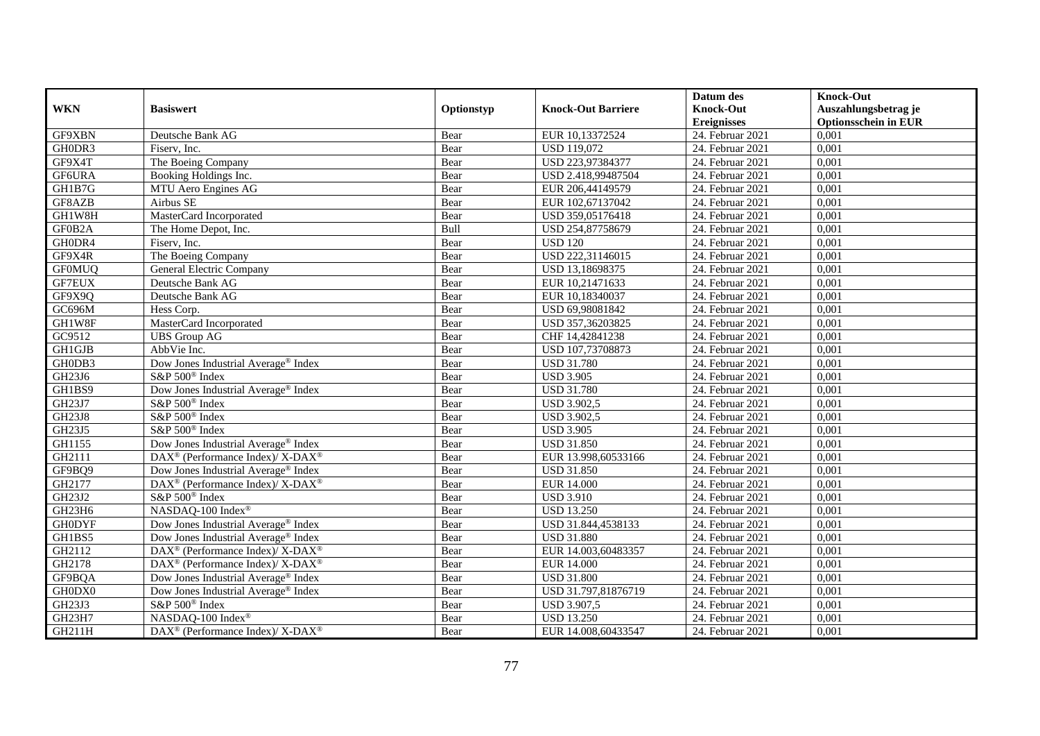| WKN | Basiswert | Optionstyp | Knock-Out Barriere | Datum des Knock-Out Ereignisses | Knock-Out Auszahlungsbetrag je Optionsschein in EUR |
|---|---|---|---|---|---|
| GF9XBN | Deutsche Bank AG | Bear | EUR 10,13372524 | 24. Februar 2021 | 0,001 |
| GH0DR3 | Fiserv, Inc. | Bear | USD 119,072 | 24. Februar 2021 | 0,001 |
| GF9X4T | The Boeing Company | Bear | USD 223,97384377 | 24. Februar 2021 | 0,001 |
| GF6URA | Booking Holdings Inc. | Bear | USD 2.418,99487504 | 24. Februar 2021 | 0,001 |
| GH1B7G | MTU Aero Engines AG | Bear | EUR 206,44149579 | 24. Februar 2021 | 0,001 |
| GF8AZB | Airbus SE | Bear | EUR 102,67137042 | 24. Februar 2021 | 0,001 |
| GH1W8H | MasterCard Incorporated | Bear | USD 359,05176418 | 24. Februar 2021 | 0,001 |
| GF0B2A | The Home Depot, Inc. | Bull | USD 254,87758679 | 24. Februar 2021 | 0,001 |
| GH0DR4 | Fiserv, Inc. | Bear | USD 120 | 24. Februar 2021 | 0,001 |
| GF9X4R | The Boeing Company | Bear | USD 222,31146015 | 24. Februar 2021 | 0,001 |
| GF0MUQ | General Electric Company | Bear | USD 13,18698375 | 24. Februar 2021 | 0,001 |
| GF7EUX | Deutsche Bank AG | Bear | EUR 10,21471633 | 24. Februar 2021 | 0,001 |
| GF9X9Q | Deutsche Bank AG | Bear | EUR 10,18340037 | 24. Februar 2021 | 0,001 |
| GC696M | Hess Corp. | Bear | USD 69,98081842 | 24. Februar 2021 | 0,001 |
| GH1W8F | MasterCard Incorporated | Bear | USD 357,36203825 | 24. Februar 2021 | 0,001 |
| GC9512 | UBS Group AG | Bear | CHF 14,42841238 | 24. Februar 2021 | 0,001 |
| GH1GJB | AbbVie Inc. | Bear | USD 107,73708873 | 24. Februar 2021 | 0,001 |
| GH0DB3 | Dow Jones Industrial Average® Index | Bear | USD 31.780 | 24. Februar 2021 | 0,001 |
| GH23J6 | S&P 500® Index | Bear | USD 3.905 | 24. Februar 2021 | 0,001 |
| GH1BS9 | Dow Jones Industrial Average® Index | Bear | USD 31.780 | 24. Februar 2021 | 0,001 |
| GH23J7 | S&P 500® Index | Bear | USD 3.902,5 | 24. Februar 2021 | 0,001 |
| GH23J8 | S&P 500® Index | Bear | USD 3.902,5 | 24. Februar 2021 | 0,001 |
| GH23J5 | S&P 500® Index | Bear | USD 3.905 | 24. Februar 2021 | 0,001 |
| GH1155 | Dow Jones Industrial Average® Index | Bear | USD 31.850 | 24. Februar 2021 | 0,001 |
| GH2111 | DAX® (Performance Index)/ X-DAX® | Bear | EUR 13.998,60533166 | 24. Februar 2021 | 0,001 |
| GF9BQ9 | Dow Jones Industrial Average® Index | Bear | USD 31.850 | 24. Februar 2021 | 0,001 |
| GH2177 | DAX® (Performance Index)/ X-DAX® | Bear | EUR 14.000 | 24. Februar 2021 | 0,001 |
| GH23J2 | S&P 500® Index | Bear | USD 3.910 | 24. Februar 2021 | 0,001 |
| GH23H6 | NASDAQ-100 Index® | Bear | USD 13.250 | 24. Februar 2021 | 0,001 |
| GH0DYF | Dow Jones Industrial Average® Index | Bear | USD 31.844,4538133 | 24. Februar 2021 | 0,001 |
| GH1BS5 | Dow Jones Industrial Average® Index | Bear | USD 31.880 | 24. Februar 2021 | 0,001 |
| GH2112 | DAX® (Performance Index)/ X-DAX® | Bear | EUR 14.003,60483357 | 24. Februar 2021 | 0,001 |
| GH2178 | DAX® (Performance Index)/ X-DAX® | Bear | EUR 14.000 | 24. Februar 2021 | 0,001 |
| GF9BQA | Dow Jones Industrial Average® Index | Bear | USD 31.800 | 24. Februar 2021 | 0,001 |
| GH0DX0 | Dow Jones Industrial Average® Index | Bear | USD 31.797,81876719 | 24. Februar 2021 | 0,001 |
| GH23J3 | S&P 500® Index | Bear | USD 3.907,5 | 24. Februar 2021 | 0,001 |
| GH23H7 | NASDAQ-100 Index® | Bear | USD 13.250 | 24. Februar 2021 | 0,001 |
| GH211H | DAX® (Performance Index)/ X-DAX® | Bear | EUR 14.008,60433547 | 24. Februar 2021 | 0,001 |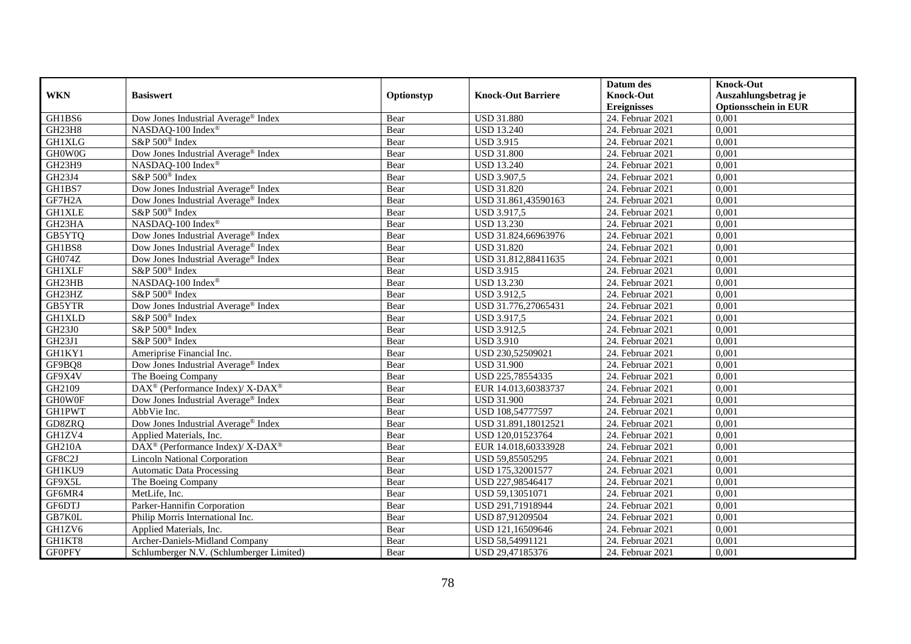| WKN | Basiswert | Optionstyp | Knock-Out Barriere | Datum des Knock-Out Ereignisses | Knock-Out Auszahlungsbetrag je Optionsschein in EUR |
|---|---|---|---|---|---|
| GH1BS6 | Dow Jones Industrial Average® Index | Bear | USD 31.880 | 24. Februar 2021 | 0,001 |
| GH23H8 | NASDAQ-100 Index® | Bear | USD 13.240 | 24. Februar 2021 | 0,001 |
| GH1XLG | S&P 500® Index | Bear | USD 3.915 | 24. Februar 2021 | 0,001 |
| GH0W0G | Dow Jones Industrial Average® Index | Bear | USD 31.800 | 24. Februar 2021 | 0,001 |
| GH23H9 | NASDAQ-100 Index® | Bear | USD 13.240 | 24. Februar 2021 | 0,001 |
| GH23J4 | S&P 500® Index | Bear | USD 3.907,5 | 24. Februar 2021 | 0,001 |
| GH1BS7 | Dow Jones Industrial Average® Index | Bear | USD 31.820 | 24. Februar 2021 | 0,001 |
| GF7H2A | Dow Jones Industrial Average® Index | Bear | USD 31.861,43590163 | 24. Februar 2021 | 0,001 |
| GH1XLE | S&P 500® Index | Bear | USD 3.917,5 | 24. Februar 2021 | 0,001 |
| GH23HA | NASDAQ-100 Index® | Bear | USD 13.230 | 24. Februar 2021 | 0,001 |
| GB5YTQ | Dow Jones Industrial Average® Index | Bear | USD 31.824,66963976 | 24. Februar 2021 | 0,001 |
| GH1BS8 | Dow Jones Industrial Average® Index | Bear | USD 31.820 | 24. Februar 2021 | 0,001 |
| GH074Z | Dow Jones Industrial Average® Index | Bear | USD 31.812,88411635 | 24. Februar 2021 | 0,001 |
| GH1XLF | S&P 500® Index | Bear | USD 3.915 | 24. Februar 2021 | 0,001 |
| GH23HB | NASDAQ-100 Index® | Bear | USD 13.230 | 24. Februar 2021 | 0,001 |
| GH23HZ | S&P 500® Index | Bear | USD 3.912,5 | 24. Februar 2021 | 0,001 |
| GB5YTR | Dow Jones Industrial Average® Index | Bear | USD 31.776,27065431 | 24. Februar 2021 | 0,001 |
| GH1XLD | S&P 500® Index | Bear | USD 3.917,5 | 24. Februar 2021 | 0,001 |
| GH23J0 | S&P 500® Index | Bear | USD 3.912,5 | 24. Februar 2021 | 0,001 |
| GH23J1 | S&P 500® Index | Bear | USD 3.910 | 24. Februar 2021 | 0,001 |
| GH1KY1 | Ameriprise Financial Inc. | Bear | USD 230,52509021 | 24. Februar 2021 | 0,001 |
| GF9BQ8 | Dow Jones Industrial Average® Index | Bear | USD 31.900 | 24. Februar 2021 | 0,001 |
| GF9X4V | The Boeing Company | Bear | USD 225,78554335 | 24. Februar 2021 | 0,001 |
| GH2109 | DAX® (Performance Index)/ X-DAX® | Bear | EUR 14.013,60383737 | 24. Februar 2021 | 0,001 |
| GH0W0F | Dow Jones Industrial Average® Index | Bear | USD 31.900 | 24. Februar 2021 | 0,001 |
| GH1PWT | AbbVie Inc. | Bear | USD 108,54777597 | 24. Februar 2021 | 0,001 |
| GD8ZRQ | Dow Jones Industrial Average® Index | Bear | USD 31.891,18012521 | 24. Februar 2021 | 0,001 |
| GH1ZV4 | Applied Materials, Inc. | Bear | USD 120,01523764 | 24. Februar 2021 | 0,001 |
| GH210A | DAX® (Performance Index)/ X-DAX® | Bear | EUR 14.018,60333928 | 24. Februar 2021 | 0,001 |
| GF8C2J | Lincoln National Corporation | Bear | USD 59,85505295 | 24. Februar 2021 | 0,001 |
| GH1KU9 | Automatic Data Processing | Bear | USD 175,32001577 | 24. Februar 2021 | 0,001 |
| GF9X5L | The Boeing Company | Bear | USD 227,98546417 | 24. Februar 2021 | 0,001 |
| GF6MR4 | MetLife, Inc. | Bear | USD 59,13051071 | 24. Februar 2021 | 0,001 |
| GF6DTJ | Parker-Hannifin Corporation | Bear | USD 291,71918944 | 24. Februar 2021 | 0,001 |
| GB7K0L | Philip Morris International Inc. | Bear | USD 87,91209504 | 24. Februar 2021 | 0,001 |
| GH1ZV6 | Applied Materials, Inc. | Bear | USD 121,16509646 | 24. Februar 2021 | 0,001 |
| GH1KT8 | Archer-Daniels-Midland Company | Bear | USD 58,54991121 | 24. Februar 2021 | 0,001 |
| GF0PFY | Schlumberger N.V. (Schlumberger Limited) | Bear | USD 29,47185376 | 24. Februar 2021 | 0,001 |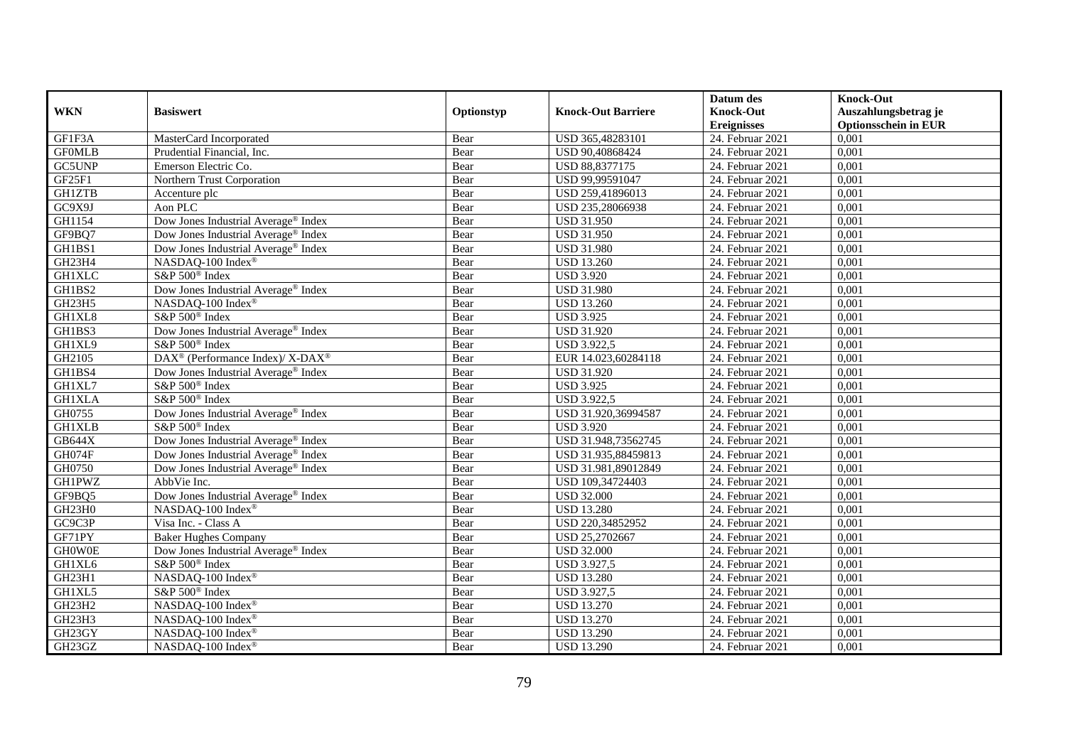| WKN | Basiswert | Optionstyp | Knock-Out Barriere | Datum des Knock-Out Ereignisses | Knock-Out Auszahlungsbetrag je Optionsschein in EUR |
|---|---|---|---|---|---|
| GF1F3A | MasterCard Incorporated | Bear | USD 365,48283101 | 24. Februar 2021 | 0,001 |
| GF0MLB | Prudential Financial, Inc. | Bear | USD 90,40868424 | 24. Februar 2021 | 0,001 |
| GC5UNP | Emerson Electric Co. | Bear | USD 88,8377175 | 24. Februar 2021 | 0,001 |
| GF25F1 | Northern Trust Corporation | Bear | USD 99,99591047 | 24. Februar 2021 | 0,001 |
| GH1ZTB | Accenture plc | Bear | USD 259,41896013 | 24. Februar 2021 | 0,001 |
| GC9X9J | Aon PLC | Bear | USD 235,28066938 | 24. Februar 2021 | 0,001 |
| GH1154 | Dow Jones Industrial Average® Index | Bear | USD 31.950 | 24. Februar 2021 | 0,001 |
| GF9BQ7 | Dow Jones Industrial Average® Index | Bear | USD 31.950 | 24. Februar 2021 | 0,001 |
| GH1BS1 | Dow Jones Industrial Average® Index | Bear | USD 31.980 | 24. Februar 2021 | 0,001 |
| GH23H4 | NASDAQ-100 Index® | Bear | USD 13.260 | 24. Februar 2021 | 0,001 |
| GH1XLC | S&P 500® Index | Bear | USD 3.920 | 24. Februar 2021 | 0,001 |
| GH1BS2 | Dow Jones Industrial Average® Index | Bear | USD 31.980 | 24. Februar 2021 | 0,001 |
| GH23H5 | NASDAQ-100 Index® | Bear | USD 13.260 | 24. Februar 2021 | 0,001 |
| GH1XL8 | S&P 500® Index | Bear | USD 3.925 | 24. Februar 2021 | 0,001 |
| GH1BS3 | Dow Jones Industrial Average® Index | Bear | USD 31.920 | 24. Februar 2021 | 0,001 |
| GH1XL9 | S&P 500® Index | Bear | USD 3.922,5 | 24. Februar 2021 | 0,001 |
| GH2105 | DAX® (Performance Index)/ X-DAX® | Bear | EUR 14.023,60284118 | 24. Februar 2021 | 0,001 |
| GH1BS4 | Dow Jones Industrial Average® Index | Bear | USD 31.920 | 24. Februar 2021 | 0,001 |
| GH1XL7 | S&P 500® Index | Bear | USD 3.925 | 24. Februar 2021 | 0,001 |
| GH1XLA | S&P 500® Index | Bear | USD 3.922,5 | 24. Februar 2021 | 0,001 |
| GH0755 | Dow Jones Industrial Average® Index | Bear | USD 31.920,36994587 | 24. Februar 2021 | 0,001 |
| GH1XLB | S&P 500® Index | Bear | USD 3.920 | 24. Februar 2021 | 0,001 |
| GB644X | Dow Jones Industrial Average® Index | Bear | USD 31.948,73562745 | 24. Februar 2021 | 0,001 |
| GH074F | Dow Jones Industrial Average® Index | Bear | USD 31.935,88459813 | 24. Februar 2021 | 0,001 |
| GH0750 | Dow Jones Industrial Average® Index | Bear | USD 31.981,89012849 | 24. Februar 2021 | 0,001 |
| GH1PWZ | AbbVie Inc. | Bear | USD 109,34724403 | 24. Februar 2021 | 0,001 |
| GF9BQ5 | Dow Jones Industrial Average® Index | Bear | USD 32.000 | 24. Februar 2021 | 0,001 |
| GH23H0 | NASDAQ-100 Index® | Bear | USD 13.280 | 24. Februar 2021 | 0,001 |
| GC9C3P | Visa Inc. - Class A | Bear | USD 220,34852952 | 24. Februar 2021 | 0,001 |
| GF71PY | Baker Hughes Company | Bear | USD 25,2702667 | 24. Februar 2021 | 0,001 |
| GH0W0E | Dow Jones Industrial Average® Index | Bear | USD 32.000 | 24. Februar 2021 | 0,001 |
| GH1XL6 | S&P 500® Index | Bear | USD 3.927,5 | 24. Februar 2021 | 0,001 |
| GH23H1 | NASDAQ-100 Index® | Bear | USD 13.280 | 24. Februar 2021 | 0,001 |
| GH1XL5 | S&P 500® Index | Bear | USD 3.927,5 | 24. Februar 2021 | 0,001 |
| GH23H2 | NASDAQ-100 Index® | Bear | USD 13.270 | 24. Februar 2021 | 0,001 |
| GH23H3 | NASDAQ-100 Index® | Bear | USD 13.270 | 24. Februar 2021 | 0,001 |
| GH23GY | NASDAQ-100 Index® | Bear | USD 13.290 | 24. Februar 2021 | 0,001 |
| GH23GZ | NASDAQ-100 Index® | Bear | USD 13.290 | 24. Februar 2021 | 0,001 |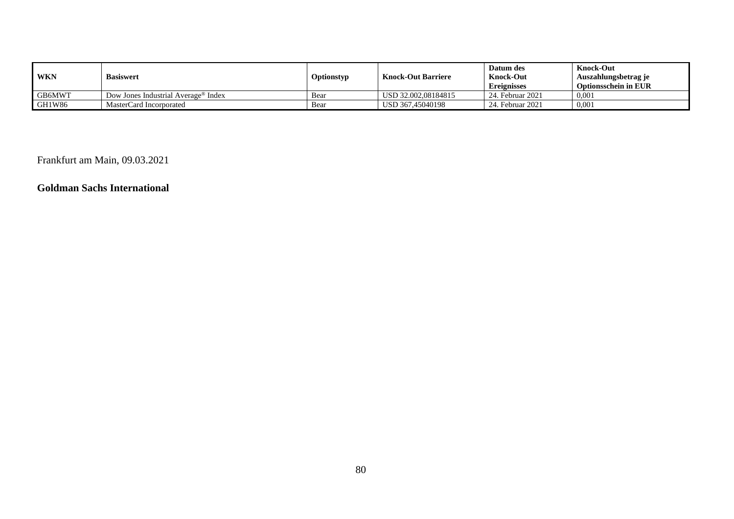| WKN | Basiswert | Optionstyp | Knock-Out Barriere | Datum des Knock-Out Ereignisses | Knock-Out Auszahlungsbetrag je Optionsschein in EUR |
|---|---|---|---|---|---|
| GB6MWT | Dow Jones Industrial Average® Index | Bear | USD 32.002,08184815 | 24. Februar 2021 | 0,001 |
| GH1W86 | MasterCard Incorporated | Bear | USD 367,45040198 | 24. Februar 2021 | 0,001 |

Frankfurt am Main, 09.03.2021

**Goldman Sachs International**